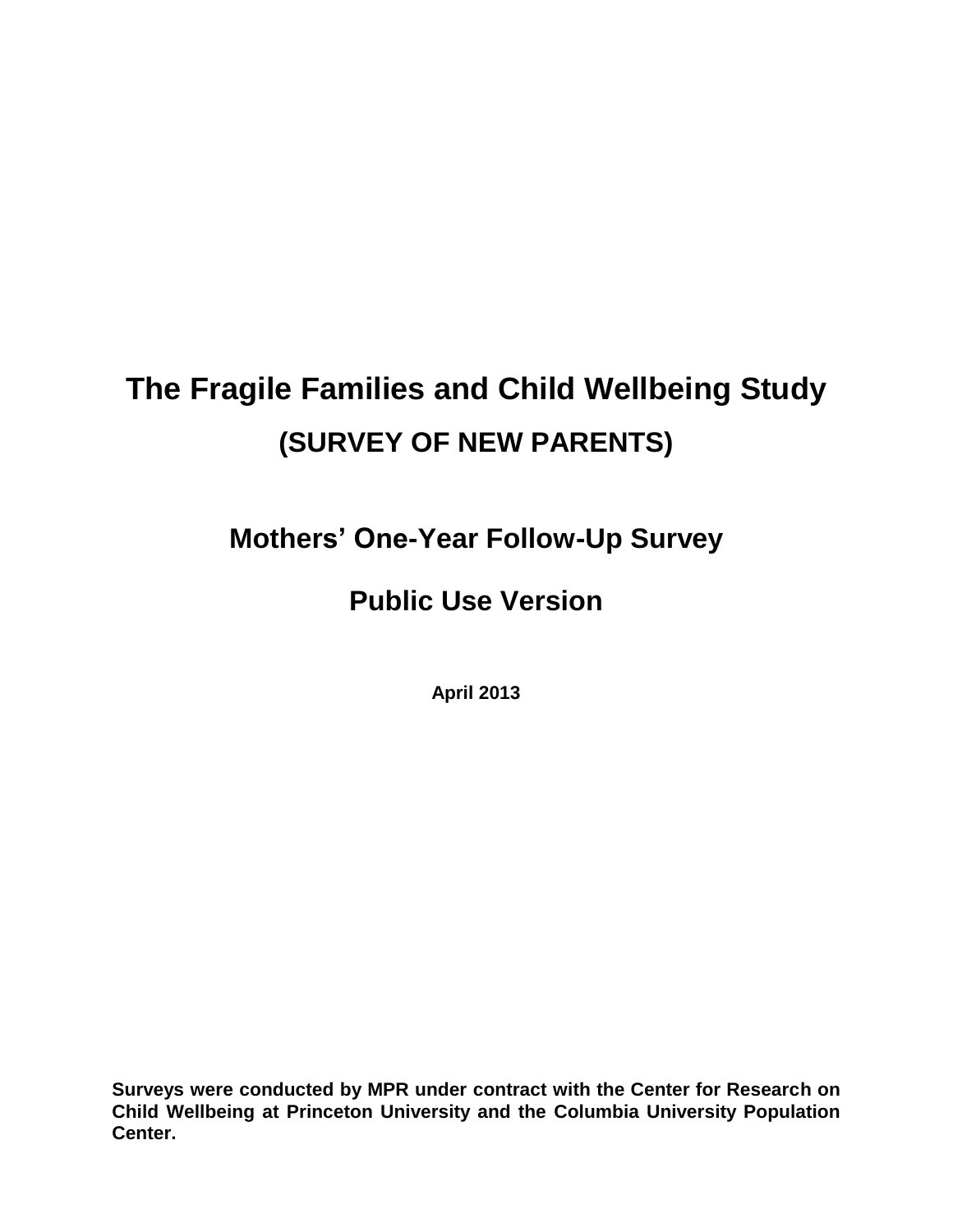# The Fragile Families and Child Wellbeing Study

## (SURVEY OF NEW PARENTS)

## Mothers' One-Year Follow-Up Survey

## Public Use Version

**April 2013**

**Surveys were conducted by MPR under contract with the Center for Research on Child Wellbeing at Princeton University and the Columbia University Population Center.**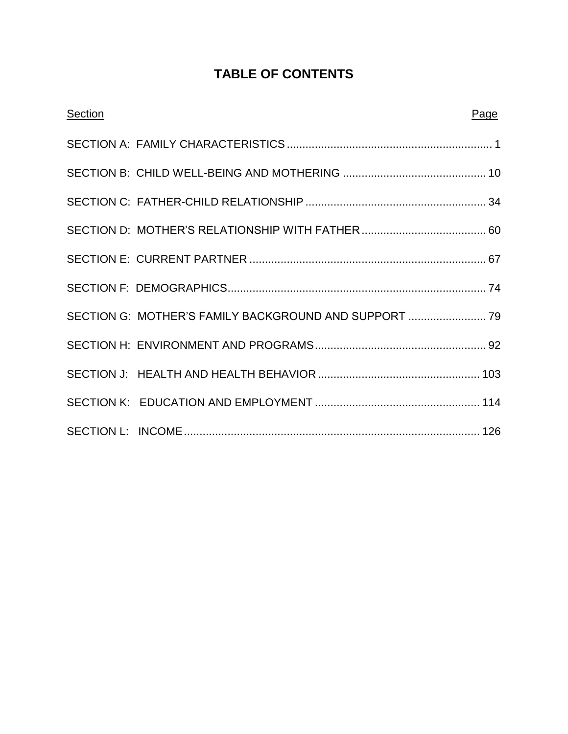# TABLE OF CONTENTS

| Section | Page |
|---|---|
| SECTION A: FAMILY CHARACTERISTICS | 1 |
| SECTION B: CHILD WELL-BEING AND MOTHERING | 10 |
| SECTION C: FATHER-CHILD RELATIONSHIP | 34 |
| SECTION D: MOTHER'S RELATIONSHIP WITH FATHER | 60 |
| SECTION E: CURRENT PARTNER | 67 |
| SECTION F: DEMOGRAPHICS | 74 |
| SECTION G: MOTHER'S FAMILY BACKGROUND AND SUPPORT | 79 |
| SECTION H: ENVIRONMENT AND PROGRAMS | 92 |
| SECTION J: HEALTH AND HEALTH BEHAVIOR | 103 |
| SECTION K: EDUCATION AND EMPLOYMENT | 114 |
| SECTION L: INCOME | 126 |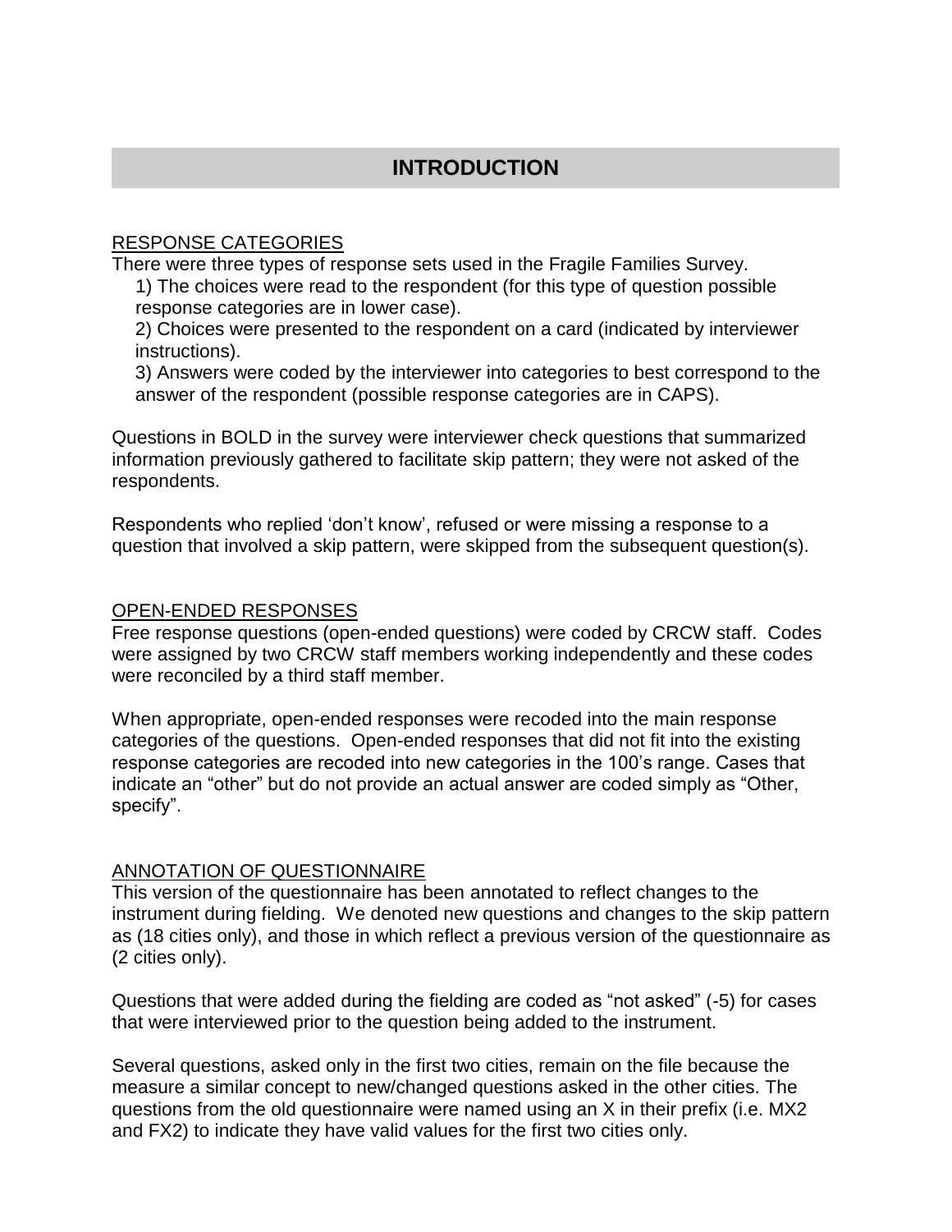# INTRODUCTION

## RESPONSE CATEGORIES

There were three types of response sets used in the Fragile Families Survey.

1) The choices were read to the respondent (for this type of question possible response categories are in lower case).
2) Choices were presented to the respondent on a card (indicated by interviewer instructions).
3) Answers were coded by the interviewer into categories to best correspond to the answer of the respondent (possible response categories are in CAPS).

Questions in BOLD in the survey were interviewer check questions that summarized information previously gathered to facilitate skip pattern; they were not asked of the respondents.

Respondents who replied 'don't know', refused or were missing a response to a question that involved a skip pattern, were skipped from the subsequent question(s).

## OPEN-ENDED RESPONSES

Free response questions (open-ended questions) were coded by CRCW staff. Codes were assigned by two CRCW staff members working independently and these codes were reconciled by a third staff member.

When appropriate, open-ended responses were recoded into the main response categories of the questions. Open-ended responses that did not fit into the existing response categories are recoded into new categories in the 100's range. Cases that indicate an "other" but do not provide an actual answer are coded simply as "Other, specify".

## ANNOTATION OF QUESTIONNAIRE

This version of the questionnaire has been annotated to reflect changes to the instrument during fielding. We denoted new questions and changes to the skip pattern as (18 cities only), and those in which reflect a previous version of the questionnaire as (2 cities only).

Questions that were added during the fielding are coded as "not asked" (-5) for cases that were interviewed prior to the question being added to the instrument.

Several questions, asked only in the first two cities, remain on the file because the measure a similar concept to new/changed questions asked in the other cities. The questions from the old questionnaire were named using an X in their prefix (i.e. MX2 and FX2) to indicate they have valid values for the first two cities only.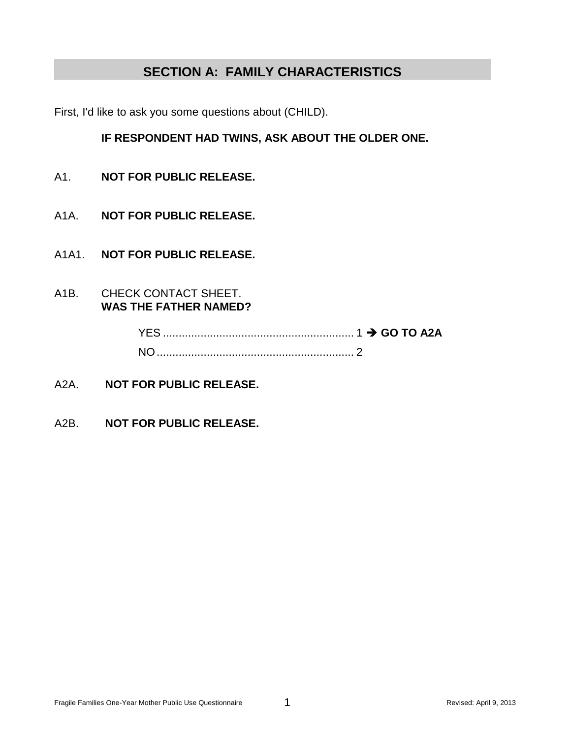## SECTION A: FAMILY CHARACTERISTICS

First, I'd like to ask you some questions about (CHILD).

**IF RESPONDENT HAD TWINS, ASK ABOUT THE OLDER ONE.**

A1. **NOT FOR PUBLIC RELEASE.**

A1A. **NOT FOR PUBLIC RELEASE.**

A1A1. **NOT FOR PUBLIC RELEASE.**

A1B. CHECK CONTACT SHEET.
**WAS THE FATHER NAMED?**

YES ............................................................ 1 ➔ **GO TO A2A**
NO.............................................................. 2

A2A. **NOT FOR PUBLIC RELEASE.**

A2B. **NOT FOR PUBLIC RELEASE.**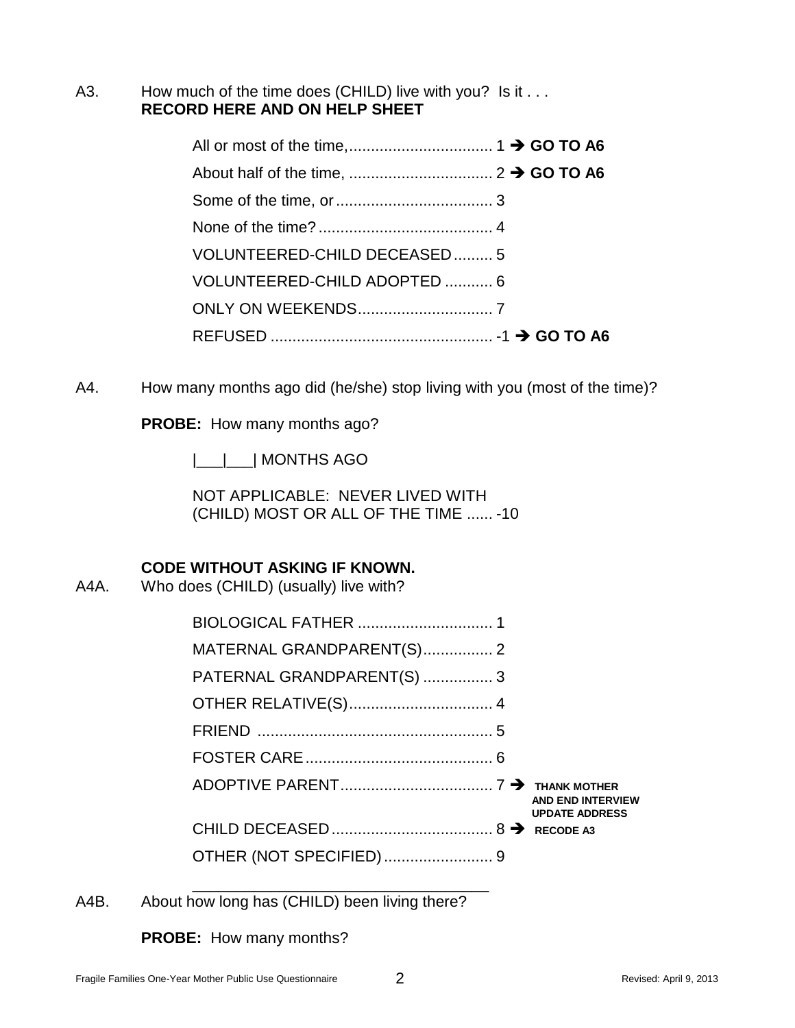A3. How much of the time does (CHILD) live with you? Is it . . .
**RECORD HERE AND ON HELP SHEET**

All or most of the time,................................. 1 ➔ **GO TO A6**
About half of the time, ................................. 2 ➔ **GO TO A6**
Some of the time, or .................................... 3
None of the time? ........................................ 4
VOLUNTEERED-CHILD DECEASED......... 5
VOLUNTEERED-CHILD ADOPTED ........... 6
ONLY ON WEEKENDS............................... 7
REFUSED ................................................... -1 ➔ **GO TO A6**

A4. How many months ago did (he/she) stop living with you (most of the time)?

**PROBE:** How many months ago?

|___|___| MONTHS AGO

NOT APPLICABLE: NEVER LIVED WITH (CHILD) MOST OR ALL OF THE TIME ...... -10

**CODE WITHOUT ASKING IF KNOWN.**

A4A. Who does (CHILD) (usually) live with?

BIOLOGICAL FATHER ............................... 1
MATERNAL GRANDPARENT(S)................ 2
PATERNAL GRANDPARENT(S) ................ 3
OTHER RELATIVE(S)................................. 4
FRIEND ...................................................... 5
FOSTER CARE ........................................... 6
ADOPTIVE PARENT................................... 7 ➔ **THANK MOTHER AND END INTERVIEW UPDATE ADDRESS**
CHILD DECEASED..................................... 8 ➔ **RECODE A3**
OTHER (NOT SPECIFIED)......................... 9

\_\_\_\_\_\_\_\_\_\_\_\_\_\_\_\_\_\_\_\_\_\_\_\_\_\_\_\_\_\_\_\_\_\_

A4B. About how long has (CHILD) been living there?

**PROBE:** How many months?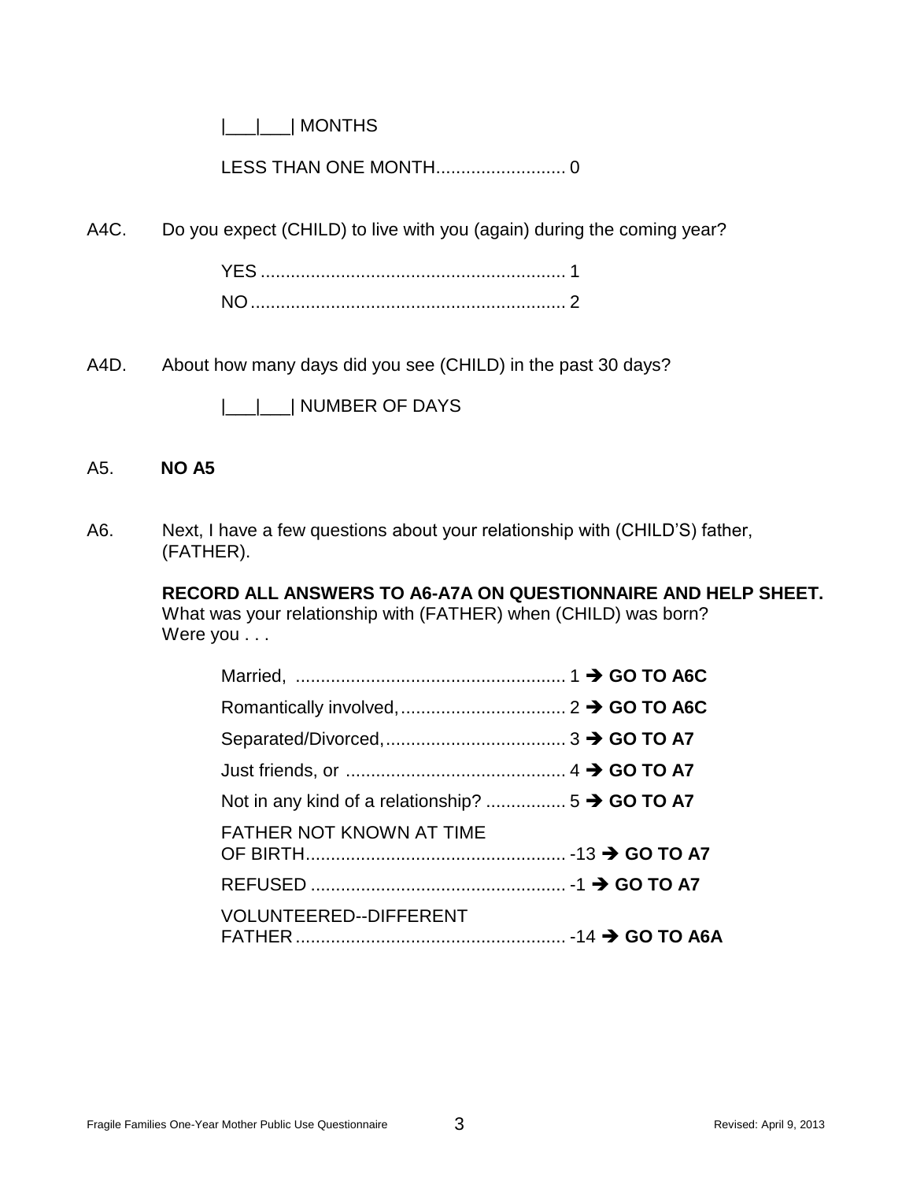|___|___| MONTHS

LESS THAN ONE MONTH.......................... 0

A4C. Do you expect (CHILD) to live with you (again) during the coming year?

YES ............................................................. 1
NO ............................................................... 2

A4D. About how many days did you see (CHILD) in the past 30 days?

|___|___| NUMBER OF DAYS

A5. **NO A5**

A6. Next, I have a few questions about your relationship with (CHILD'S) father, (FATHER).

**RECORD ALL ANSWERS TO A6-A7A ON QUESTIONNAIRE AND HELP SHEET.**
What was your relationship with (FATHER) when (CHILD) was born?
Were you . . .

Married, ...................................................... 1 ➔ **GO TO A6C**
Romantically involved, ................................. 2 ➔ **GO TO A6C**
Separated/Divorced, .................................... 3 ➔ **GO TO A7**
Just friends, or ............................................ 4 ➔ **GO TO A7**
Not in any kind of a relationship? ................ 5 ➔ **GO TO A7**
FATHER NOT KNOWN AT TIME OF BIRTH.................................................... -13 ➔ **GO TO A7**
REFUSED ................................................... -1 ➔ **GO TO A7**
VOLUNTEERED--DIFFERENT FATHER ...................................................... -14 ➔ **GO TO A6A**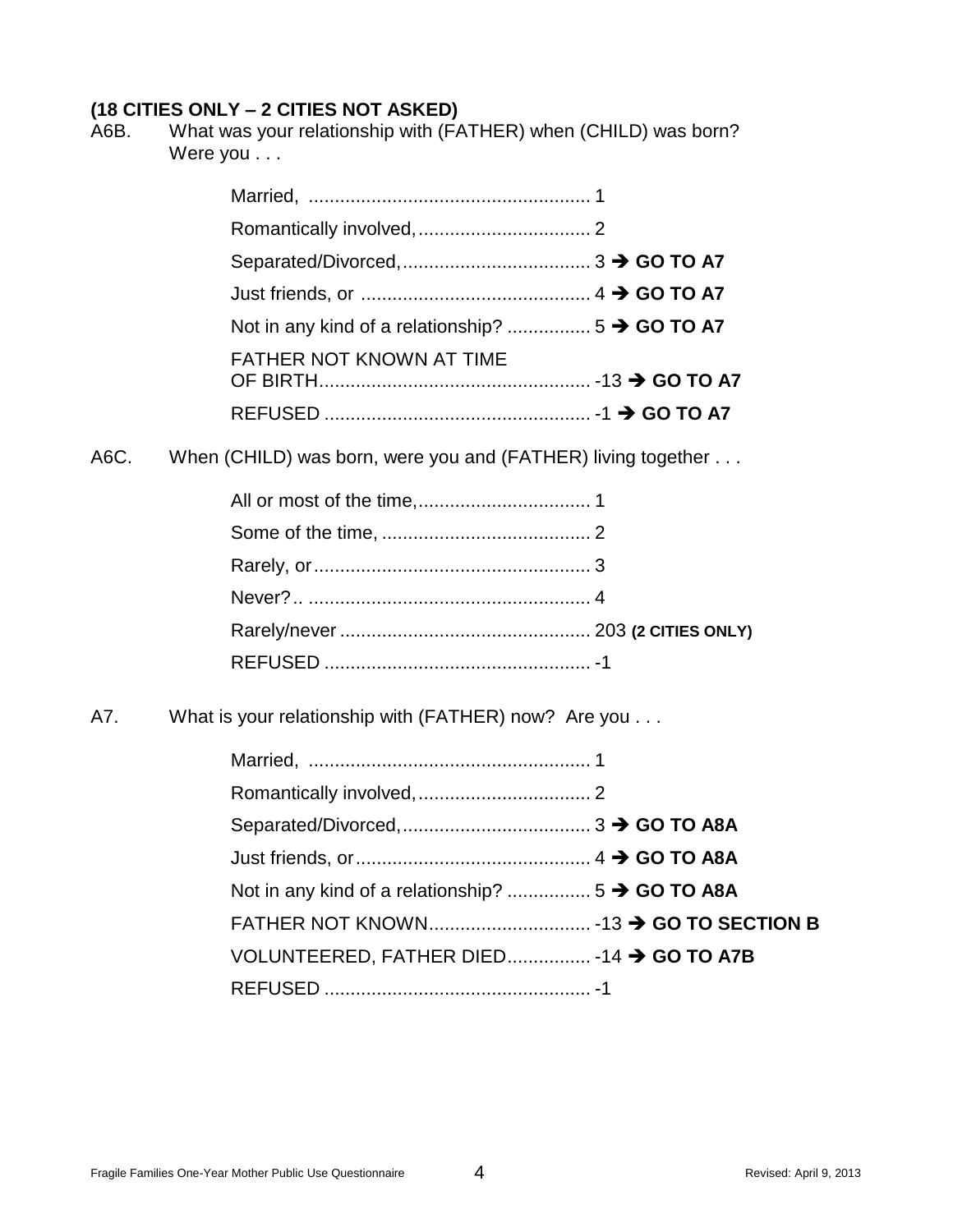**(18 CITIES ONLY – 2 CITIES NOT ASKED)**

A6B. What was your relationship with (FATHER) when (CHILD) was born? Were you . . .

- Married, ..................................................... 1
- Romantically involved, ................................. 2
- Separated/Divorced, .................................... 3 ➔ **GO TO A7**
- Just friends, or ........................................... 4 ➔ **GO TO A7**
- Not in any kind of a relationship? ................ 5 ➔ **GO TO A7**
- FATHER NOT KNOWN AT TIME OF BIRTH.................................................... -13 ➔ **GO TO A7**
- REFUSED .................................................. -1 ➔ **GO TO A7**

A6C. When (CHILD) was born, were you and (FATHER) living together . . .

- All or most of the time, ................................. 1
- Some of the time, ........................................ 2
- Rarely, or ..................................................... 3
- Never?.. ...................................................... 4
- Rarely/never ................................................ 203 **(2 CITIES ONLY)**
- REFUSED ................................................... -1

A7. What is your relationship with (FATHER) now? Are you . . .

- Married, ...................................................... 1
- Romantically involved, ................................. 2
- Separated/Divorced, .................................... 3 ➔ **GO TO A8A**
- Just friends, or ............................................. 4 ➔ **GO TO A8A**
- Not in any kind of a relationship? ................ 5 ➔ **GO TO A8A**
- FATHER NOT KNOWN............................... -13 ➔ **GO TO SECTION B**
- VOLUNTEERED, FATHER DIED................ -14 ➔ **GO TO A7B**
- REFUSED ................................................... -1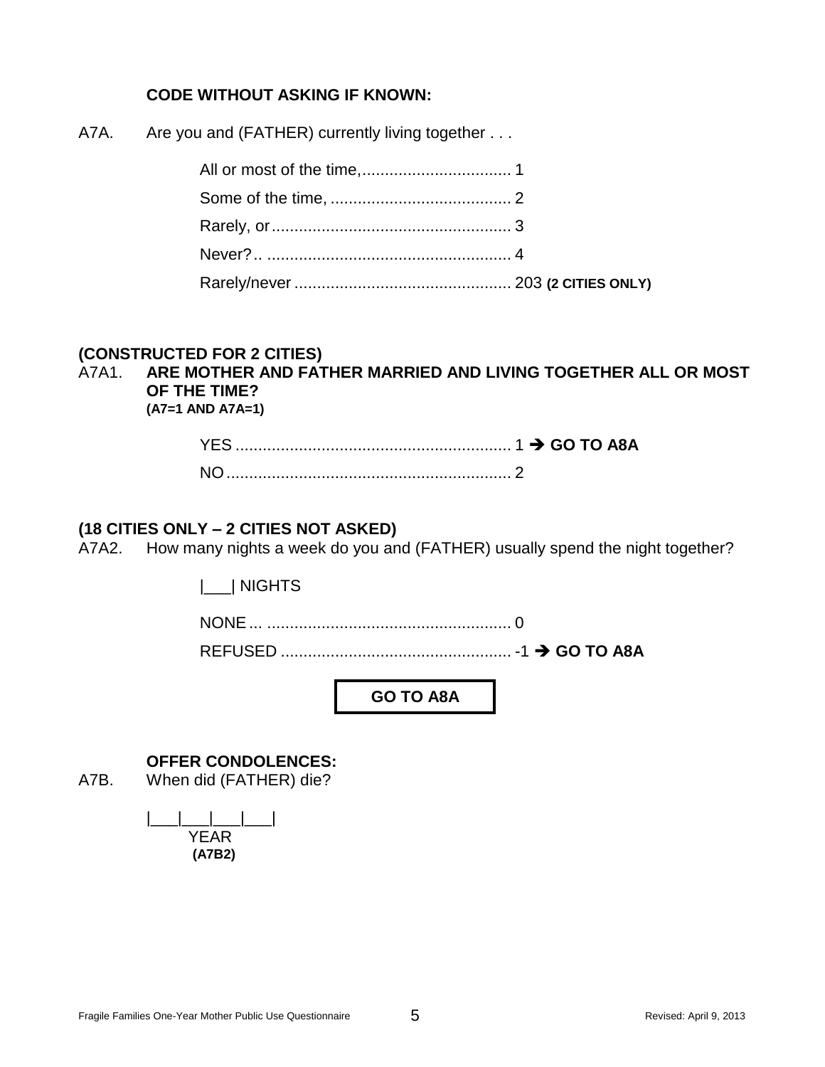**CODE WITHOUT ASKING IF KNOWN:**

A7A. Are you and (FATHER) currently living together . . .

All or most of the time,................................. 1
Some of the time, ........................................ 2
Rarely, or..................................................... 3
Never?.. ...................................................... 4
Rarely/never ................................................ 203 **(2 CITIES ONLY)**

**(CONSTRUCTED FOR 2 CITIES)**
A7A1. **ARE MOTHER AND FATHER MARRIED AND LIVING TOGETHER ALL OR MOST OF THE TIME?**
**(A7=1 AND A7A=1)**

YES ............................................................. 1 ➔ **GO TO A8A**
NO ............................................................... 2

**(18 CITIES ONLY – 2 CITIES NOT ASKED)**
A7A2. How many nights a week do you and (FATHER) usually spend the night together?

|___| NIGHTS

NONE ... ...................................................... 0
REFUSED ................................................... -1 ➔ **GO TO A8A**

**GO TO A8A**

**OFFER CONDOLENCES:**
A7B. When did (FATHER) die?

|___|___|___|___|
YEAR
**(A7B2)**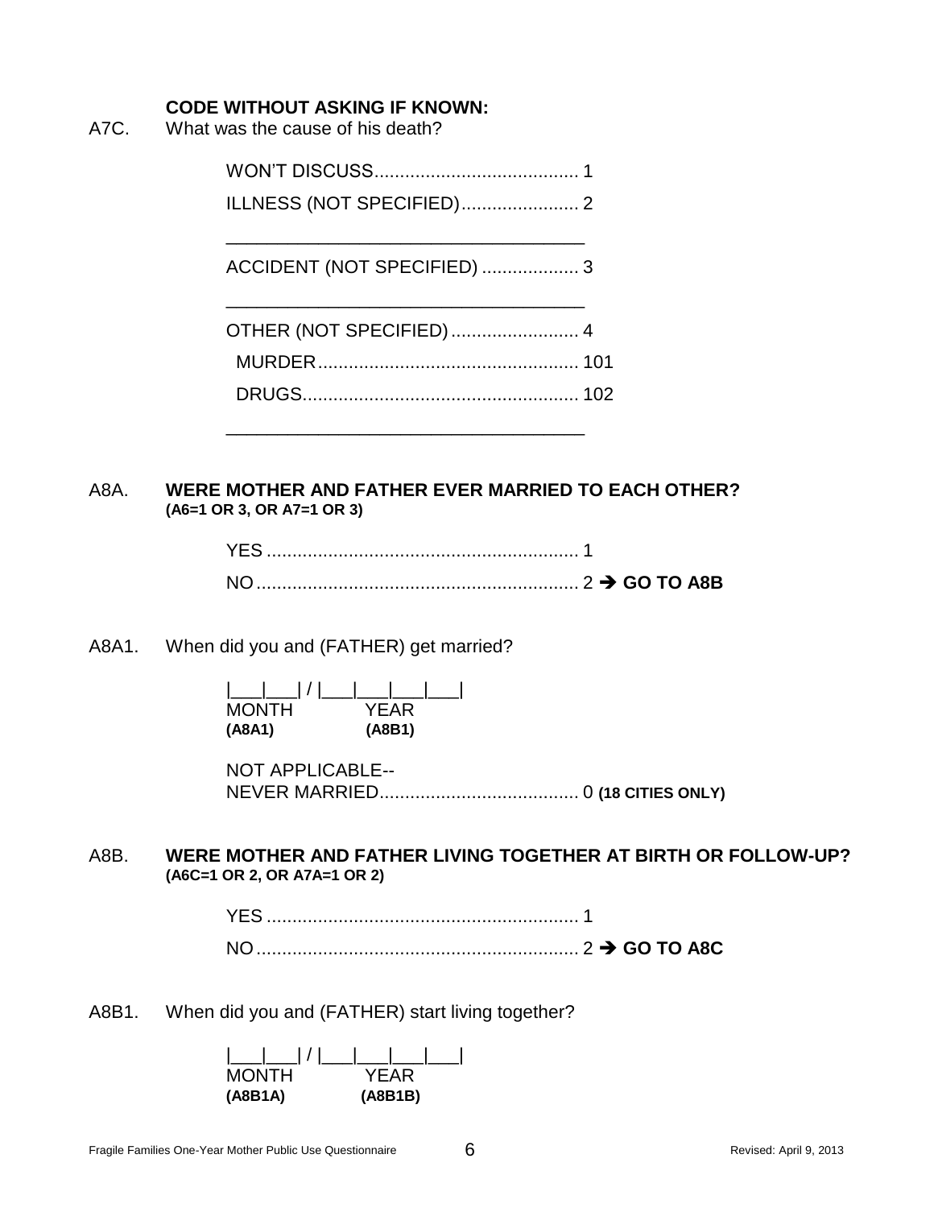**CODE WITHOUT ASKING IF KNOWN:**

A7C. What was the cause of his death?

WON'T DISCUSS........................................ 1

ILLNESS (NOT SPECIFIED)....................... 2

___________________________________

ACCIDENT (NOT SPECIFIED) ................... 3

___________________________________

OTHER (NOT SPECIFIED)......................... 4

MURDER.................................................. 101

DRUGS..................................................... 102

___________________________________

A8A. **WERE MOTHER AND FATHER EVER MARRIED TO EACH OTHER?**
**(A6=1 OR 3, OR A7=1 OR 3)**

YES ............................................................ 1

NO.............................................................. 2 ➔ **GO TO A8B**

A8A1. When did you and (FATHER) get married?

|___|___| / |___|___|___|___|
MONTH YEAR
**(A8A1)** **(A8B1)**

NOT APPLICABLE--
NEVER MARRIED....................................... 0 **(18 CITIES ONLY)**

A8B. **WERE MOTHER AND FATHER LIVING TOGETHER AT BIRTH OR FOLLOW-UP?**
**(A6C=1 OR 2, OR A7A=1 OR 2)**

YES ............................................................ 1

NO.............................................................. 2 ➔ **GO TO A8C**

A8B1. When did you and (FATHER) start living together?

|___|___| / |___|___|___|___|
MONTH YEAR
**(A8B1A)** **(A8B1B)**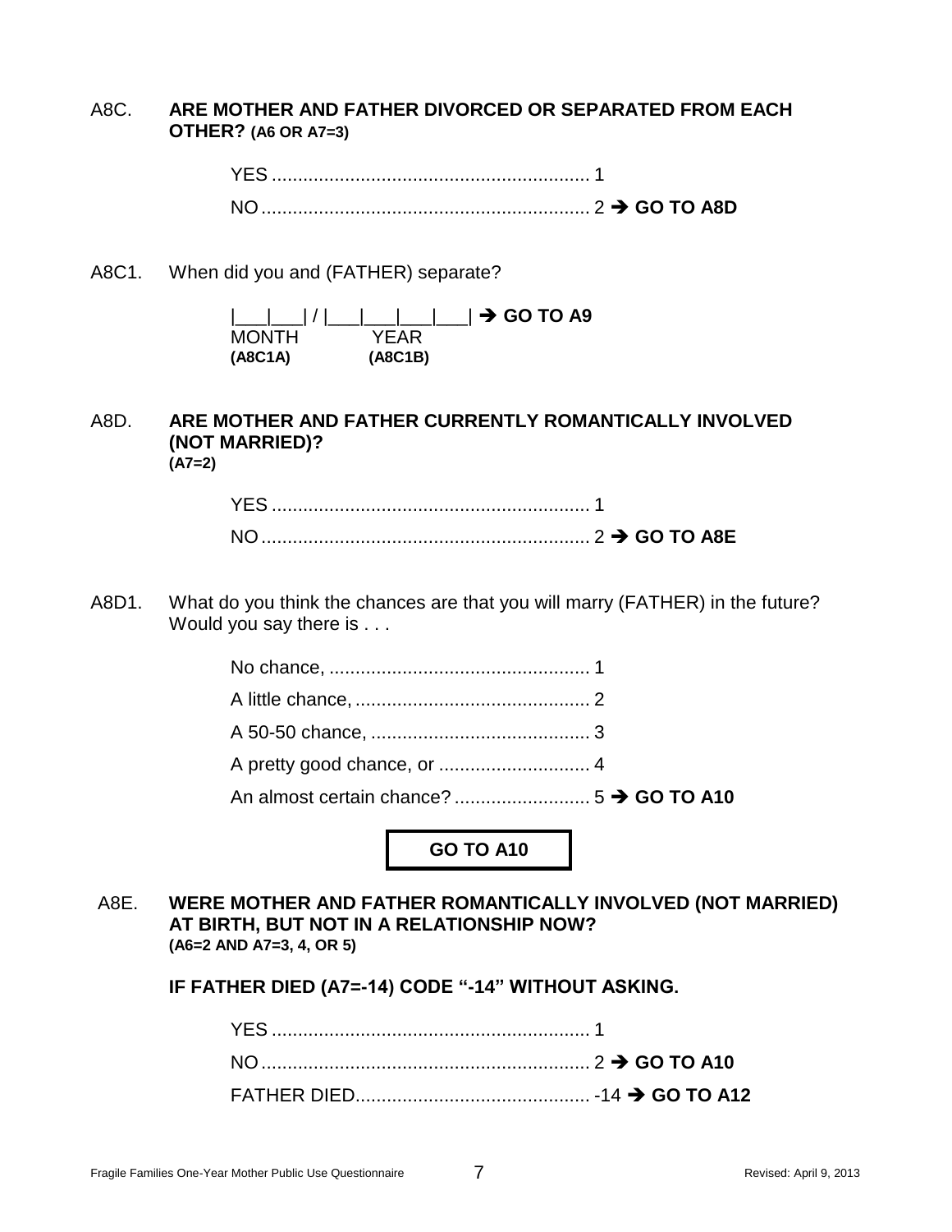A8C. **ARE MOTHER AND FATHER DIVORCED OR SEPARATED FROM EACH OTHER? (A6 OR A7=3)**

YES ............................................................ 1
NO.............................................................. 2 ➔ **GO TO A8D**

A8C1. When did you and (FATHER) separate?

|___|___| / |___|___|___|___| ➔ **GO TO A9**
MONTH YEAR
**(A8C1A)** **(A8C1B)**

A8D. **ARE MOTHER AND FATHER CURRENTLY ROMANTICALLY INVOLVED (NOT MARRIED)?**
**(A7=2)**

YES ............................................................ 1
NO.............................................................. 2 ➔ **GO TO A8E**

A8D1. What do you think the chances are that you will marry (FATHER) in the future? Would you say there is . . .

No chance, ................................................. 1
A little chance, ............................................ 2
A 50-50 chance, .......................................... 3
A pretty good chance, or ............................ 4
An almost certain chance? .......................... 5 ➔ **GO TO A10**

**GO TO A10**

A8E. **WERE MOTHER AND FATHER ROMANTICALLY INVOLVED (NOT MARRIED) AT BIRTH, BUT NOT IN A RELATIONSHIP NOW?**
**(A6=2 AND A7=3, 4, OR 5)**

**IF FATHER DIED (A7=-14) CODE "-14" WITHOUT ASKING.**

YES ............................................................ 1
NO.............................................................. 2 ➔ **GO TO A10**
FATHER DIED............................................ -14 ➔ **GO TO A12**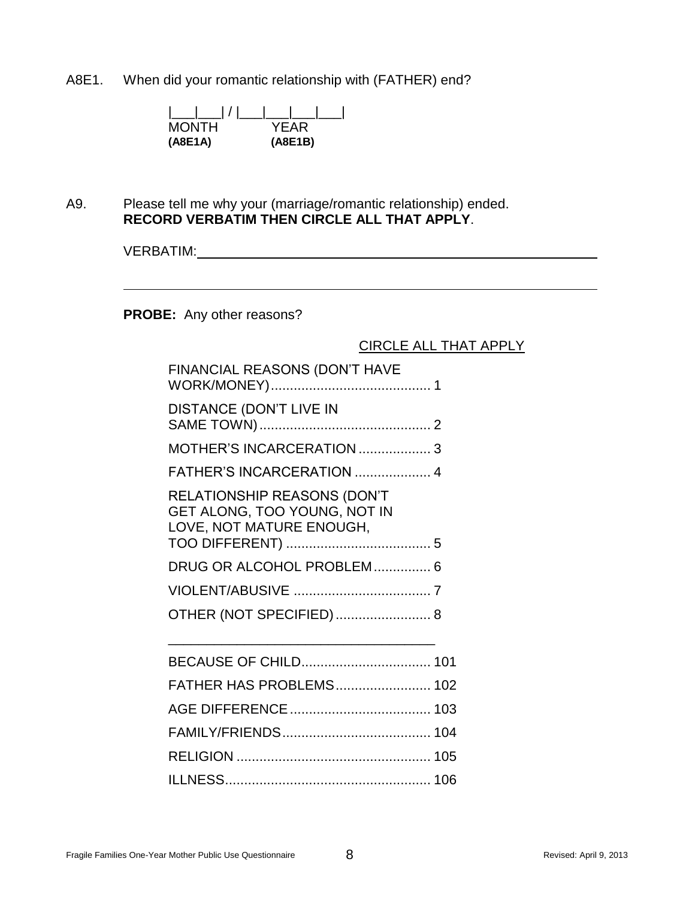A8E1. When did your romantic relationship with (FATHER) end?

|___|___| / |___|___|___|___|
MONTH YEAR
**(A8E1A)** **(A8E1B)**

A9. Please tell me why your (marriage/romantic relationship) ended. **RECORD VERBATIM THEN CIRCLE ALL THAT APPLY**.

VERBATIM:____________________________________________________________

______________________________________________________________________

**PROBE:** Any other reasons?

CIRCLE ALL THAT APPLY

FINANCIAL REASONS (DON'T HAVE WORK/MONEY).......................................... 1

DISTANCE (DON'T LIVE IN SAME TOWN)............................................. 2

MOTHER'S INCARCERATION ................... 3

FATHER'S INCARCERATION .................... 4

RELATIONSHIP REASONS (DON'T GET ALONG, TOO YOUNG, NOT IN LOVE, NOT MATURE ENOUGH, TOO DIFFERENT) ...................................... 5

DRUG OR ALCOHOL PROBLEM............... 6

VIOLENT/ABUSIVE .................................... 7

OTHER (NOT SPECIFIED)......................... 8

___________________________________

BECAUSE OF CHILD.................................. 101

FATHER HAS PROBLEMS......................... 102

AGE DIFFERENCE..................................... 103

FAMILY/FRIENDS....................................... 104

RELIGION ................................................... 105

ILLNESS...................................................... 106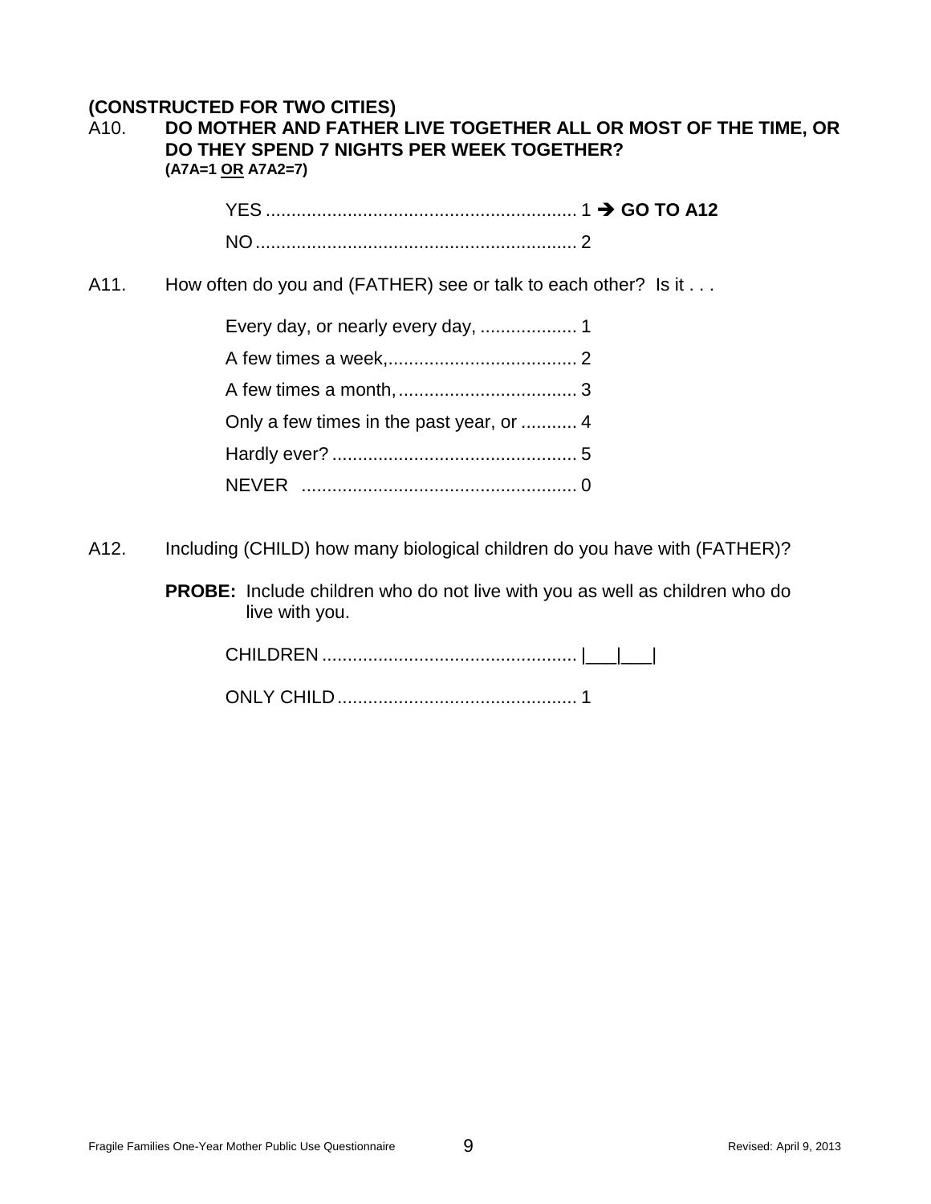**(CONSTRUCTED FOR TWO CITIES)**

A10. **DO MOTHER AND FATHER LIVE TOGETHER ALL OR MOST OF THE TIME, OR DO THEY SPEND 7 NIGHTS PER WEEK TOGETHER?**
**(A7A=1 OR A7A2=7)**

YES ............................................................ 1 ➔ **GO TO A12**

NO .............................................................. 2

A11. How often do you and (FATHER) see or talk to each other? Is it . . .

Every day, or nearly every day, .................. 1

A few times a week, .................................... 2

A few times a month, .................................. 3

Only a few times in the past year, or ........... 4

Hardly ever? ............................................... 5

NEVER ...................................................... 0

A12. Including (CHILD) how many biological children do you have with (FATHER)?

**PROBE:** Include children who do not live with you as well as children who do live with you.

CHILDREN ................................................. |___|___|

ONLY CHILD .............................................. 1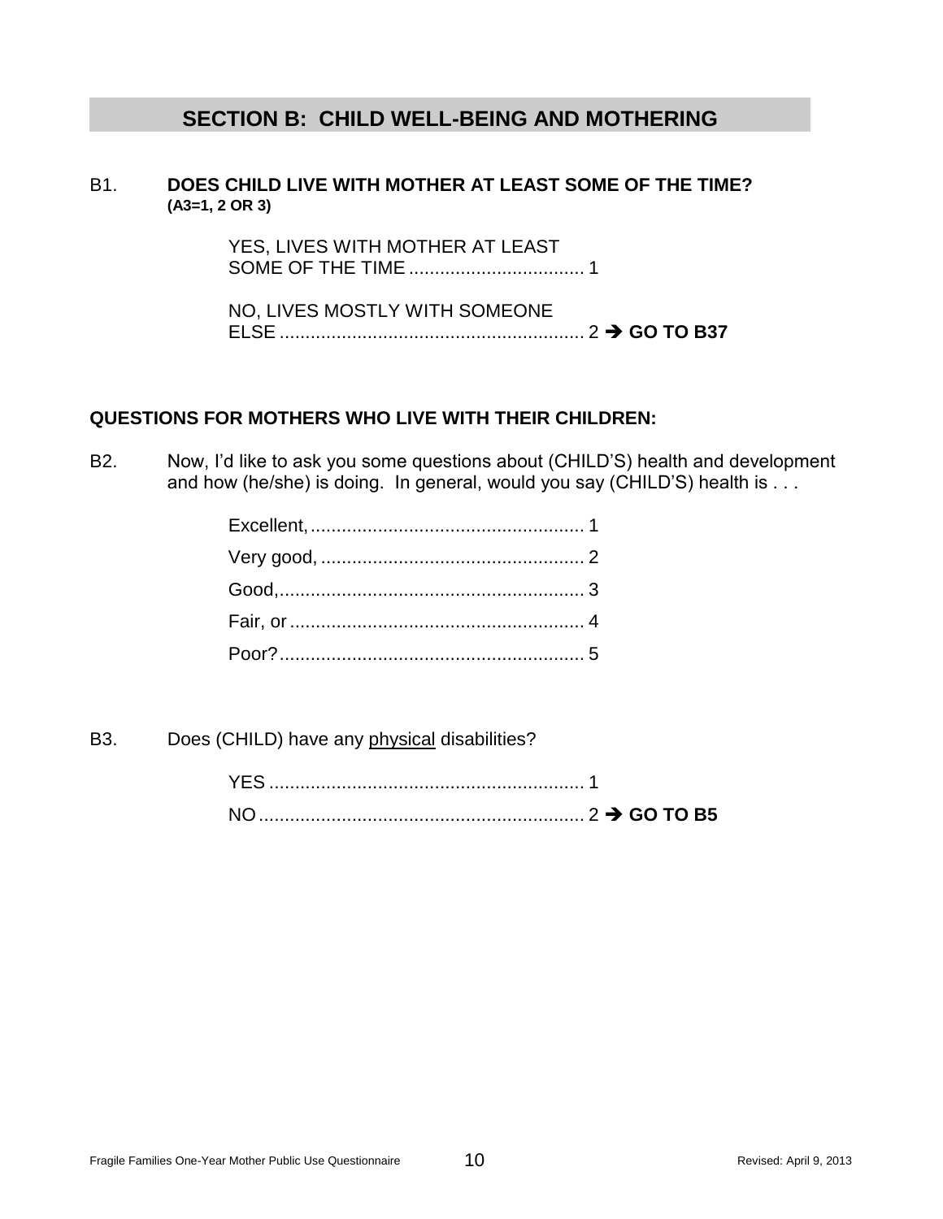## SECTION B: CHILD WELL-BEING AND MOTHERING

B1. **DOES CHILD LIVE WITH MOTHER AT LEAST SOME OF THE TIME?**
**(A3=1, 2 OR 3)**

YES, LIVES WITH MOTHER AT LEAST SOME OF THE TIME .................................. 1

NO, LIVES MOSTLY WITH SOMEONE ELSE .......................................................... 2 ➔ **GO TO B37**

**QUESTIONS FOR MOTHERS WHO LIVE WITH THEIR CHILDREN:**

B2. Now, I'd like to ask you some questions about (CHILD'S) health and development and how (he/she) is doing. In general, would you say (CHILD'S) health is . . .

Excellent, ..................................................... 1
Very good, .................................................. 2
Good, .......................................................... 3
Fair, or ........................................................ 4
Poor? .......................................................... 5

B3. Does (CHILD) have any <u>physical</u> disabilities?

YES ............................................................ 1
NO .............................................................. 2 ➔ **GO TO B5**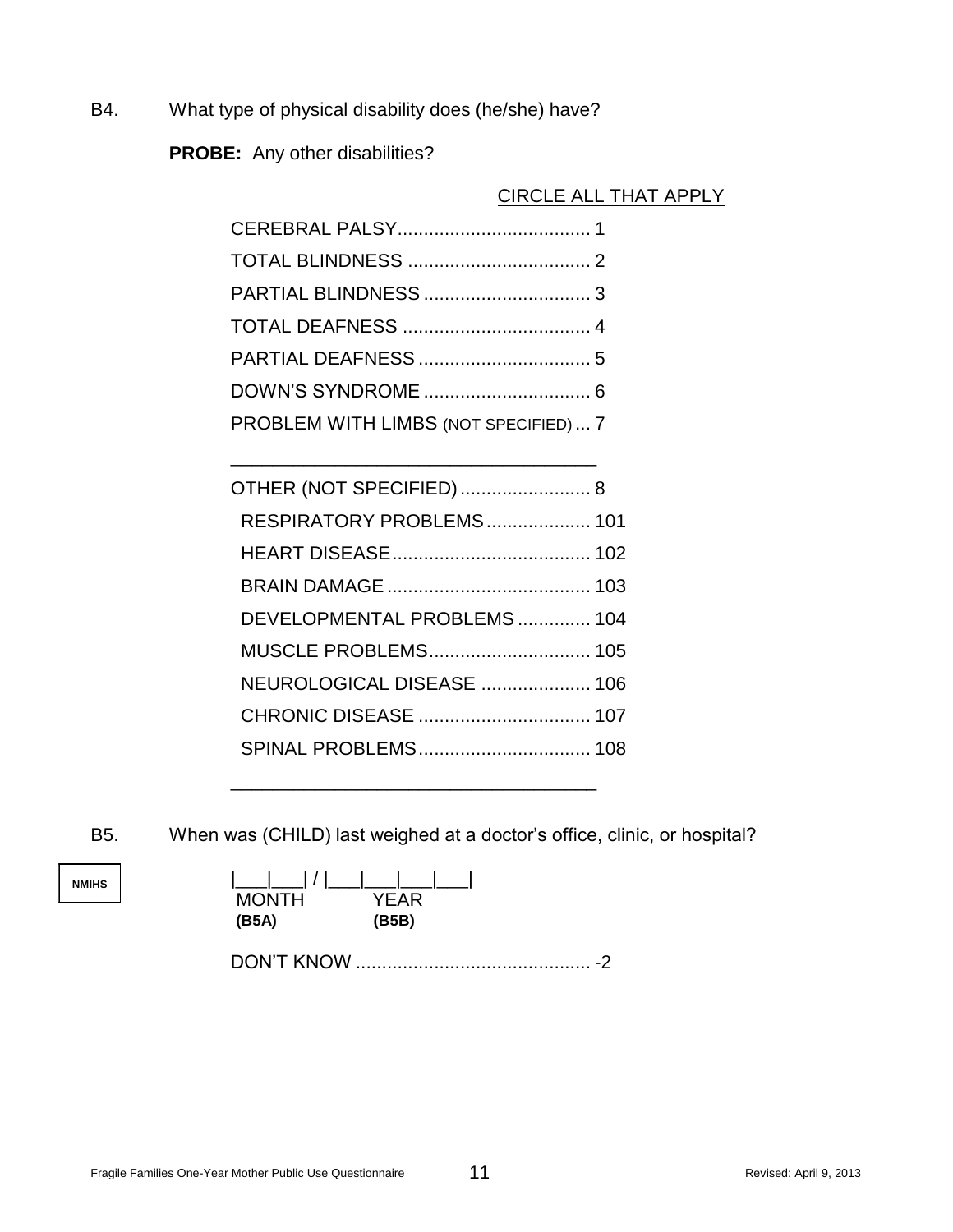B4. What type of physical disability does (he/she) have?

**PROBE:** Any other disabilities?

CIRCLE ALL THAT APPLY

CEREBRAL PALSY.................................... 1
TOTAL BLINDNESS .................................. 2
PARTIAL BLINDNESS ............................... 3
TOTAL DEAFNESS ................................... 4
PARTIAL DEAFNESS ................................ 5
DOWN'S SYNDROME ............................... 6
PROBLEM WITH LIMBS (NOT SPECIFIED) ... 7

___________________________________

OTHER (NOT SPECIFIED)......................... 8
RESPIRATORY PROBLEMS.................... 101
HEART DISEASE...................................... 102
BRAIN DAMAGE....................................... 103
DEVELOPMENTAL PROBLEMS .............. 104
MUSCLE PROBLEMS............................... 105
NEUROLOGICAL DISEASE ..................... 106
CHRONIC DISEASE ................................. 107
SPINAL PROBLEMS................................. 108

___________________________________

B5. When was (CHILD) last weighed at a doctor's office, clinic, or hospital?

NMIHS

|___|___| / |___|___|___|___|
MONTH (B5A) YEAR (B5B)

DON'T KNOW ............................................ -2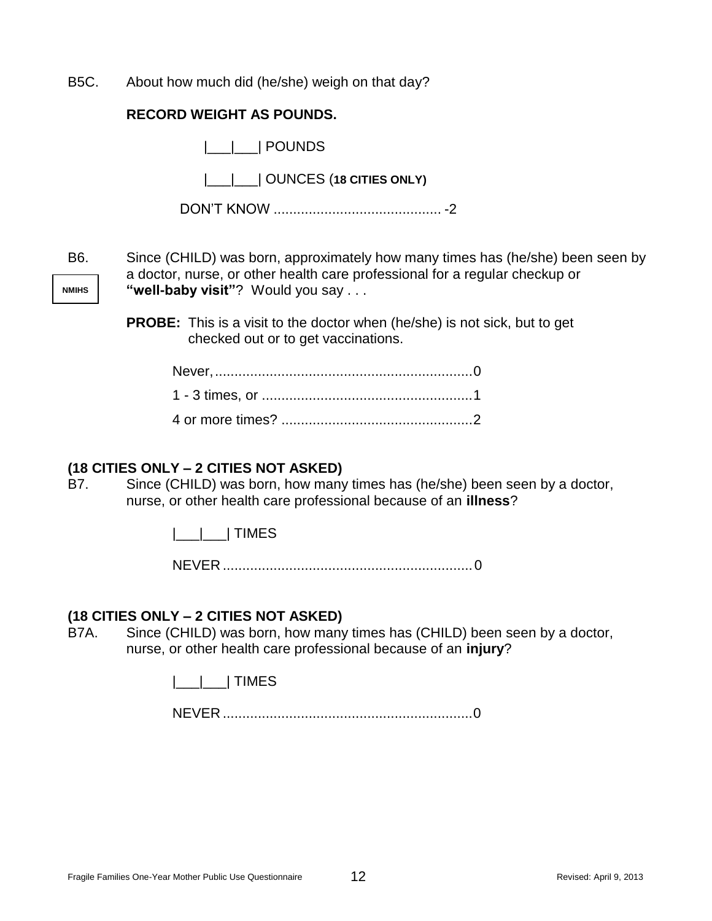B5C. About how much did (he/she) weigh on that day?

**RECORD WEIGHT AS POUNDS.**

|___|___| POUNDS

|___|___| OUNCES (**18 CITIES ONLY)**

DON'T KNOW .......................................... -2

B6. Since (CHILD) was born, approximately how many times has (he/she) been seen by a doctor, nurse, or other health care professional for a regular checkup or **"well-baby visit"**? Would you say . . .

NMIHS

**PROBE:** This is a visit to the doctor when (he/she) is not sick, but to get checked out or to get vaccinations.

Never, .................................................................0

1 - 3 times, or .....................................................1

4 or more times? ................................................2

**(18 CITIES ONLY – 2 CITIES NOT ASKED)**

B7. Since (CHILD) was born, how many times has (he/she) been seen by a doctor, nurse, or other health care professional because of an **illness**?

|___|___| TIMES

NEVER ...............................................................0

**(18 CITIES ONLY – 2 CITIES NOT ASKED)**

B7A. Since (CHILD) was born, how many times has (CHILD) been seen by a doctor, nurse, or other health care professional because of an **injury**?

|___|___| TIMES

NEVER ...............................................................0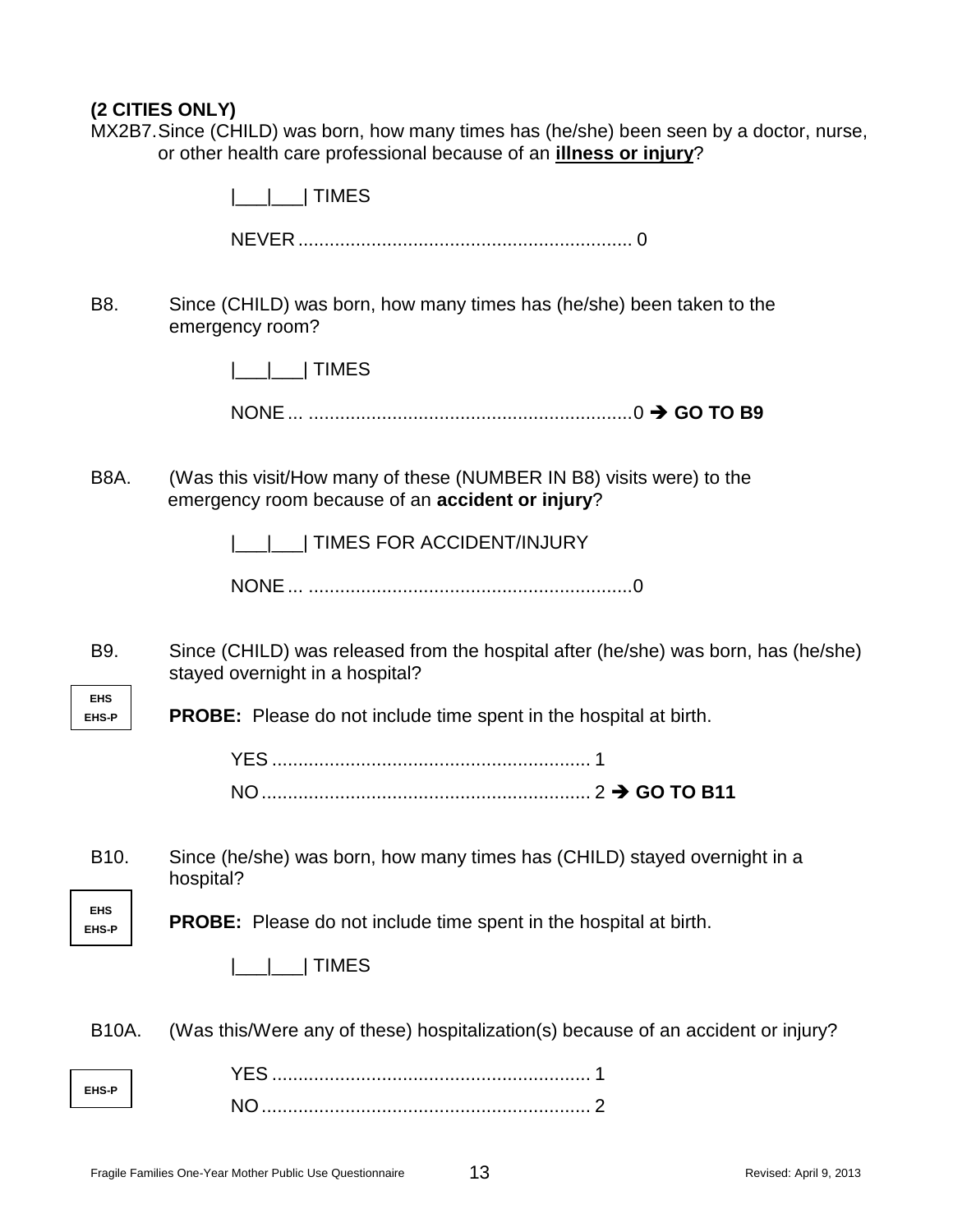**(2 CITIES ONLY)**

MX2B7. Since (CHILD) was born, how many times has (he/she) been seen by a doctor, nurse, or other health care professional because of an **illness or injury**?

|___|___| TIMES

NEVER ............................................................... 0

B8. Since (CHILD) was born, how many times has (he/she) been taken to the emergency room?

|___|___| TIMES

NONE ... .............................................................0 ➔ **GO TO B9**

B8A. (Was this visit/How many of these (NUMBER IN B8) visits were) to the emergency room because of an **accident or injury**?

|___|___| TIMES FOR ACCIDENT/INJURY

NONE ... .............................................................0

B9. Since (CHILD) was released from the hospital after (he/she) was born, has (he/she) stayed overnight in a hospital?

EHS
EHS-P

**PROBE:** Please do not include time spent in the hospital at birth.

YES ............................................................ 1

NO .............................................................. 2 ➔ **GO TO B11**

B10. Since (he/she) was born, how many times has (CHILD) stayed overnight in a hospital?

EHS
EHS-P

**PROBE:** Please do not include time spent in the hospital at birth.

|___|___| TIMES

B10A. (Was this/Were any of these) hospitalization(s) because of an accident or injury?

EHS-P

YES ............................................................ 1

NO .............................................................. 2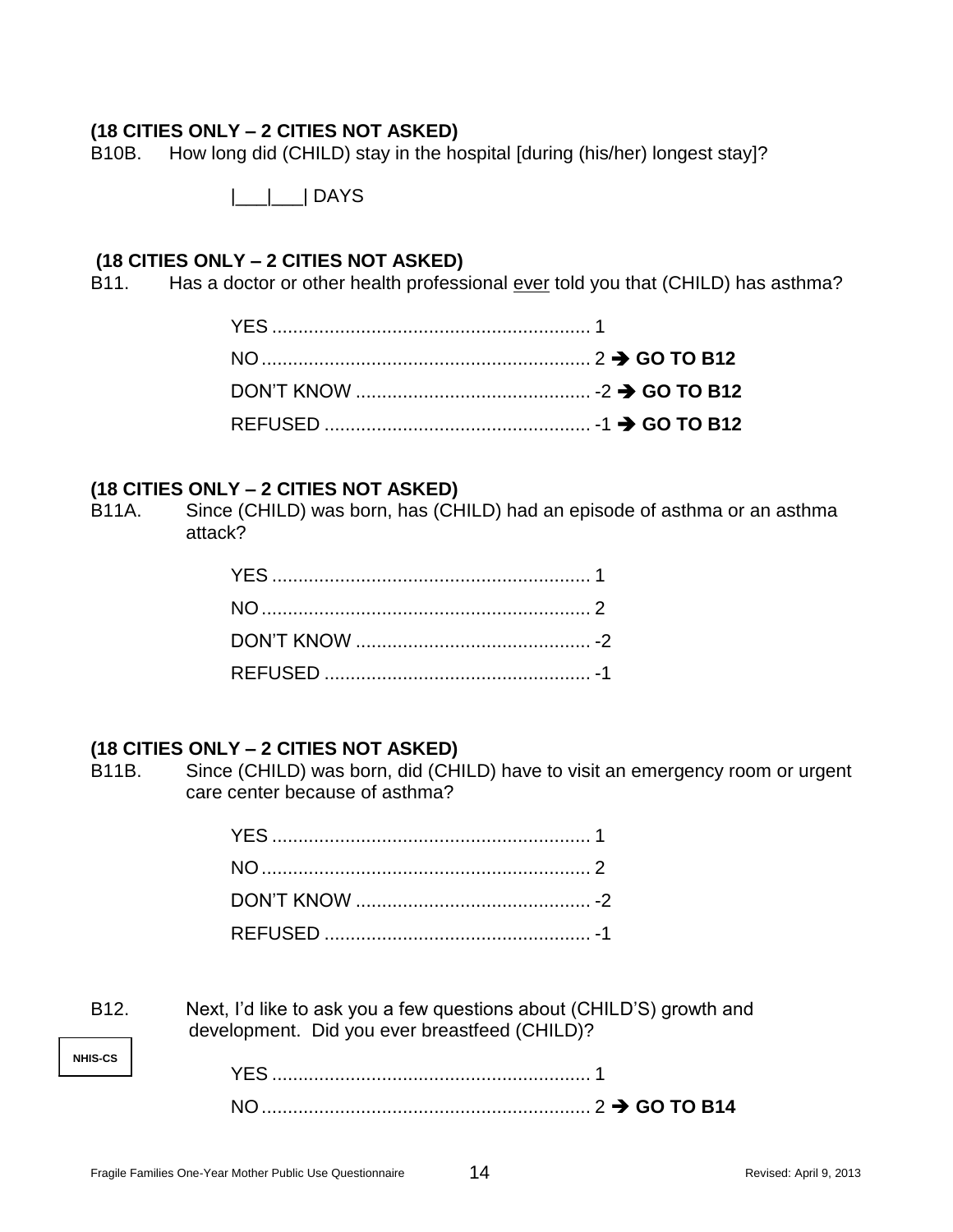**(18 CITIES ONLY – 2 CITIES NOT ASKED)**

B10B. How long did (CHILD) stay in the hospital [during (his/her) longest stay]?

|___|___| DAYS

**(18 CITIES ONLY – 2 CITIES NOT ASKED)**

B11. Has a doctor or other health professional ever told you that (CHILD) has asthma?

YES ............................................................ 1
NO.............................................................. 2 → **GO TO B12**
DON'T KNOW ............................................ -2 → **GO TO B12**
REFUSED .................................................. -1 → **GO TO B12**

**(18 CITIES ONLY – 2 CITIES NOT ASKED)**

B11A. Since (CHILD) was born, has (CHILD) had an episode of asthma or an asthma attack?

YES ............................................................ 1
NO.............................................................. 2
DON'T KNOW ............................................ -2
REFUSED .................................................. -1

**(18 CITIES ONLY – 2 CITIES NOT ASKED)**

B11B. Since (CHILD) was born, did (CHILD) have to visit an emergency room or urgent care center because of asthma?

YES ............................................................ 1
NO.............................................................. 2
DON'T KNOW ............................................ -2
REFUSED .................................................. -1

B12. Next, I'd like to ask you a few questions about (CHILD'S) growth and development. Did you ever breastfeed (CHILD)?

NHIS-CS

YES ............................................................ 1
NO.............................................................. 2 → **GO TO B14**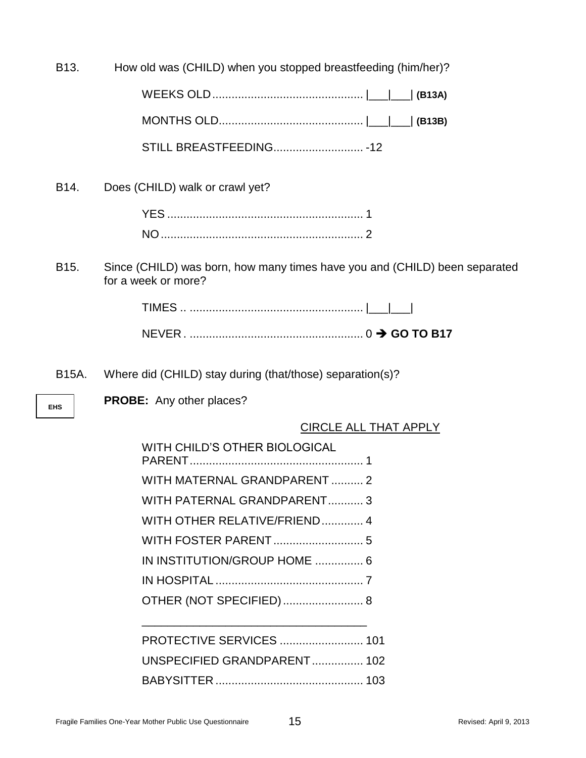B13. How old was (CHILD) when you stopped breastfeeding (him/her)?

WEEKS OLD.............................................. |___|___| **(B13A)**

MONTHS OLD............................................ |___|___| **(B13B)**

STILL BREASTFEEDING............................ -12

B14. Does (CHILD) walk or crawl yet?

YES ............................................................ 1

NO.............................................................. 2

B15. Since (CHILD) was born, how many times have you and (CHILD) been separated for a week or more?

TIMES .. ..................................................... |___|___|

NEVER . ...................................................... 0 → **GO TO B17**

B15A. Where did (CHILD) stay during (that/those) separation(s)?

EHS

**PROBE:** Any other places?

CIRCLE ALL THAT APPLY

WITH CHILD'S OTHER BIOLOGICAL PARENT..................................................... 1

WITH MATERNAL GRANDPARENT .......... 2

WITH PATERNAL GRANDPARENT........... 3

WITH OTHER RELATIVE/FRIEND............. 4

WITH FOSTER PARENT ............................ 5

IN INSTITUTION/GROUP HOME ............... 6

IN HOSPITAL.............................................. 7

OTHER (NOT SPECIFIED)......................... 8

____________________________________

PROTECTIVE SERVICES .......................... 101

UNSPECIFIED GRANDPARENT................ 102

BABYSITTER .............................................. 103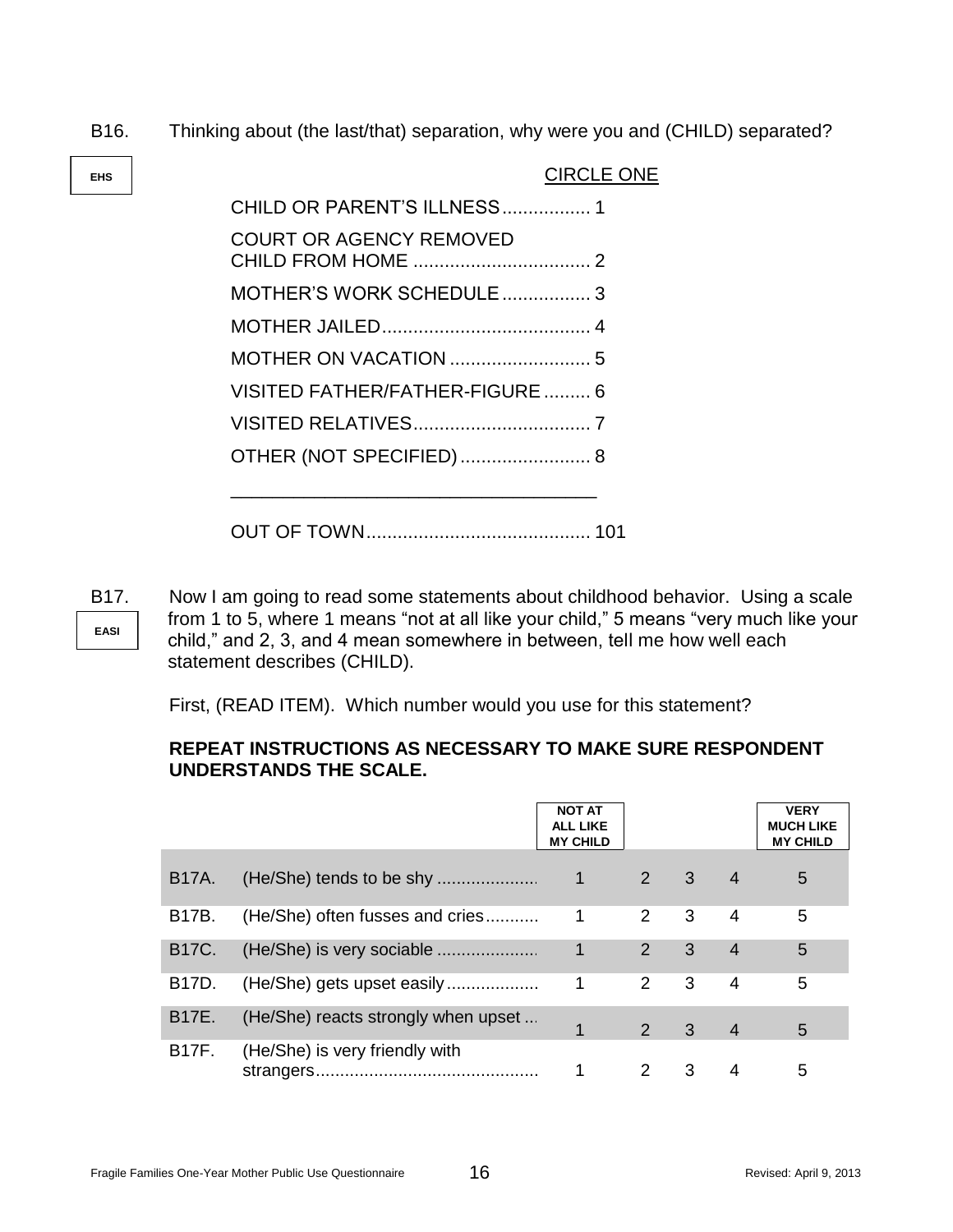B16. Thinking about (the last/that) separation, why were you and (CHILD) separated?

EHS

CIRCLE ONE

CHILD OR PARENT'S ILLNESS................. 1

COURT OR AGENCY REMOVED CHILD FROM HOME .................................. 2

MOTHER'S WORK SCHEDULE................. 3

MOTHER JAILED........................................ 4

MOTHER ON VACATION ........................... 5

VISITED FATHER/FATHER-FIGURE......... 6

VISITED RELATIVES.................................. 7

OTHER (NOT SPECIFIED)......................... 8

_____________________________________

OUT OF TOWN........................................... 101

B17. Now I am going to read some statements about childhood behavior. Using a scale from 1 to 5, where 1 means "not at all like your child," 5 means "very much like your child," and 2, 3, and 4 mean somewhere in between, tell me how well each statement describes (CHILD).

EASI

First, (READ ITEM). Which number would you use for this statement?

**REPEAT INSTRUCTIONS AS NECESSARY TO MAKE SURE RESPONDENT UNDERSTANDS THE SCALE.**

| | | NOT AT ALL LIKE MY CHILD | | | | VERY MUCH LIKE MY CHILD |
|---|---|---|---|---|---|---|
| B17A. | (He/She) tends to be shy ..................... | 1 | 2 | 3 | 4 | 5 |
| B17B. | (He/She) often fusses and cries........... | 1 | 2 | 3 | 4 | 5 |
| B17C. | (He/She) is very sociable ..................... | 1 | 2 | 3 | 4 | 5 |
| B17D. | (He/She) gets upset easily................... | 1 | 2 | 3 | 4 | 5 |
| B17E. | (He/She) reacts strongly when upset ... | 1 | 2 | 3 | 4 | 5 |
| B17F. | (He/She) is very friendly with strangers............................................. | 1 | 2 | 3 | 4 | 5 |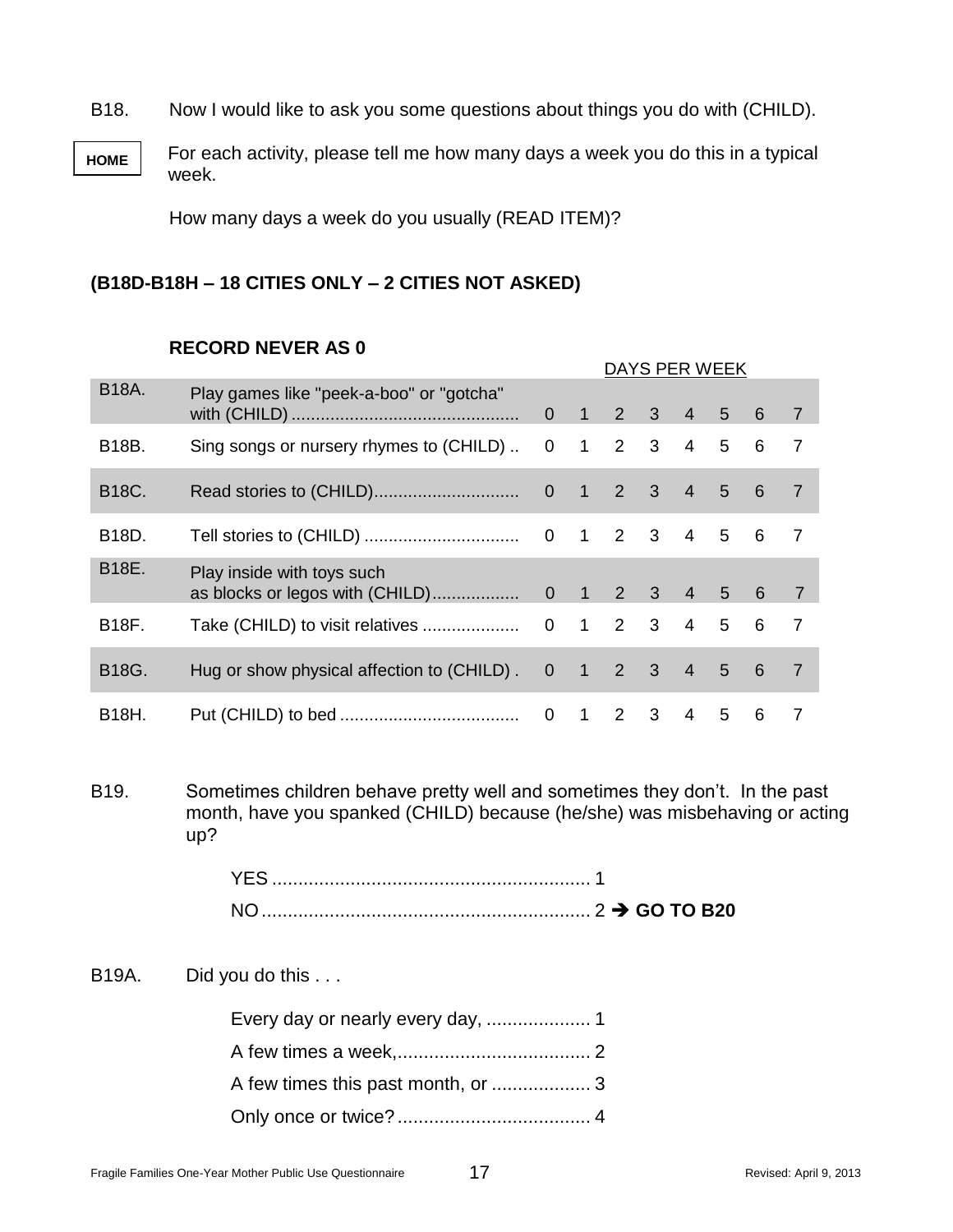B18. Now I would like to ask you some questions about things you do with (CHILD).

**HOME**

For each activity, please tell me how many days a week you do this in a typical week.

How many days a week do you usually (READ ITEM)?

**(B18D-B18H – 18 CITIES ONLY – 2 CITIES NOT ASKED)**

**RECORD NEVER AS 0**

| | | DAYS PER WEEK | | | | | | | |
|---|---|---|---|---|---|---|---|---|---|
| B18A. | Play games like "peek-a-boo" or "gotcha" with (CHILD) | 0 | 1 | 2 | 3 | 4 | 5 | 6 | 7 |
| B18B. | Sing songs or nursery rhymes to (CHILD) | 0 | 1 | 2 | 3 | 4 | 5 | 6 | 7 |
| B18C. | Read stories to (CHILD) | 0 | 1 | 2 | 3 | 4 | 5 | 6 | 7 |
| B18D. | Tell stories to (CHILD) | 0 | 1 | 2 | 3 | 4 | 5 | 6 | 7 |
| B18E. | Play inside with toys such as blocks or legos with (CHILD) | 0 | 1 | 2 | 3 | 4 | 5 | 6 | 7 |
| B18F. | Take (CHILD) to visit relatives | 0 | 1 | 2 | 3 | 4 | 5 | 6 | 7 |
| B18G. | Hug or show physical affection to (CHILD) | 0 | 1 | 2 | 3 | 4 | 5 | 6 | 7 |
| B18H. | Put (CHILD) to bed | 0 | 1 | 2 | 3 | 4 | 5 | 6 | 7 |

B19. Sometimes children behave pretty well and sometimes they don't. In the past month, have you spanked (CHILD) because (he/she) was misbehaving or acting up?

YES ............................................................ 1
NO .............................................................. 2 ➔ **GO TO B20**

B19A. Did you do this . . .

Every day or nearly every day, .................... 1
A few times a week, ..................................... 2
A few times this past month, or ................... 3
Only once or twice? ..................................... 4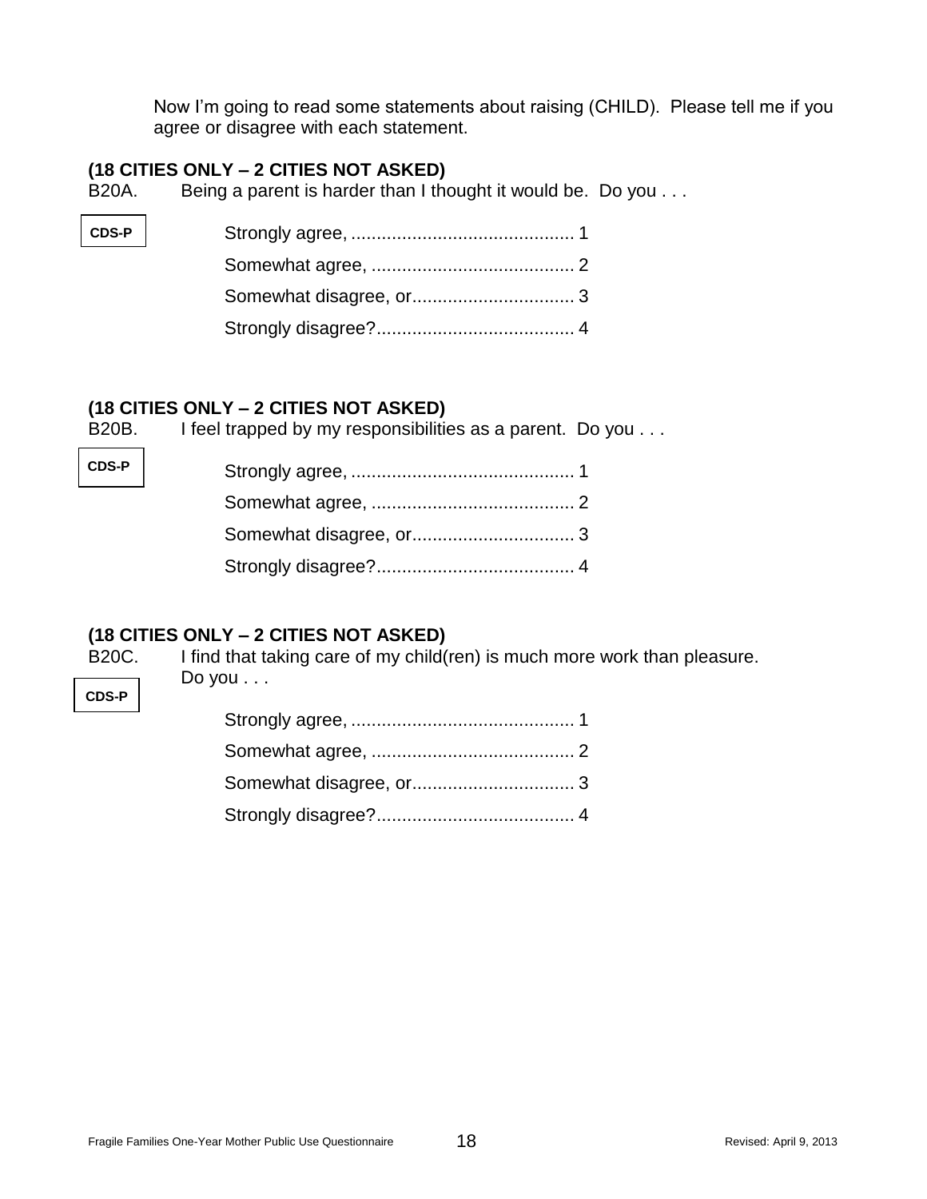Now I'm going to read some statements about raising (CHILD). Please tell me if you agree or disagree with each statement.

**(18 CITIES ONLY – 2 CITIES NOT ASKED)**

B20A. Being a parent is harder than I thought it would be. Do you . . .

CDS-P

Strongly agree, ............................................ 1

Somewhat agree, ........................................ 2

Somewhat disagree, or................................ 3

Strongly disagree?....................................... 4

**(18 CITIES ONLY – 2 CITIES NOT ASKED)**

B20B. I feel trapped by my responsibilities as a parent. Do you . . .

CDS-P

Strongly agree, ............................................ 1

Somewhat agree, ........................................ 2

Somewhat disagree, or................................ 3

Strongly disagree?....................................... 4

**(18 CITIES ONLY – 2 CITIES NOT ASKED)**

B20C. I find that taking care of my child(ren) is much more work than pleasure. Do you . . .

CDS-P

Strongly agree, ............................................ 1

Somewhat agree, ........................................ 2

Somewhat disagree, or................................ 3

Strongly disagree?....................................... 4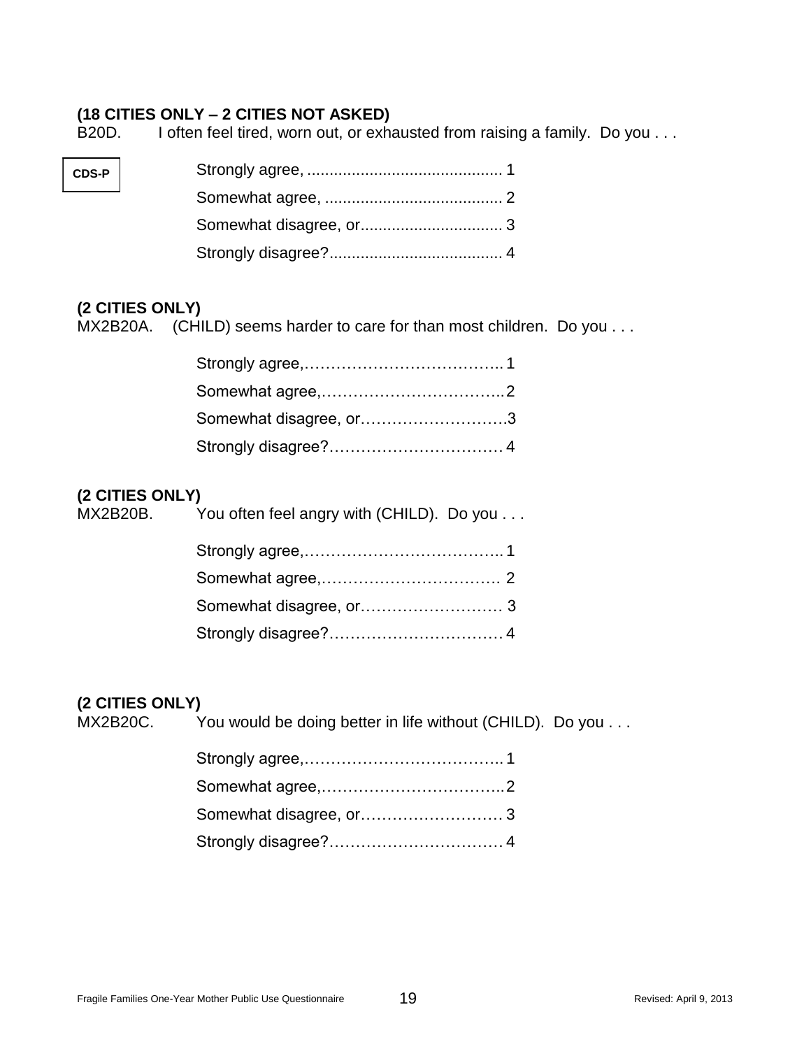**(18 CITIES ONLY – 2 CITIES NOT ASKED)**
B20D. I often feel tired, worn out, or exhausted from raising a family. Do you . . .

CDS-P

Strongly agree, ............................................ 1
Somewhat agree, ........................................ 2
Somewhat disagree, or................................ 3
Strongly disagree?...................................... 4

**(2 CITIES ONLY)**
MX2B20A. (CHILD) seems harder to care for than most children. Do you . . .

Strongly agree,……………………………….. 1
Somewhat agree,……………………………..2
Somewhat disagree, or……………………….3
Strongly disagree?…………………………… 4

**(2 CITIES ONLY)**
MX2B20B. You often feel angry with (CHILD). Do you . . .

Strongly agree,……………………………….. 1
Somewhat agree,……………………………. 2
Somewhat disagree, or……………………… 3
Strongly disagree?…………………………… 4

**(2 CITIES ONLY)**
MX2B20C. You would be doing better in life without (CHILD). Do you . . .

Strongly agree,……………………………….. 1
Somewhat agree,……………………………..2
Somewhat disagree, or……………………… 3
Strongly disagree?…………………………… 4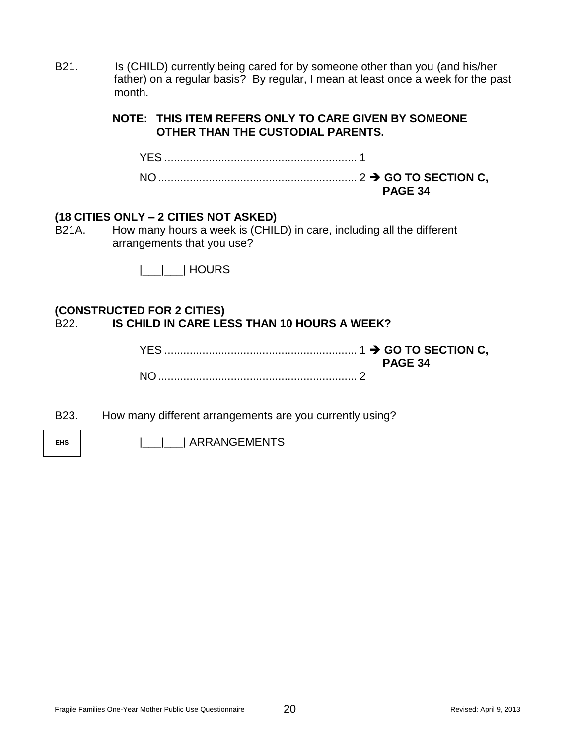B21. Is (CHILD) currently being cared for by someone other than you (and his/her father) on a regular basis? By regular, I mean at least once a week for the past month.

**NOTE: THIS ITEM REFERS ONLY TO CARE GIVEN BY SOMEONE OTHER THAN THE CUSTODIAL PARENTS.**

YES ............................................................ 1
NO .............................................................. 2 ➔ **GO TO SECTION C, PAGE 34**

**(18 CITIES ONLY – 2 CITIES NOT ASKED)**
B21A. How many hours a week is (CHILD) in care, including all the different arrangements that you use?

|___|___| HOURS

**(CONSTRUCTED FOR 2 CITIES)**
B22. **IS CHILD IN CARE LESS THAN 10 HOURS A WEEK?**

YES ............................................................ 1 ➔ **GO TO SECTION C, PAGE 34**
NO .............................................................. 2

B23. How many different arrangements are you currently using?

EHS

|___|___| ARRANGEMENTS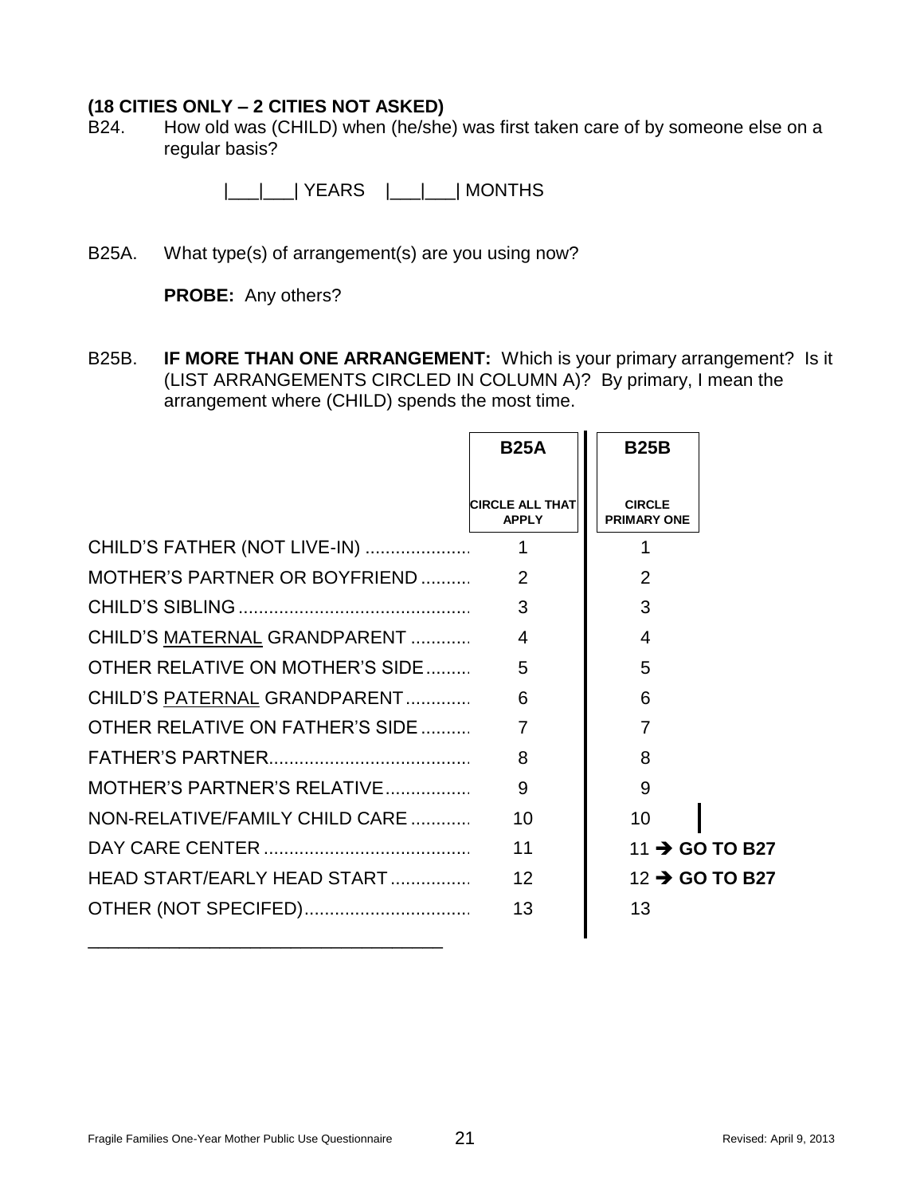**(18 CITIES ONLY – 2 CITIES NOT ASKED)**

B24. How old was (CHILD) when (he/she) was first taken care of by someone else on a regular basis?

|___|___| YEARS |___|___| MONTHS

B25A. What type(s) of arrangement(s) are you using now?

**PROBE:** Any others?

B25B. **IF MORE THAN ONE ARRANGEMENT:** Which is your primary arrangement? Is it (LIST ARRANGEMENTS CIRCLED IN COLUMN A)? By primary, I mean the arrangement where (CHILD) spends the most time.

| | **B25A** CIRCLE ALL THAT APPLY | **B25B** CIRCLE PRIMARY ONE |
|---|---|---|
| CHILD'S FATHER (NOT LIVE-IN) | 1 | 1 |
| MOTHER'S PARTNER OR BOYFRIEND | 2 | 2 |
| CHILD'S SIBLING | 3 | 3 |
| CHILD'S MATERNAL GRANDPARENT | 4 | 4 |
| OTHER RELATIVE ON MOTHER'S SIDE | 5 | 5 |
| CHILD'S PATERNAL GRANDPARENT | 6 | 6 |
| OTHER RELATIVE ON FATHER'S SIDE | 7 | 7 |
| FATHER'S PARTNER | 8 | 8 |
| MOTHER'S PARTNER'S RELATIVE | 9 | 9 |
| NON-RELATIVE/FAMILY CHILD CARE | 10 | 10 |
| DAY CARE CENTER | 11 | 11 → **GO TO B27** |
| HEAD START/EARLY HEAD START | 12 | 12 → **GO TO B27** |
| OTHER (NOT SPECIFED) | 13 | 13 |

___________________________________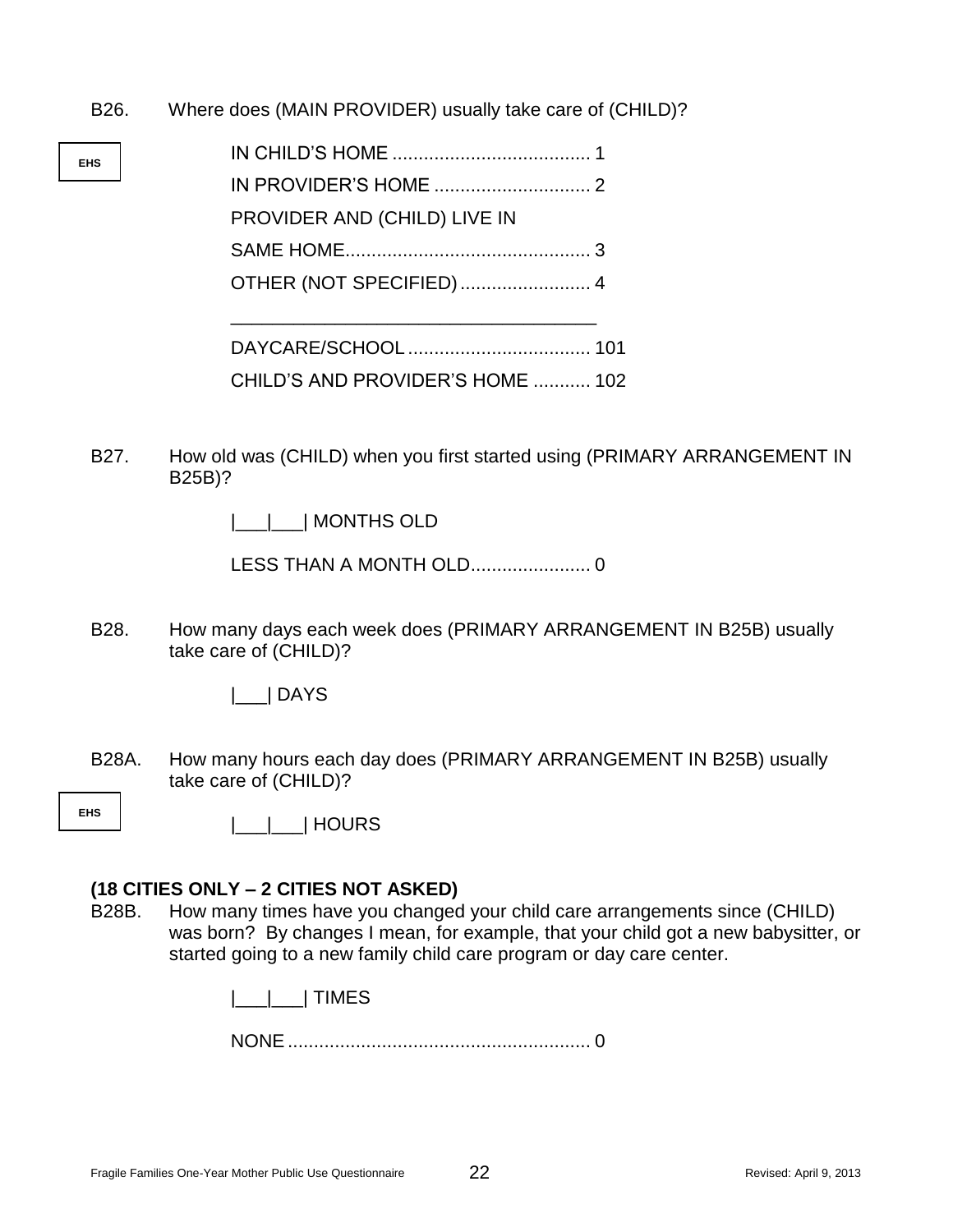B26. Where does (MAIN PROVIDER) usually take care of (CHILD)?

EHS

IN CHILD'S HOME ...................................... 1
IN PROVIDER'S HOME .............................. 2
PROVIDER AND (CHILD) LIVE IN
SAME HOME............................................... 3
OTHER (NOT SPECIFIED)......................... 4

___________________________________

DAYCARE/SCHOOL................................... 101
CHILD'S AND PROVIDER'S HOME ........... 102

B27. How old was (CHILD) when you first started using (PRIMARY ARRANGEMENT IN B25B)?

|___|___| MONTHS OLD

LESS THAN A MONTH OLD....................... 0

B28. How many days each week does (PRIMARY ARRANGEMENT IN B25B) usually take care of (CHILD)?

|___| DAYS

B28A. How many hours each day does (PRIMARY ARRANGEMENT IN B25B) usually take care of (CHILD)?

EHS

|___|___| HOURS

**(18 CITIES ONLY – 2 CITIES NOT ASKED)**

B28B. How many times have you changed your child care arrangements since (CHILD) was born? By changes I mean, for example, that your child got a new babysitter, or started going to a new family child care program or day care center.

|___|___| TIMES

NONE.......................................................... 0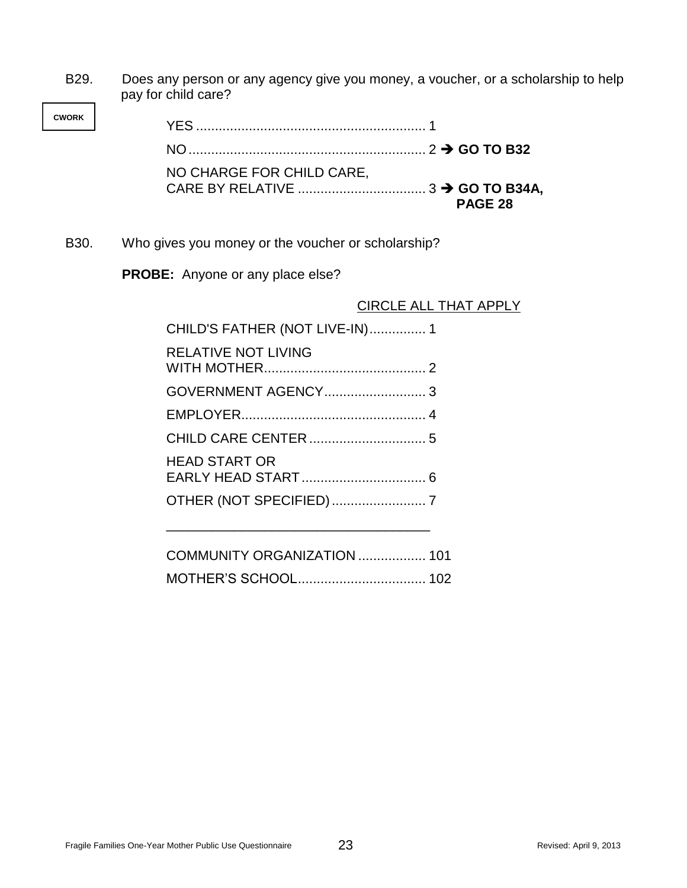B29. Does any person or any agency give you money, a voucher, or a scholarship to help pay for child care?

CWORK

YES ............................................................ 1

NO .............................................................. 2 ➔ **GO TO B32**

NO CHARGE FOR CHILD CARE, CARE BY RELATIVE .................................. 3 ➔ **GO TO B34A, PAGE 28**

B30. Who gives you money or the voucher or scholarship?

**PROBE:** Anyone or any place else?

CIRCLE ALL THAT APPLY

CHILD'S FATHER (NOT LIVE-IN)............... 1

RELATIVE NOT LIVING WITH MOTHER........................................... 2

GOVERNMENT AGENCY........................... 3

EMPLOYER................................................. 4

CHILD CARE CENTER ............................... 5

HEAD START OR EARLY HEAD START ................................. 6

OTHER (NOT SPECIFIED) ......................... 7

___________________________________

COMMUNITY ORGANIZATION .................. 101

MOTHER'S SCHOOL.................................. 102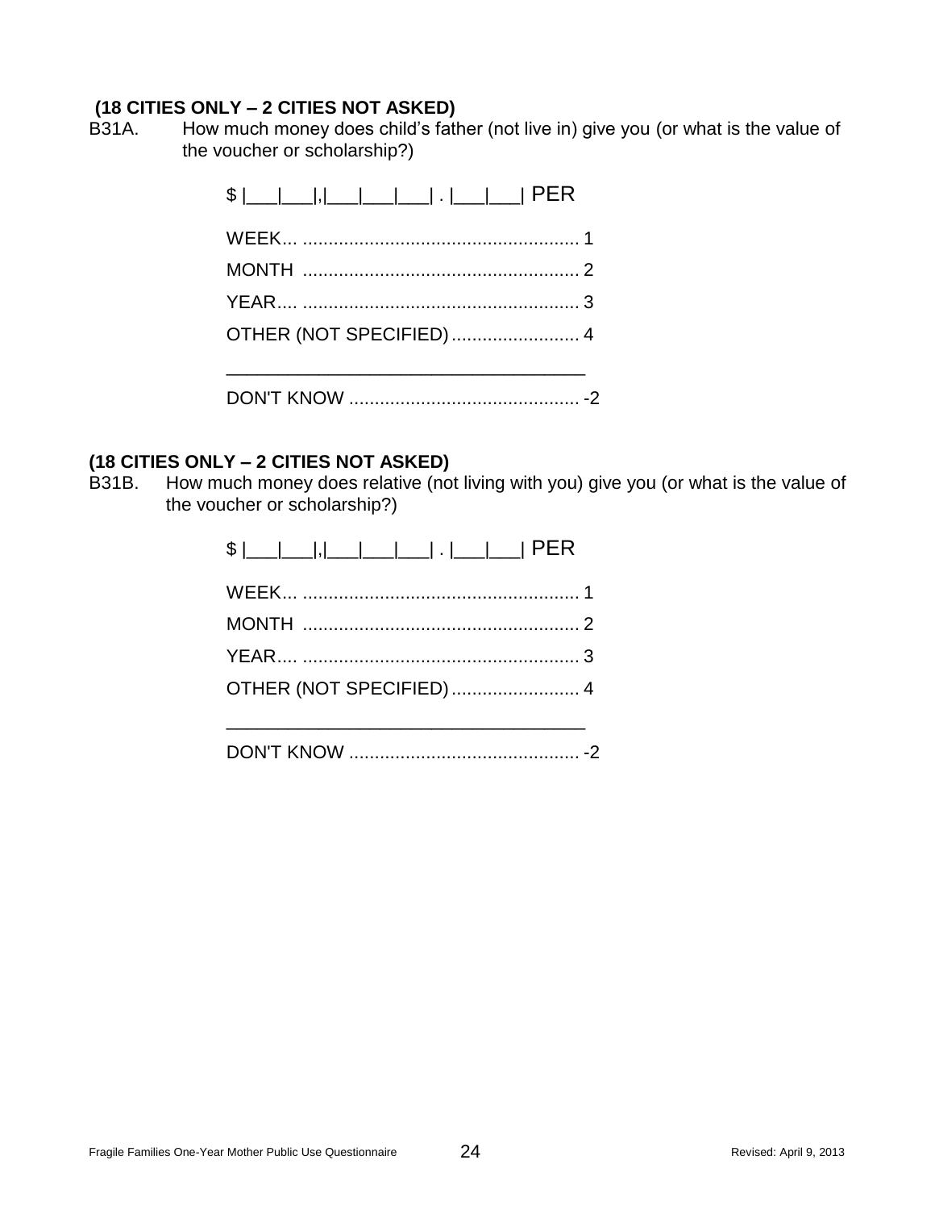**(18 CITIES ONLY – 2 CITIES NOT ASKED)**

B31A. How much money does child's father (not live in) give you (or what is the value of the voucher or scholarship?)

$ |___|___|,|___|___|___| . |___|___| PER

WEEK... ...................................................... 1

MONTH ...................................................... 2

YEAR.... ...................................................... 3

OTHER (NOT SPECIFIED)......................... 4

___________________________________

DON'T KNOW ............................................. -2

**(18 CITIES ONLY – 2 CITIES NOT ASKED)**

B31B. How much money does relative (not living with you) give you (or what is the value of the voucher or scholarship?)

$ |___|___|,|___|___|___| . |___|___| PER

WEEK... ...................................................... 1

MONTH ...................................................... 2

YEAR.... ...................................................... 3

OTHER (NOT SPECIFIED)......................... 4

___________________________________

DON'T KNOW ............................................. -2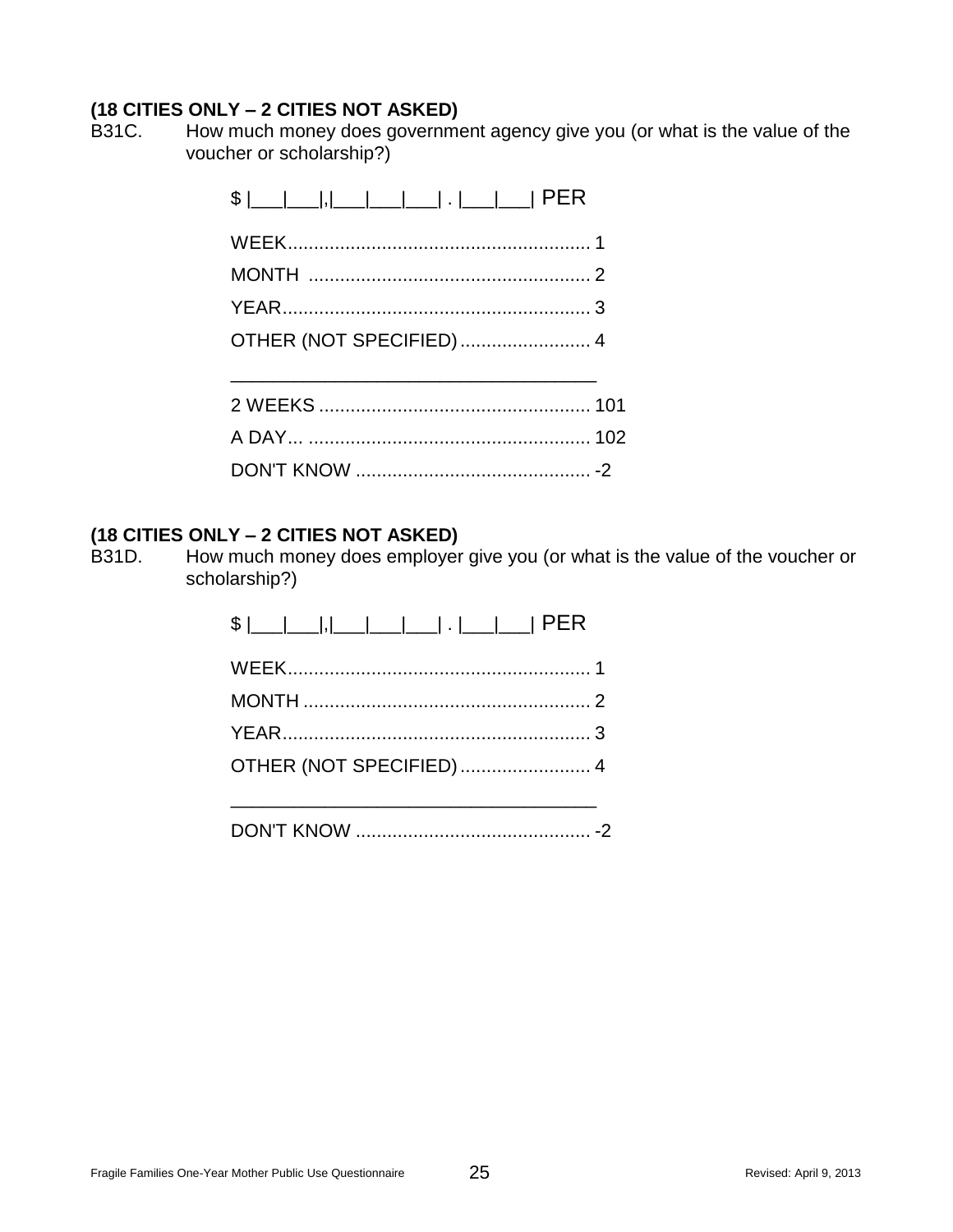**(18 CITIES ONLY – 2 CITIES NOT ASKED)**

B31C. How much money does government agency give you (or what is the value of the voucher or scholarship?)

$ |___|___|,|___|___|___| . |___|___| PER

WEEK........................................................ 1
MONTH ..................................................... 2
YEAR......................................................... 3
OTHER (NOT SPECIFIED)......................... 4
___________________________________
2 WEEKS .................................................. 101
A DAY... .................................................... 102
DON'T KNOW ............................................ -2

**(18 CITIES ONLY – 2 CITIES NOT ASKED)**

B31D. How much money does employer give you (or what is the value of the voucher or scholarship?)

$ |___|___|,|___|___|___| . |___|___| PER

WEEK........................................................ 1
MONTH ..................................................... 2
YEAR......................................................... 3
OTHER (NOT SPECIFIED)......................... 4
___________________________________
DON'T KNOW ............................................ -2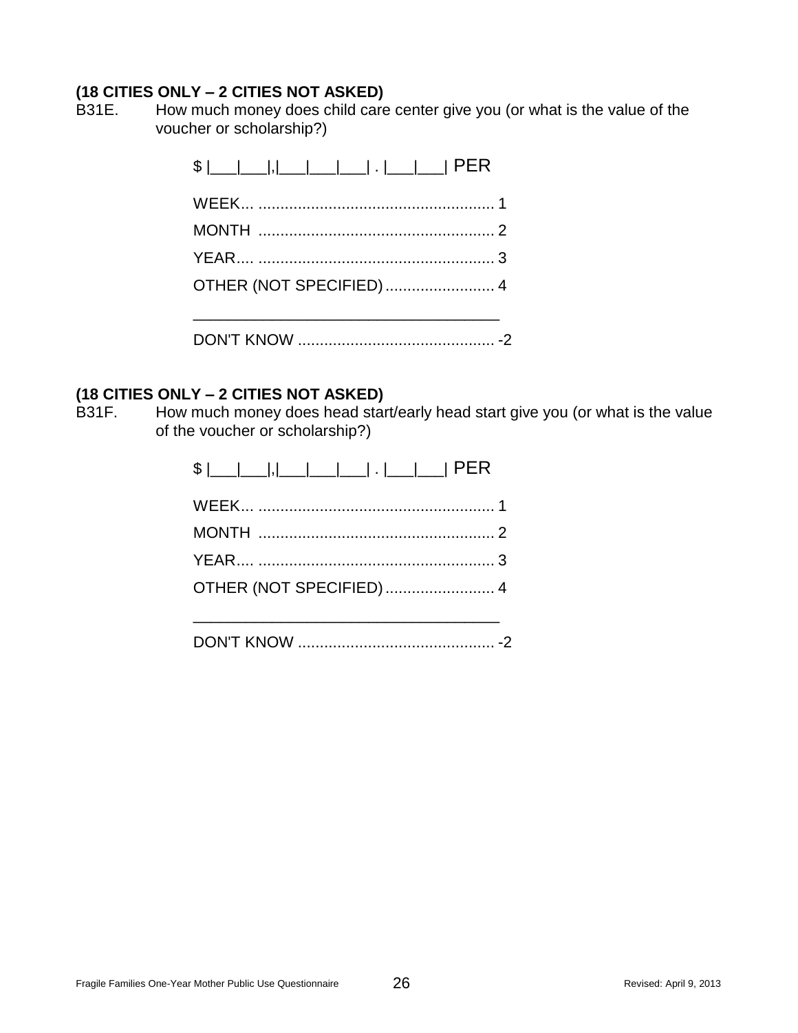**(18 CITIES ONLY – 2 CITIES NOT ASKED)**

B31E. How much money does child care center give you (or what is the value of the voucher or scholarship?)

$ |___|___|,|___|___|___| . |___|___| PER

WEEK... ...................................................... 1
MONTH ...................................................... 2
YEAR.... ...................................................... 3
OTHER (NOT SPECIFIED)......................... 4

___________________________________

DON'T KNOW ............................................. -2

**(18 CITIES ONLY – 2 CITIES NOT ASKED)**

B31F. How much money does head start/early head start give you (or what is the value of the voucher or scholarship?)

$ |___|___|,|___|___|___| . |___|___| PER

WEEK... ...................................................... 1
MONTH ...................................................... 2
YEAR.... ...................................................... 3
OTHER (NOT SPECIFIED)......................... 4

___________________________________

DON'T KNOW ............................................. -2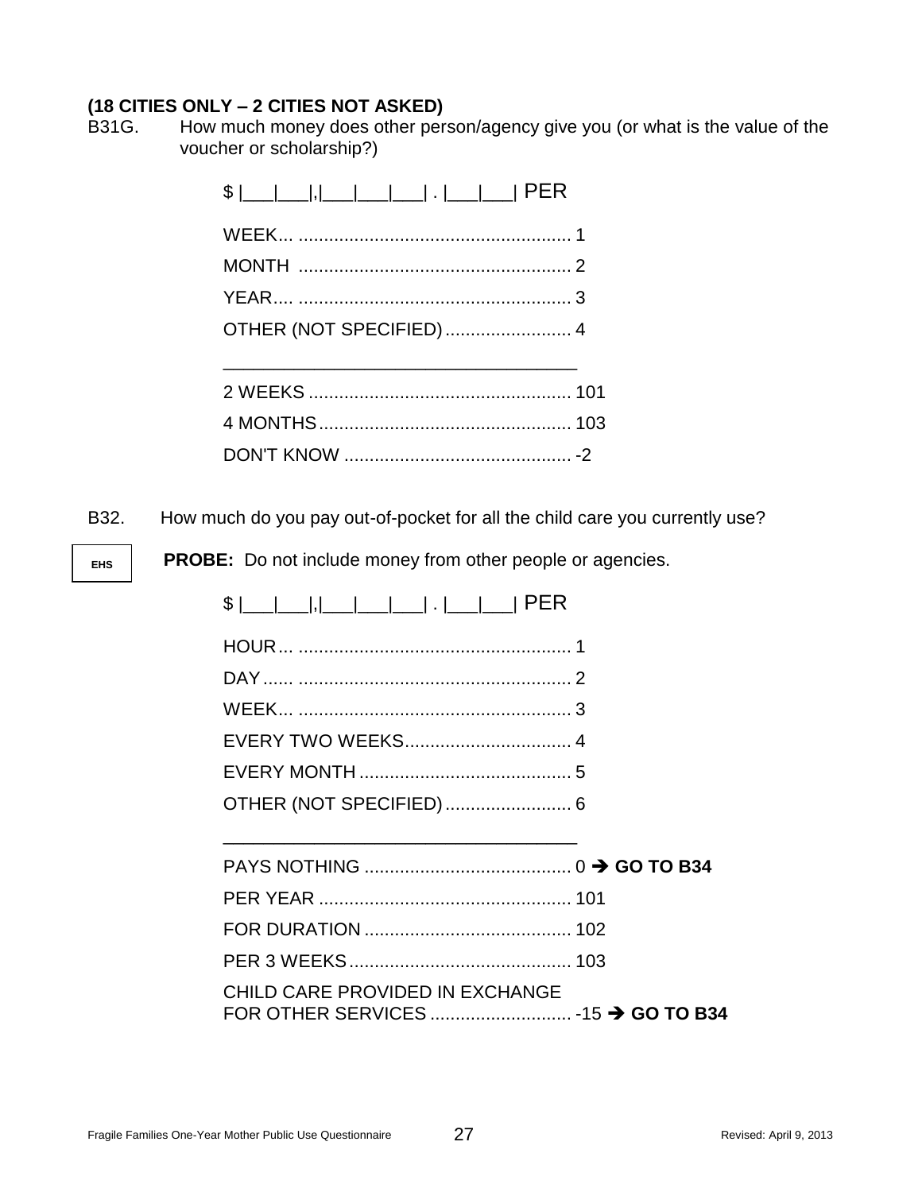**(18 CITIES ONLY – 2 CITIES NOT ASKED)**

B31G. How much money does other person/agency give you (or what is the value of the voucher or scholarship?)

$ |___|___|,|___|___|___| . |___|___| PER

WEEK... ...................................................... 1

MONTH ...................................................... 2

YEAR.... ...................................................... 3

OTHER (NOT SPECIFIED)......................... 4

_____________________________________

2 WEEKS .................................................... 101

4 MONTHS.................................................. 103

DON'T KNOW ............................................. -2

B32. How much do you pay out-of-pocket for all the child care you currently use?

EHS

**PROBE:** Do not include money from other people or agencies.

$ |___|___|,|___|___|___| . |___|___| PER

HOUR... ...................................................... 1

DAY...... ...................................................... 2

WEEK... ...................................................... 3

EVERY TWO WEEKS................................. 4

EVERY MONTH .......................................... 5

OTHER (NOT SPECIFIED)......................... 6

_____________________________________

PAYS NOTHING ......................................... 0 ➔ **GO TO B34**

PER YEAR .................................................. 101

FOR DURATION ......................................... 102

PER 3 WEEKS............................................ 103

CHILD CARE PROVIDED IN EXCHANGE FOR OTHER SERVICES ............................ -15 ➔ **GO TO B34**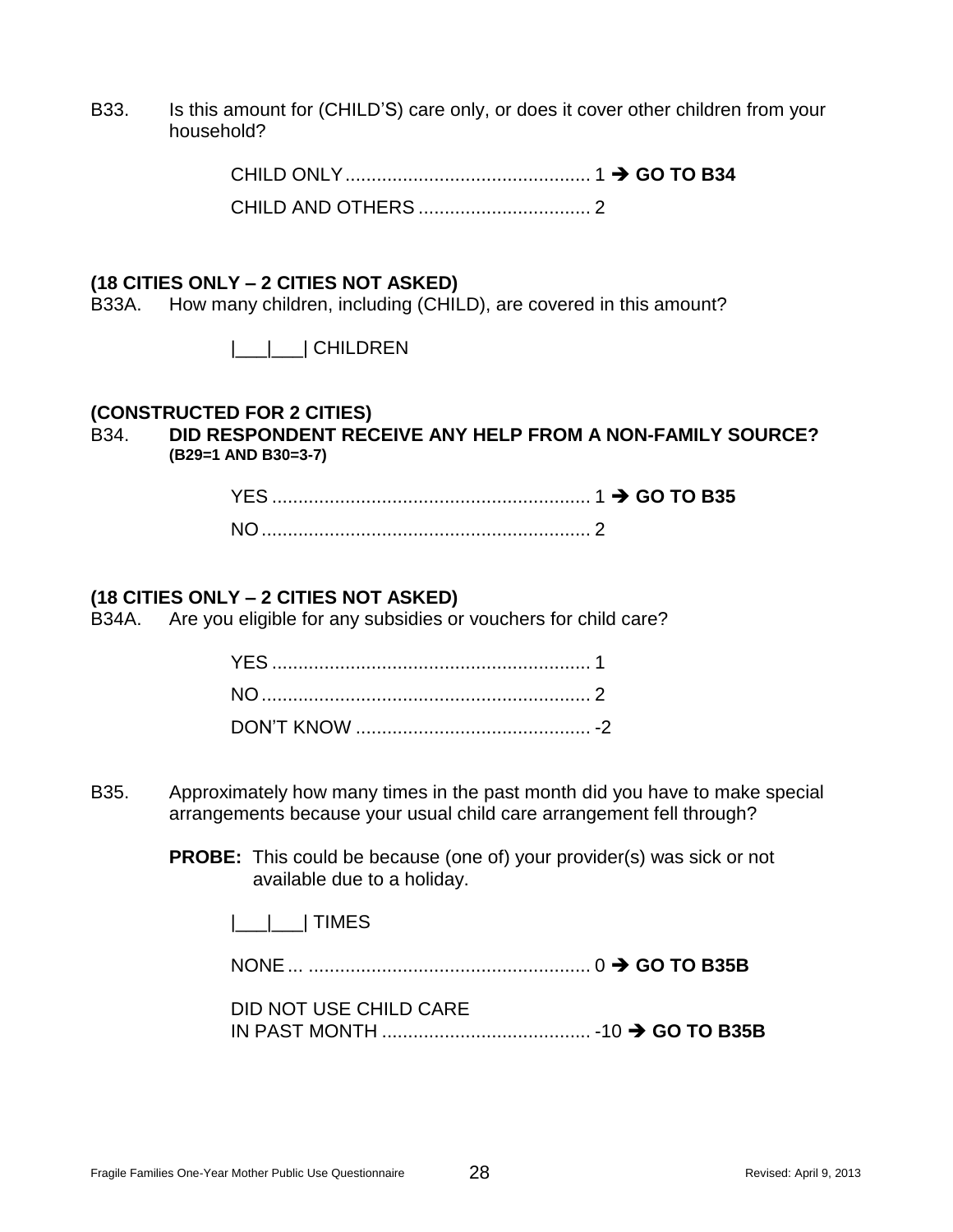B33. Is this amount for (CHILD'S) care only, or does it cover other children from your household?

CHILD ONLY............................................... 1 ➔ **GO TO B34**

CHILD AND OTHERS ................................. 2

**(18 CITIES ONLY – 2 CITIES NOT ASKED)**

B33A. How many children, including (CHILD), are covered in this amount?

|___|___| CHILDREN

**(CONSTRUCTED FOR 2 CITIES)**

B34. **DID RESPONDENT RECEIVE ANY HELP FROM A NON-FAMILY SOURCE? (B29=1 AND B30=3-7)**

YES ............................................................. 1 ➔ **GO TO B35**

NO............................................................... 2

**(18 CITIES ONLY – 2 CITIES NOT ASKED)**

B34A. Are you eligible for any subsidies or vouchers for child care?

YES ............................................................. 1

NO............................................................... 2

DON'T KNOW ............................................. -2

B35. Approximately how many times in the past month did you have to make special arrangements because your usual child care arrangement fell through?

**PROBE:** This could be because (one of) your provider(s) was sick or not available due to a holiday.

|___|___| TIMES

NONE ... ...................................................... 0 ➔ **GO TO B35B**

DID NOT USE CHILD CARE
IN PAST MONTH ........................................ -10 ➔ **GO TO B35B**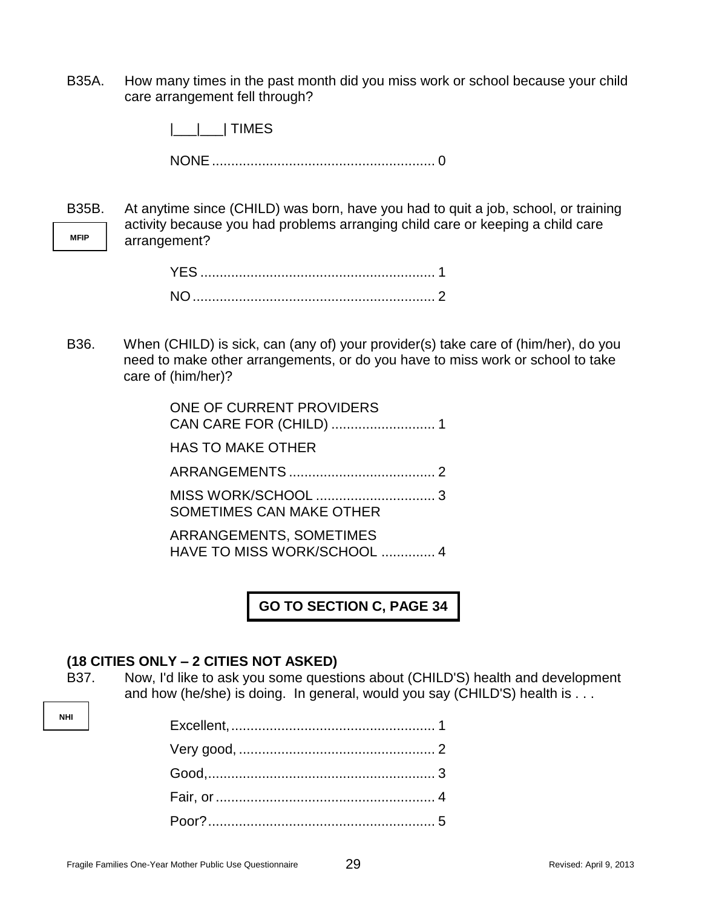B35A. How many times in the past month did you miss work or school because your child care arrangement fell through?

|___|___| TIMES

NONE ......................................................... 0

B35B. At anytime since (CHILD) was born, have you had to quit a job, school, or training activity because you had problems arranging child care or keeping a child care arrangement?

MFIP

YES ............................................................ 1

NO .............................................................. 2

B36. When (CHILD) is sick, can (any of) your provider(s) take care of (him/her), do you need to make other arrangements, or do you have to miss work or school to take care of (him/her)?

ONE OF CURRENT PROVIDERS CAN CARE FOR (CHILD) ........................... 1

HAS TO MAKE OTHER ARRANGEMENTS ...................................... 2

MISS WORK/SCHOOL ............................... 3

SOMETIMES CAN MAKE OTHER ARRANGEMENTS, SOMETIMES HAVE TO MISS WORK/SCHOOL .............. 4

**GO TO SECTION C, PAGE 34**

**(18 CITIES ONLY – 2 CITIES NOT ASKED)**

B37. Now, I'd like to ask you some questions about (CHILD'S) health and development and how (he/she) is doing. In general, would you say (CHILD'S) health is . . .

NHI

Excellent, ..................................................... 1

Very good, ................................................... 2

Good, ........................................................... 3

Fair, or ........................................................ 4

Poor? .......................................................... 5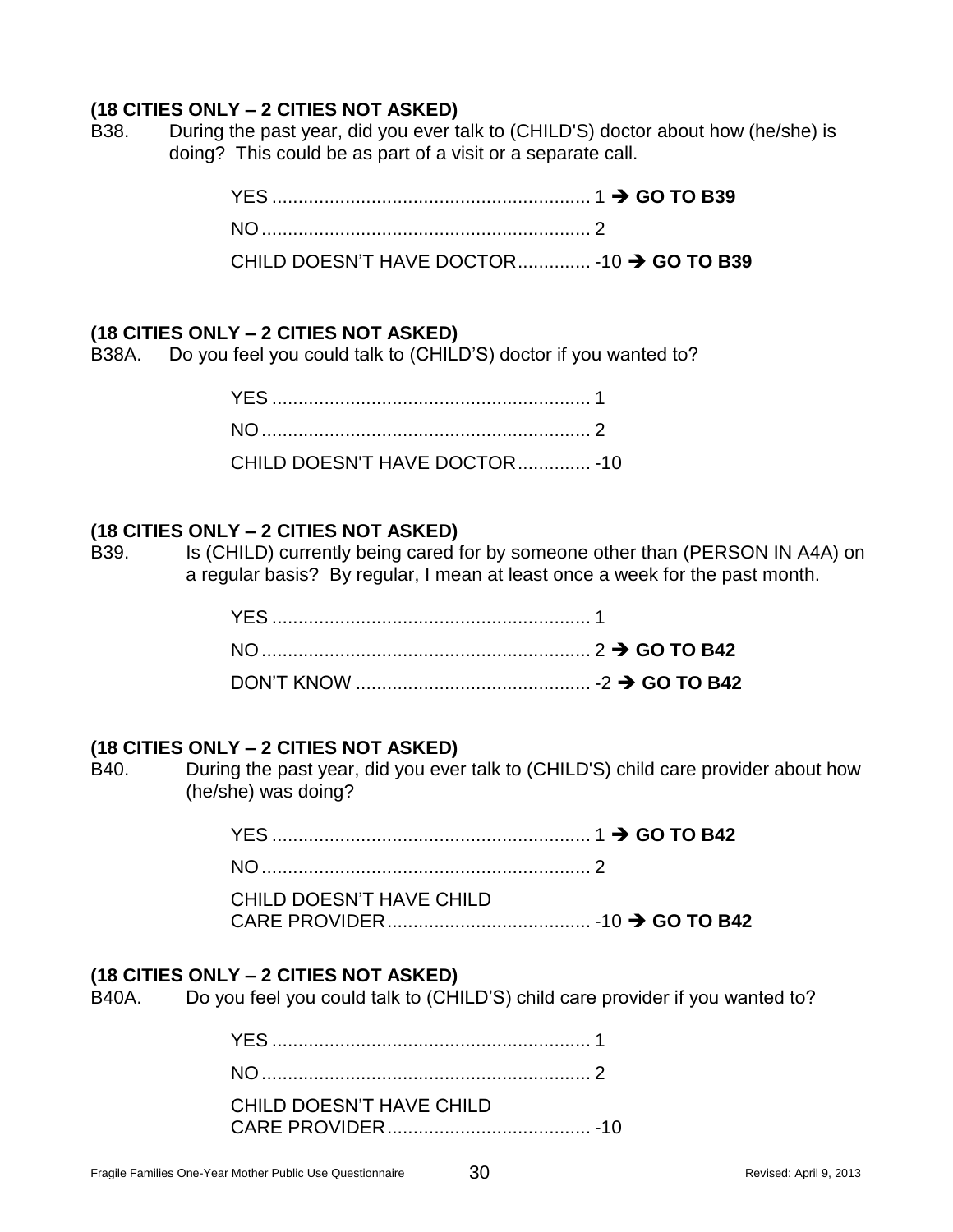**(18 CITIES ONLY – 2 CITIES NOT ASKED)**

B38. During the past year, did you ever talk to (CHILD'S) doctor about how (he/she) is doing? This could be as part of a visit or a separate call.

YES ............................................................ 1 ➔ **GO TO B39**
NO ............................................................... 2
CHILD DOESN'T HAVE DOCTOR .............. -10 ➔ **GO TO B39**

**(18 CITIES ONLY – 2 CITIES NOT ASKED)**

B38A. Do you feel you could talk to (CHILD'S) doctor if you wanted to?

YES ............................................................ 1
NO ............................................................... 2
CHILD DOESN'T HAVE DOCTOR .............. -10

**(18 CITIES ONLY – 2 CITIES NOT ASKED)**

B39. Is (CHILD) currently being cared for by someone other than (PERSON IN A4A) on a regular basis? By regular, I mean at least once a week for the past month.

YES ............................................................ 1
NO ............................................................... 2 ➔ **GO TO B42**
DON'T KNOW ............................................. -2 ➔ **GO TO B42**

**(18 CITIES ONLY – 2 CITIES NOT ASKED)**

B40. During the past year, did you ever talk to (CHILD'S) child care provider about how (he/she) was doing?

YES ............................................................ 1 ➔ **GO TO B42**
NO ............................................................... 2
CHILD DOESN'T HAVE CHILD CARE PROVIDER ....................................... -10 ➔ **GO TO B42**

**(18 CITIES ONLY – 2 CITIES NOT ASKED)**

B40A. Do you feel you could talk to (CHILD'S) child care provider if you wanted to?

YES ............................................................ 1
NO ............................................................... 2
CHILD DOESN'T HAVE CHILD CARE PROVIDER ....................................... -10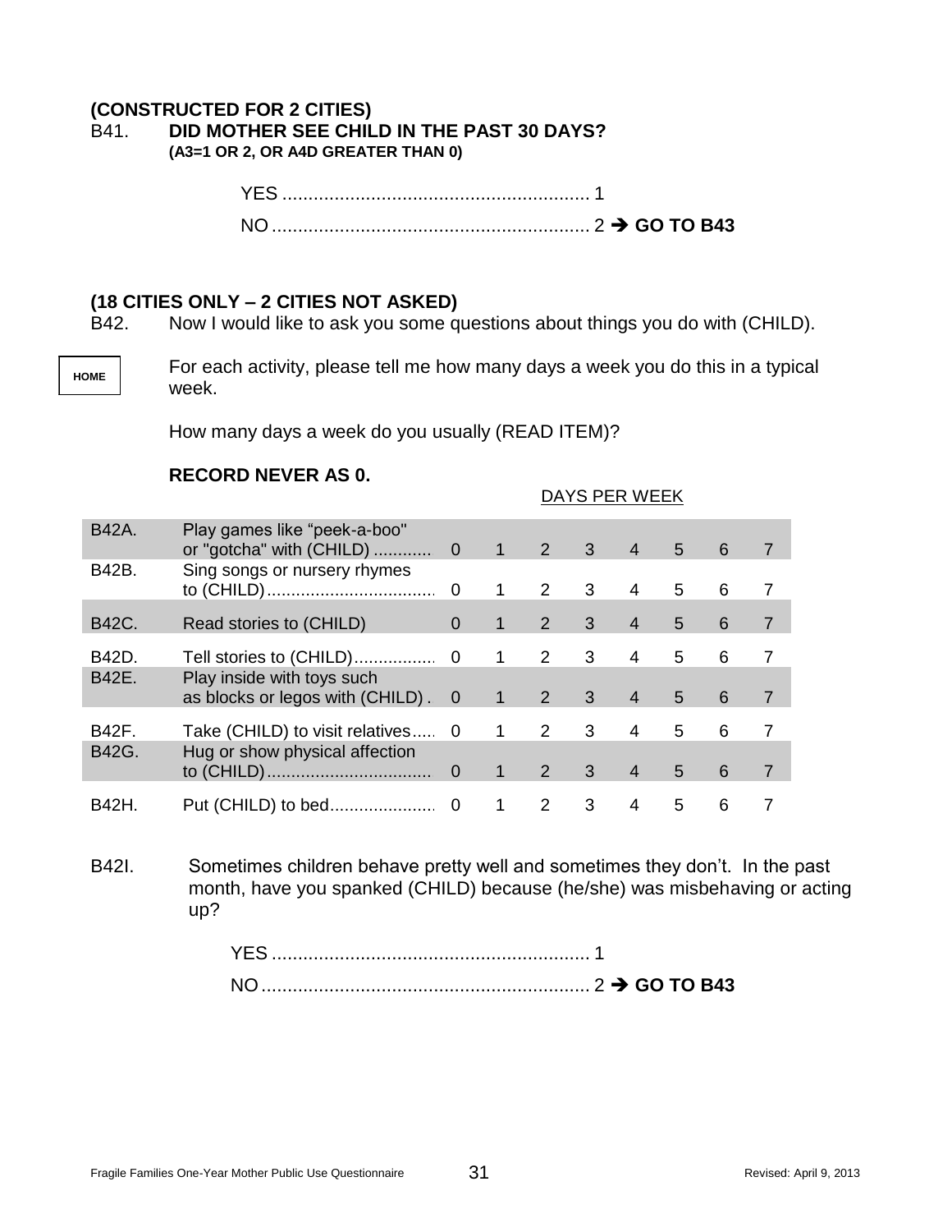**(CONSTRUCTED FOR 2 CITIES)**

B41. **DID MOTHER SEE CHILD IN THE PAST 30 DAYS?**
**(A3=1 OR 2, OR A4D GREATER THAN 0)**

YES ........................................................... 1
NO ............................................................. 2 ➔ **GO TO B43**

**(18 CITIES ONLY – 2 CITIES NOT ASKED)**

B42. Now I would like to ask you some questions about things you do with (CHILD).

HOME

For each activity, please tell me how many days a week you do this in a typical week.

How many days a week do you usually (READ ITEM)?

**RECORD NEVER AS 0.**

| | | DAYS PER WEEK | | | | | | | |
|---|---|---|---|---|---|---|---|---|---|
| B42A. | Play games like "peek-a-boo" or "gotcha" with (CHILD) ............ | 0 | 1 | 2 | 3 | 4 | 5 | 6 | 7 |
| B42B. | Sing songs or nursery rhymes to (CHILD).................................. | 0 | 1 | 2 | 3 | 4 | 5 | 6 | 7 |
| B42C. | Read stories to (CHILD) | 0 | 1 | 2 | 3 | 4 | 5 | 6 | 7 |
| B42D. | Tell stories to (CHILD)................. | 0 | 1 | 2 | 3 | 4 | 5 | 6 | 7 |
| B42E. | Play inside with toys such as blocks or legos with (CHILD) . | 0 | 1 | 2 | 3 | 4 | 5 | 6 | 7 |
| B42F. | Take (CHILD) to visit relatives..... | 0 | 1 | 2 | 3 | 4 | 5 | 6 | 7 |
| B42G. | Hug or show physical affection to (CHILD)................................. | 0 | 1 | 2 | 3 | 4 | 5 | 6 | 7 |
| B42H. | Put (CHILD) to bed...................... | 0 | 1 | 2 | 3 | 4 | 5 | 6 | 7 |

B42I. Sometimes children behave pretty well and sometimes they don't. In the past month, have you spanked (CHILD) because (he/she) was misbehaving or acting up?

YES ............................................................. 1
NO ............................................................... 2 ➔ **GO TO B43**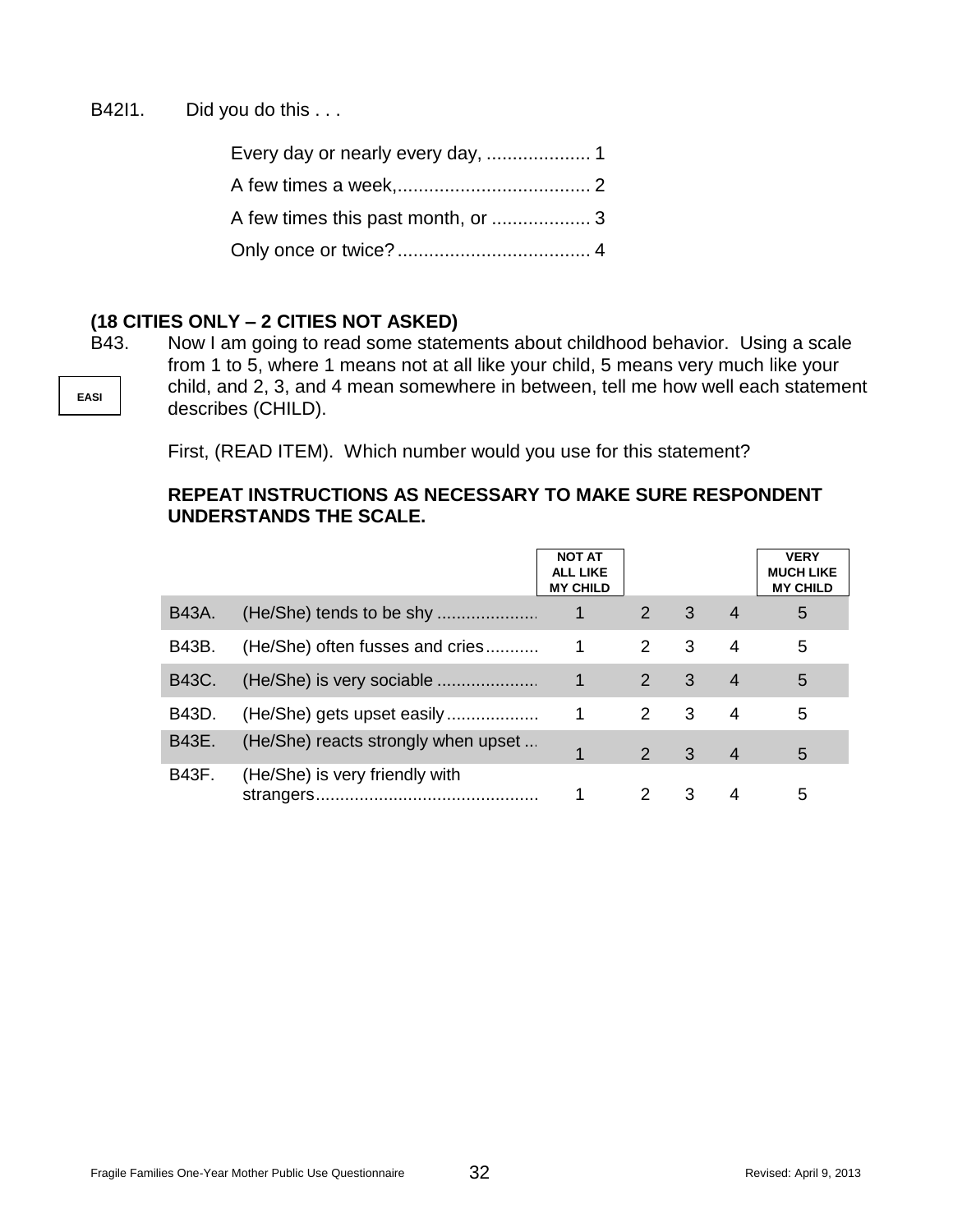B42I1. Did you do this . . .

- Every day or nearly every day, .................... 1
- A few times a week,..................................... 2
- A few times this past month, or ................... 3
- Only once or twice?..................................... 4

**(18 CITIES ONLY – 2 CITIES NOT ASKED)**

B43. Now I am going to read some statements about childhood behavior. Using a scale from 1 to 5, where 1 means not at all like your child, 5 means very much like your child, and 2, 3, and 4 mean somewhere in between, tell me how well each statement describes (CHILD).

EASI

First, (READ ITEM). Which number would you use for this statement?

**REPEAT INSTRUCTIONS AS NECESSARY TO MAKE SURE RESPONDENT UNDERSTANDS THE SCALE.**

| | | NOT AT ALL LIKE MY CHILD | | | | VERY MUCH LIKE MY CHILD |
|---|---|---|---|---|---|---|
| B43A. | (He/She) tends to be shy ..................... | 1 | 2 | 3 | 4 | 5 |
| B43B. | (He/She) often fusses and cries........... | 1 | 2 | 3 | 4 | 5 |
| B43C. | (He/She) is very sociable ..................... | 1 | 2 | 3 | 4 | 5 |
| B43D. | (He/She) gets upset easily................... | 1 | 2 | 3 | 4 | 5 |
| B43E. | (He/She) reacts strongly when upset ... | 1 | 2 | 3 | 4 | 5 |
| B43F. | (He/She) is very friendly with strangers............................................. | 1 | 2 | 3 | 4 | 5 |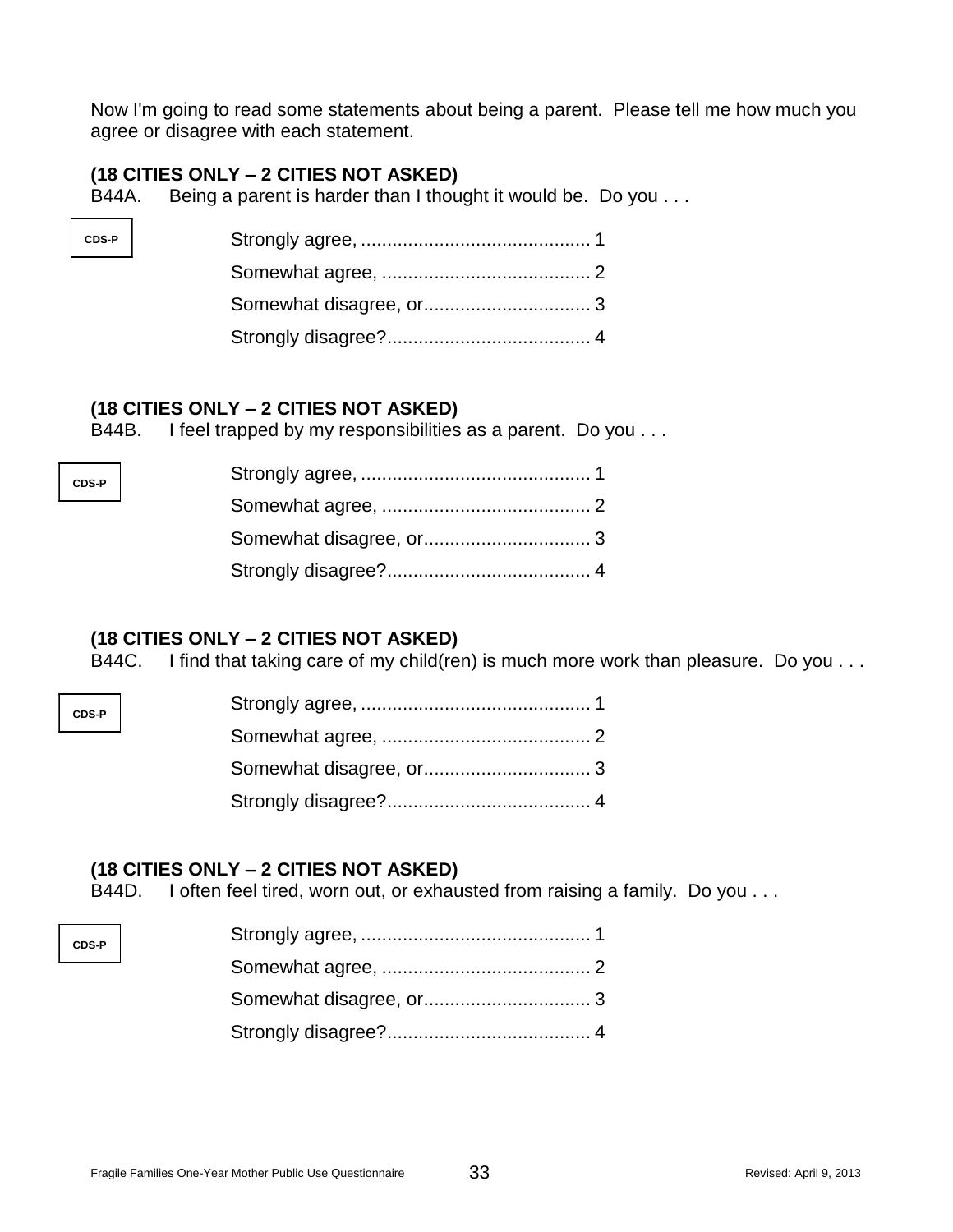Now I'm going to read some statements about being a parent. Please tell me how much you agree or disagree with each statement.

**(18 CITIES ONLY – 2 CITIES NOT ASKED)**
B44A. Being a parent is harder than I thought it would be. Do you . . .

CDS-P

Strongly agree, ............................................ 1
Somewhat agree, ........................................ 2
Somewhat disagree, or................................ 3
Strongly disagree?....................................... 4

**(18 CITIES ONLY – 2 CITIES NOT ASKED)**
B44B. I feel trapped by my responsibilities as a parent. Do you . . .

CDS-P

Strongly agree, ............................................ 1
Somewhat agree, ........................................ 2
Somewhat disagree, or................................ 3
Strongly disagree?....................................... 4

**(18 CITIES ONLY – 2 CITIES NOT ASKED)**
B44C. I find that taking care of my child(ren) is much more work than pleasure. Do you . . .

CDS-P

Strongly agree, ............................................ 1
Somewhat agree, ........................................ 2
Somewhat disagree, or................................ 3
Strongly disagree?....................................... 4

**(18 CITIES ONLY – 2 CITIES NOT ASKED)**
B44D. I often feel tired, worn out, or exhausted from raising a family. Do you . . .

CDS-P

Strongly agree, ............................................ 1
Somewhat agree, ........................................ 2
Somewhat disagree, or................................ 3
Strongly disagree?....................................... 4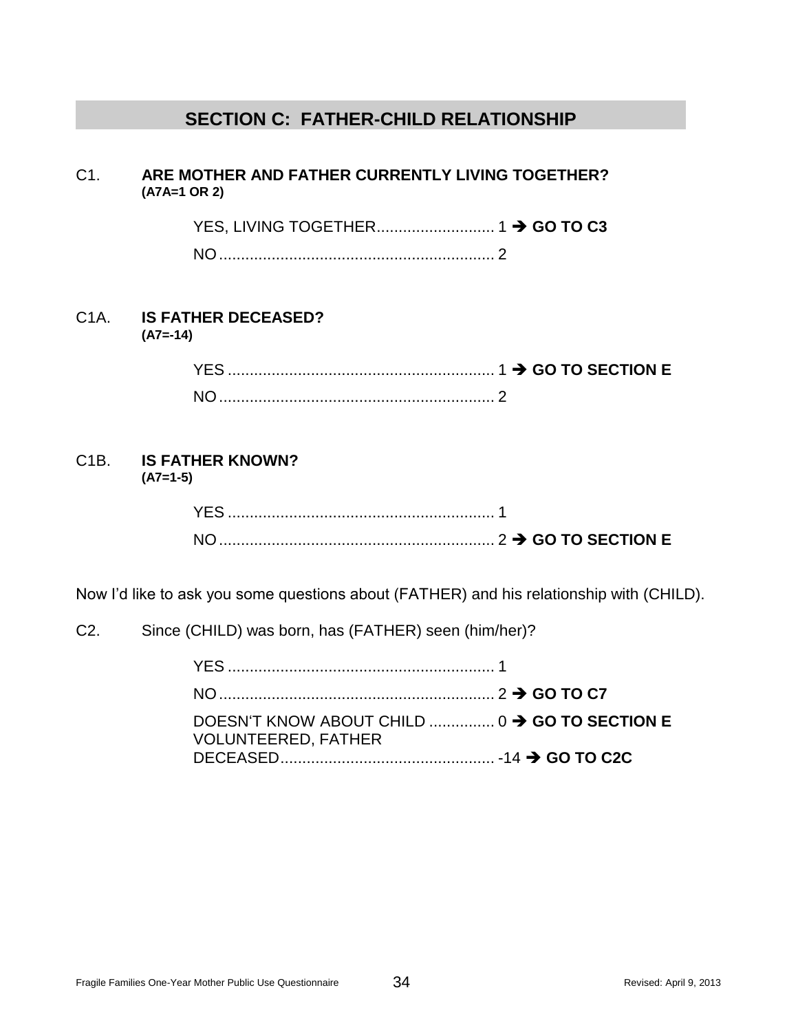## SECTION C: FATHER-CHILD RELATIONSHIP

C1. **ARE MOTHER AND FATHER CURRENTLY LIVING TOGETHER?**
**(A7A=1 OR 2)**

- YES, LIVING TOGETHER........................... 1 ➔ **GO TO C3**
- NO............................................................... 2

C1A. **IS FATHER DECEASED?**
**(A7=-14)**

- YES ............................................................ 1 ➔ **GO TO SECTION E**
- NO............................................................... 2

C1B. **IS FATHER KNOWN?**
**(A7=1-5)**

- YES ............................................................ 1
- NO............................................................... 2 ➔ **GO TO SECTION E**

Now I'd like to ask you some questions about (FATHER) and his relationship with (CHILD).

C2. Since (CHILD) was born, has (FATHER) seen (him/her)?

- YES ............................................................ 1
- NO............................................................... 2 ➔ **GO TO C7**
- DOESN'T KNOW ABOUT CHILD ............... 0 ➔ **GO TO SECTION E**
- VOLUNTEERED, FATHER DECEASED................................................. -14 ➔ **GO TO C2C**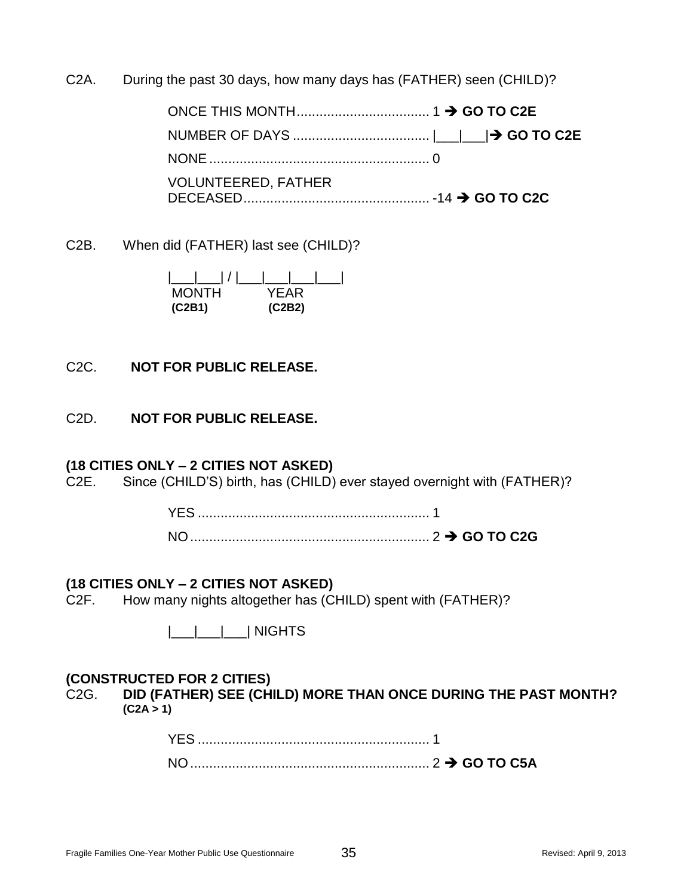C2A. During the past 30 days, how many days has (FATHER) seen (CHILD)?

ONCE THIS MONTH.................................... 1 ➔ **GO TO C2E**

NUMBER OF DAYS .................................... |___|___|➔ **GO TO C2E**

NONE.......................................................... 0

VOLUNTEERED, FATHER DECEASED................................................. -14 ➔ **GO TO C2C**

C2B. When did (FATHER) last see (CHILD)?

|___|___| / |___|___|___|___|
MONTH YEAR
**(C2B1)** **(C2B2)**

C2C. **NOT FOR PUBLIC RELEASE.**

C2D. **NOT FOR PUBLIC RELEASE.**

**(18 CITIES ONLY – 2 CITIES NOT ASKED)**
C2E. Since (CHILD'S) birth, has (CHILD) ever stayed overnight with (FATHER)?

YES ............................................................. 1

NO............................................................... 2 ➔ **GO TO C2G**

**(18 CITIES ONLY – 2 CITIES NOT ASKED)**
C2F. How many nights altogether has (CHILD) spent with (FATHER)?

|___|___|___| NIGHTS

**(CONSTRUCTED FOR 2 CITIES)**
C2G. **DID (FATHER) SEE (CHILD) MORE THAN ONCE DURING THE PAST MONTH? (C2A > 1)**

YES ............................................................. 1

NO............................................................... 2 ➔ **GO TO C5A**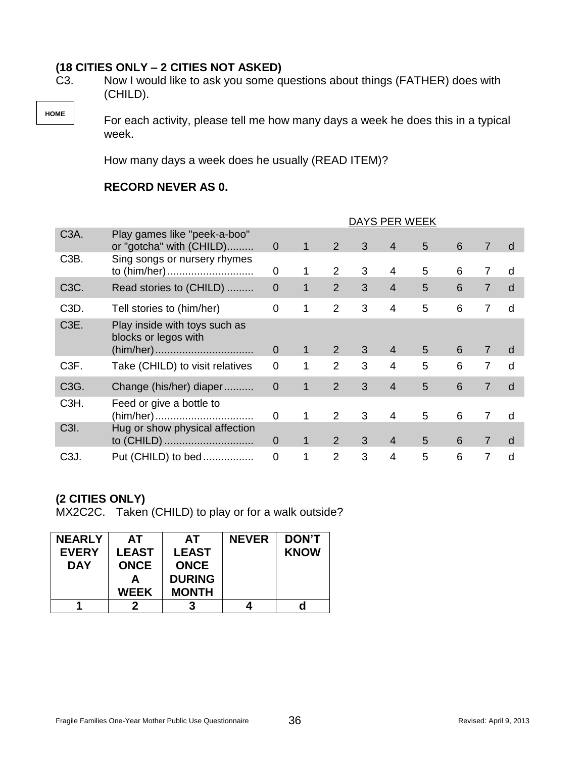**(18 CITIES ONLY – 2 CITIES NOT ASKED)**

C3. Now I would like to ask you some questions about things (FATHER) does with (CHILD).

HOME

For each activity, please tell me how many days a week he does this in a typical week.

How many days a week does he usually (READ ITEM)?

**RECORD NEVER AS 0.**

| | | DAYS PER WEEK | | | | | | | | |
|---|---|---|---|---|---|---|---|---|---|---|
| C3A. | Play games like "peek-a-boo" or "gotcha" with (CHILD)......... | 0 | 1 | 2 | 3 | 4 | 5 | 6 | 7 | d |
| C3B. | Sing songs or nursery rhymes to (him/her)............................ | 0 | 1 | 2 | 3 | 4 | 5 | 6 | 7 | d |
| C3C. | Read stories to (CHILD) ......... | 0 | 1 | 2 | 3 | 4 | 5 | 6 | 7 | d |
| C3D. | Tell stories to (him/her) | 0 | 1 | 2 | 3 | 4 | 5 | 6 | 7 | d |
| C3E. | Play inside with toys such as blocks or legos with (him/her)................................ | 0 | 1 | 2 | 3 | 4 | 5 | 6 | 7 | d |
| C3F. | Take (CHILD) to visit relatives | 0 | 1 | 2 | 3 | 4 | 5 | 6 | 7 | d |
| C3G. | Change (his/her) diaper.......... | 0 | 1 | 2 | 3 | 4 | 5 | 6 | 7 | d |
| C3H. | Feed or give a bottle to (him/her)................................ | 0 | 1 | 2 | 3 | 4 | 5 | 6 | 7 | d |
| C3I. | Hug or show physical affection to (CHILD) ............................. | 0 | 1 | 2 | 3 | 4 | 5 | 6 | 7 | d |
| C3J. | Put (CHILD) to bed................ | 0 | 1 | 2 | 3 | 4 | 5 | 6 | 7 | d |

**(2 CITIES ONLY)**

MX2C2C. Taken (CHILD) to play or for a walk outside?

| NEARLY EVERY DAY | AT LEAST ONCE A WEEK | AT LEAST ONCE DURING MONTH | NEVER | DON'T KNOW |
|---|---|---|---|---|
| **1** | **2** | **3** | **4** | **d** |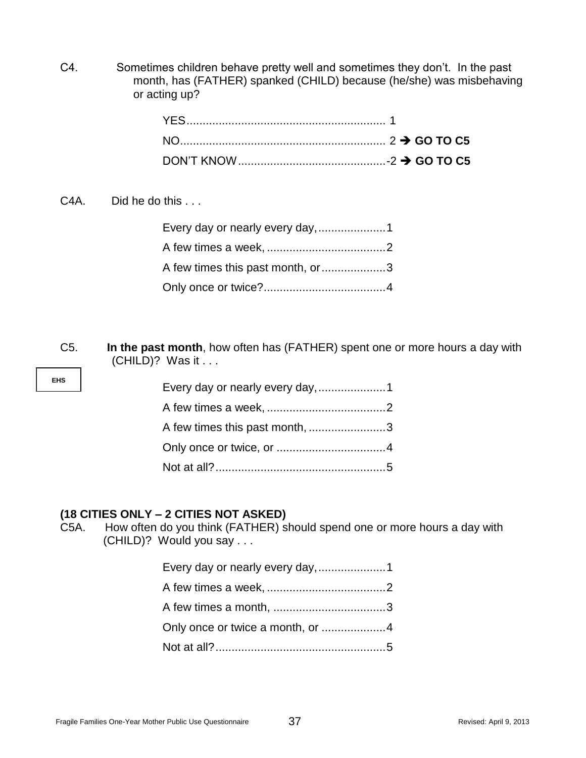C4. Sometimes children behave pretty well and sometimes they don't. In the past month, has (FATHER) spanked (CHILD) because (he/she) was misbehaving or acting up?

YES............................................................. 1
NO................................................................ 2 ➔ **GO TO C5**
DON'T KNOW.............................................-2 ➔ **GO TO C5**

C4A. Did he do this . . .

Every day or nearly every day,.....................1
A few times a week, .....................................2
A few times this past month, or....................3
Only once or twice?......................................4

C5. **In the past month**, how often has (FATHER) spent one or more hours a day with (CHILD)? Was it . . .

EHS

Every day or nearly every day,.....................1
A few times a week, .....................................2
A few times this past month, ........................3
Only once or twice, or ..................................4
Not at all?.....................................................5

**(18 CITIES ONLY – 2 CITIES NOT ASKED)**
C5A. How often do you think (FATHER) should spend one or more hours a day with (CHILD)? Would you say . . .

Every day or nearly every day,.....................1
A few times a week, .....................................2
A few times a month, ...................................3
Only once or twice a month, or ....................4
Not at all?.....................................................5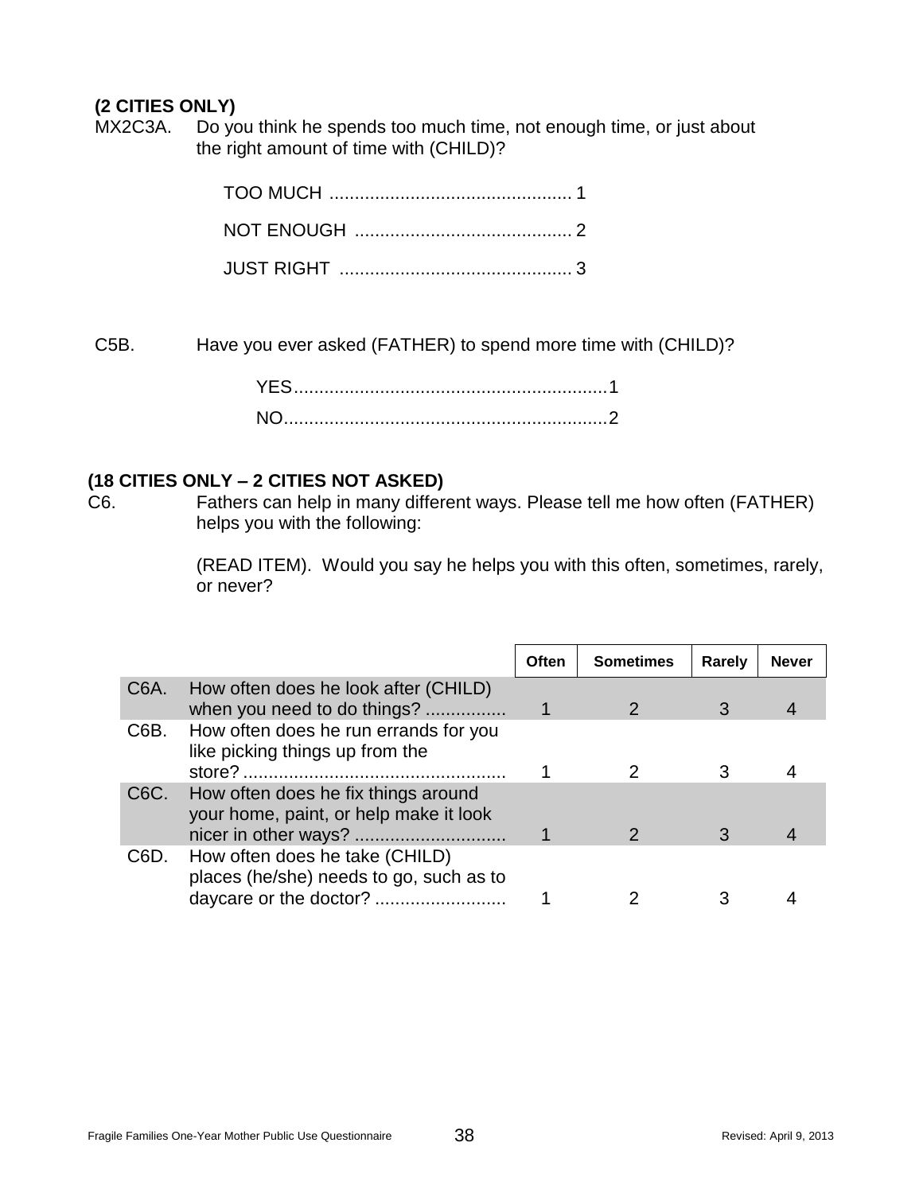**(2 CITIES ONLY)**

MX2C3A. Do you think he spends too much time, not enough time, or just about the right amount of time with (CHILD)?

TOO MUCH ................................................ 1

NOT ENOUGH ........................................... 2

JUST RIGHT .............................................. 3

C5B. Have you ever asked (FATHER) to spend more time with (CHILD)?

YES............................................................1

NO..............................................................2

**(18 CITIES ONLY – 2 CITIES NOT ASKED)**

C6. Fathers can help in many different ways. Please tell me how often (FATHER) helps you with the following:

(READ ITEM). Would you say he helps you with this often, sometimes, rarely, or never?

| | | Often | Sometimes | Rarely | Never |
|---|---|---|---|---|---|
| C6A. | How often does he look after (CHILD) when you need to do things? ................ | 1 | 2 | 3 | 4 |
| C6B. | How often does he run errands for you like picking things up from the store? .................................................. | 1 | 2 | 3 | 4 |
| C6C. | How often does he fix things around your home, paint, or help make it look nicer in other ways? ............................. | 1 | 2 | 3 | 4 |
| C6D. | How often does he take (CHILD) places (he/she) needs to go, such as to daycare or the doctor? .......................... | 1 | 2 | 3 | 4 |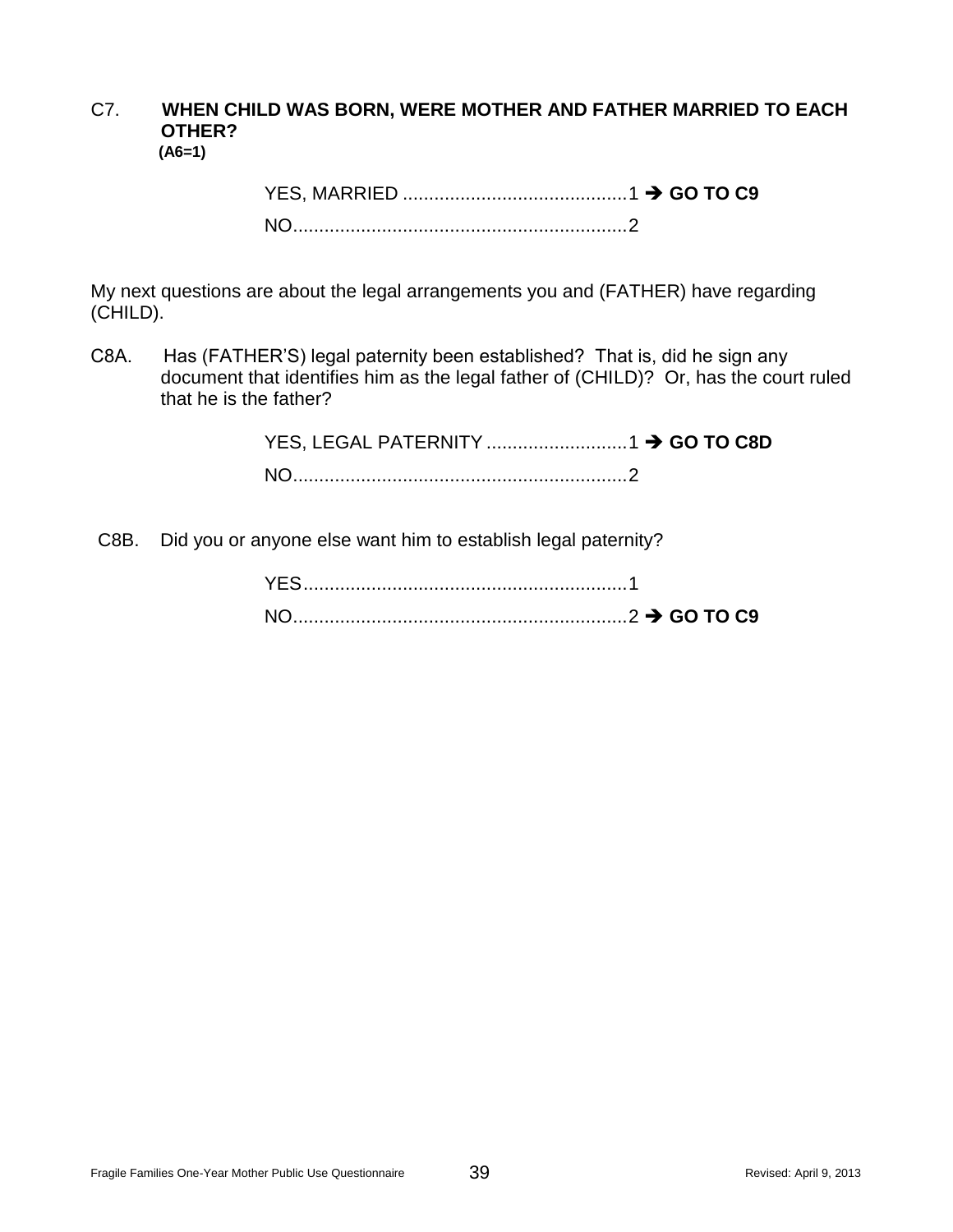C7. **WHEN CHILD WAS BORN, WERE MOTHER AND FATHER MARRIED TO EACH OTHER?**
**(A6=1)**

YES, MARRIED ............................................1 ➔ **GO TO C9**
NO................................................................2

My next questions are about the legal arrangements you and (FATHER) have regarding (CHILD).

C8A. Has (FATHER'S) legal paternity been established? That is, did he sign any document that identifies him as the legal father of (CHILD)? Or, has the court ruled that he is the father?

YES, LEGAL PATERNITY ...........................1 ➔ **GO TO C8D**
NO................................................................2

C8B. Did you or anyone else want him to establish legal paternity?

YES..............................................................1
NO................................................................2 ➔ **GO TO C9**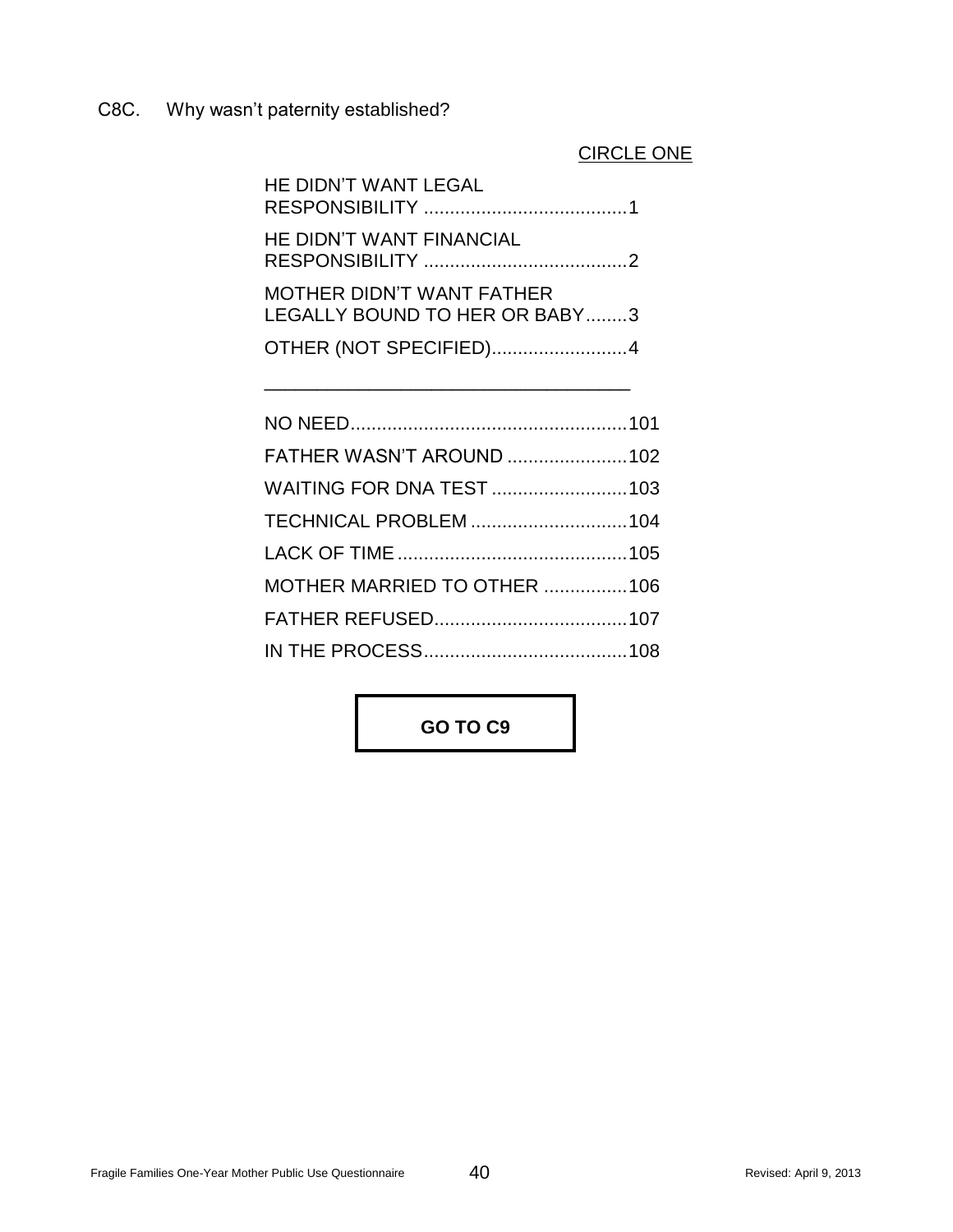C8C. Why wasn't paternity established?

CIRCLE ONE

HE DIDN'T WANT LEGAL RESPONSIBILITY .......................................1

HE DIDN'T WANT FINANCIAL RESPONSIBILITY .......................................2

MOTHER DIDN'T WANT FATHER LEGALLY BOUND TO HER OR BABY........3

OTHER (NOT SPECIFIED)..........................4

____________________________________

NO NEED.....................................................101

FATHER WASN'T AROUND .......................102

WAITING FOR DNA TEST ..........................103

TECHNICAL PROBLEM ..............................104

LACK OF TIME ............................................105

MOTHER MARRIED TO OTHER ................106

FATHER REFUSED.....................................107

IN THE PROCESS.......................................108

**GO TO C9**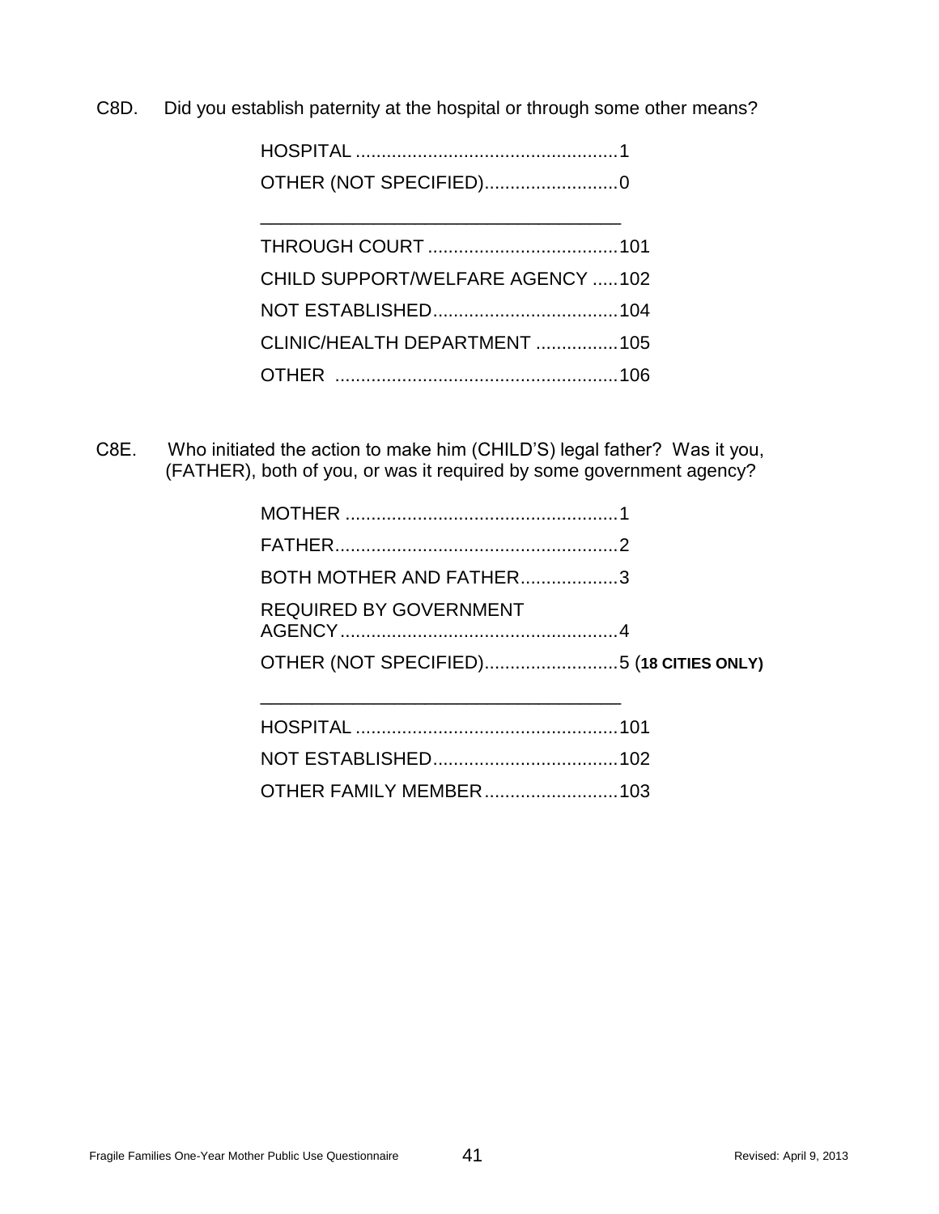C8D. Did you establish paternity at the hospital or through some other means?

HOSPITAL ....................................................1
OTHER (NOT SPECIFIED)..........................0

_______________________________________

THROUGH COURT .....................................101
CHILD SUPPORT/WELFARE AGENCY .....102
NOT ESTABLISHED....................................104
CLINIC/HEALTH DEPARTMENT ................105
OTHER .......................................................106

C8E. Who initiated the action to make him (CHILD'S) legal father? Was it you, (FATHER), both of you, or was it required by some government agency?

MOTHER .....................................................1
FATHER.......................................................2
BOTH MOTHER AND FATHER...................3
REQUIRED BY GOVERNMENT AGENCY......................................................4
OTHER (NOT SPECIFIED)..........................5 (**18 CITIES ONLY)**

_______________________________________

HOSPITAL ...................................................101
NOT ESTABLISHED....................................102
OTHER FAMILY MEMBER..........................103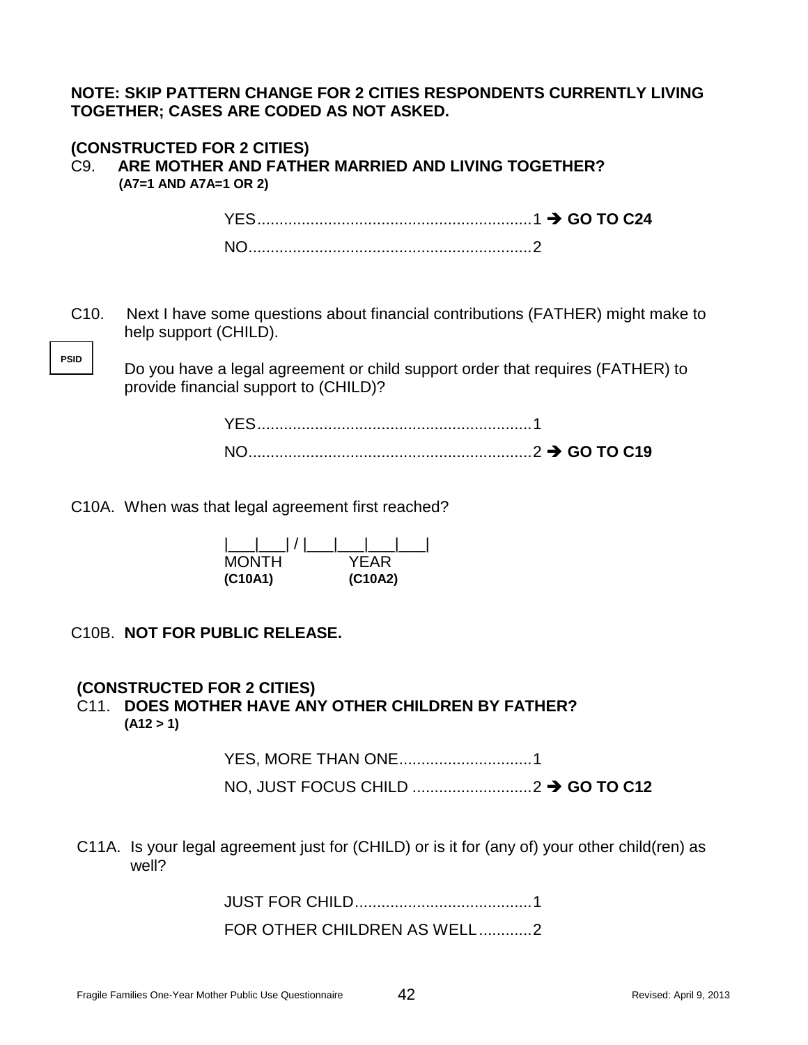**NOTE: SKIP PATTERN CHANGE FOR 2 CITIES RESPONDENTS CURRENTLY LIVING TOGETHER; CASES ARE CODED AS NOT ASKED.**

**(CONSTRUCTED FOR 2 CITIES)**

C9. **ARE MOTHER AND FATHER MARRIED AND LIVING TOGETHER?**
**(A7=1 AND A7A=1 OR 2)**

YES..............................................................1 ➔ **GO TO C24**

NO................................................................2

C10. Next I have some questions about financial contributions (FATHER) might make to help support (CHILD).

PSID

Do you have a legal agreement or child support order that requires (FATHER) to provide financial support to (CHILD)?

YES..............................................................1

NO................................................................2 ➔ **GO TO C19**

C10A. When was that legal agreement first reached?

|___|___| / |___|___|___|___|
MONTH **(C10A1)** YEAR **(C10A2)**

C10B. **NOT FOR PUBLIC RELEASE.**

**(CONSTRUCTED FOR 2 CITIES)**

C11. **DOES MOTHER HAVE ANY OTHER CHILDREN BY FATHER?**
**(A12 > 1)**

YES, MORE THAN ONE..............................1

NO, JUST FOCUS CHILD ...........................2 ➔ **GO TO C12**

C11A. Is your legal agreement just for (CHILD) or is it for (any of) your other child(ren) as well?

JUST FOR CHILD........................................1

FOR OTHER CHILDREN AS WELL............2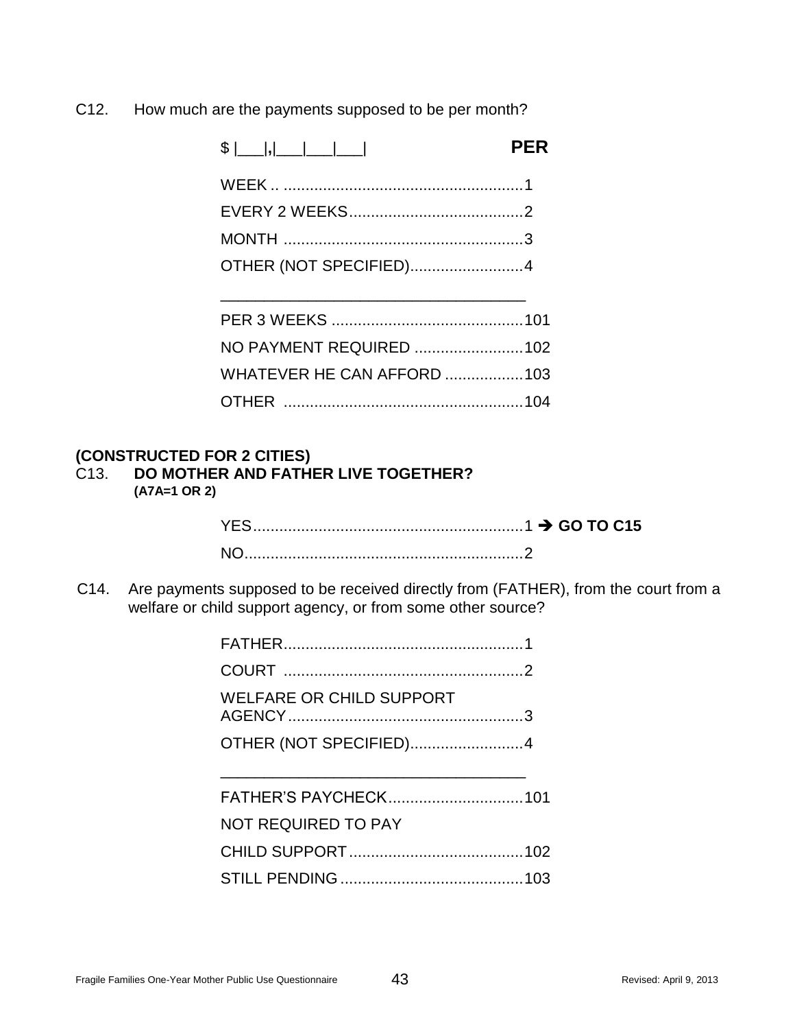C12. How much are the payments supposed to be per month?

$ |___|,|___|___|___| **PER**

WEEK .. ....................................................... 1
EVERY 2 WEEKS ........................................ 2
MONTH ....................................................... 3
OTHER (NOT SPECIFIED) .......................... 4

___________________________________

PER 3 WEEKS ............................................ 101
NO PAYMENT REQUIRED ......................... 102
WHATEVER HE CAN AFFORD .................. 103
OTHER ....................................................... 104

**(CONSTRUCTED FOR 2 CITIES)**

C13. **DO MOTHER AND FATHER LIVE TOGETHER?**
**(A7A=1 OR 2)**

YES .............................................................. 1 ➔ **GO TO C15**
NO ................................................................ 2

C14. Are payments supposed to be received directly from (FATHER), from the court from a welfare or child support agency, or from some other source?

FATHER ....................................................... 1
COURT ....................................................... 2
WELFARE OR CHILD SUPPORT
AGENCY ...................................................... 3
OTHER (NOT SPECIFIED) .......................... 4

___________________________________

FATHER'S PAYCHECK ............................... 101
NOT REQUIRED TO PAY
CHILD SUPPORT ........................................ 102
STILL PENDING .......................................... 103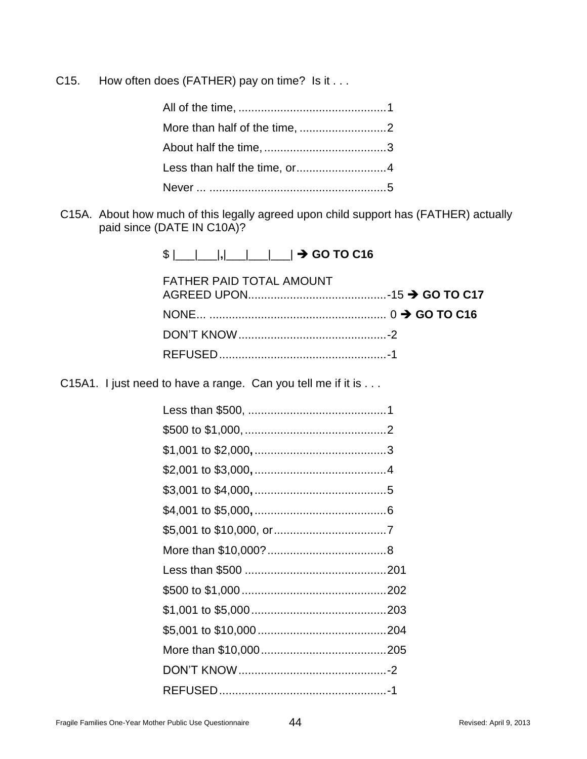C15. How often does (FATHER) pay on time? Is it . . .

| | |
|---|---|
| All of the time, | 1 |
| More than half of the time, | 2 |
| About half the time, | 3 |
| Less than half the time, or | 4 |
| Never ... | 5 |

C15A. About how much of this legally agreed upon child support has (FATHER) actually paid since (DATE IN C10A)?

$ |___|___|,|___|___|___| ➔ **GO TO C16**

| | |
|---|---|
| FATHER PAID TOTAL AMOUNT AGREED UPON | -15 ➔ **GO TO C17** |
| NONE... | 0 ➔ **GO TO C16** |
| DON'T KNOW | -2 |
| REFUSED | -1 |

C15A1. I just need to have a range. Can you tell me if it is . . .

| | |
|---|---|
| Less than $500, | 1 |
| $500 to $1,000, | 2 |
| $1,001 to $2,000, | 3 |
| $2,001 to $3,000, | 4 |
| $3,001 to $4,000, | 5 |
| $4,001 to $5,000, | 6 |
| $5,001 to $10,000, or | 7 |
| More than $10,000? | 8 |
| Less than $500 | 201 |
| $500 to $1,000 | 202 |
| $1,001 to $5,000 | 203 |
| $5,001 to $10,000 | 204 |
| More than $10,000 | 205 |
| DON'T KNOW | -2 |
| REFUSED | -1 |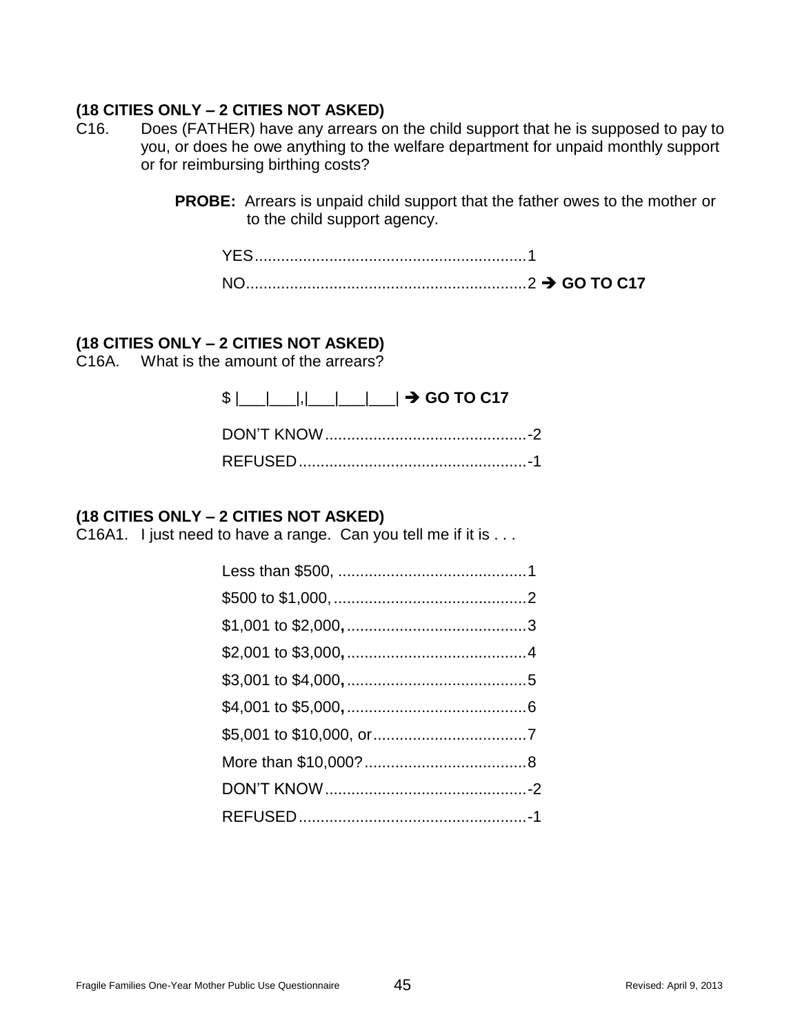**(18 CITIES ONLY – 2 CITIES NOT ASKED)**

C16. Does (FATHER) have any arrears on the child support that he is supposed to pay to you, or does he owe anything to the welfare department for unpaid monthly support or for reimbursing birthing costs?

**PROBE:** Arrears is unpaid child support that the father owes to the mother or to the child support agency.

YES..............................................................1
NO................................................................2 ➔ **GO TO C17**

**(18 CITIES ONLY – 2 CITIES NOT ASKED)**

C16A. What is the amount of the arrears?

$ |___|___|,|___|___|___| ➔ **GO TO C17**

DON'T KNOW..............................................-2
REFUSED....................................................-1

**(18 CITIES ONLY – 2 CITIES NOT ASKED)**

C16A1. I just need to have a range. Can you tell me if it is . . .

Less than $500, ...........................................1
$500 to $1,000, ............................................2
$1,001 to $2,000, .........................................3
$2,001 to $3,000, .........................................4
$3,001 to $4,000, .........................................5
$4,001 to $5,000, .........................................6
$5,001 to $10,000, or...................................7
More than $10,000?.....................................8
DON'T KNOW..............................................-2
REFUSED....................................................-1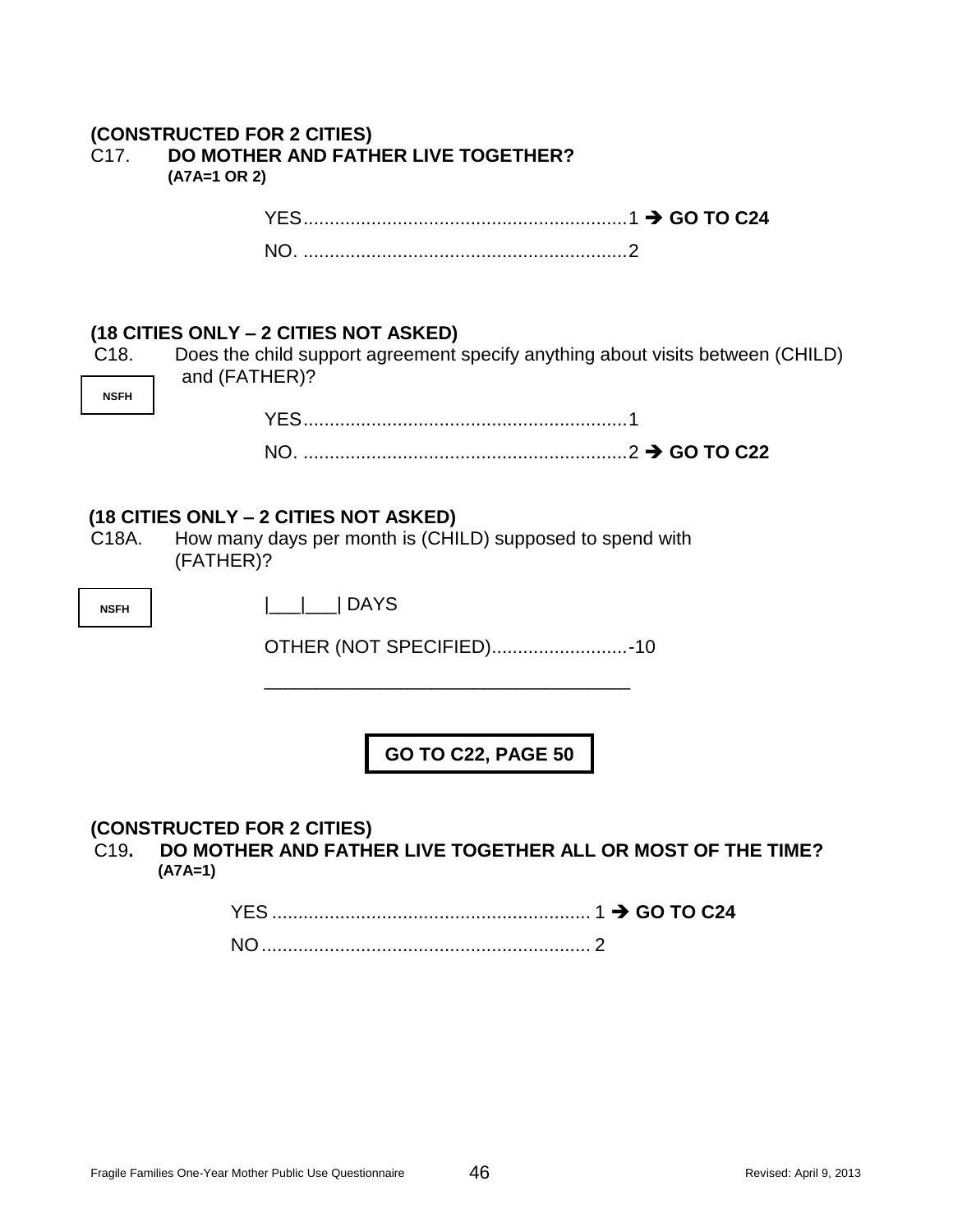**(CONSTRUCTED FOR 2 CITIES)**

C17. **DO MOTHER AND FATHER LIVE TOGETHER?**
**(A7A=1 OR 2)**

YES..............................................................1 ➔ **GO TO C24**

NO. ..............................................................2

**(18 CITIES ONLY – 2 CITIES NOT ASKED)**

C18. Does the child support agreement specify anything about visits between (CHILD) and (FATHER)?

NSFH

YES..............................................................1

NO. ..............................................................2 ➔ **GO TO C22**

**(18 CITIES ONLY – 2 CITIES NOT ASKED)**

C18A. How many days per month is (CHILD) supposed to spend with (FATHER)?

NSFH

|___|___| DAYS

OTHER (NOT SPECIFIED)..........................-10

___________________________________

**GO TO C22, PAGE 50**

**(CONSTRUCTED FOR 2 CITIES)**

C19**.** **DO MOTHER AND FATHER LIVE TOGETHER ALL OR MOST OF THE TIME?**
**(A7A=1)**

YES ............................................................ 1 ➔ **GO TO C24**

NO............................................................... 2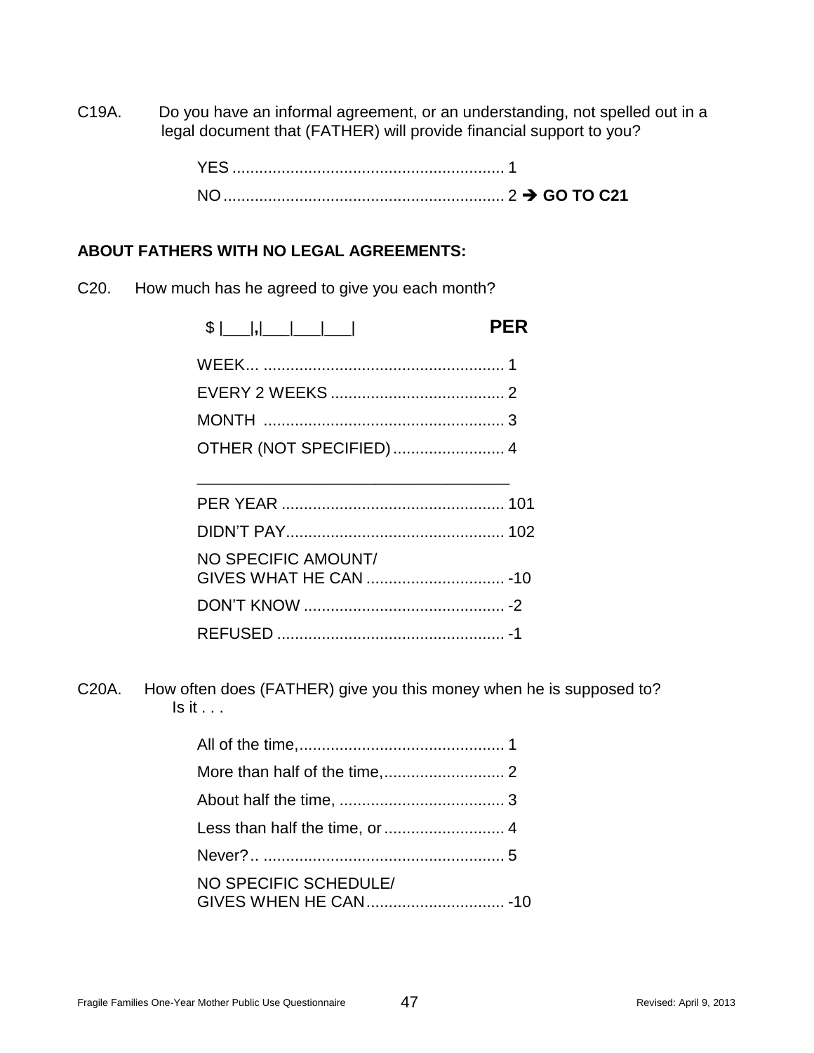C19A. Do you have an informal agreement, or an understanding, not spelled out in a legal document that (FATHER) will provide financial support to you?

YES ............................................................ 1
NO .............................................................. 2 ➔ **GO TO C21**

**ABOUT FATHERS WITH NO LEGAL AGREEMENTS:**

C20. How much has he agreed to give you each month?

$ |___|,|___|___|___| **PER**

WEEK... ..................................................... 1
EVERY 2 WEEKS ...................................... 2
MONTH ..................................................... 3
OTHER (NOT SPECIFIED) ......................... 4
_______________________________________
PER YEAR .................................................. 101
DIDN'T PAY................................................ 102
NO SPECIFIC AMOUNT/
GIVES WHAT HE CAN ............................... -10
DON'T KNOW ............................................ -2
REFUSED .................................................. -1

C20A. How often does (FATHER) give you this money when he is supposed to? Is it . . .

All of the time,.............................................. 1
More than half of the time,........................... 2
About half the time, ..................................... 3
Less than half the time, or ........................... 4
Never?.. ...................................................... 5
NO SPECIFIC SCHEDULE/
GIVES WHEN HE CAN............................... -10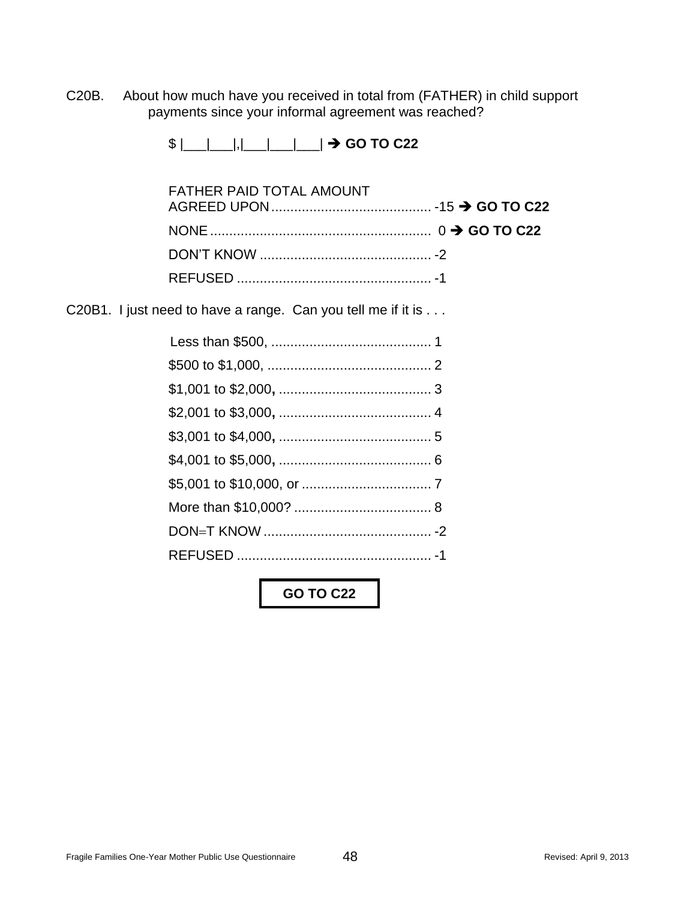C20B. About how much have you received in total from (FATHER) in child support payments since your informal agreement was reached?

$ |___|___|,|___|___|___| ➔ **GO TO C22**

FATHER PAID TOTAL AMOUNT AGREED UPON .......................................... -15 ➔ **GO TO C22**

NONE .......................................................... 0 ➔ **GO TO C22**

DON'T KNOW ............................................. -2

REFUSED ................................................... -1

C20B1. I just need to have a range. Can you tell me if it is . . .

Less than $500, .......................................... 1

$500 to $1,000, ........................................... 2

$1,001 to $2,000, ........................................ 3

$2,001 to $3,000, ........................................ 4

$3,001 to $4,000, ........................................ 5

$4,001 to $5,000, ........................................ 6

$5,001 to $10,000, or .................................. 7

More than $10,000? .................................... 8

DON=T KNOW ............................................ -2

REFUSED ................................................... -1

**GO TO C22**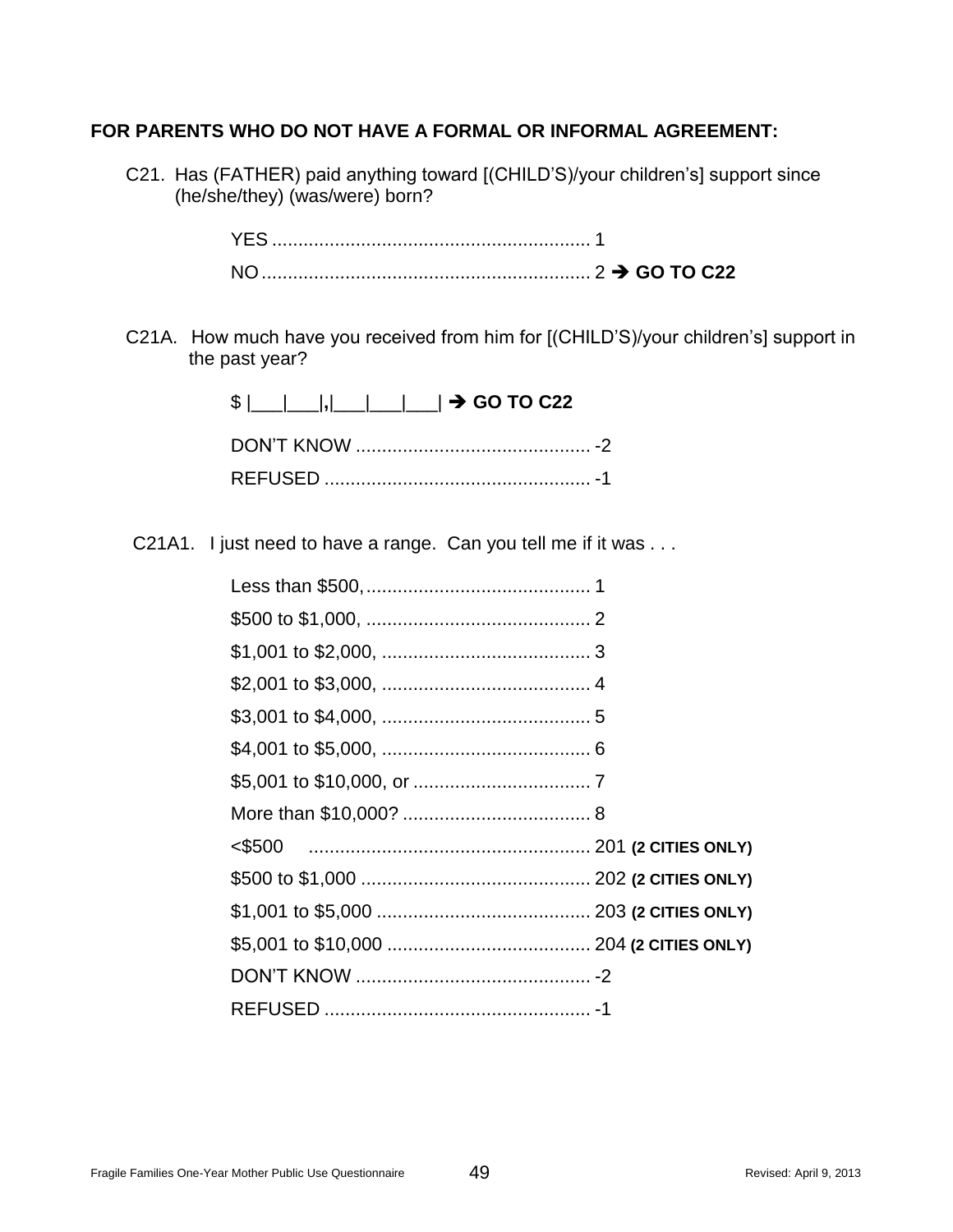**FOR PARENTS WHO DO NOT HAVE A FORMAL OR INFORMAL AGREEMENT:**

C21. Has (FATHER) paid anything toward [(CHILD'S)/your children's] support since (he/she/they) (was/were) born?

YES ............................................................ 1
NO.............................................................. 2 ➔ **GO TO C22**

C21A. How much have you received from him for [(CHILD'S)/your children's] support in the past year?

$ |___|___|,|___|___|___| ➔ **GO TO C22**

DON'T KNOW ............................................ -2
REFUSED .................................................. -1

C21A1. I just need to have a range. Can you tell me if it was . . .

Less than $500,........................................... 1
$500 to $1,000, ........................................... 2
$1,001 to $2,000, ........................................ 3
$2,001 to $3,000, ........................................ 4
$3,001 to $4,000, ........................................ 5
$4,001 to $5,000, ........................................ 6
$5,001 to $10,000, or .................................. 7
More than $10,000? .................................... 8
<$500 ...................................................... 201 **(2 CITIES ONLY)**
$500 to $1,000 ............................................ 202 **(2 CITIES ONLY)**
$1,001 to $5,000 ......................................... 203 **(2 CITIES ONLY)**
$5,001 to $10,000 ....................................... 204 **(2 CITIES ONLY)**
DON'T KNOW ............................................ -2
REFUSED .................................................. -1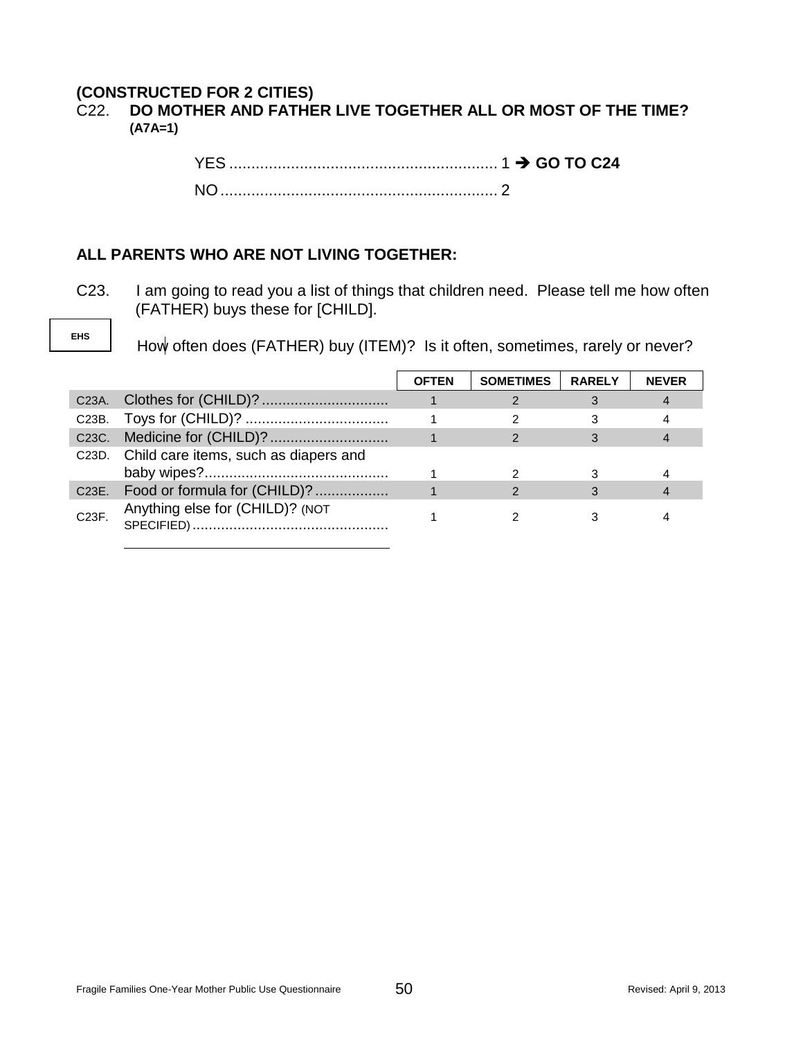**(CONSTRUCTED FOR 2 CITIES)**

C22. **DO MOTHER AND FATHER LIVE TOGETHER ALL OR MOST OF THE TIME? (A7A=1)**

YES ............................................................. 1 ➔ **GO TO C24**

NO ............................................................... 2

**ALL PARENTS WHO ARE NOT LIVING TOGETHER:**

C23. I am going to read you a list of things that children need. Please tell me how often (FATHER) buys these for [CHILD].

EHS

How often does (FATHER) buy (ITEM)? Is it often, sometimes, rarely or never?

| | | OFTEN | SOMETIMES | RARELY | NEVER |
|---|---|---|---|---|---|
| C23A. | Clothes for (CHILD)? ............................... | 1 | 2 | 3 | 4 |
| C23B. | Toys for (CHILD)? .................................. | 1 | 2 | 3 | 4 |
| C23C. | Medicine for (CHILD)? ............................ | 1 | 2 | 3 | 4 |
| C23D. | Child care items, such as diapers and baby wipes? ............................................ | 1 | 2 | 3 | 4 |
| C23E. | Food or formula for (CHILD)? .................. | 1 | 2 | 3 | 4 |
| C23F. | Anything else for (CHILD)? (NOT SPECIFIED) ................................................ ________________________ | 1 | 2 | 3 | 4 |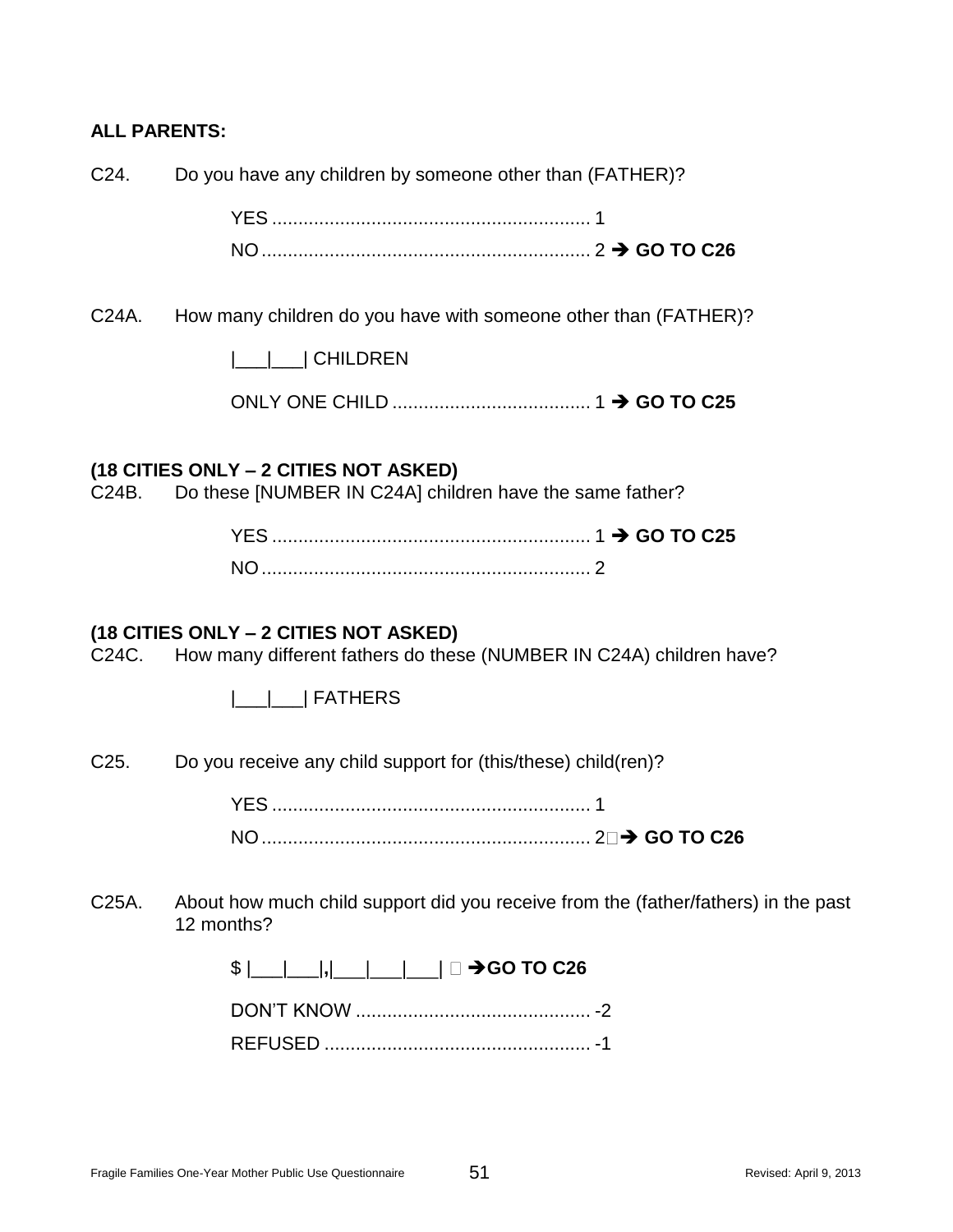**ALL PARENTS:**

C24. Do you have any children by someone other than (FATHER)?

YES ............................................................ 1
NO.............................................................. 2 ➔ **GO TO C26**

C24A. How many children do you have with someone other than (FATHER)?

|___|___| CHILDREN

ONLY ONE CHILD ..................................... 1 ➔ **GO TO C25**

**(18 CITIES ONLY – 2 CITIES NOT ASKED)**
C24B. Do these [NUMBER IN C24A] children have the same father?

YES ............................................................ 1 ➔ **GO TO C25**
NO.............................................................. 2

**(18 CITIES ONLY – 2 CITIES NOT ASKED)**
C24C. How many different fathers do these (NUMBER IN C24A) children have?

|___|___| FATHERS

C25. Do you receive any child support for (this/these) child(ren)?

YES ............................................................ 1
NO.............................................................. 2 ➔ **GO TO C26**

C25A. About how much child support did you receive from the (father/fathers) in the past 12 months?

$ |___|___|**,**|___|___|___| ➔**GO TO C26**

DON'T KNOW ............................................ -2
REFUSED .................................................. -1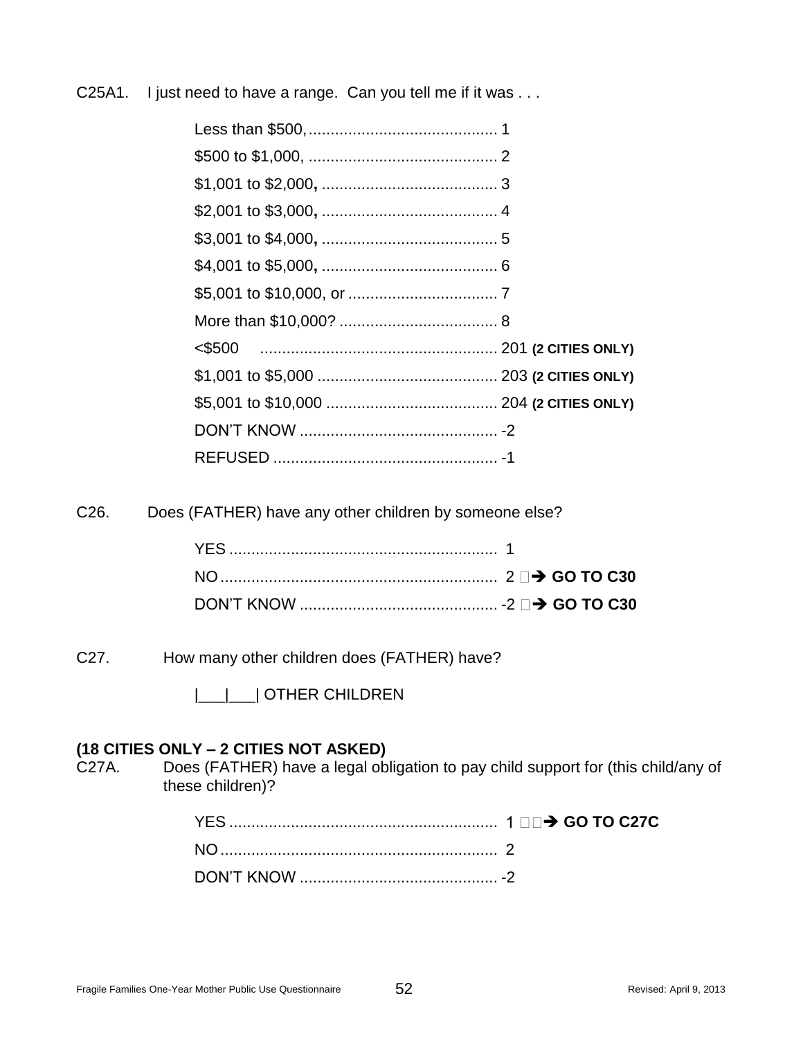C25A1. I just need to have a range. Can you tell me if it was . . .

Less than $500, ........................................... 1
$500 to $1,000, ........................................... 2
$1,001 to $2,000, ........................................ 3
$2,001 to $3,000, ........................................ 4
$3,001 to $4,000, ........................................ 5
$4,001 to $5,000, ........................................ 6
$5,001 to $10,000, or .................................. 7
More than $10,000? .................................... 8
<$500 ...................................................... 201 **(2 CITIES ONLY)**
$1,001 to $5,000 ......................................... 203 **(2 CITIES ONLY)**
$5,001 to $10,000 ....................................... 204 **(2 CITIES ONLY)**
DON'T KNOW ............................................. -2
REFUSED ................................................... -1

C26. Does (FATHER) have any other children by someone else?

YES ............................................................. 1
NO ............................................................... 2 ➔ **GO TO C30**
DON'T KNOW ............................................. -2 ➔ **GO TO C30**

C27. How many other children does (FATHER) have?

|___|___| OTHER CHILDREN

**(18 CITIES ONLY – 2 CITIES NOT ASKED)**
C27A. Does (FATHER) have a legal obligation to pay child support for (this child/any of these children)?

YES ............................................................. 1 ➔ **GO TO C27C**
NO ............................................................... 2
DON'T KNOW ............................................. -2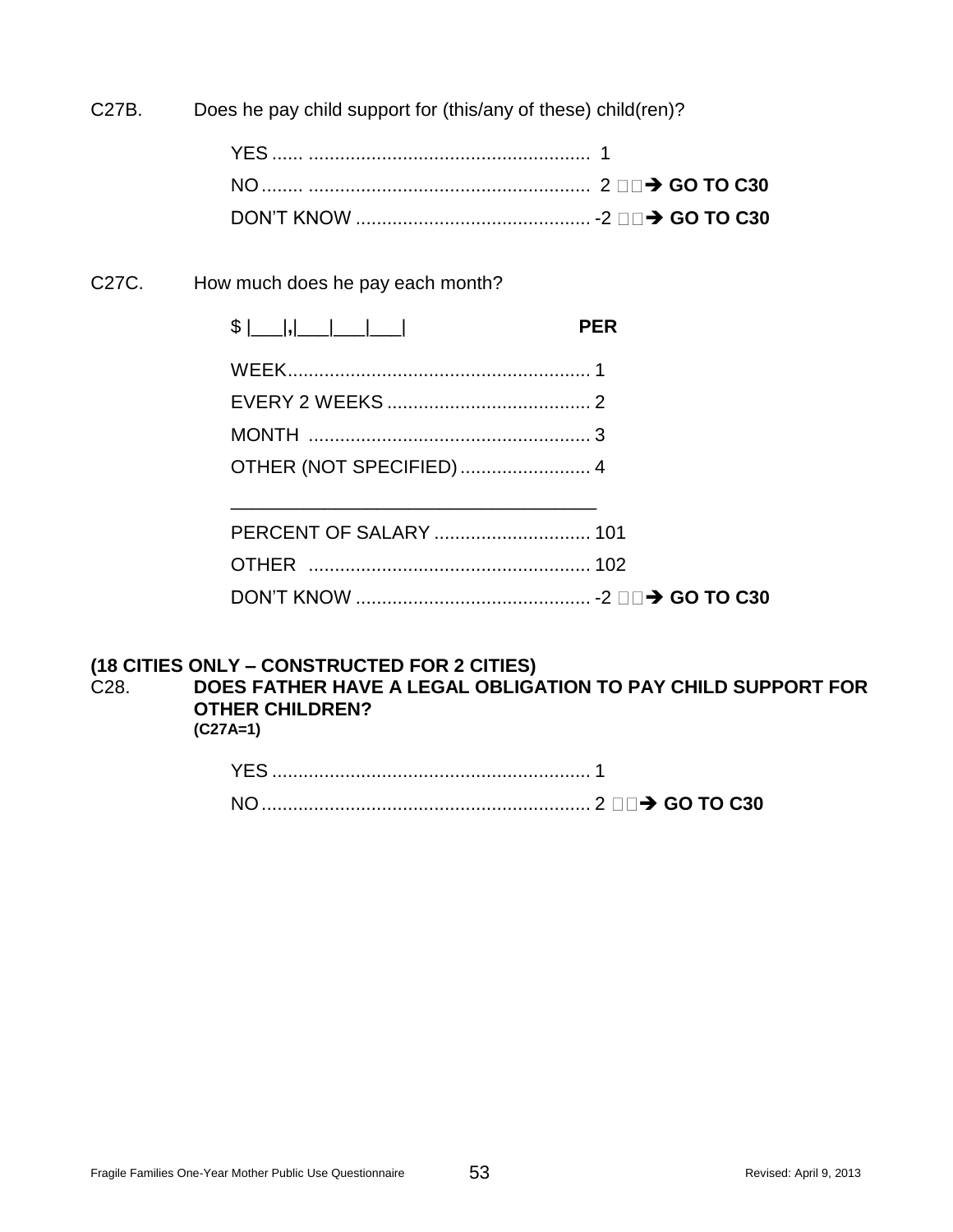C27B. Does he pay child support for (this/any of these) child(ren)?

YES ...... ..................................................... 1
NO........ ..................................................... 2 → **GO TO C30**
DON'T KNOW ............................................ -2 → **GO TO C30**

C27C. How much does he pay each month?

$ |___|,|___|___|___| **PER**

WEEK.......................................................... 1
EVERY 2 WEEKS ....................................... 2
MONTH ...................................................... 3
OTHER (NOT SPECIFIED)......................... 4

___________________________________

PERCENT OF SALARY .............................. 101
OTHER ...................................................... 102
DON'T KNOW ............................................ -2 → **GO TO C30**

**(18 CITIES ONLY – CONSTRUCTED FOR 2 CITIES)**

C28. **DOES FATHER HAVE A LEGAL OBLIGATION TO PAY CHILD SUPPORT FOR OTHER CHILDREN?**
**(C27A=1)**

YES ............................................................ 1
NO .............................................................. 2 → **GO TO C30**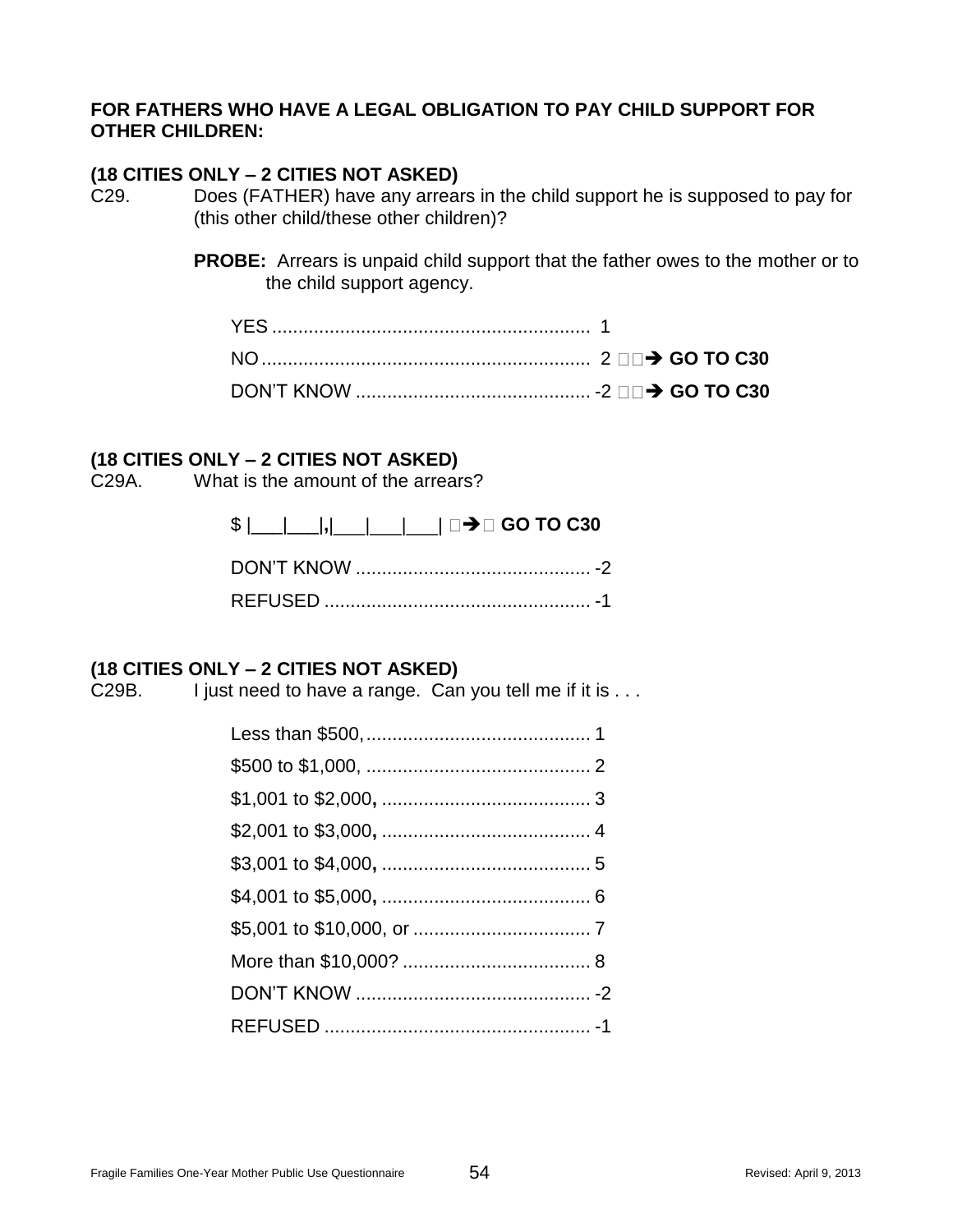**FOR FATHERS WHO HAVE A LEGAL OBLIGATION TO PAY CHILD SUPPORT FOR OTHER CHILDREN:**

**(18 CITIES ONLY – 2 CITIES NOT ASKED)**

C29. Does (FATHER) have any arrears in the child support he is supposed to pay for (this other child/these other children)?

**PROBE:** Arrears is unpaid child support that the father owes to the mother or to the child support agency.

YES ............................................................ 1
NO.............................................................. 2 → **GO TO C30**
DON'T KNOW ............................................ -2 → **GO TO C30**

**(18 CITIES ONLY – 2 CITIES NOT ASKED)**

C29A. What is the amount of the arrears?

$ |___|___|,|___|___|___| → **GO TO C30**

DON'T KNOW ............................................ -2
REFUSED .................................................. -1

**(18 CITIES ONLY – 2 CITIES NOT ASKED)**

C29B. I just need to have a range. Can you tell me if it is . . .

Less than $500,........................................... 1
$500 to $1,000, ........................................... 2
$1,001 to $2,000, ........................................ 3
$2,001 to $3,000, ........................................ 4
$3,001 to $4,000, ........................................ 5
$4,001 to $5,000, ........................................ 6
$5,001 to $10,000, or .................................. 7
More than $10,000? .................................... 8
DON'T KNOW ............................................. -2
REFUSED .................................................. -1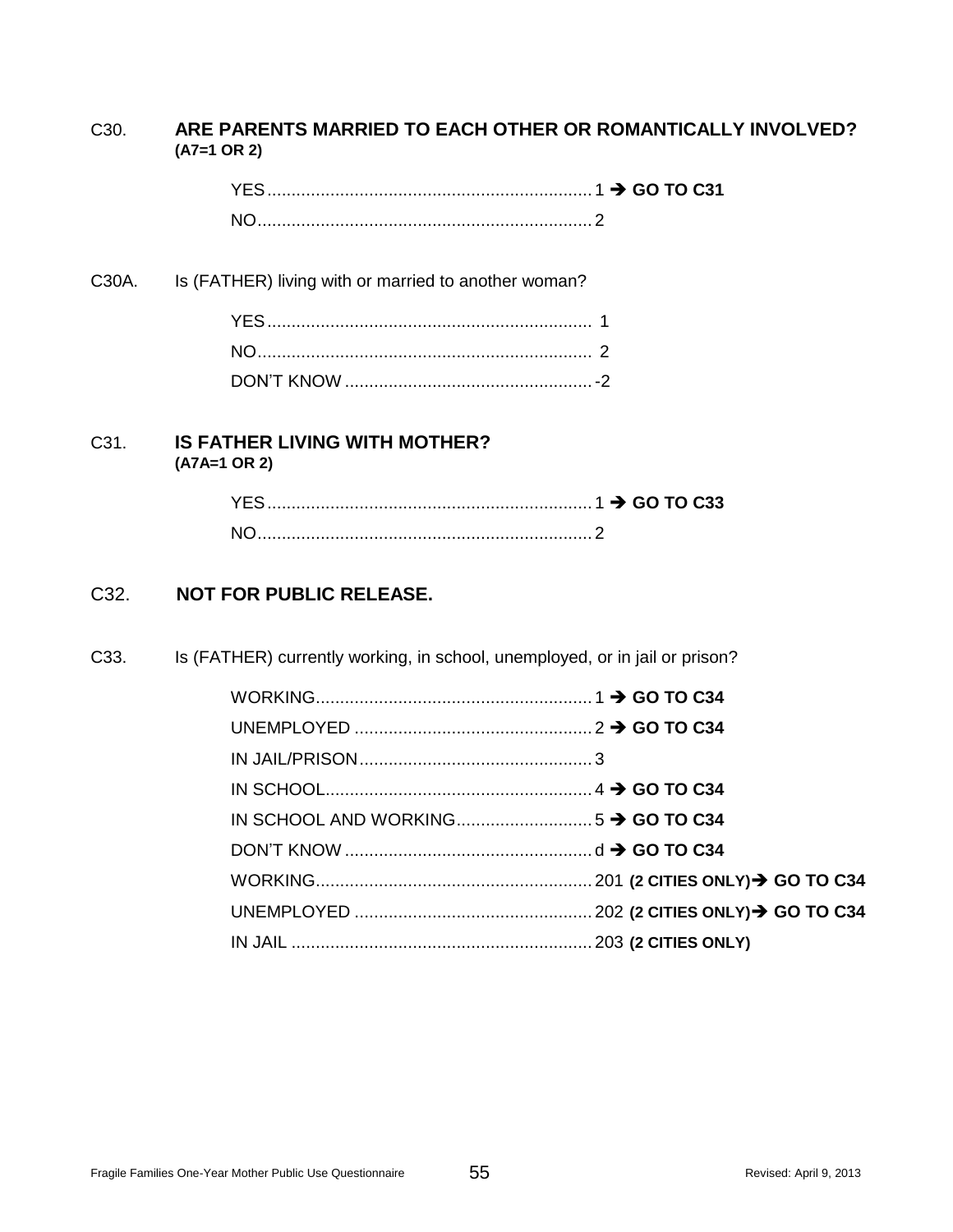C30. **ARE PARENTS MARRIED TO EACH OTHER OR ROMANTICALLY INVOLVED?**
**(A7=1 OR 2)**

YES....................................................................1 ➔ **GO TO C31**
NO.....................................................................2

C30A. Is (FATHER) living with or married to another woman?

YES.................................................................... 1
NO..................................................................... 2
DON'T KNOW ...................................................-2

C31. **IS FATHER LIVING WITH MOTHER?**
**(A7A=1 OR 2)**

YES....................................................................1 ➔ **GO TO C33**
NO.....................................................................2

C32. **NOT FOR PUBLIC RELEASE.**

C33. Is (FATHER) currently working, in school, unemployed, or in jail or prison?

WORKING.........................................................1 ➔ **GO TO C34**
UNEMPLOYED .................................................2 ➔ **GO TO C34**
IN JAIL/PRISON................................................3
IN SCHOOL.......................................................4 ➔ **GO TO C34**
IN SCHOOL AND WORKING............................5 ➔ **GO TO C34**
DON'T KNOW ...................................................d ➔ **GO TO C34**
WORKING.........................................................201 **(2 CITIES ONLY)➔ GO TO C34**
UNEMPLOYED .................................................202 **(2 CITIES ONLY)➔ GO TO C34**
IN JAIL ..............................................................203 **(2 CITIES ONLY)**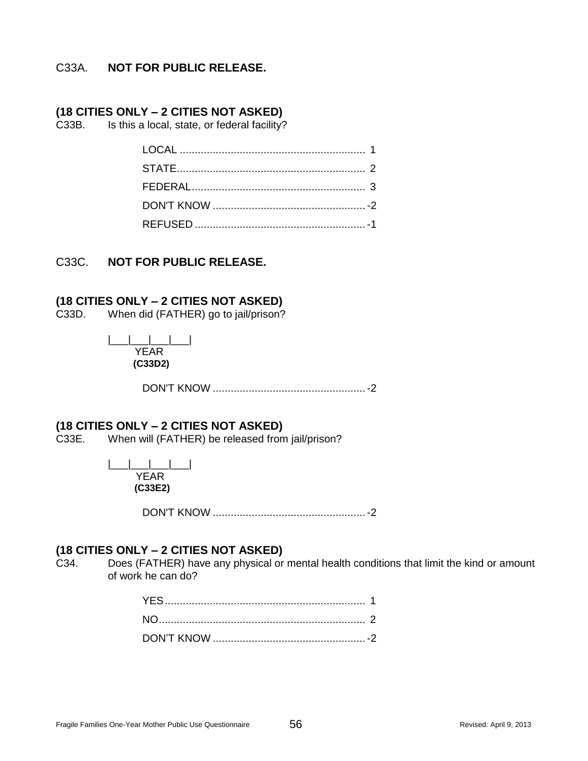C33A. **NOT FOR PUBLIC RELEASE.**

**(18 CITIES ONLY – 2 CITIES NOT ASKED)**
C33B. Is this a local, state, or federal facility?

LOCAL ............................................................ 1
STATE............................................................. 2
FEDERAL......................................................... 3
DON'T KNOW ..................................................-2
REFUSED ........................................................-1

C33C. **NOT FOR PUBLIC RELEASE.**

**(18 CITIES ONLY – 2 CITIES NOT ASKED)**
C33D. When did (FATHER) go to jail/prison?

|___|___|___|___|
YEAR
**(C33D2)**

DON'T KNOW ..................................................-2

**(18 CITIES ONLY – 2 CITIES NOT ASKED)**
C33E. When will (FATHER) be released from jail/prison?

|___|___|___|___|
YEAR
**(C33E2)**

DON'T KNOW ..................................................-2

**(18 CITIES ONLY – 2 CITIES NOT ASKED)**
C34. Does (FATHER) have any physical or mental health conditions that limit the kind or amount of work he can do?

YES.................................................................. 1
NO.................................................................... 2
DON'T KNOW ..................................................-2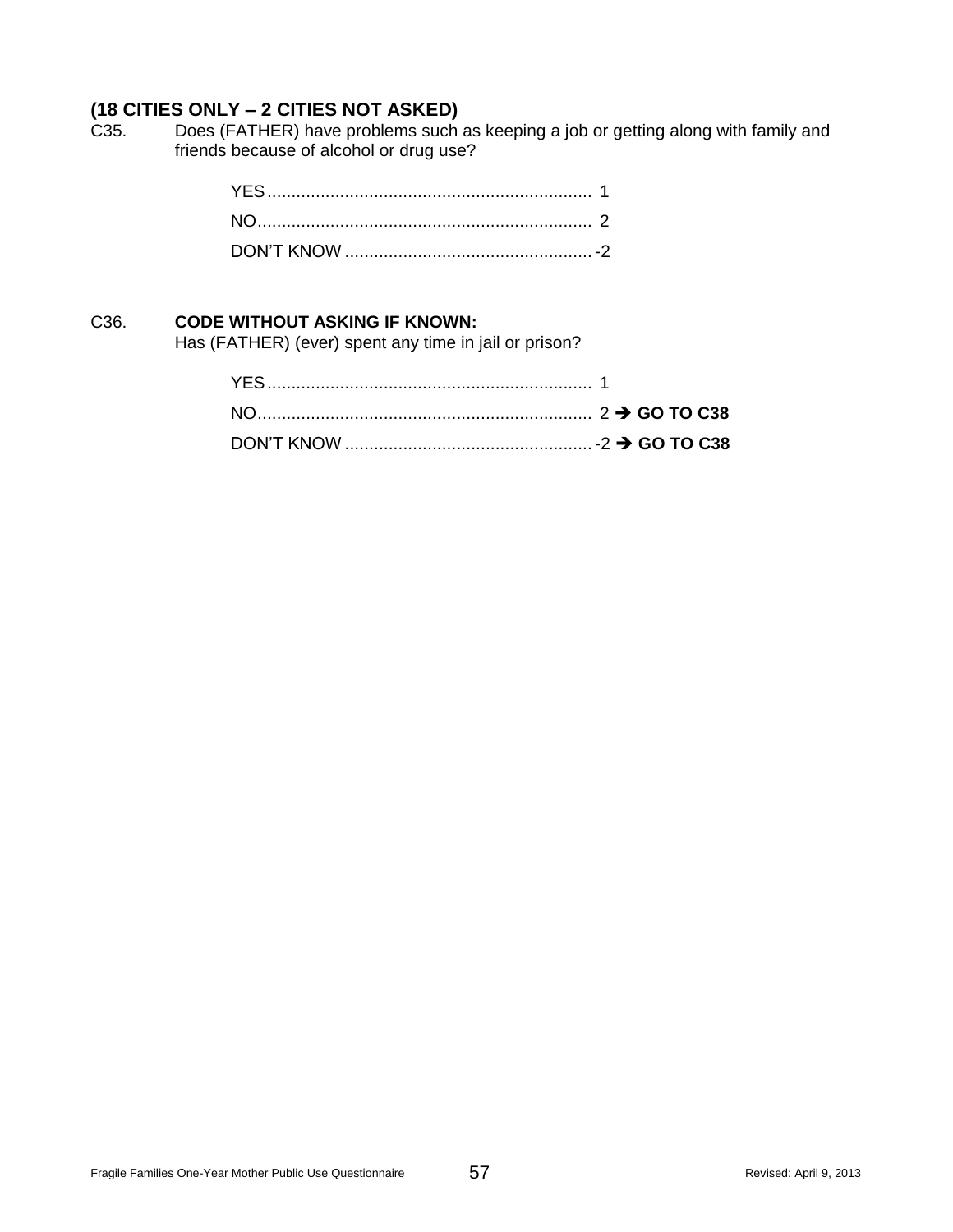**(18 CITIES ONLY – 2 CITIES NOT ASKED)**

C35. Does (FATHER) have problems such as keeping a job or getting along with family and friends because of alcohol or drug use?

YES.................................................................. 1
NO.................................................................... 2
DON'T KNOW .................................................. -2

C36. **CODE WITHOUT ASKING IF KNOWN:**
Has (FATHER) (ever) spent any time in jail or prison?

YES.................................................................. 1
NO.................................................................... 2 → **GO TO C38**
DON'T KNOW .................................................. -2 → **GO TO C38**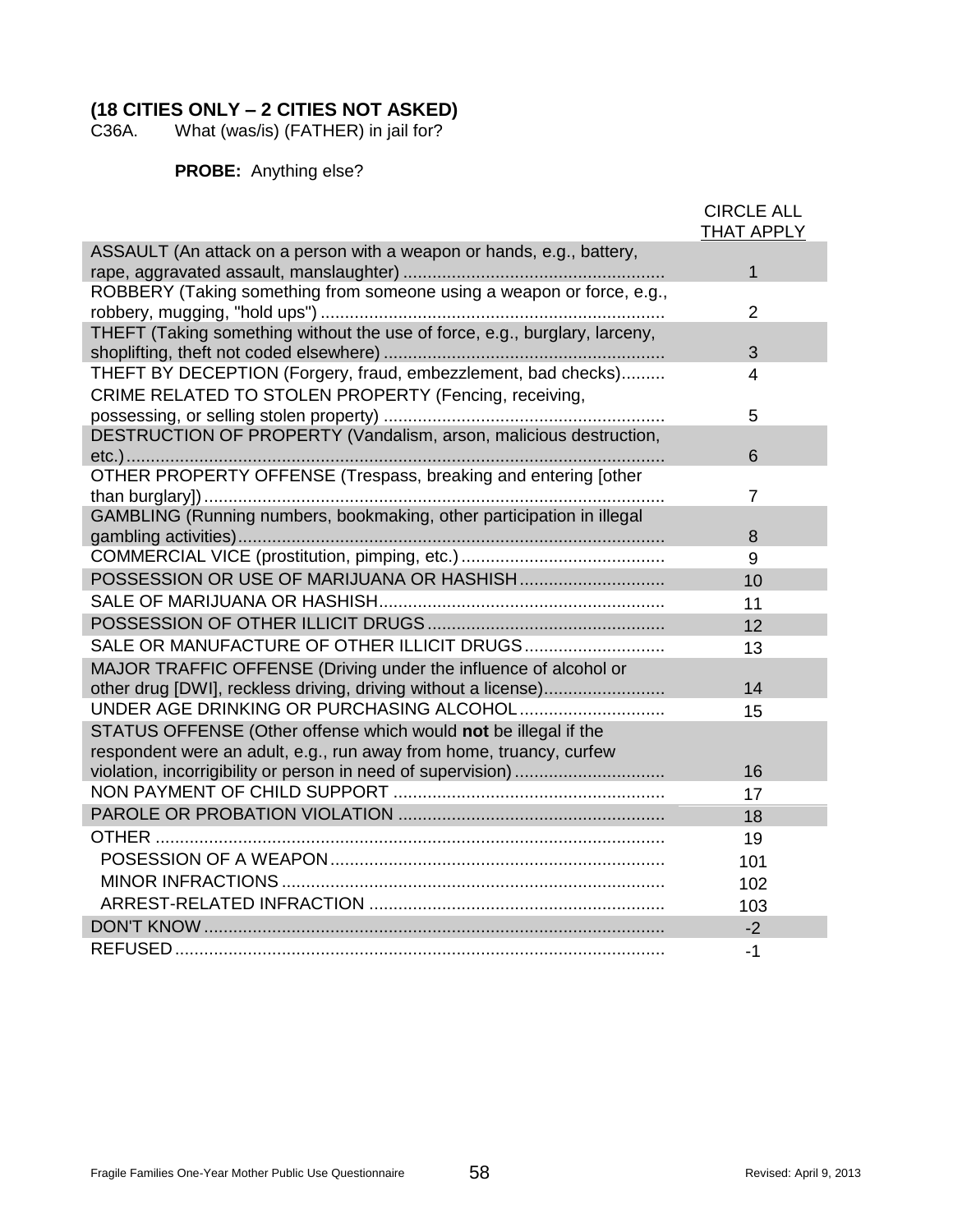**(18 CITIES ONLY – 2 CITIES NOT ASKED)**

C36A. What (was/is) (FATHER) in jail for?

**PROBE:** Anything else?

| | CIRCLE ALL THAT APPLY |
|---|---|
| ASSAULT (An attack on a person with a weapon or hands, e.g., battery, rape, aggravated assault, manslaughter) | 1 |
| ROBBERY (Taking something from someone using a weapon or force, e.g., robbery, mugging, "hold ups") | 2 |
| THEFT (Taking something without the use of force, e.g., burglary, larceny, shoplifting, theft not coded elsewhere) | 3 |
| THEFT BY DECEPTION (Forgery, fraud, embezzlement, bad checks) | 4 |
| CRIME RELATED TO STOLEN PROPERTY (Fencing, receiving, possessing, or selling stolen property) | 5 |
| DESTRUCTION OF PROPERTY (Vandalism, arson, malicious destruction, etc.) | 6 |
| OTHER PROPERTY OFFENSE (Trespass, breaking and entering [other than burglary]) | 7 |
| GAMBLING (Running numbers, bookmaking, other participation in illegal gambling activities) | 8 |
| COMMERCIAL VICE (prostitution, pimping, etc.) | 9 |
| POSSESSION OR USE OF MARIJUANA OR HASHISH | 10 |
| SALE OF MARIJUANA OR HASHISH | 11 |
| POSSESSION OF OTHER ILLICIT DRUGS | 12 |
| SALE OR MANUFACTURE OF OTHER ILLICIT DRUGS | 13 |
| MAJOR TRAFFIC OFFENSE (Driving under the influence of alcohol or other drug [DWI], reckless driving, driving without a license) | 14 |
| UNDER AGE DRINKING OR PURCHASING ALCOHOL | 15 |
| STATUS OFFENSE (Other offense which would **not** be illegal if the respondent were an adult, e.g., run away from home, truancy, curfew violation, incorrigibility or person in need of supervision) | 16 |
| NON PAYMENT OF CHILD SUPPORT | 17 |
| PAROLE OR PROBATION VIOLATION | 18 |
| OTHER | 19 |
| POSESSION OF A WEAPON | 101 |
| MINOR INFRACTIONS | 102 |
| ARREST-RELATED INFRACTION | 103 |
| DON'T KNOW | -2 |
| REFUSED | -1 |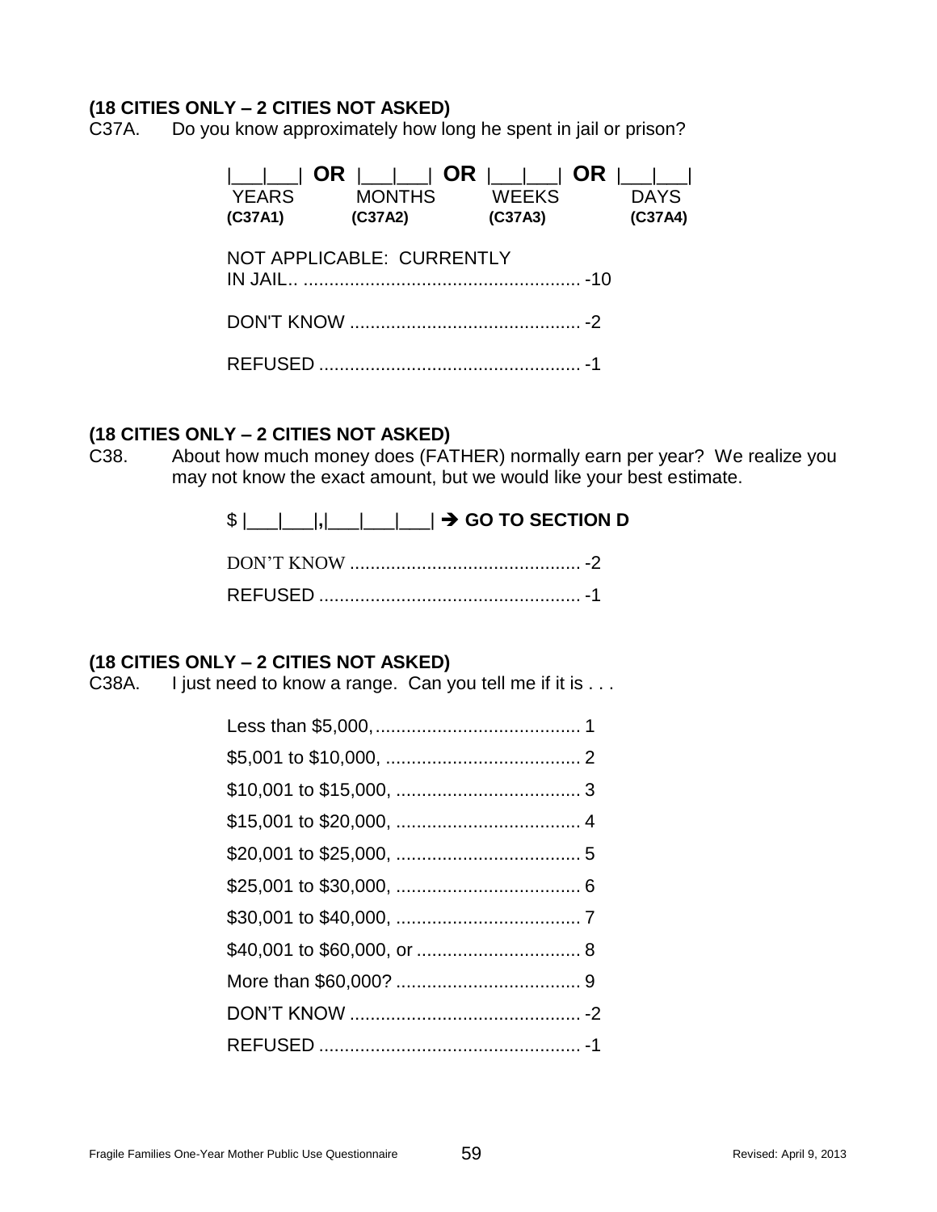**(18 CITIES ONLY – 2 CITIES NOT ASKED)**

C37A. Do you know approximately how long he spent in jail or prison?

|___|___| **OR** |___|___| **OR** |___|___| **OR** |___|___|
YEARS MONTHS WEEKS DAYS
**(C37A1)** **(C37A2)** **(C37A3)** **(C37A4)**

NOT APPLICABLE: CURRENTLY IN JAIL.. ...................................................... -10

DON'T KNOW ............................................ -2

REFUSED .................................................. -1

**(18 CITIES ONLY – 2 CITIES NOT ASKED)**

C38. About how much money does (FATHER) normally earn per year? We realize you may not know the exact amount, but we would like your best estimate.

$ |___|___|**,**|___|___|___| ➔ **GO TO SECTION D**

DON'T KNOW ............................................ -2

REFUSED .................................................. -1

**(18 CITIES ONLY – 2 CITIES NOT ASKED)**

C38A. I just need to know a range. Can you tell me if it is . . .

Less than $5,000,........................................ 1
$5,001 to $10,000, ...................................... 2
$10,001 to $15,000, .................................... 3
$15,001 to $20,000, .................................... 4
$20,001 to $25,000, .................................... 5
$25,001 to $30,000, .................................... 6
$30,001 to $40,000, .................................... 7
$40,001 to $60,000, or ................................ 8
More than $60,000? .................................... 9
DON'T KNOW ............................................ -2
REFUSED .................................................. -1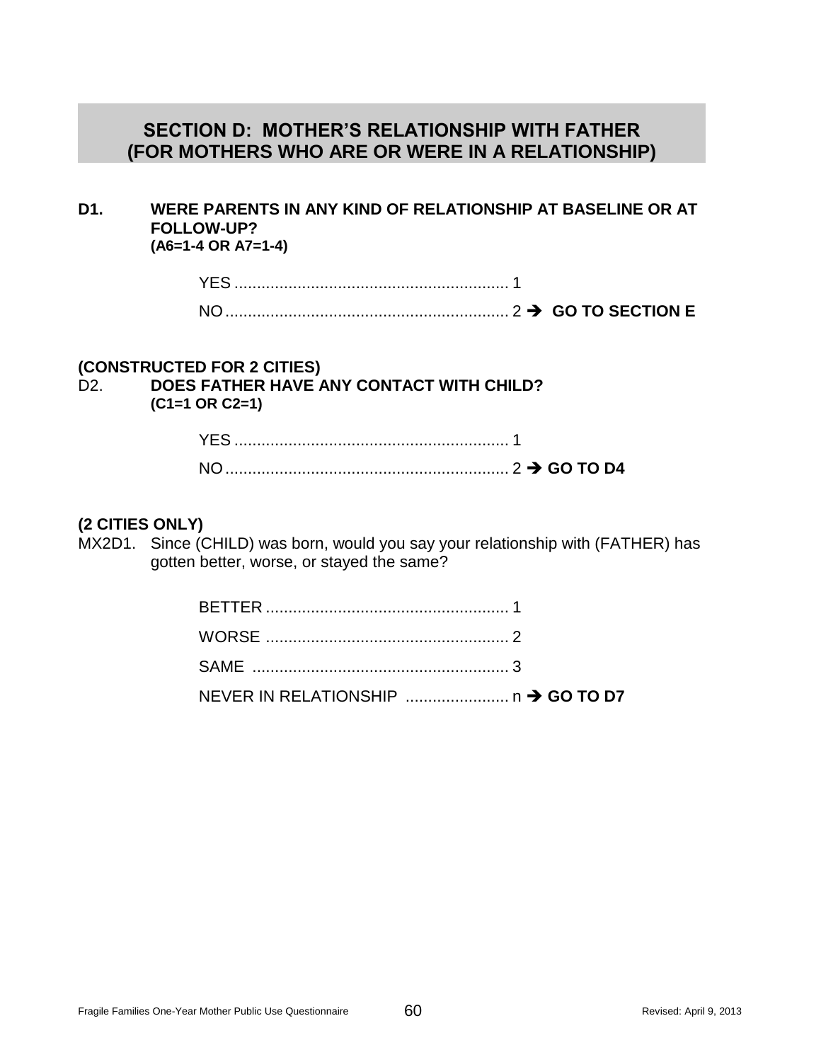## SECTION D: MOTHER'S RELATIONSHIP WITH FATHER (FOR MOTHERS WHO ARE OR WERE IN A RELATIONSHIP)

**D1.** **WERE PARENTS IN ANY KIND OF RELATIONSHIP AT BASELINE OR AT FOLLOW-UP?**
**(A6=1-4 OR A7=1-4)**

YES ............................................................ 1
NO .............................................................. 2 ➔ **GO TO SECTION E**

**(CONSTRUCTED FOR 2 CITIES)**
D2. **DOES FATHER HAVE ANY CONTACT WITH CHILD?**
**(C1=1 OR C2=1)**

YES ............................................................ 1
NO .............................................................. 2 ➔ **GO TO D4**

**(2 CITIES ONLY)**
MX2D1. Since (CHILD) was born, would you say your relationship with (FATHER) has gotten better, worse, or stayed the same?

BETTER ..................................................... 1
WORSE ..................................................... 2
SAME ........................................................ 3
NEVER IN RELATIONSHIP ...................... n ➔ **GO TO D7**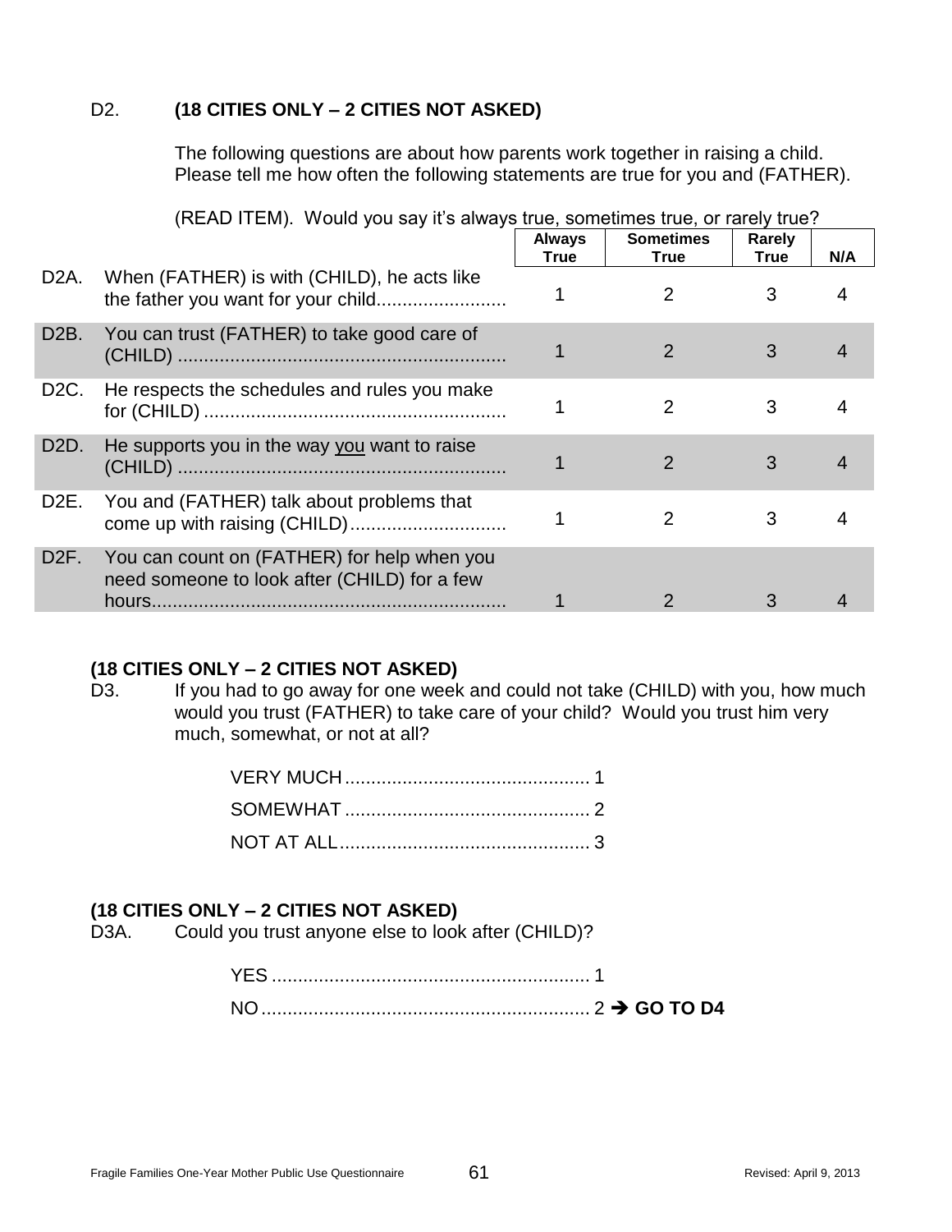D2. **(18 CITIES ONLY – 2 CITIES NOT ASKED)**

The following questions are about how parents work together in raising a child. Please tell me how often the following statements are true for you and (FATHER).

(READ ITEM). Would you say it's always true, sometimes true, or rarely true?

| | | Always True | Sometimes True | Rarely True | N/A |
|---|---|---|---|---|---|
| D2A. | When (FATHER) is with (CHILD), he acts like the father you want for your child........................ | 1 | 2 | 3 | 4 |
| D2B. | You can trust (FATHER) to take good care of (CHILD) .............................................................. | 1 | 2 | 3 | 4 |
| D2C. | He respects the schedules and rules you make for (CHILD) .......................................................... | 1 | 2 | 3 | 4 |
| D2D. | He supports you in the way you want to raise (CHILD) .............................................................. | 1 | 2 | 3 | 4 |
| D2E. | You and (FATHER) talk about problems that come up with raising (CHILD).............................. | 1 | 2 | 3 | 4 |
| D2F. | You can count on (FATHER) for help when you need someone to look after (CHILD) for a few hours.................................................................... | 1 | 2 | 3 | 4 |

**(18 CITIES ONLY – 2 CITIES NOT ASKED)**

D3. If you had to go away for one week and could not take (CHILD) with you, how much would you trust (FATHER) to take care of your child? Would you trust him very much, somewhat, or not at all?

VERY MUCH............................................... 1
SOMEWHAT ............................................... 2
NOT AT ALL................................................ 3

**(18 CITIES ONLY – 2 CITIES NOT ASKED)**

D3A. Could you trust anyone else to look after (CHILD)?

YES ............................................................. 1
NO............................................................... 2 ➔ **GO TO D4**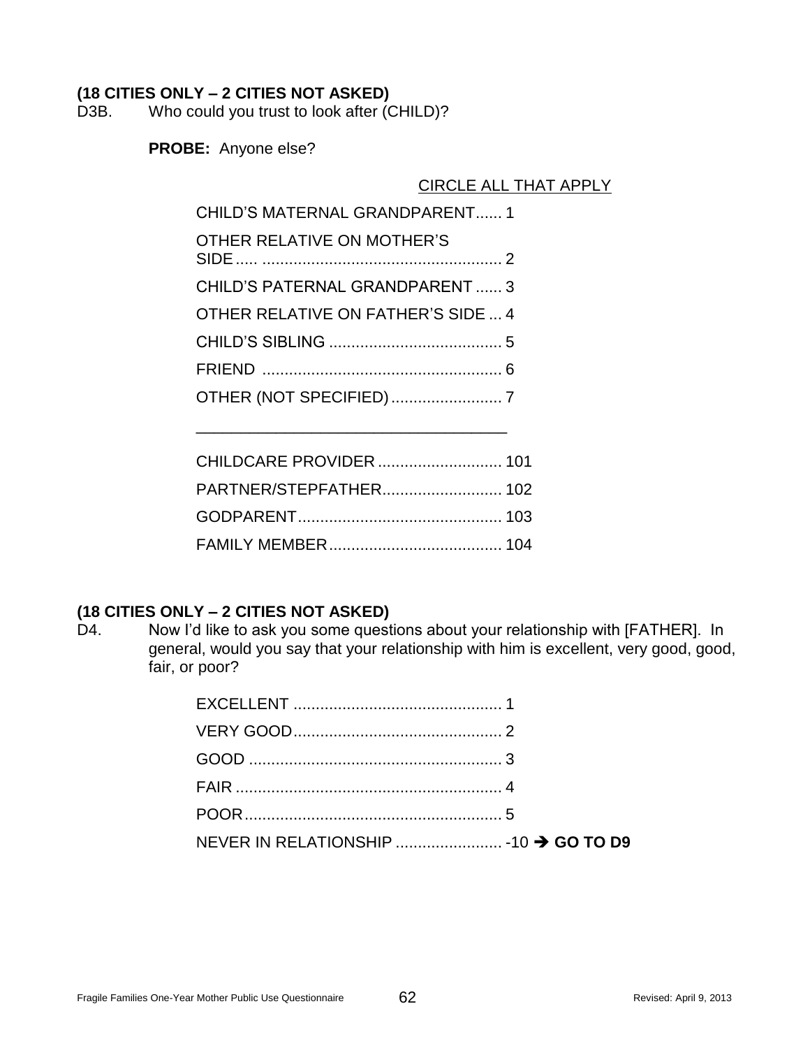**(18 CITIES ONLY – 2 CITIES NOT ASKED)**

D3B. Who could you trust to look after (CHILD)?

**PROBE:** Anyone else?

CIRCLE ALL THAT APPLY

CHILD'S MATERNAL GRANDPARENT...... 1

OTHER RELATIVE ON MOTHER'S SIDE..... ...................................................... 2

CHILD'S PATERNAL GRANDPARENT ...... 3

OTHER RELATIVE ON FATHER'S SIDE ... 4

CHILD'S SIBLING ....................................... 5

FRIEND ...................................................... 6

OTHER (NOT SPECIFIED)......................... 7

___________________________________

CHILDCARE PROVIDER ............................ 101

PARTNER/STEPFATHER........................... 102

GODPARENT.............................................. 103

FAMILY MEMBER....................................... 104

**(18 CITIES ONLY – 2 CITIES NOT ASKED)**

D4. Now I'd like to ask you some questions about your relationship with [FATHER]. In general, would you say that your relationship with him is excellent, very good, good, fair, or poor?

EXCELLENT ............................................... 1

VERY GOOD............................................... 2

GOOD ......................................................... 3

FAIR ............................................................ 4

POOR.......................................................... 5

NEVER IN RELATIONSHIP ........................ -10 ➔ **GO TO D9**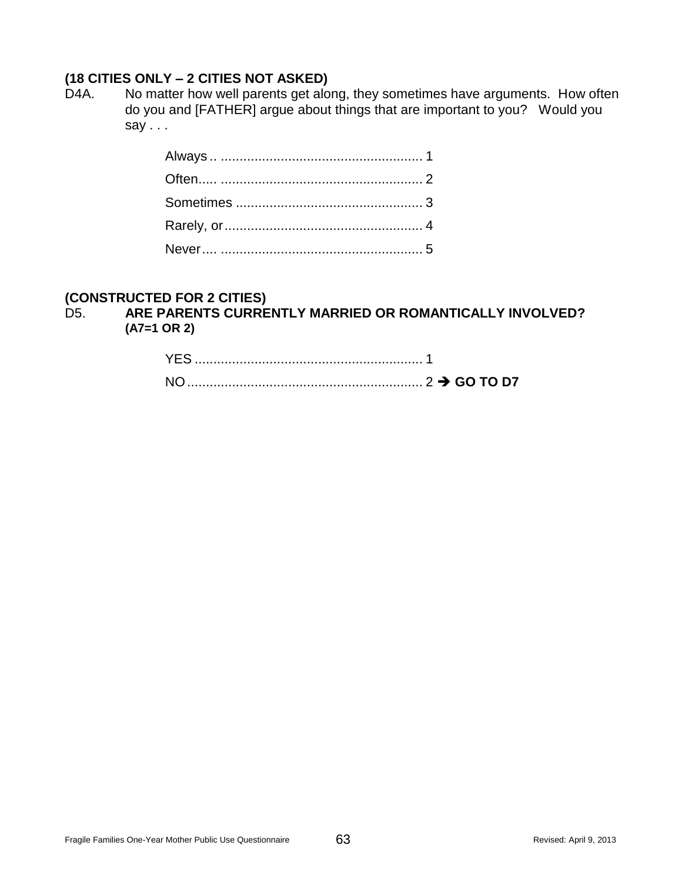**(18 CITIES ONLY – 2 CITIES NOT ASKED)**

D4A. No matter how well parents get along, they sometimes have arguments. How often do you and [FATHER] argue about things that are important to you? Would you say . . .

Always .. ..................................................... 1
Often..... ..................................................... 2
Sometimes .................................................. 3
Rarely, or..................................................... 4
Never.... ..................................................... 5

**(CONSTRUCTED FOR 2 CITIES)**

D5. **ARE PARENTS CURRENTLY MARRIED OR ROMANTICALLY INVOLVED? (A7=1 OR 2)**

YES ............................................................. 1
NO............................................................... 2 ➔ **GO TO D7**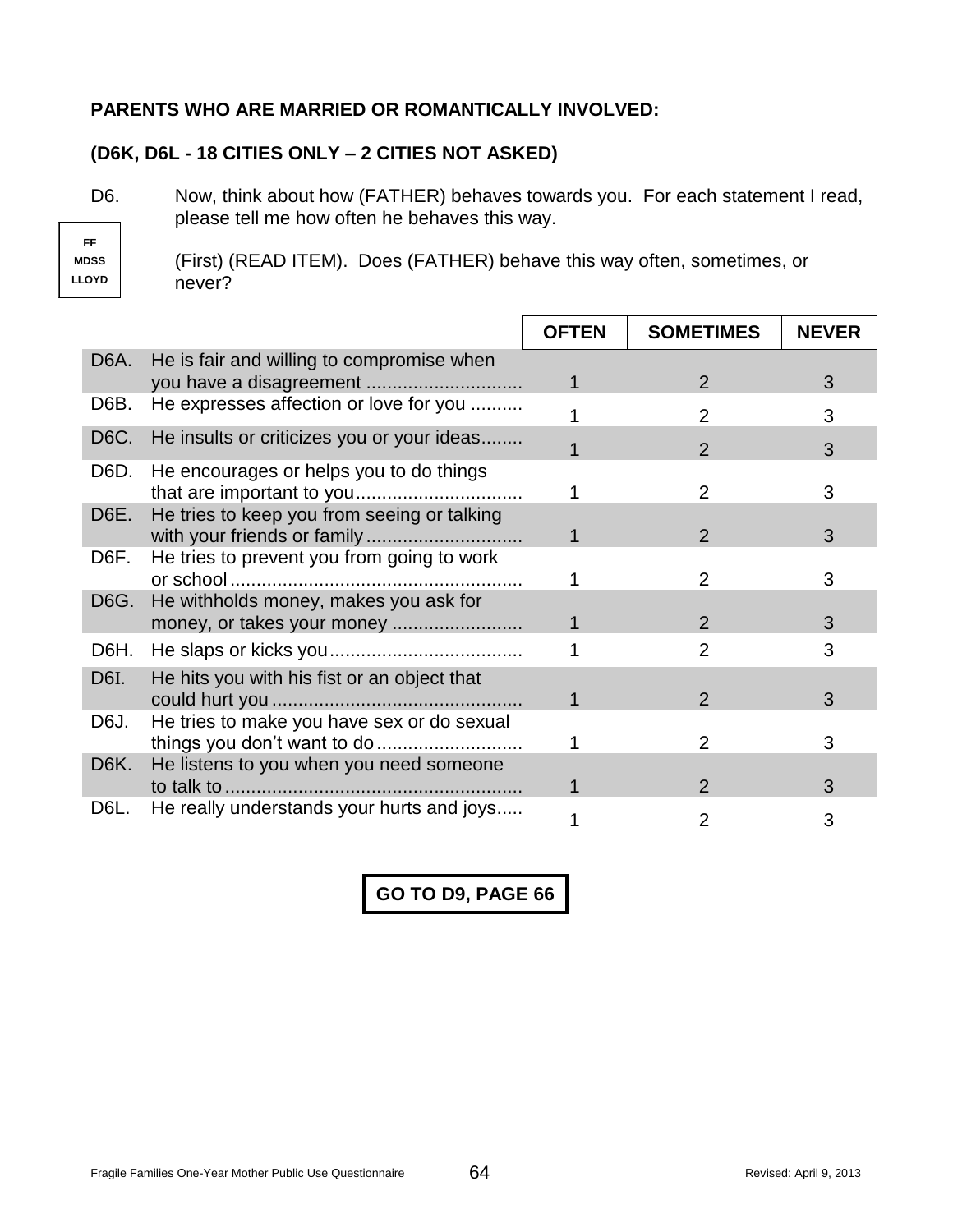**PARENTS WHO ARE MARRIED OR ROMANTICALLY INVOLVED:**

**(D6K, D6L - 18 CITIES ONLY – 2 CITIES NOT ASKED)**

FF
MDSS
LLOYD

D6. Now, think about how (FATHER) behaves towards you. For each statement I read, please tell me how often he behaves this way.

(First) (READ ITEM). Does (FATHER) behave this way often, sometimes, or never?

| | | OFTEN | SOMETIMES | NEVER |
|---|---|---|---|---|
| D6A. | He is fair and willing to compromise when you have a disagreement ............................. | 1 | 2 | 3 |
| D6B. | He expresses affection or love for you .......... | 1 | 2 | 3 |
| D6C. | He insults or criticizes you or your ideas........ | 1 | 2 | 3 |
| D6D. | He encourages or helps you to do things that are important to you................................ | 1 | 2 | 3 |
| D6E. | He tries to keep you from seeing or talking with your friends or family .............................. | 1 | 2 | 3 |
| D6F. | He tries to prevent you from going to work or school ........................................................ | 1 | 2 | 3 |
| D6G. | He withholds money, makes you ask for money, or takes your money ......................... | 1 | 2 | 3 |
| D6H. | He slaps or kicks you..................................... | 1 | 2 | 3 |
| D6I. | He hits you with his fist or an object that could hurt you ............................................... | 1 | 2 | 3 |
| D6J. | He tries to make you have sex or do sexual things you don't want to do ............................ | 1 | 2 | 3 |
| D6K. | He listens to you when you need someone to talk to ......................................................... | 1 | 2 | 3 |
| D6L. | He really understands your hurts and joys..... | 1 | 2 | 3 |

**GO TO D9, PAGE 66**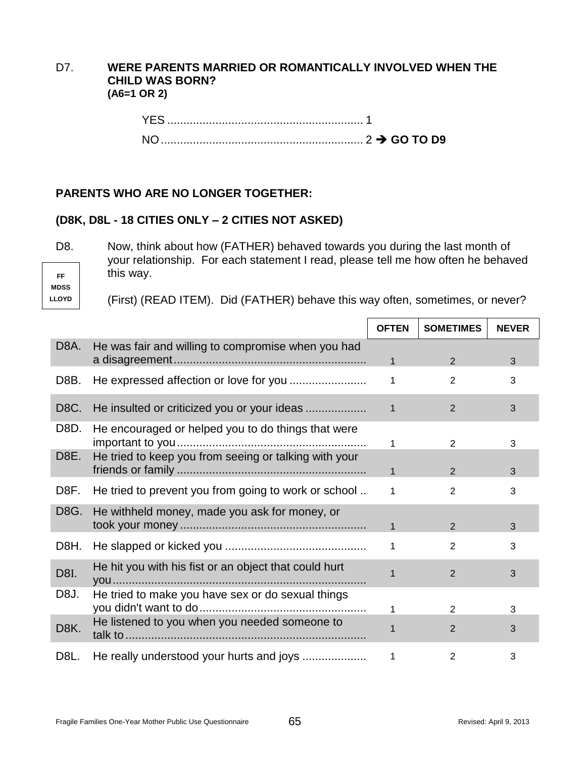D7. **WERE PARENTS MARRIED OR ROMANTICALLY INVOLVED WHEN THE CHILD WAS BORN?**
**(A6=1 OR 2)**

YES ............................................................ 1
NO.............................................................. 2 ➔ **GO TO D9**

**PARENTS WHO ARE NO LONGER TOGETHER:**

**(D8K, D8L - 18 CITIES ONLY – 2 CITIES NOT ASKED)**

D8. Now, think about how (FATHER) behaved towards you during the last month of your relationship. For each statement I read, please tell me how often he behaved this way.

FF
MDSS
LLOYD

(First) (READ ITEM). Did (FATHER) behave this way often, sometimes, or never?

| | | OFTEN | SOMETIMES | NEVER |
|---|---|---|---|---|
| D8A. | He was fair and willing to compromise when you had a disagreement | 1 | 2 | 3 |
| D8B. | He expressed affection or love for you | 1 | 2 | 3 |
| D8C. | He insulted or criticized you or your ideas | 1 | 2 | 3 |
| D8D. | He encouraged or helped you to do things that were important to you | 1 | 2 | 3 |
| D8E. | He tried to keep you from seeing or talking with your friends or family | 1 | 2 | 3 |
| D8F. | He tried to prevent you from going to work or school | 1 | 2 | 3 |
| D8G. | He withheld money, made you ask for money, or took your money | 1 | 2 | 3 |
| D8H. | He slapped or kicked you | 1 | 2 | 3 |
| D8I. | He hit you with his fist or an object that could hurt you | 1 | 2 | 3 |
| D8J. | He tried to make you have sex or do sexual things you didn't want to do | 1 | 2 | 3 |
| D8K. | He listened to you when you needed someone to talk to | 1 | 2 | 3 |
| D8L. | He really understood your hurts and joys | 1 | 2 | 3 |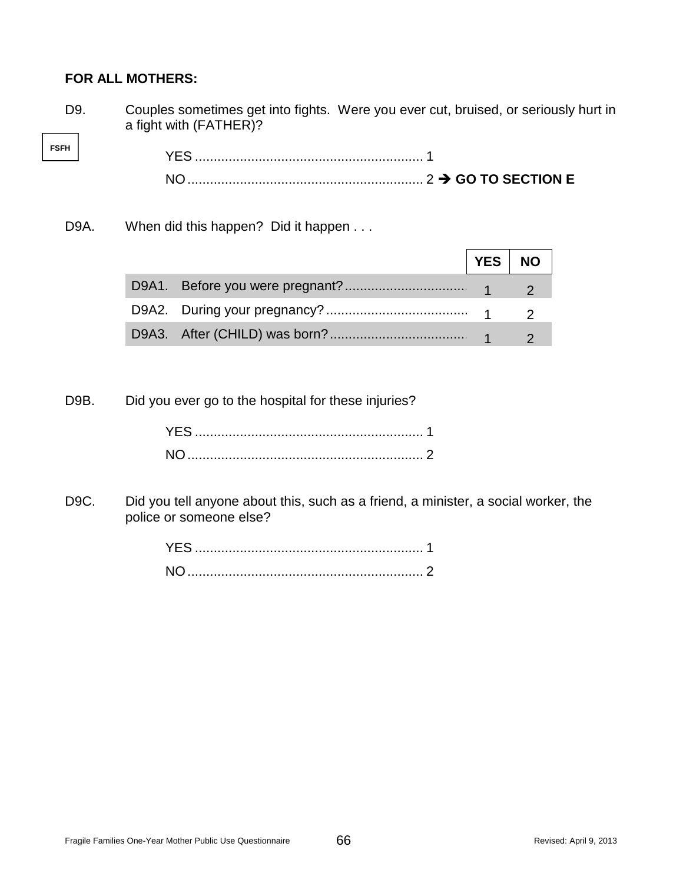**FOR ALL MOTHERS:**

D9. Couples sometimes get into fights. Were you ever cut, bruised, or seriously hurt in a fight with (FATHER)?

FSFH

YES .............................................................. 1
NO................................................................ 2 ➔ **GO TO SECTION E**

D9A. When did this happen? Did it happen . . .

| | YES | NO |
|---|---|---|
| D9A1. Before you were pregnant?................................... | 1 | 2 |
| D9A2. During your pregnancy?....................................... | 1 | 2 |
| D9A3. After (CHILD) was born?...................................... | 1 | 2 |

D9B. Did you ever go to the hospital for these injuries?

YES .............................................................. 1
NO................................................................ 2

D9C. Did you tell anyone about this, such as a friend, a minister, a social worker, the police or someone else?

YES .............................................................. 1
NO................................................................ 2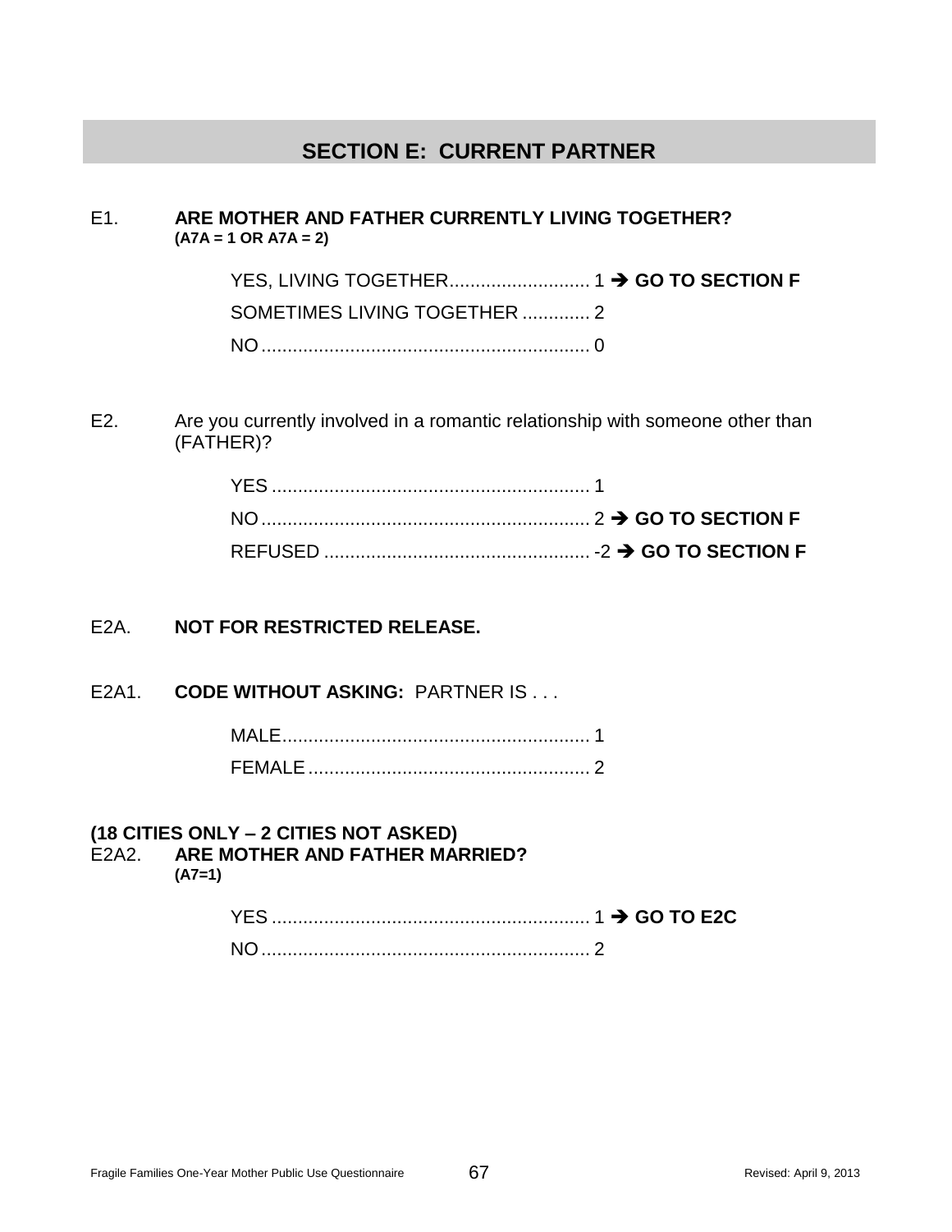## SECTION E: CURRENT PARTNER

E1. **ARE MOTHER AND FATHER CURRENTLY LIVING TOGETHER?**
**(A7A = 1 OR A7A = 2)**

- YES, LIVING TOGETHER........................... 1 ➔ **GO TO SECTION F**
- SOMETIMES LIVING TOGETHER ............. 2
- NO............................................................... 0

E2. Are you currently involved in a romantic relationship with someone other than (FATHER)?

- YES ............................................................. 1
- NO............................................................... 2 ➔ **GO TO SECTION F**
- REFUSED ................................................... -2 ➔ **GO TO SECTION F**

E2A. **NOT FOR RESTRICTED RELEASE.**

E2A1. **CODE WITHOUT ASKING:** PARTNER IS . . .

- MALE........................................................... 1
- FEMALE...................................................... 2

**(18 CITIES ONLY – 2 CITIES NOT ASKED)**

E2A2. **ARE MOTHER AND FATHER MARRIED?**
**(A7=1)**

- YES ............................................................. 1 ➔ **GO TO E2C**
- NO............................................................... 2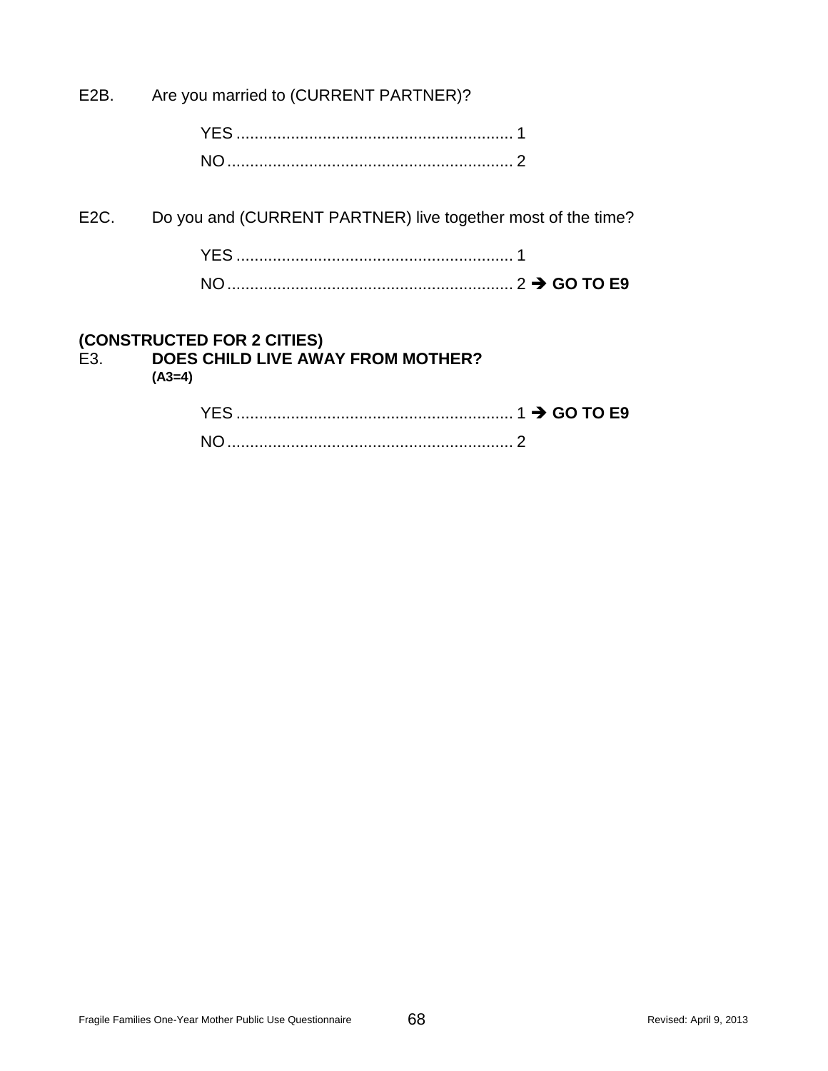E2B. Are you married to (CURRENT PARTNER)?

YES ............................................................ 1
NO.............................................................. 2

E2C. Do you and (CURRENT PARTNER) live together most of the time?

YES ............................................................ 1
NO.............................................................. 2 ➔ **GO TO E9**

**(CONSTRUCTED FOR 2 CITIES)**
E3. **DOES CHILD LIVE AWAY FROM MOTHER?**
**(A3=4)**

YES ............................................................ 1 ➔ **GO TO E9**
NO.............................................................. 2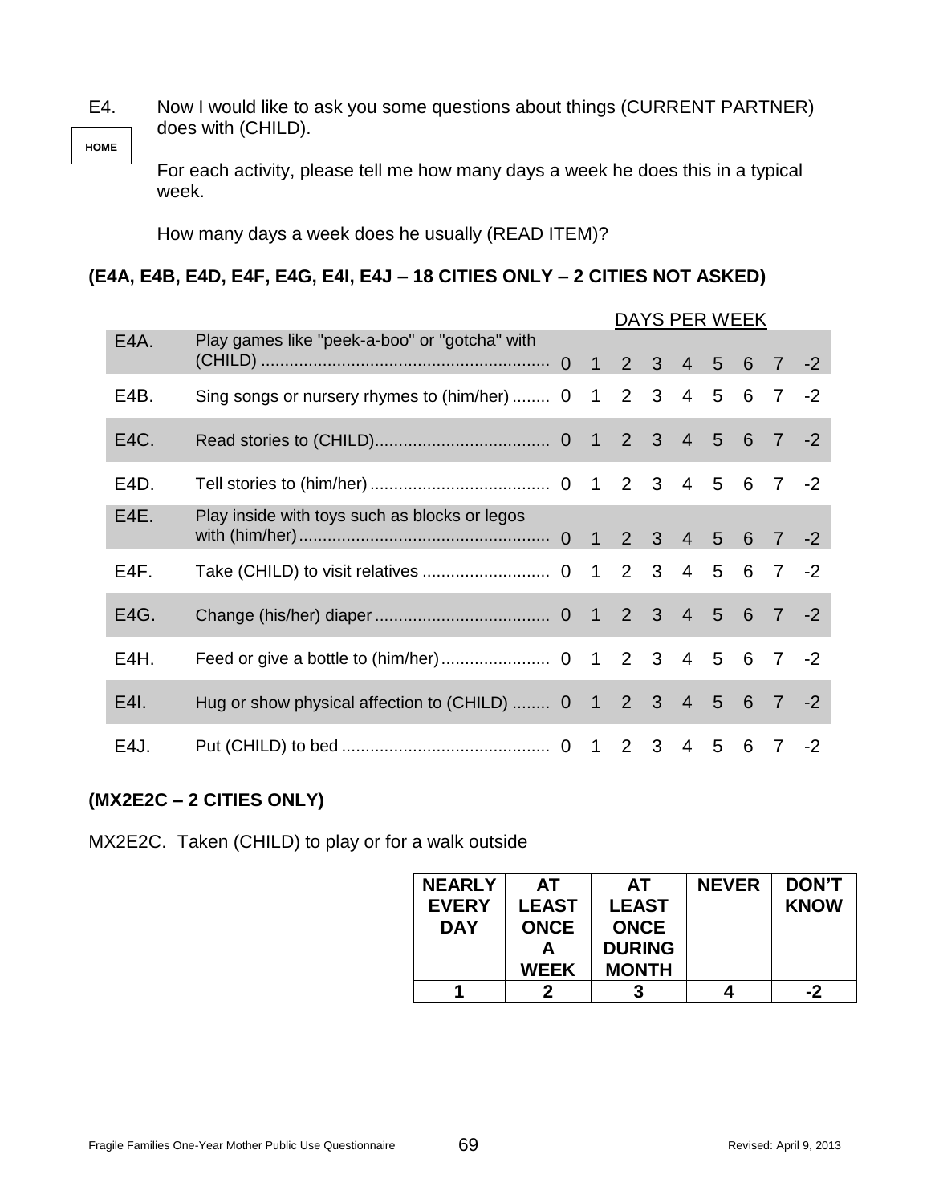E4. HOME

Now I would like to ask you some questions about things (CURRENT PARTNER) does with (CHILD).

For each activity, please tell me how many days a week he does this in a typical week.

How many days a week does he usually (READ ITEM)?

**(E4A, E4B, E4D, E4F, E4G, E4I, E4J – 18 CITIES ONLY – 2 CITIES NOT ASKED)**

| | | DAYS PER WEEK | | | | | | | | |
|---|---|---|---|---|---|---|---|---|---|---|
| E4A. | Play games like "peek-a-boo" or "gotcha" with (CHILD) | 0 | 1 | 2 | 3 | 4 | 5 | 6 | 7 | -2 |
| E4B. | Sing songs or nursery rhymes to (him/her) | 0 | 1 | 2 | 3 | 4 | 5 | 6 | 7 | -2 |
| E4C. | Read stories to (CHILD) | 0 | 1 | 2 | 3 | 4 | 5 | 6 | 7 | -2 |
| E4D. | Tell stories to (him/her) | 0 | 1 | 2 | 3 | 4 | 5 | 6 | 7 | -2 |
| E4E. | Play inside with toys such as blocks or legos with (him/her) | 0 | 1 | 2 | 3 | 4 | 5 | 6 | 7 | -2 |
| E4F. | Take (CHILD) to visit relatives | 0 | 1 | 2 | 3 | 4 | 5 | 6 | 7 | -2 |
| E4G. | Change (his/her) diaper | 0 | 1 | 2 | 3 | 4 | 5 | 6 | 7 | -2 |
| E4H. | Feed or give a bottle to (him/her) | 0 | 1 | 2 | 3 | 4 | 5 | 6 | 7 | -2 |
| E4I. | Hug or show physical affection to (CHILD) | 0 | 1 | 2 | 3 | 4 | 5 | 6 | 7 | -2 |
| E4J. | Put (CHILD) to bed | 0 | 1 | 2 | 3 | 4 | 5 | 6 | 7 | -2 |

**(MX2E2C – 2 CITIES ONLY)**

MX2E2C. Taken (CHILD) to play or for a walk outside

| NEARLY EVERY DAY | AT LEAST ONCE A WEEK | AT LEAST ONCE DURING MONTH | NEVER | DON'T KNOW |
|---|---|---|---|---|
| 1 | 2 | 3 | 4 | -2 |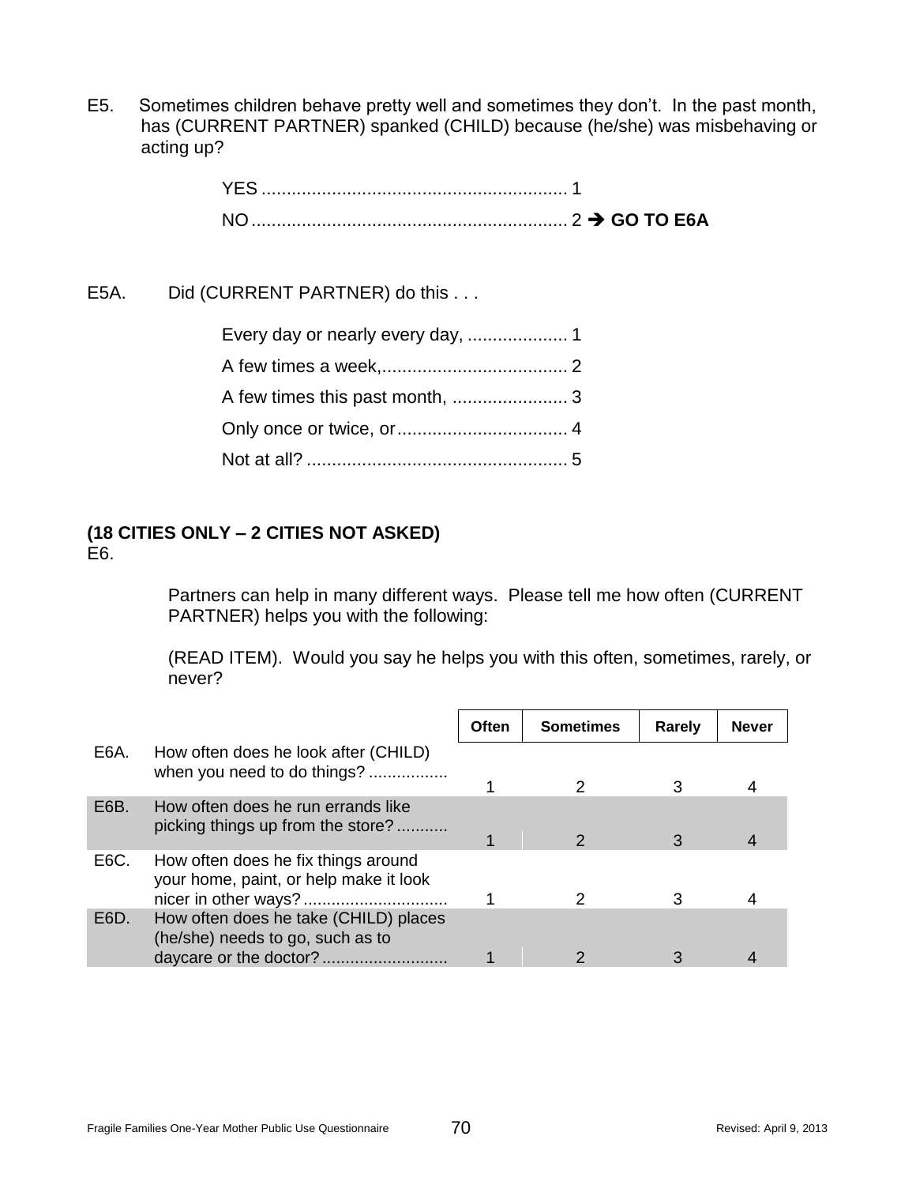E5. Sometimes children behave pretty well and sometimes they don't. In the past month, has (CURRENT PARTNER) spanked (CHILD) because (he/she) was misbehaving or acting up?

YES ............................................................ 1
NO .............................................................. 2 ➔ **GO TO E6A**

E5A. Did (CURRENT PARTNER) do this . . .

Every day or nearly every day, .................... 1
A few times a week,..................................... 2
A few times this past month, ....................... 3
Only once or twice, or.................................. 4
Not at all? .................................................... 5

**(18 CITIES ONLY – 2 CITIES NOT ASKED)**
E6.

Partners can help in many different ways. Please tell me how often (CURRENT PARTNER) helps you with the following:

(READ ITEM). Would you say he helps you with this often, sometimes, rarely, or never?

| | | Often | Sometimes | Rarely | Never |
|---|---|---|---|---|---|
| E6A. | How often does he look after (CHILD) when you need to do things? ................ | 1 | 2 | 3 | 4 |
| E6B. | How often does he run errands like picking things up from the store? ........... | 1 | 2 | 3 | 4 |
| E6C. | How often does he fix things around your home, paint, or help make it look nicer in other ways? .............................. | 1 | 2 | 3 | 4 |
| E6D. | How often does he take (CHILD) places (he/she) needs to go, such as to daycare or the doctor? .......................... | 1 | 2 | 3 | 4 |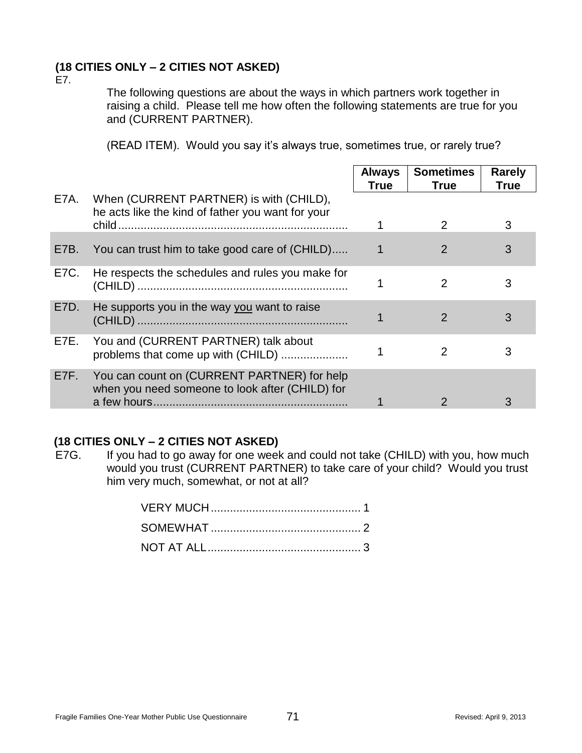**(18 CITIES ONLY – 2 CITIES NOT ASKED)**

E7.

The following questions are about the ways in which partners work together in raising a child. Please tell me how often the following statements are true for you and (CURRENT PARTNER).

(READ ITEM). Would you say it's always true, sometimes true, or rarely true?

| | | Always True | Sometimes True | Rarely True |
|---|---|---|---|---|
| E7A. | When (CURRENT PARTNER) is with (CHILD), he acts like the kind of father you want for your child | 1 | 2 | 3 |
| E7B. | You can trust him to take good care of (CHILD) | 1 | 2 | 3 |
| E7C. | He respects the schedules and rules you make for (CHILD) | 1 | 2 | 3 |
| E7D. | He supports you in the way <u>you</u> want to raise (CHILD) | 1 | 2 | 3 |
| E7E. | You and (CURRENT PARTNER) talk about problems that come up with (CHILD) | 1 | 2 | 3 |
| E7F. | You can count on (CURRENT PARTNER) for help when you need someone to look after (CHILD) for a few hours | 1 | 2 | 3 |

**(18 CITIES ONLY – 2 CITIES NOT ASKED)**

E7G. If you had to go away for one week and could not take (CHILD) with you, how much would you trust (CURRENT PARTNER) to take care of your child? Would you trust him very much, somewhat, or not at all?

- VERY MUCH .............................................. 1
- SOMEWHAT .............................................. 2
- NOT AT ALL .............................................. 3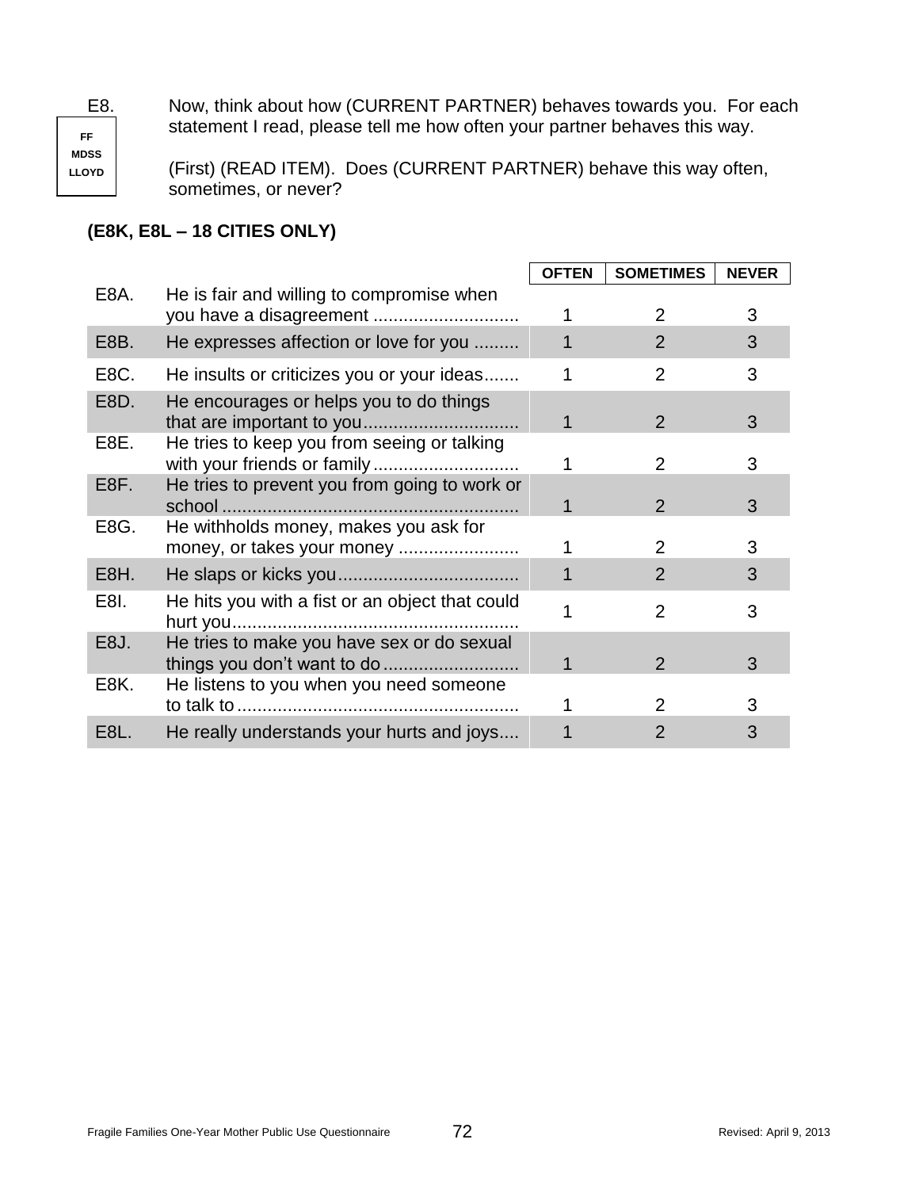E8. Now, think about how (CURRENT PARTNER) behaves towards you. For each statement I read, please tell me how often your partner behaves this way.

FF
MDSS
LLOYD

(First) (READ ITEM). Does (CURRENT PARTNER) behave this way often, sometimes, or never?

**(E8K, E8L – 18 CITIES ONLY)**

| | | OFTEN | SOMETIMES | NEVER |
|---|---|---|---|---|
| E8A. | He is fair and willing to compromise when you have a disagreement ............................ | 1 | 2 | 3 |
| E8B. | He expresses affection or love for you ......... | 1 | 2 | 3 |
| E8C. | He insults or criticizes you or your ideas....... | 1 | 2 | 3 |
| E8D. | He encourages or helps you to do things that are important to you.............................. | 1 | 2 | 3 |
| E8E. | He tries to keep you from seeing or talking with your friends or family ............................ | 1 | 2 | 3 |
| E8F. | He tries to prevent you from going to work or school .......................................................... | 1 | 2 | 3 |
| E8G. | He withholds money, makes you ask for money, or takes your money ........................ | 1 | 2 | 3 |
| E8H. | He slaps or kicks you................................... | 1 | 2 | 3 |
| E8I. | He hits you with a fist or an object that could hurt you........................................................ | 1 | 2 | 3 |
| E8J. | He tries to make you have sex or do sexual things you don't want to do .......................... | 1 | 2 | 3 |
| E8K. | He listens to you when you need someone to talk to ....................................................... | 1 | 2 | 3 |
| E8L. | He really understands your hurts and joys.... | 1 | 2 | 3 |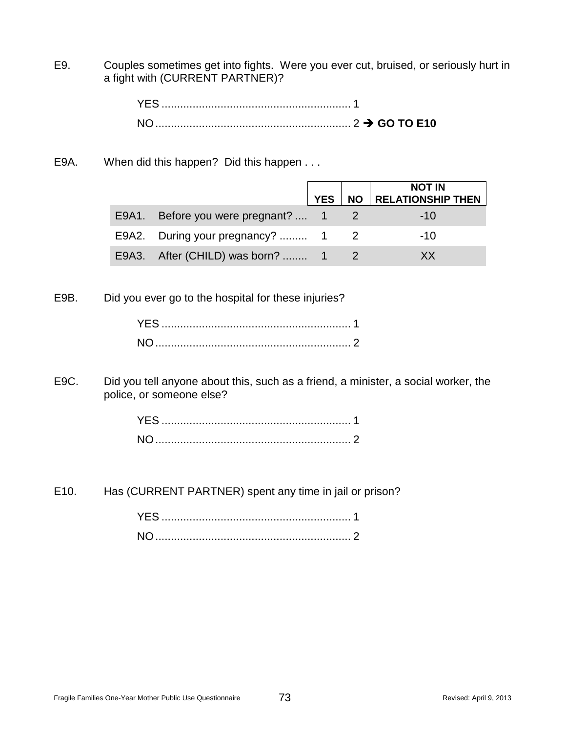E9. Couples sometimes get into fights. Were you ever cut, bruised, or seriously hurt in a fight with (CURRENT PARTNER)?

YES ............................................................ 1
NO .............................................................. 2 ➔ **GO TO E10**

E9A. When did this happen? Did this happen . . .

| | | **YES** | **NO** | **NOT IN RELATIONSHIP THEN** |
|---|---|---|---|---|
| E9A1. | Before you were pregnant? .... | 1 | 2 | -10 |
| E9A2. | During your pregnancy? ......... | 1 | 2 | -10 |
| E9A3. | After (CHILD) was born? ........ | 1 | 2 | XX |

E9B. Did you ever go to the hospital for these injuries?

YES ............................................................ 1
NO .............................................................. 2

E9C. Did you tell anyone about this, such as a friend, a minister, a social worker, the police, or someone else?

YES ............................................................ 1
NO .............................................................. 2

E10. Has (CURRENT PARTNER) spent any time in jail or prison?

YES ............................................................ 1
NO .............................................................. 2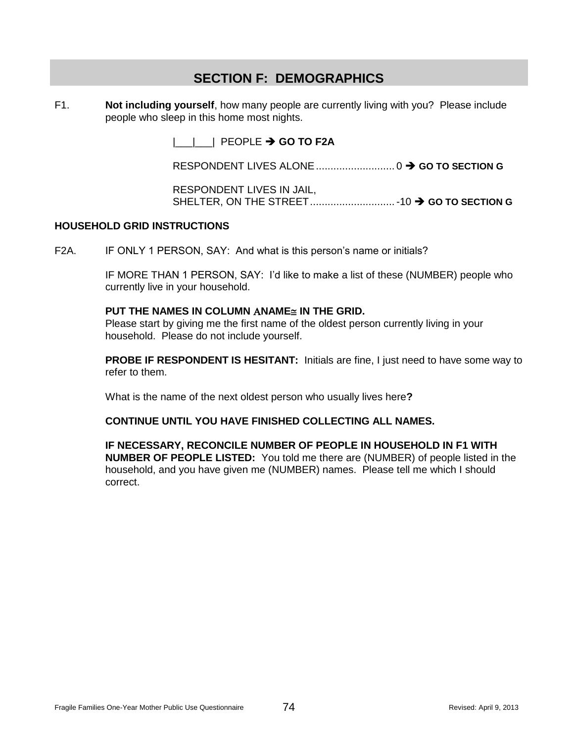## SECTION F: DEMOGRAPHICS

F1. **Not including yourself**, how many people are currently living with you? Please include people who sleep in this home most nights.

|___|___| PEOPLE ➔ **GO TO F2A**

RESPONDENT LIVES ALONE........................... 0 ➔ **GO TO SECTION G**

RESPONDENT LIVES IN JAIL,
SHELTER, ON THE STREET............................. -10 ➔ **GO TO SECTION G**

**HOUSEHOLD GRID INSTRUCTIONS**

F2A. IF ONLY 1 PERSON, SAY: And what is this person's name or initials?

IF MORE THAN 1 PERSON, SAY: I'd like to make a list of these (NUMBER) people who currently live in your household.

**PUT THE NAMES IN COLUMN ΑNAME≅ IN THE GRID.**
Please start by giving me the first name of the oldest person currently living in your household. Please do not include yourself.

**PROBE IF RESPONDENT IS HESITANT:** Initials are fine, I just need to have some way to refer to them.

What is the name of the next oldest person who usually lives here**?**

**CONTINUE UNTIL YOU HAVE FINISHED COLLECTING ALL NAMES.**

**IF NECESSARY, RECONCILE NUMBER OF PEOPLE IN HOUSEHOLD IN F1 WITH NUMBER OF PEOPLE LISTED:** You told me there are (NUMBER) of people listed in the household, and you have given me (NUMBER) names. Please tell me which I should correct.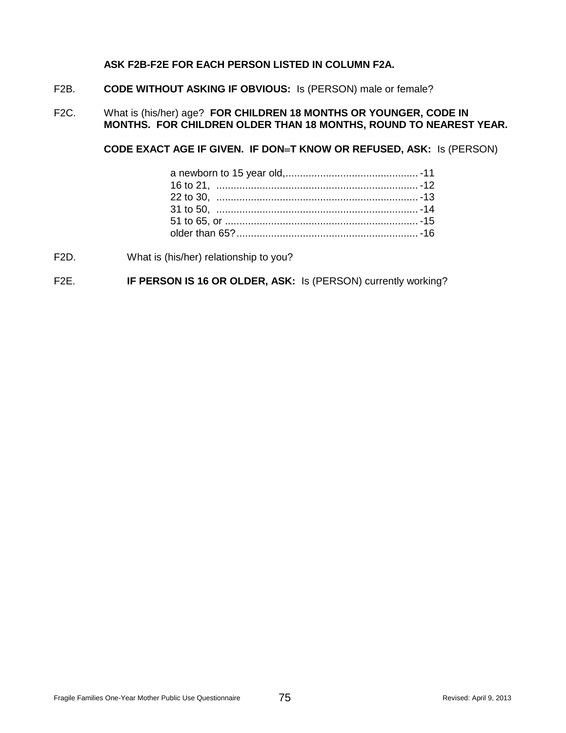**ASK F2B-F2E FOR EACH PERSON LISTED IN COLUMN F2A.**

F2B. **CODE WITHOUT ASKING IF OBVIOUS:** Is (PERSON) male or female?

F2C. What is (his/her) age? **FOR CHILDREN 18 MONTHS OR YOUNGER, CODE IN MONTHS. FOR CHILDREN OLDER THAN 18 MONTHS, ROUND TO NEAREST YEAR.**

**CODE EXACT AGE IF GIVEN. IF DON=T KNOW OR REFUSED, ASK:** Is (PERSON)

a newborn to 15 year old,............................................. -11
16 to 21, ..................................................................... -12
22 to 30, ..................................................................... -13
31 to 50, ..................................................................... -14
51 to 65, or .................................................................. -15
older than 65?.............................................................. -16

F2D. What is (his/her) relationship to you?

F2E. **IF PERSON IS 16 OR OLDER, ASK:** Is (PERSON) currently working?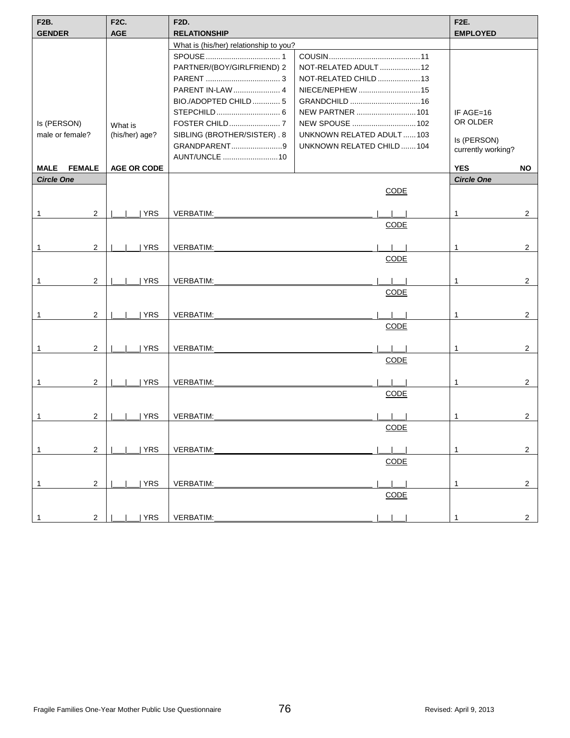| F2B. GENDER | F2C. AGE | F2D. RELATIONSHIP | F2E. EMPLOYED |
|---|---|---|---|
| | | What is (his/her) relationship to you? | |
| Is (PERSON) male or female? | What is (his/her) age? | SPOUSE .......... 1<br>PARTNER/(BOY/GIRLFRIEND) 2<br>PARENT .......... 3<br>PARENT IN-LAW .......... 4<br>BIO./ADOPTED CHILD .......... 5<br>STEPCHILD .......... 6<br>FOSTER CHILD .......... 7<br>SIBLING (BROTHER/SISTER) . 8<br>GRANDPARENT .......... 9<br>AUNT/UNCLE .......... 10<br>COUSIN .......... 11<br>NOT-RELATED ADULT .......... 12<br>NOT-RELATED CHILD .......... 13<br>NIECE/NEPHEW .......... 15<br>GRANDCHILD .......... 16<br>NEW PARTNER .......... 101<br>NEW SPOUSE .......... 102<br>UNKNOWN RELATED ADULT .......... 103<br>UNKNOWN RELATED CHILD .......... 104 | IF AGE=16 OR OLDER<br><br>Is (PERSON) currently working? |
| MALE FEMALE | AGE OR CODE | | YES NO |
| *Circle One* | | | *Circle One* |
| 1 2 | \|___\|___\| YRS | VERBATIM:________________ CODE \|___\|___\| | 1 2 |
| 1 2 | \|___\|___\| YRS | VERBATIM:________________ CODE \|___\|___\| | 1 2 |
| 1 2 | \|___\|___\| YRS | VERBATIM:________________ CODE \|___\|___\| | 1 2 |
| 1 2 | \|___\|___\| YRS | VERBATIM:________________ CODE \|___\|___\| | 1 2 |
| 1 2 | \|___\|___\| YRS | VERBATIM:________________ CODE \|___\|___\| | 1 2 |
| 1 2 | \|___\|___\| YRS | VERBATIM:________________ CODE \|___\|___\| | 1 2 |
| 1 2 | \|___\|___\| YRS | VERBATIM:________________ CODE \|___\|___\| | 1 2 |
| 1 2 | \|___\|___\| YRS | VERBATIM:________________ CODE \|___\|___\| | 1 2 |
| 1 2 | \|___\|___\| YRS | VERBATIM:________________ CODE \|___\|___\| | 1 2 |
| 1 2 | \|___\|___\| YRS | VERBATIM:________________ CODE \|___\|___\| | 1 2 |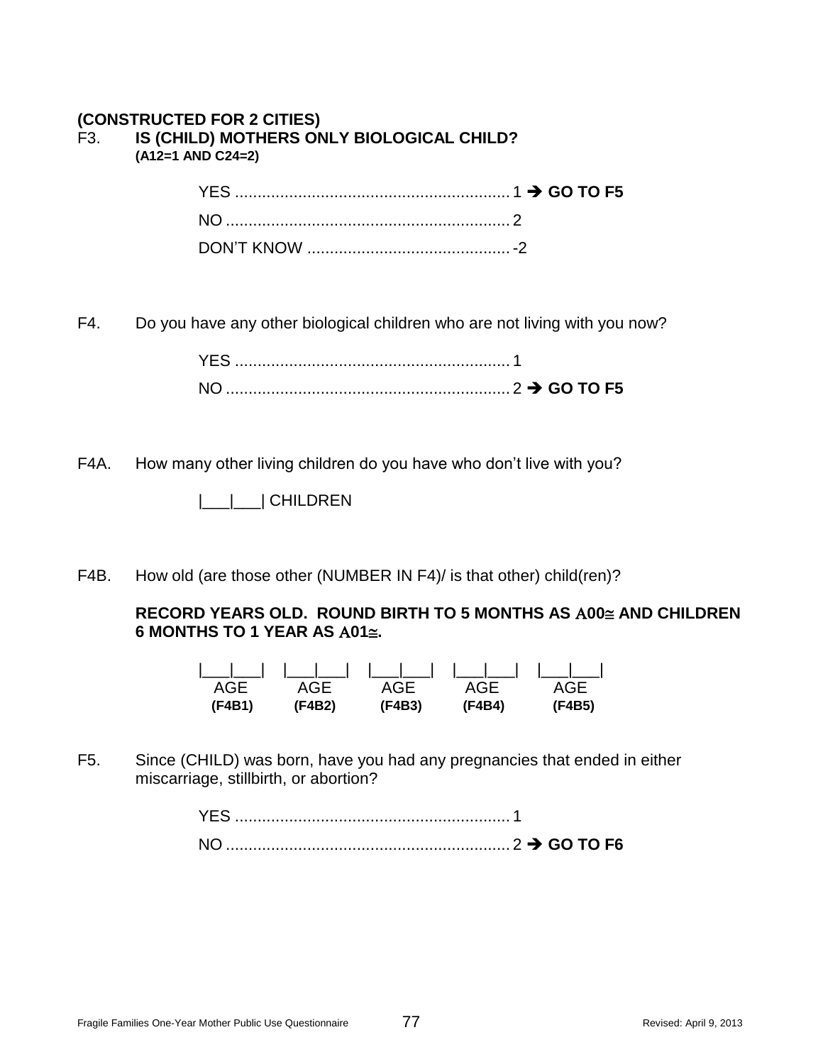**(CONSTRUCTED FOR 2 CITIES)**

F3. **IS (CHILD) MOTHERS ONLY BIOLOGICAL CHILD?**
**(A12=1 AND C24=2)**

YES ............................................................ 1 ➔ **GO TO F5**
NO .............................................................. 2
DON'T KNOW ............................................ -2

F4. Do you have any other biological children who are not living with you now?

YES ............................................................ 1
NO .............................................................. 2 ➔ **GO TO F5**

F4A. How many other living children do you have who don't live with you?

|___|___| CHILDREN

F4B. How old (are those other (NUMBER IN F4)/ is that other) child(ren)?

**RECORD YEARS OLD. ROUND BIRTH TO 5 MONTHS AS A00≅ AND CHILDREN 6 MONTHS TO 1 YEAR AS A01≅.**

| \|___\|___\| | \|___\|___\| | \|___\|___\| | \|___\|___\| | \|___\|___\| |
|---|---|---|---|---|
| AGE | AGE | AGE | AGE | AGE |
| **(F4B1)** | **(F4B2)** | **(F4B3)** | **(F4B4)** | **(F4B5)** |

F5. Since (CHILD) was born, have you had any pregnancies that ended in either miscarriage, stillbirth, or abortion?

YES ............................................................ 1
NO .............................................................. 2 ➔ **GO TO F6**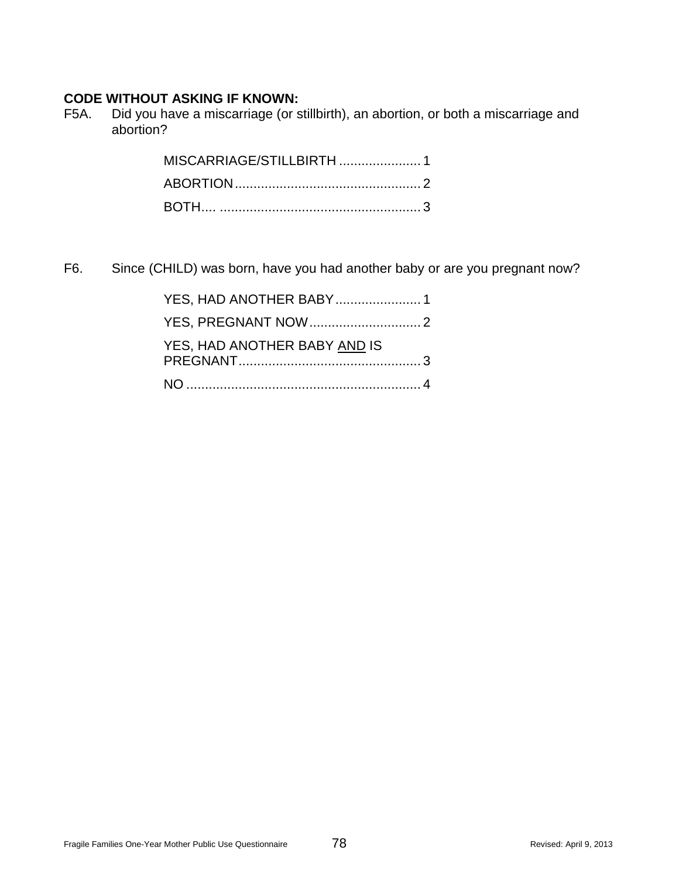**CODE WITHOUT ASKING IF KNOWN:**

F5A. Did you have a miscarriage (or stillbirth), an abortion, or both a miscarriage and abortion?

MISCARRIAGE/STILLBIRTH ...................... 1
ABORTION .................................................. 2
BOTH.... ...................................................... 3

F6. Since (CHILD) was born, have you had another baby or are you pregnant now?

YES, HAD ANOTHER BABY ....................... 1
YES, PREGNANT NOW .............................. 2
YES, HAD ANOTHER BABY AND IS PREGNANT ................................................. 3
NO ............................................................... 4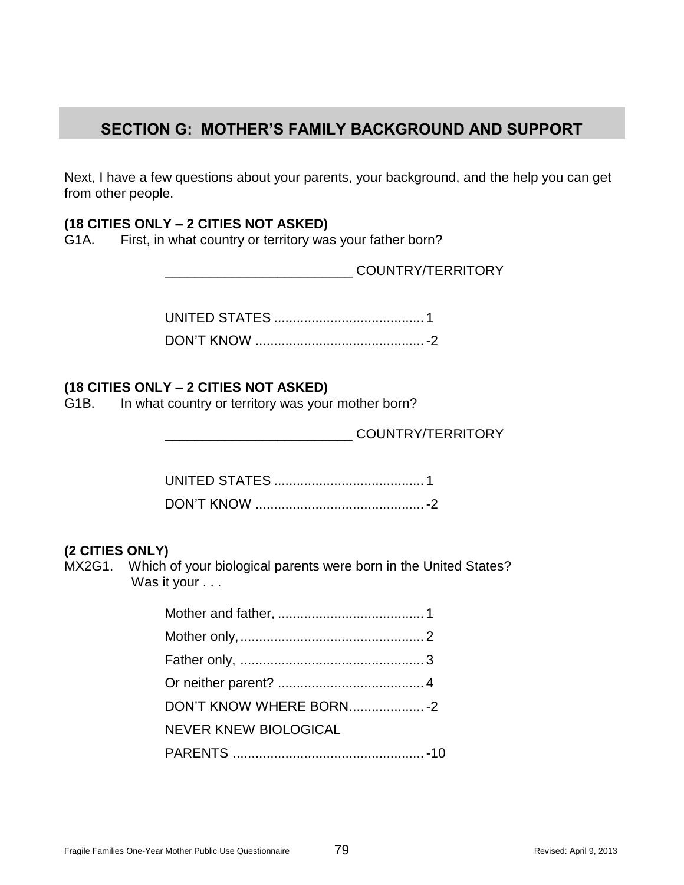## SECTION G: MOTHER'S FAMILY BACKGROUND AND SUPPORT

Next, I have a few questions about your parents, your background, and the help you can get from other people.

**(18 CITIES ONLY – 2 CITIES NOT ASKED)**
G1A. First, in what country or territory was your father born?

_________________________ COUNTRY/TERRITORY

UNITED STATES ........................................ 1
DON'T KNOW ............................................. -2

**(18 CITIES ONLY – 2 CITIES NOT ASKED)**
G1B. In what country or territory was your mother born?

_________________________ COUNTRY/TERRITORY

UNITED STATES ........................................ 1
DON'T KNOW ............................................. -2

**(2 CITIES ONLY)**
MX2G1. Which of your biological parents were born in the United States? Was it your . . .

Mother and father, ....................................... 1
Mother only,................................................. 2
Father only, ................................................. 3
Or neither parent? ....................................... 4
DON'T KNOW WHERE BORN.................... -2
NEVER KNEW BIOLOGICAL PARENTS ................................................... -10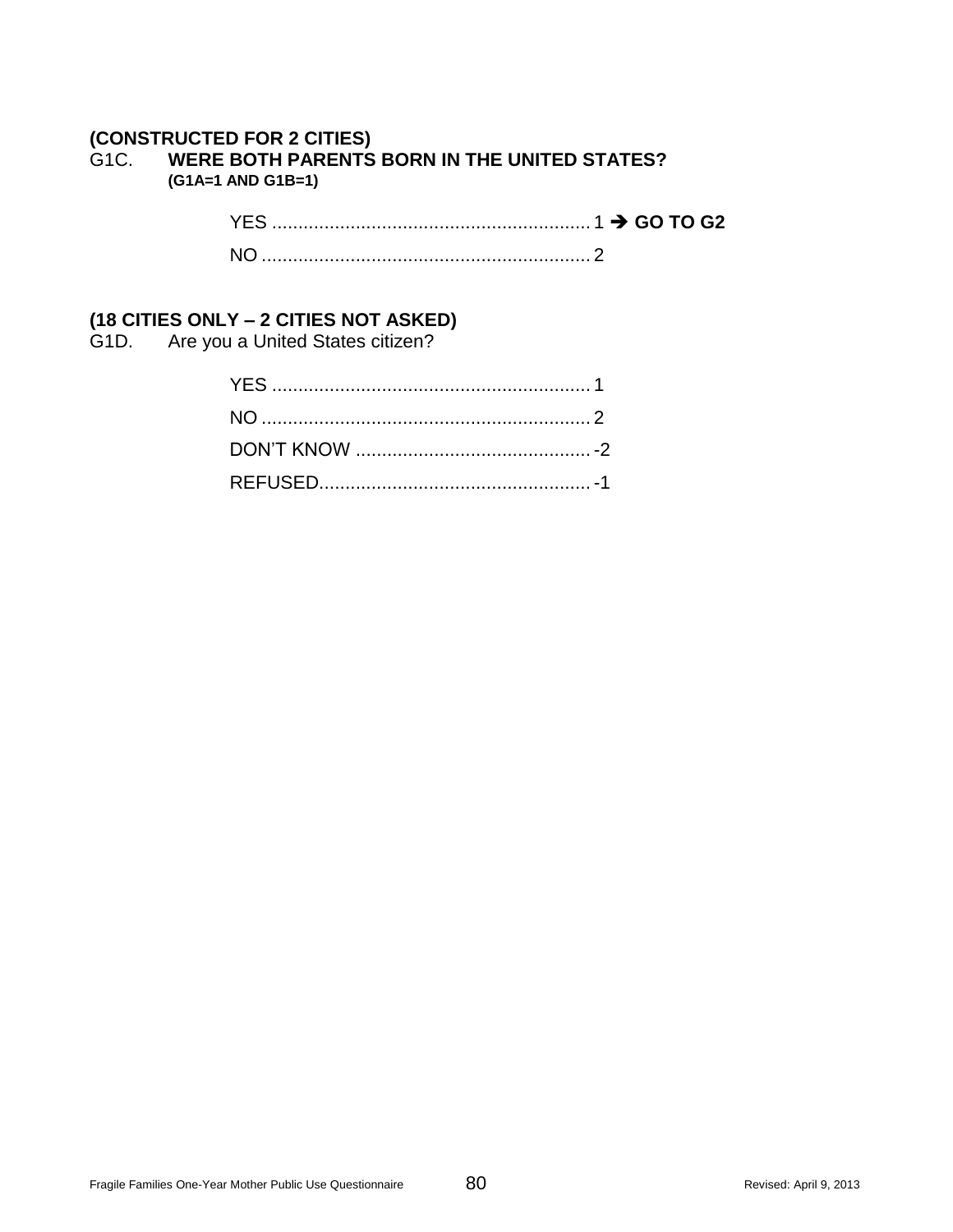**(CONSTRUCTED FOR 2 CITIES)**
G1C. **WERE BOTH PARENTS BORN IN THE UNITED STATES?**
**(G1A=1 AND G1B=1)**

YES ............................................................ 1 ➔ **GO TO G2**
NO .............................................................. 2

**(18 CITIES ONLY – 2 CITIES NOT ASKED)**
G1D. Are you a United States citizen?

YES ............................................................ 1
NO .............................................................. 2
DON'T KNOW ............................................ -2
REFUSED................................................... -1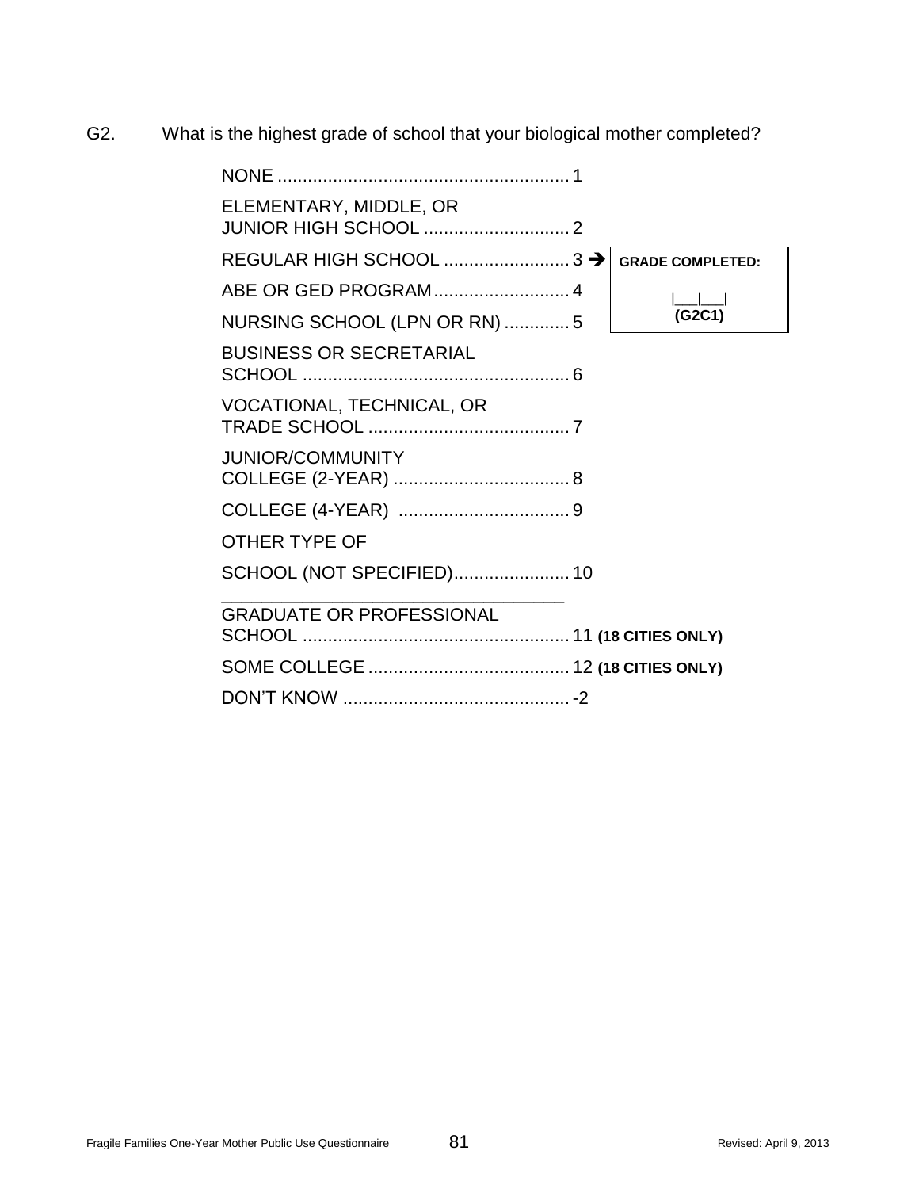G2. What is the highest grade of school that your biological mother completed?

NONE .......................................................... 1

ELEMENTARY, MIDDLE, OR JUNIOR HIGH SCHOOL ............................. 2

REGULAR HIGH SCHOOL ......................... 3 → **GRADE COMPLETED:** |___|___| **(G2C1)**

ABE OR GED PROGRAM........................... 4

NURSING SCHOOL (LPN OR RN) ............. 5

BUSINESS OR SECRETARIAL SCHOOL ..................................................... 6

VOCATIONAL, TECHNICAL, OR TRADE SCHOOL ........................................ 7

JUNIOR/COMMUNITY COLLEGE (2-YEAR) ................................... 8

COLLEGE (4-YEAR) .................................. 9

OTHER TYPE OF

SCHOOL (NOT SPECIFIED)....................... 10

___________________________________

GRADUATE OR PROFESSIONAL SCHOOL ..................................................... 11 **(18 CITIES ONLY)**

SOME COLLEGE ........................................ 12 **(18 CITIES ONLY)**

DON'T KNOW ............................................. -2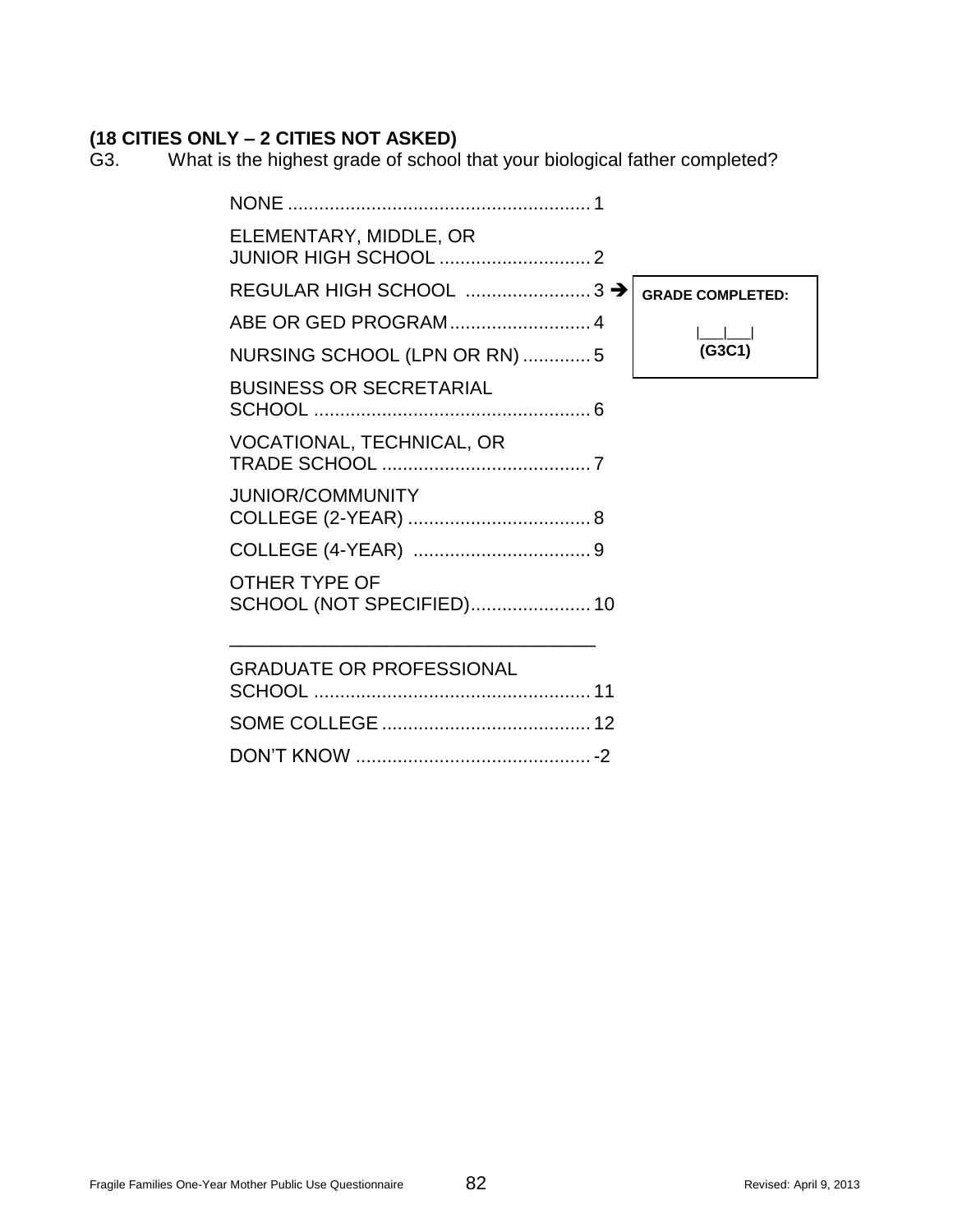**(18 CITIES ONLY – 2 CITIES NOT ASKED)**

G3. What is the highest grade of school that your biological father completed?

- NONE .......................................................... 1
- ELEMENTARY, MIDDLE, OR JUNIOR HIGH SCHOOL ............................. 2
- REGULAR HIGH SCHOOL ........................ 3 ➔ **GRADE COMPLETED:** |___|___| **(G3C1)**
- ABE OR GED PROGRAM........................... 4
- NURSING SCHOOL (LPN OR RN) ............. 5
- BUSINESS OR SECRETARIAL SCHOOL ..................................................... 6
- VOCATIONAL, TECHNICAL, OR TRADE SCHOOL ........................................ 7
- JUNIOR/COMMUNITY COLLEGE (2-YEAR) ................................... 8
- COLLEGE (4-YEAR) .................................. 9
- OTHER TYPE OF SCHOOL (NOT SPECIFIED)....................... 10

___________________________________

- GRADUATE OR PROFESSIONAL SCHOOL ..................................................... 11
- SOME COLLEGE ........................................ 12
- DON'T KNOW ............................................. -2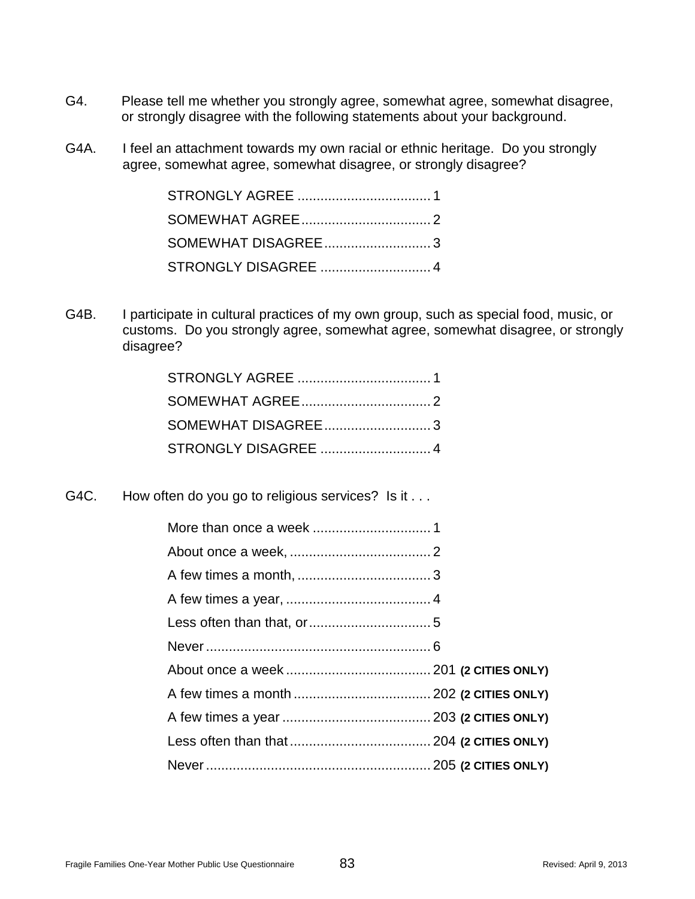G4. Please tell me whether you strongly agree, somewhat agree, somewhat disagree, or strongly disagree with the following statements about your background.

G4A. I feel an attachment towards my own racial or ethnic heritage. Do you strongly agree, somewhat agree, somewhat disagree, or strongly disagree?

- STRONGLY AGREE .................................. 1
- SOMEWHAT AGREE.................................. 2
- SOMEWHAT DISAGREE............................ 3
- STRONGLY DISAGREE ............................ 4

G4B. I participate in cultural practices of my own group, such as special food, music, or customs. Do you strongly agree, somewhat agree, somewhat disagree, or strongly disagree?

- STRONGLY AGREE .................................. 1
- SOMEWHAT AGREE.................................. 2
- SOMEWHAT DISAGREE............................ 3
- STRONGLY DISAGREE ............................ 4

G4C. How often do you go to religious services? Is it . . .

- More than once a week ............................... 1
- About once a week, .................................... 2
- A few times a month, .................................. 3
- A few times a year, ..................................... 4
- Less often than that, or................................ 5
- Never........................................................... 6
- About once a week ..................................... 201 **(2 CITIES ONLY)**
- A few times a month ................................... 202 **(2 CITIES ONLY)**
- A few times a year ...................................... 203 **(2 CITIES ONLY)**
- Less often than that .................................... 204 **(2 CITIES ONLY)**
- Never........................................................... 205 **(2 CITIES ONLY)**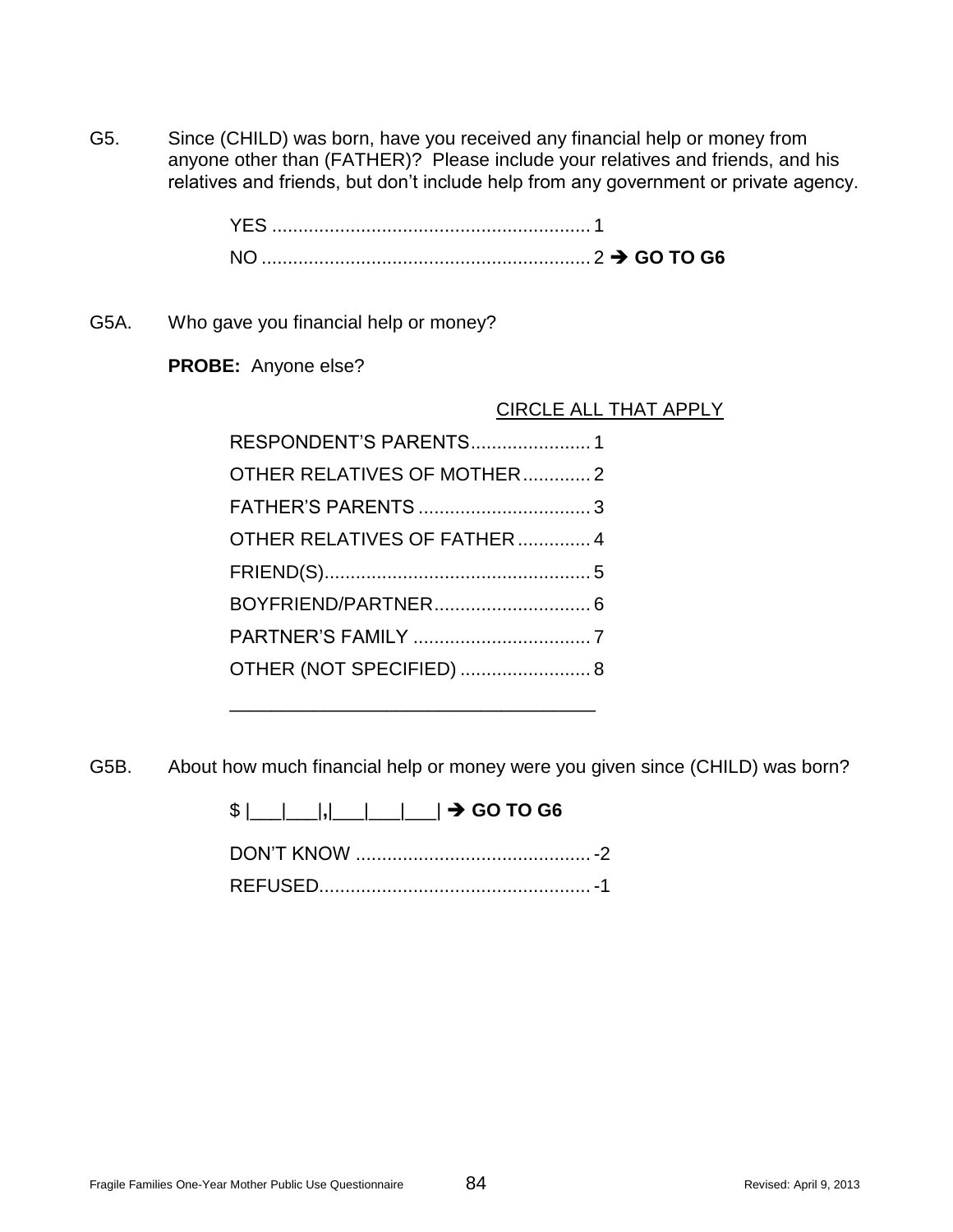G5. Since (CHILD) was born, have you received any financial help or money from anyone other than (FATHER)? Please include your relatives and friends, and his relatives and friends, but don't include help from any government or private agency.

YES ............................................................. 1
NO ............................................................... 2 ➔ **GO TO G6**

G5A. Who gave you financial help or money?

**PROBE:** Anyone else?

CIRCLE ALL THAT APPLY

RESPONDENT'S PARENTS....................... 1
OTHER RELATIVES OF MOTHER............. 2
FATHER'S PARENTS ................................. 3
OTHER RELATIVES OF FATHER .............. 4
FRIEND(S)................................................... 5
BOYFRIEND/PARTNER.............................. 6
PARTNER'S FAMILY .................................. 7
OTHER (NOT SPECIFIED) ......................... 8

___________________________________

G5B. About how much financial help or money were you given since (CHILD) was born?

$ |___|___|,|___|___|___| ➔ **GO TO G6**

DON'T KNOW ............................................. -2
REFUSED.................................................... -1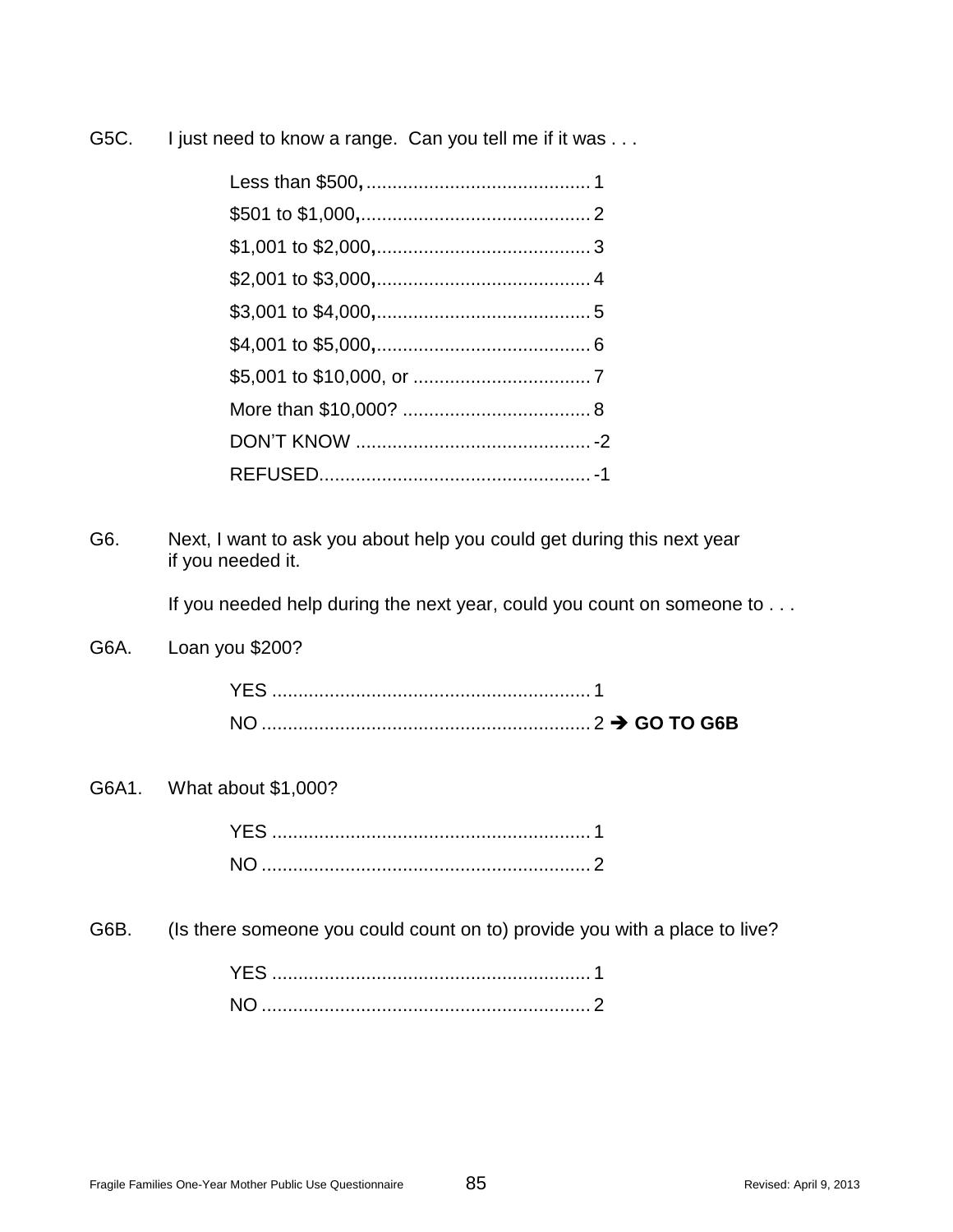G5C. I just need to know a range. Can you tell me if it was . . .

Less than $500, .......................................... 1
$501 to $1,000, .......................................... 2
$1,001 to $2,000, ....................................... 3
$2,001 to $3,000, ....................................... 4
$3,001 to $4,000, ....................................... 5
$4,001 to $5,000, ....................................... 6
$5,001 to $10,000, or ................................. 7
More than $10,000? ................................... 8
DON'T KNOW ............................................ -2
REFUSED................................................... -1

G6. Next, I want to ask you about help you could get during this next year if you needed it.

If you needed help during the next year, could you count on someone to . . .

G6A. Loan you $200?

YES ........................................................... 1
NO ............................................................. 2 ➔ **GO TO G6B**

G6A1. What about $1,000?

YES ........................................................... 1
NO ............................................................. 2

G6B. (Is there someone you could count on to) provide you with a place to live?

YES ........................................................... 1
NO ............................................................. 2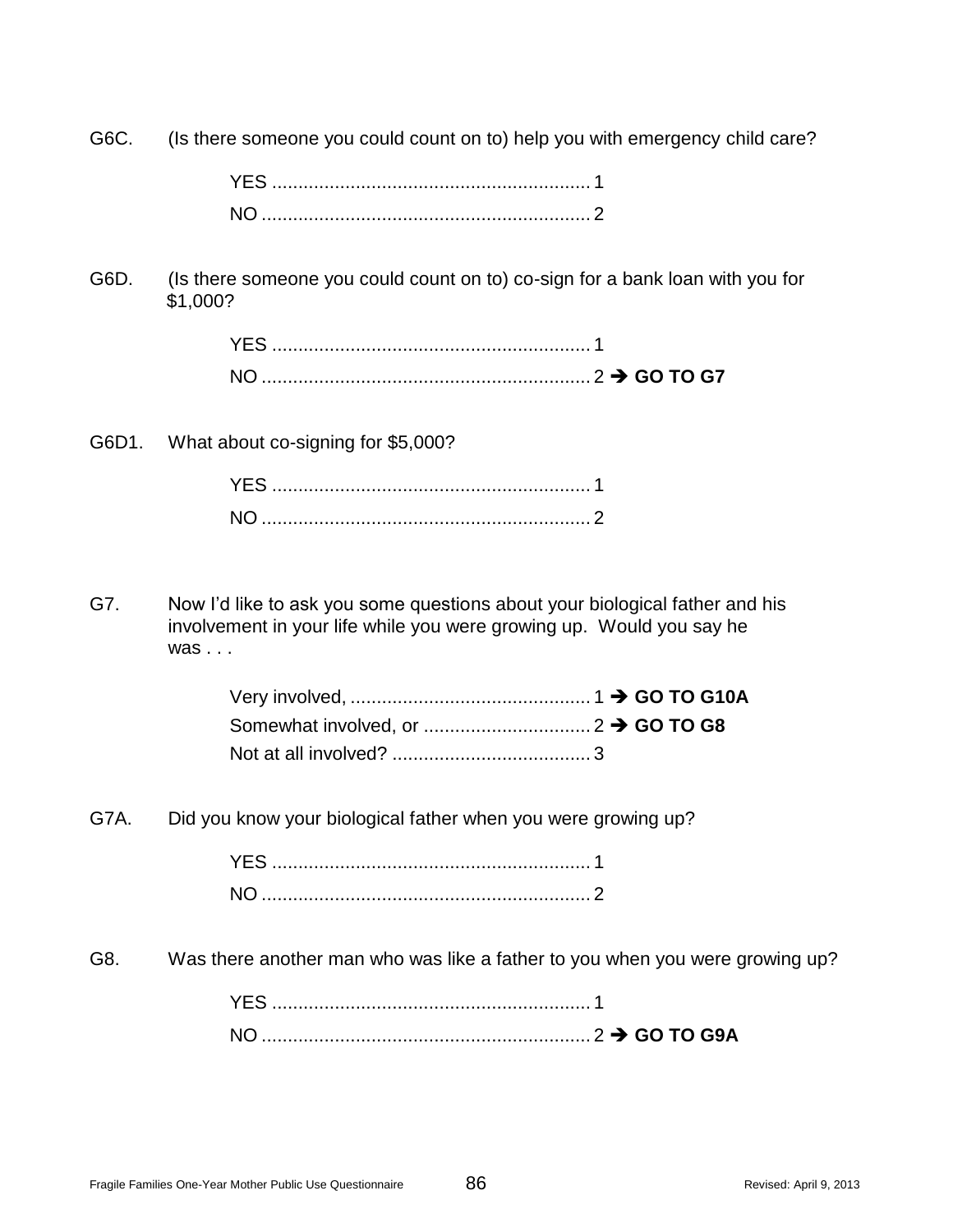G6C. (Is there someone you could count on to) help you with emergency child care?

YES .............................................................. 1
NO ............................................................... 2

G6D. (Is there someone you could count on to) co-sign for a bank loan with you for $1,000?

YES .............................................................. 1
NO ............................................................... 2 ➔ **GO TO G7**

G6D1. What about co-signing for $5,000?

YES .............................................................. 1
NO ............................................................... 2

G7. Now I'd like to ask you some questions about your biological father and his involvement in your life while you were growing up. Would you say he was . . .

Very involved, .............................................. 1 ➔ **GO TO G10A**
Somewhat involved, or ................................ 2 ➔ **GO TO G8**
Not at all involved? ...................................... 3

G7A. Did you know your biological father when you were growing up?

YES .............................................................. 1
NO ............................................................... 2

G8. Was there another man who was like a father to you when you were growing up?

YES .............................................................. 1
NO ............................................................... 2 ➔ **GO TO G9A**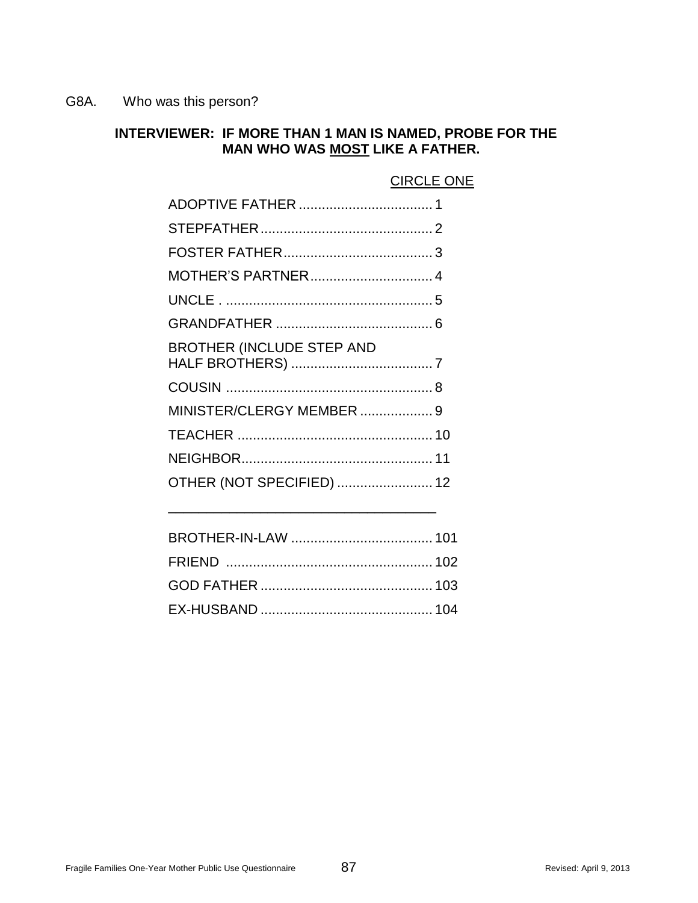G8A. Who was this person?

**INTERVIEWER: IF MORE THAN 1 MAN IS NAMED, PROBE FOR THE MAN WHO WAS MOST LIKE A FATHER.**

CIRCLE ONE

| | |
|---|---|
| ADOPTIVE FATHER | 1 |
| STEPFATHER | 2 |
| FOSTER FATHER | 3 |
| MOTHER'S PARTNER | 4 |
| UNCLE | 5 |
| GRANDFATHER | 6 |
| BROTHER (INCLUDE STEP AND HALF BROTHERS) | 7 |
| COUSIN | 8 |
| MINISTER/CLERGY MEMBER | 9 |
| TEACHER | 10 |
| NEIGHBOR | 11 |
| OTHER (NOT SPECIFIED) | 12 |

---

| | |
|---|---|
| BROTHER-IN-LAW | 101 |
| FRIEND | 102 |
| GOD FATHER | 103 |
| EX-HUSBAND | 104 |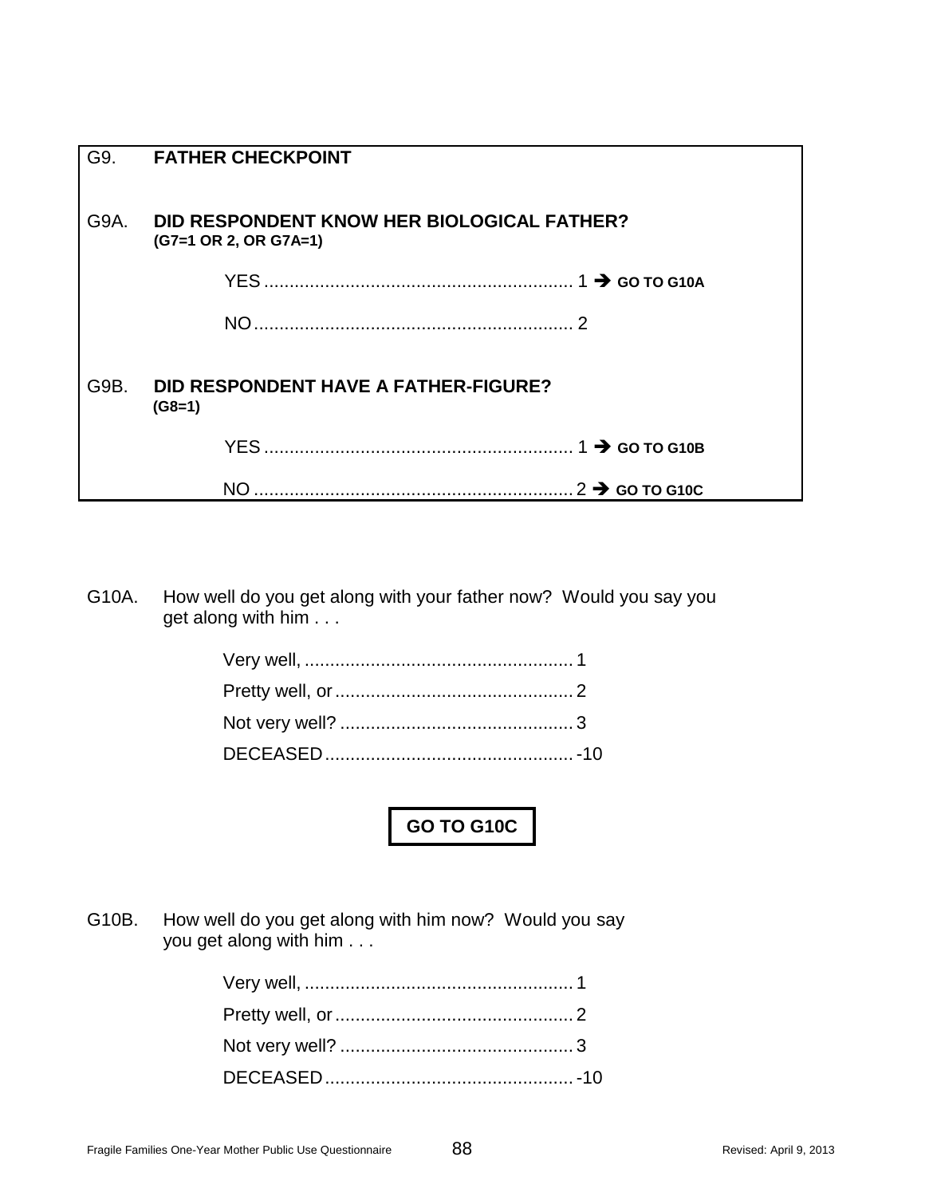**G9. FATHER CHECKPOINT**

**G9A. DID RESPONDENT KNOW HER BIOLOGICAL FATHER?**
**(G7=1 OR 2, OR G7A=1)**

YES ............................................................ 1 ➔ **GO TO G10A**

NO.............................................................. 2

**G9B. DID RESPONDENT HAVE A FATHER-FIGURE?**
**(G8=1)**

YES ............................................................ 1 ➔ **GO TO G10B**

NO .............................................................. 2 ➔ **GO TO G10C**

G10A. How well do you get along with your father now? Would you say you get along with him . . .

Very well, .................................................... 1
Pretty well, or .............................................. 2
Not very well? ............................................. 3
DECEASED ................................................ -10

**GO TO G10C**

G10B. How well do you get along with him now? Would you say you get along with him . . .

Very well, .................................................... 1
Pretty well, or .............................................. 2
Not very well? ............................................. 3
DECEASED ................................................ -10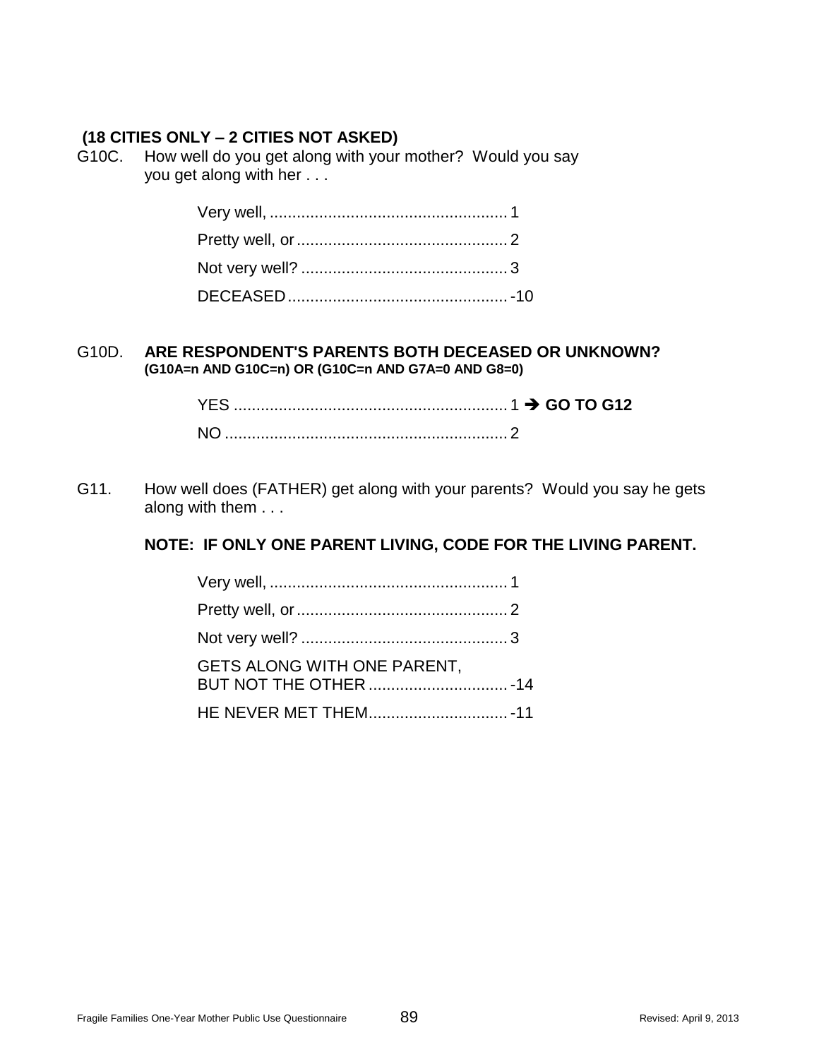**(18 CITIES ONLY – 2 CITIES NOT ASKED)**

G10C. How well do you get along with your mother? Would you say you get along with her . . .

Very well, .................................................... 1
Pretty well, or ............................................... 2
Not very well? .............................................. 3
DECEASED ................................................ -10

G10D. **ARE RESPONDENT'S PARENTS BOTH DECEASED OR UNKNOWN?**
**(G10A=n AND G10C=n) OR (G10C=n AND G7A=0 AND G8=0)**

YES ............................................................ 1 ➔ **GO TO G12**
NO .............................................................. 2

G11. How well does (FATHER) get along with your parents? Would you say he gets along with them . . .

**NOTE: IF ONLY ONE PARENT LIVING, CODE FOR THE LIVING PARENT.**

Very well, .................................................... 1
Pretty well, or ............................................... 2
Not very well? .............................................. 3
GETS ALONG WITH ONE PARENT, BUT NOT THE OTHER ............................... -14
HE NEVER MET THEM............................... -11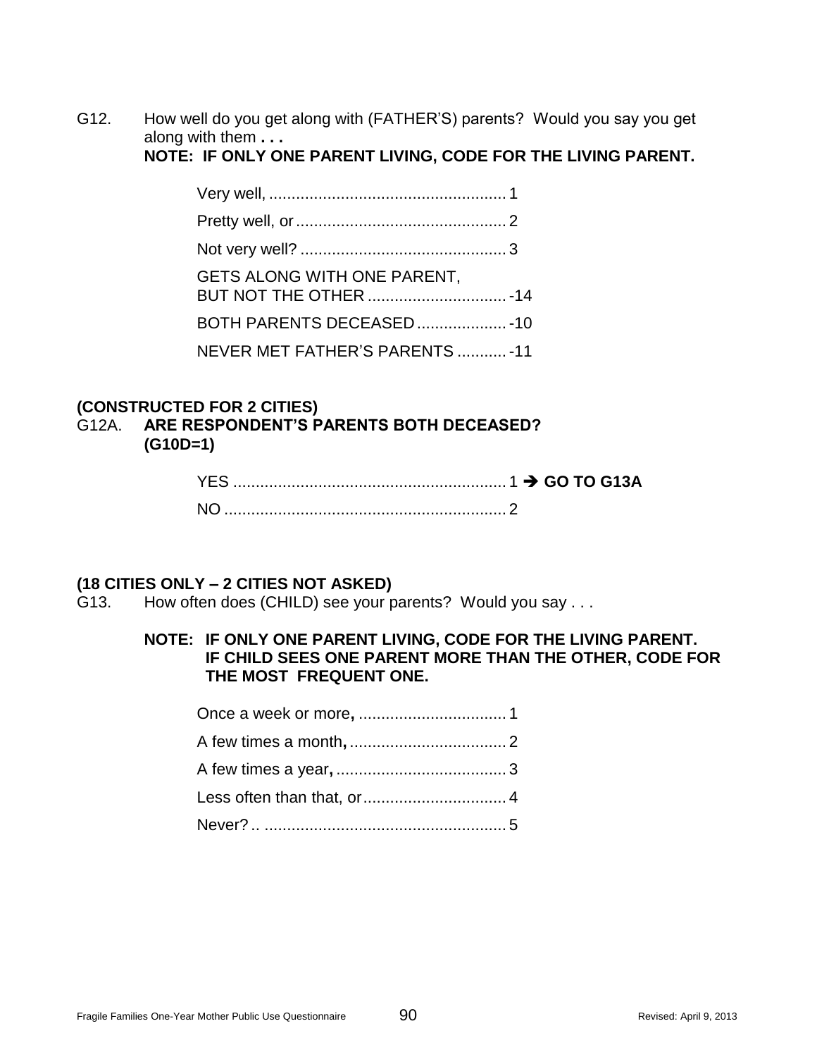G12. How well do you get along with (FATHER'S) parents? Would you say you get along with them **. . .**
**NOTE: IF ONLY ONE PARENT LIVING, CODE FOR THE LIVING PARENT.**

Very well, ..................................................... 1

Pretty well, or............................................... 2

Not very well? .............................................. 3

GETS ALONG WITH ONE PARENT, BUT NOT THE OTHER ............................... -14

BOTH PARENTS DECEASED.................... -10

NEVER MET FATHER'S PARENTS ........... -11

**(CONSTRUCTED FOR 2 CITIES)**
G12A. **ARE RESPONDENT'S PARENTS BOTH DECEASED? (G10D=1)**

YES ............................................................. 1 ➔ **GO TO G13A**

NO ............................................................... 2

**(18 CITIES ONLY – 2 CITIES NOT ASKED)**
G13. How often does (CHILD) see your parents? Would you say . . .

**NOTE: IF ONLY ONE PARENT LIVING, CODE FOR THE LIVING PARENT. IF CHILD SEES ONE PARENT MORE THAN THE OTHER, CODE FOR THE MOST FREQUENT ONE.**

Once a week or more**,** ................................. 1

A few times a month**,** ................................... 2

A few times a year**,** ...................................... 3

Less often than that, or................................ 4

Never? .. ...................................................... 5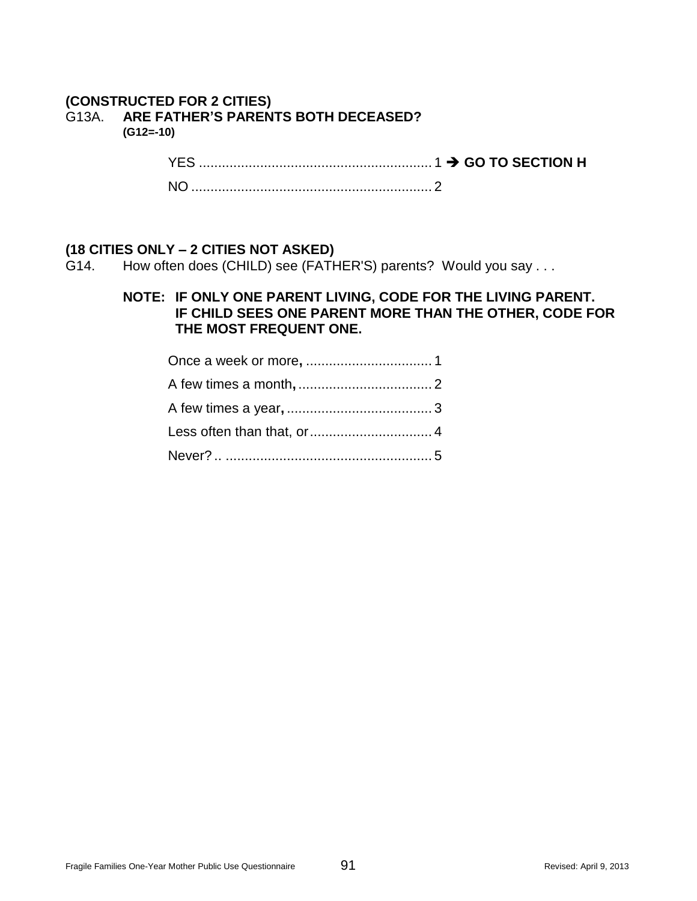**(CONSTRUCTED FOR 2 CITIES)**

G13A. **ARE FATHER'S PARENTS BOTH DECEASED?**
**(G12=-10)**

YES ............................................................ 1 ➔ **GO TO SECTION H**

NO ............................................................. 2

**(18 CITIES ONLY – 2 CITIES NOT ASKED)**

G14. How often does (CHILD) see (FATHER'S) parents? Would you say . . .

**NOTE: IF ONLY ONE PARENT LIVING, CODE FOR THE LIVING PARENT. IF CHILD SEES ONE PARENT MORE THAN THE OTHER, CODE FOR THE MOST FREQUENT ONE.**

Once a week or more**,** ................................. 1

A few times a month**,** ................................... 2

A few times a year**,** ...................................... 3

Less often than that, or ................................ 4

Never? .. ...................................................... 5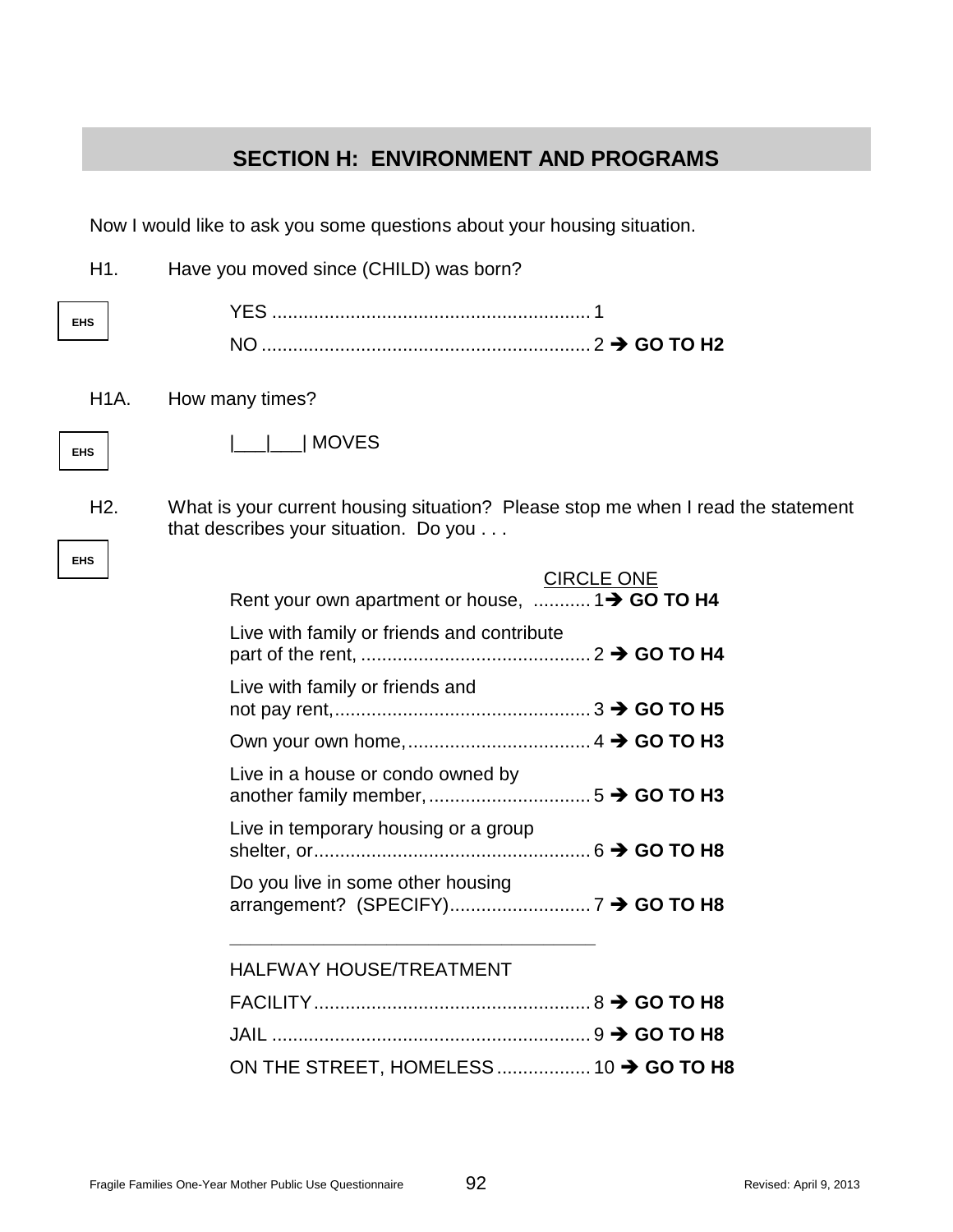## SECTION H: ENVIRONMENT AND PROGRAMS

Now I would like to ask you some questions about your housing situation.

H1. Have you moved since (CHILD) was born?

EHS

YES .......................................................... 1
NO ............................................................ 2 ➔ **GO TO H2**

H1A. How many times?

EHS

|___|___| MOVES

H2. What is your current housing situation? Please stop me when I read the statement that describes your situation. Do you . . .

EHS

CIRCLE ONE

Rent your own apartment or house, ........... 1➔ **GO TO H4**

Live with family or friends and contribute part of the rent, ............................................ 2 ➔ **GO TO H4**

Live with family or friends and not pay rent,................................................. 3 ➔ **GO TO H5**

Own your own home,................................... 4 ➔ **GO TO H3**

Live in a house or condo owned by another family member,............................... 5 ➔ **GO TO H3**

Live in temporary housing or a group shelter, or..................................................... 6 ➔ **GO TO H8**

Do you live in some other housing arrangement? (SPECIFY)........................... 7 ➔ **GO TO H8**

_____________________________________

HALFWAY HOUSE/TREATMENT FACILITY..................................................... 8 ➔ **GO TO H8**

JAIL ............................................................ 9 ➔ **GO TO H8**

ON THE STREET, HOMELESS.................. 10 ➔ **GO TO H8**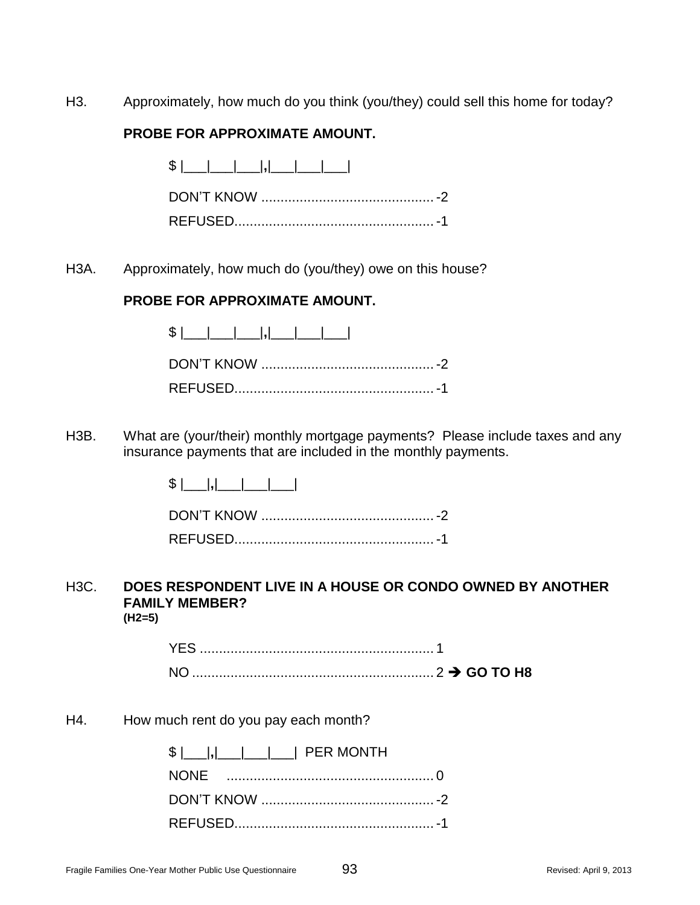H3. Approximately, how much do you think (you/they) could sell this home for today?

**PROBE FOR APPROXIMATE AMOUNT.**

$ |___|___|___|,|___|___|___|

DON'T KNOW ............................................. -2

REFUSED.................................................... -1

H3A. Approximately, how much do (you/they) owe on this house?

**PROBE FOR APPROXIMATE AMOUNT.**

$ |___|___|___|,|___|___|___|

DON'T KNOW ............................................. -2

REFUSED.................................................... -1

H3B. What are (your/their) monthly mortgage payments? Please include taxes and any insurance payments that are included in the monthly payments.

$ |___|,|___|___|___|

DON'T KNOW ............................................. -2

REFUSED.................................................... -1

H3C. **DOES RESPONDENT LIVE IN A HOUSE OR CONDO OWNED BY ANOTHER FAMILY MEMBER?**
**(H2=5)**

YES ............................................................. 1

NO ............................................................... 2 ➔ **GO TO H8**

H4. How much rent do you pay each month?

$ |___|,|___|___|___| PER MONTH

NONE ...................................................... 0

DON'T KNOW ............................................. -2

REFUSED.................................................... -1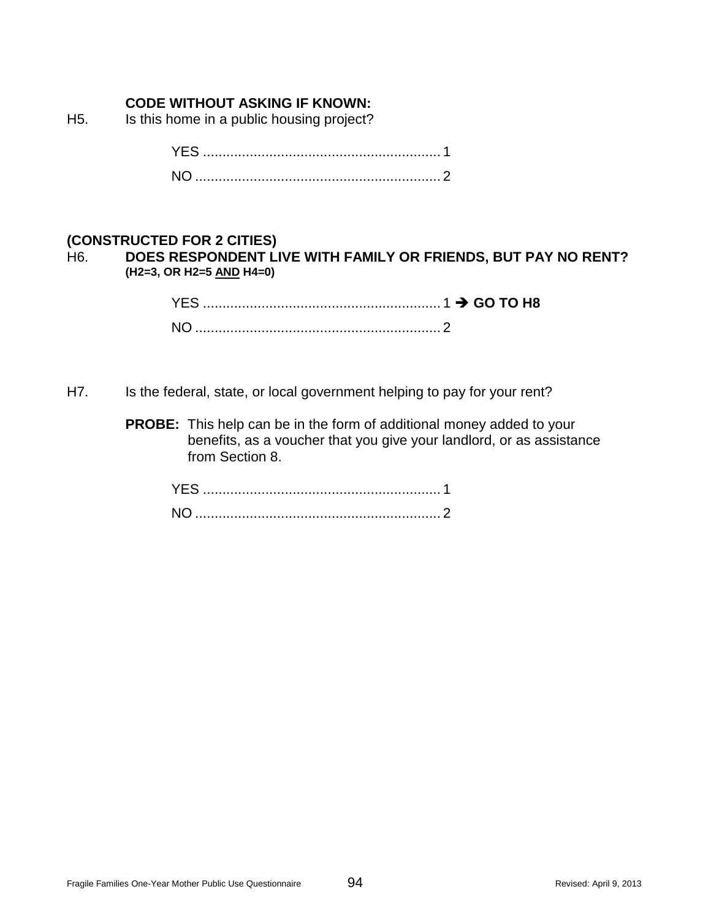**CODE WITHOUT ASKING IF KNOWN:**

H5. Is this home in a public housing project?

YES .............................................................. 1

NO ................................................................ 2

**(CONSTRUCTED FOR 2 CITIES)**

H6. **DOES RESPONDENT LIVE WITH FAMILY OR FRIENDS, BUT PAY NO RENT?**
**(H2=3, OR H2=5 AND H4=0)**

YES .............................................................. 1 ➔ **GO TO H8**

NO ................................................................ 2

H7. Is the federal, state, or local government helping to pay for your rent?

**PROBE:** This help can be in the form of additional money added to your benefits, as a voucher that you give your landlord, or as assistance from Section 8.

YES .............................................................. 1

NO ................................................................ 2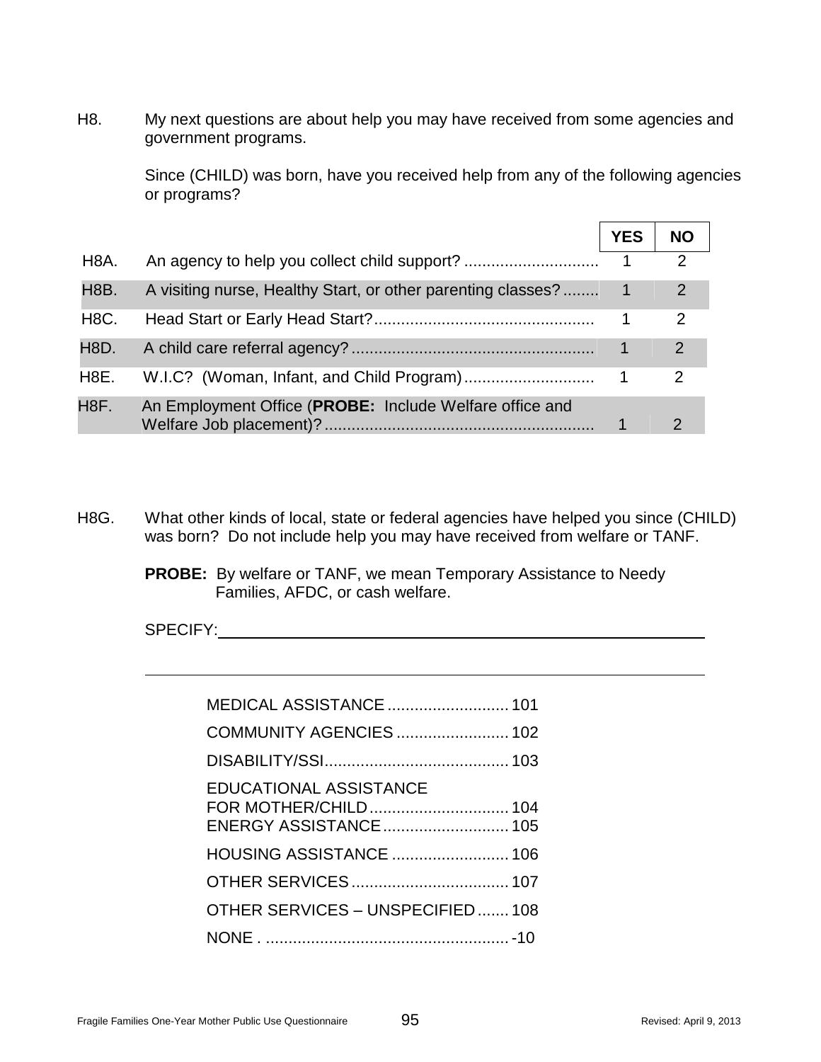H8. My next questions are about help you may have received from some agencies and government programs.

Since (CHILD) was born, have you received help from any of the following agencies or programs?

| | | YES | NO |
|---|---|---|---|
| H8A. | An agency to help you collect child support? ............................. | 1 | 2 |
| H8B. | A visiting nurse, Healthy Start, or other parenting classes? ........ | 1 | 2 |
| H8C. | Head Start or Early Head Start? ................................................ | 1 | 2 |
| H8D. | A child care referral agency? ..................................................... | 1 | 2 |
| H8E. | W.I.C? (Woman, Infant, and Child Program) ............................ | 1 | 2 |
| H8F. | An Employment Office (**PROBE:** Include Welfare office and Welfare Job placement)? .......................................................... | 1 | 2 |

H8G. What other kinds of local, state or federal agencies have helped you since (CHILD) was born? Do not include help you may have received from welfare or TANF.

**PROBE:** By welfare or TANF, we mean Temporary Assistance to Needy Families, AFDC, or cash welfare.

SPECIFY:\_\_\_\_\_\_\_\_\_\_\_\_\_\_\_\_\_\_\_\_\_\_\_\_\_\_\_\_\_\_\_\_\_\_\_\_\_\_\_\_\_\_\_\_\_\_\_\_\_\_\_\_\_\_

\_\_\_\_\_\_\_\_\_\_\_\_\_\_\_\_\_\_\_\_\_\_\_\_\_\_\_\_\_\_\_\_\_\_\_\_\_\_\_\_\_\_\_\_\_\_\_\_\_\_\_\_\_\_\_\_\_\_\_\_\_\_

MEDICAL ASSISTANCE ........................... 101
COMMUNITY AGENCIES ......................... 102
DISABILITY/SSI......................................... 103
EDUCATIONAL ASSISTANCE
FOR MOTHER/CHILD ............................... 104
ENERGY ASSISTANCE ............................ 105
HOUSING ASSISTANCE .......................... 106
OTHER SERVICES ................................... 107
OTHER SERVICES – UNSPECIFIED ....... 108
NONE . ...................................................... -10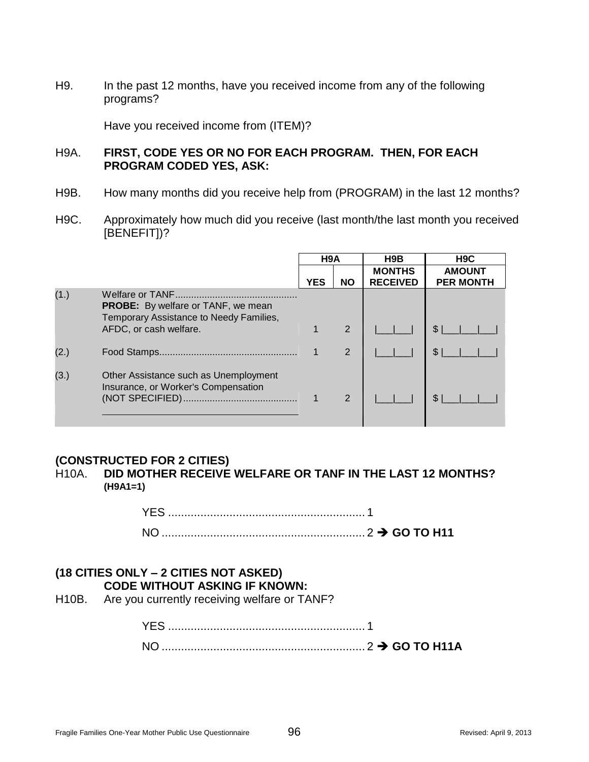H9. In the past 12 months, have you received income from any of the following programs?

Have you received income from (ITEM)?

H9A. **FIRST, CODE YES OR NO FOR EACH PROGRAM. THEN, FOR EACH PROGRAM CODED YES, ASK:**

H9B. How many months did you receive help from (PROGRAM) in the last 12 months?

H9C. Approximately how much did you receive (last month/the last month you received [BENEFIT])?

| | | H9A | | H9B | H9C |
|---|---|---|---|---|---|
| | | **YES** | **NO** | **MONTHS RECEIVED** | **AMOUNT PER MONTH** |
| (1.) | Welfare or TANF............................................. **PROBE:** By welfare or TANF, we mean Temporary Assistance to Needy Families, AFDC, or cash welfare. | 1 | 2 | \|___\|___\| | $ \|___\|___\|___\| |
| (2.) | Food Stamps................................................... | 1 | 2 | \|___\|___\| | $ \|___\|___\|___\| |
| (3.) | Other Assistance such as Unemployment Insurance, or Worker's Compensation (NOT SPECIFIED).......................................... ________________________________ | 1 | 2 | \|___\|___\| | $ \|___\|___\|___\| |

**(CONSTRUCTED FOR 2 CITIES)**

H10A. **DID MOTHER RECEIVE WELFARE OR TANF IN THE LAST 12 MONTHS? (H9A1=1)**

YES ............................................................ 1

NO .............................................................. 2 ➔ **GO TO H11**

**(18 CITIES ONLY – 2 CITIES NOT ASKED)**

**CODE WITHOUT ASKING IF KNOWN:**

H10B. Are you currently receiving welfare or TANF?

YES ............................................................ 1

NO .............................................................. 2 ➔ **GO TO H11A**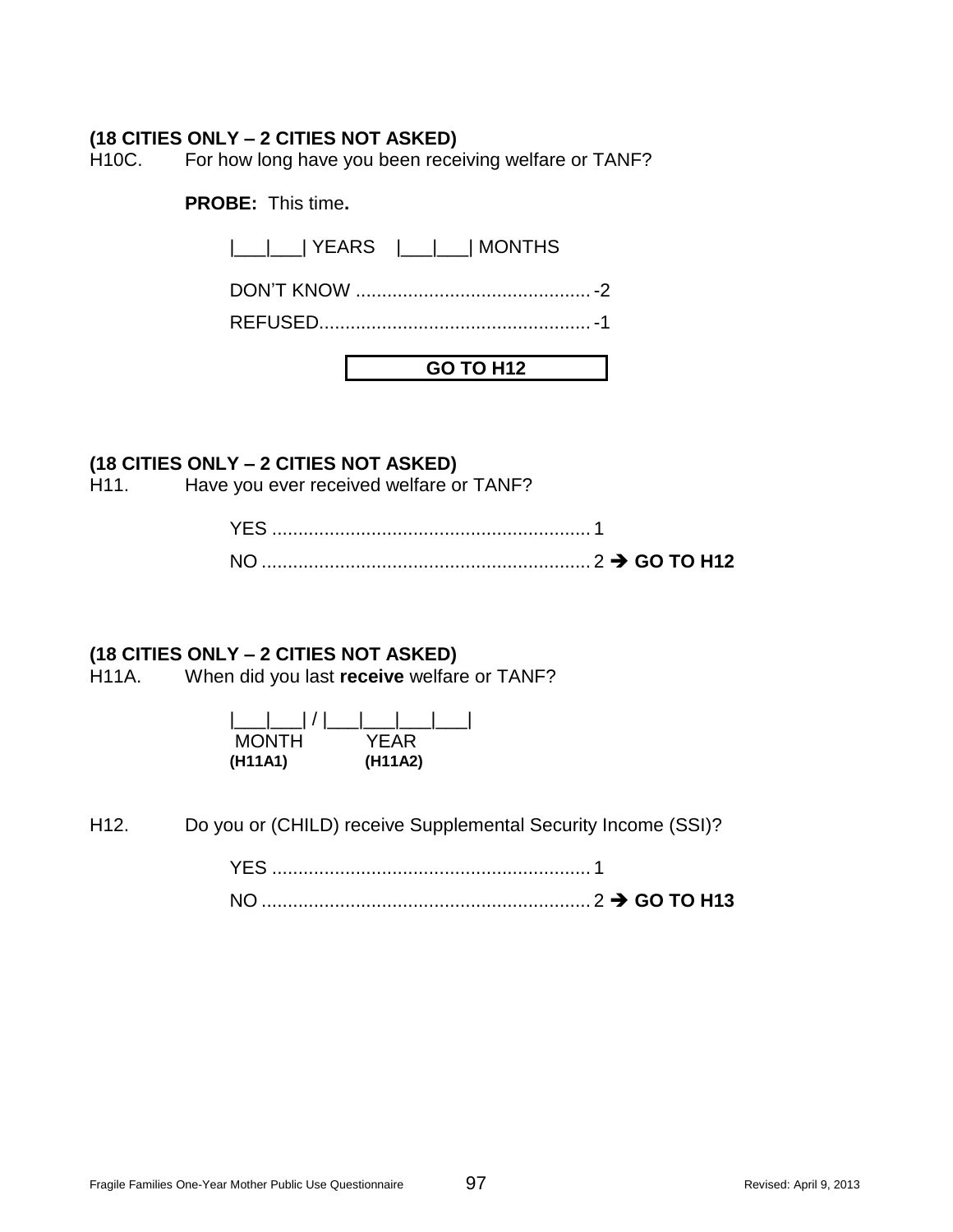**(18 CITIES ONLY – 2 CITIES NOT ASKED)**

H10C. For how long have you been receiving welfare or TANF?

**PROBE:** This time**.**

|___|___| YEARS |___|___| MONTHS

DON'T KNOW ............................................ -2

REFUSED.................................................. -1

**GO TO H12**

**(18 CITIES ONLY – 2 CITIES NOT ASKED)**

H11. Have you ever received welfare or TANF?

YES ............................................................ 1

NO .............................................................. 2 ➔ **GO TO H12**

**(18 CITIES ONLY – 2 CITIES NOT ASKED)**

H11A. When did you last **receive** welfare or TANF?

|___|___| / |___|___|___|___|

MONTH **(H11A1)** YEAR **(H11A2)**

H12. Do you or (CHILD) receive Supplemental Security Income (SSI)?

YES ............................................................ 1

NO .............................................................. 2 ➔ **GO TO H13**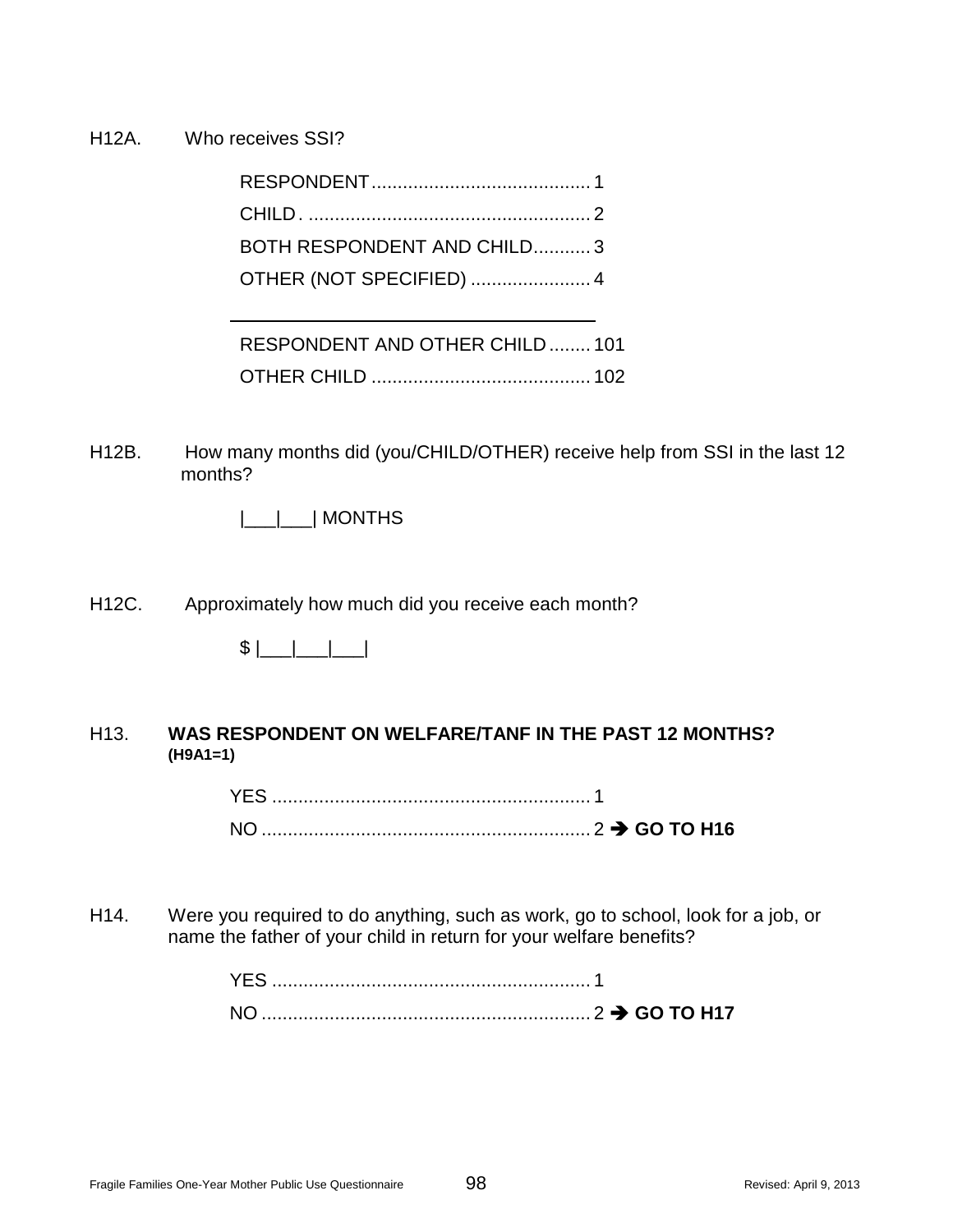H12A. Who receives SSI?

RESPONDENT.......................................... 1
CHILD. ...................................................... 2
BOTH RESPONDENT AND CHILD........... 3
OTHER (NOT SPECIFIED) ....................... 4

---

RESPONDENT AND OTHER CHILD........ 101
OTHER CHILD .......................................... 102

H12B. How many months did (you/CHILD/OTHER) receive help from SSI in the last 12 months?

|___|___| MONTHS

H12C. Approximately how much did you receive each month?

$ |___|___|___|

H13. **WAS RESPONDENT ON WELFARE/TANF IN THE PAST 12 MONTHS? (H9A1=1)**

YES ............................................................. 1
NO ............................................................... 2 ➔ **GO TO H16**

H14. Were you required to do anything, such as work, go to school, look for a job, or name the father of your child in return for your welfare benefits?

YES ............................................................. 1
NO ............................................................... 2 ➔ **GO TO H17**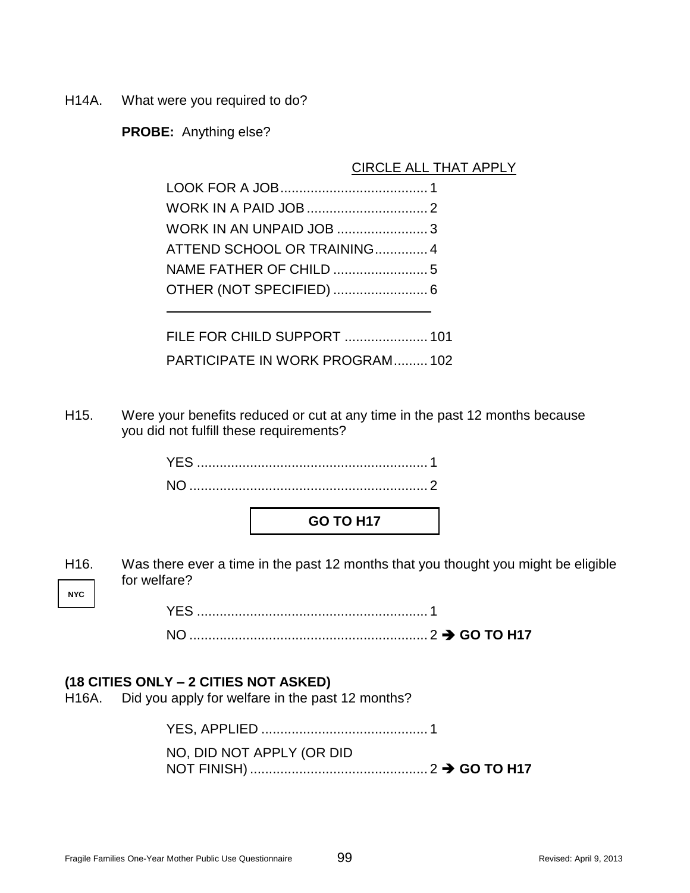H14A. What were you required to do?

**PROBE:** Anything else?

CIRCLE ALL THAT APPLY

LOOK FOR A JOB....................................... 1
WORK IN A PAID JOB ................................ 2
WORK IN AN UNPAID JOB ........................ 3
ATTEND SCHOOL OR TRAINING.............. 4
NAME FATHER OF CHILD ......................... 5
OTHER (NOT SPECIFIED) ......................... 6

---

FILE FOR CHILD SUPPORT ...................... 101
PARTICIPATE IN WORK PROGRAM......... 102

H15. Were your benefits reduced or cut at any time in the past 12 months because you did not fulfill these requirements?

YES ............................................................. 1
NO ............................................................... 2

**GO TO H17**

H16. Was there ever a time in the past 12 months that you thought you might be eligible for welfare?

NYC

YES ............................................................. 1
NO ............................................................... 2 ➔ **GO TO H17**

**(18 CITIES ONLY – 2 CITIES NOT ASKED)**

H16A. Did you apply for welfare in the past 12 months?

YES, APPLIED ............................................ 1
NO, DID NOT APPLY (OR DID NOT FINISH) ............................................... 2 ➔ **GO TO H17**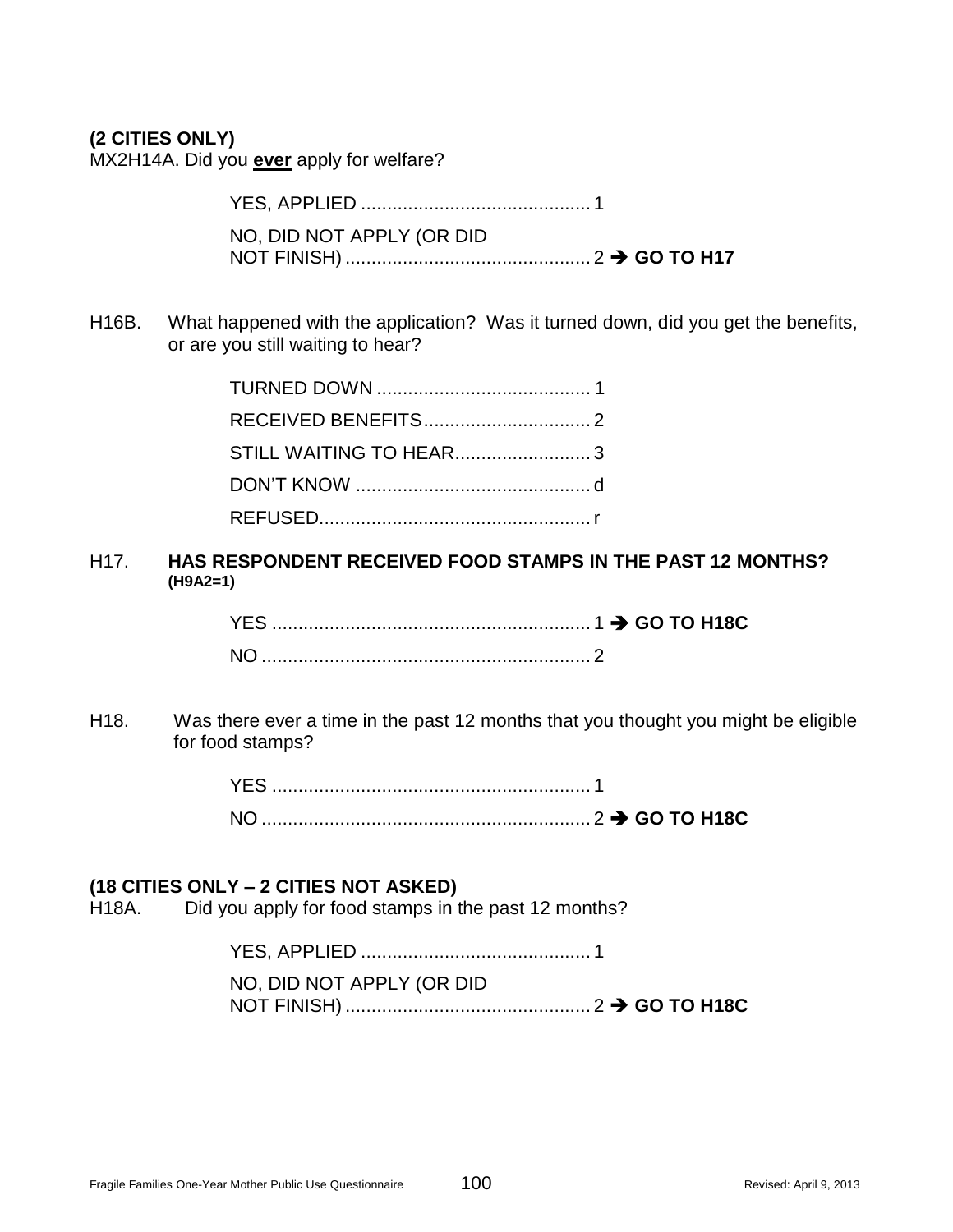**(2 CITIES ONLY)**
MX2H14A. Did you **<u>ever</u>** apply for welfare?

YES, APPLIED ............................................ 1
NO, DID NOT APPLY (OR DID NOT FINISH) ............................................... 2 ➔ **GO TO H17**

H16B. What happened with the application? Was it turned down, did you get the benefits, or are you still waiting to hear?

TURNED DOWN ......................................... 1
RECEIVED BENEFITS................................ 2
STILL WAITING TO HEAR.......................... 3
DON'T KNOW ............................................. d
REFUSED.................................................... r

H17. **HAS RESPONDENT RECEIVED FOOD STAMPS IN THE PAST 12 MONTHS? (H9A2=1)**

YES ............................................................. 1 ➔ **GO TO H18C**
NO ............................................................... 2

H18. Was there ever a time in the past 12 months that you thought you might be eligible for food stamps?

YES ............................................................. 1
NO ............................................................... 2 ➔ **GO TO H18C**

**(18 CITIES ONLY – 2 CITIES NOT ASKED)**
H18A. Did you apply for food stamps in the past 12 months?

YES, APPLIED ............................................ 1
NO, DID NOT APPLY (OR DID NOT FINISH) ............................................... 2 ➔ **GO TO H18C**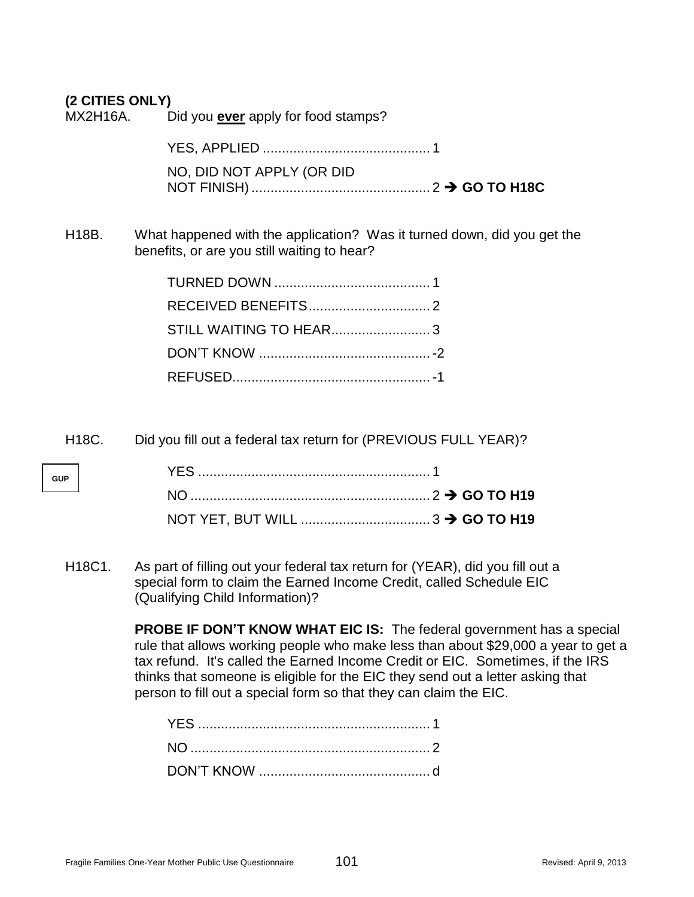**(2 CITIES ONLY)**

MX2H16A. Did you **ever** apply for food stamps?

YES, APPLIED ............................................ 1

NO, DID NOT APPLY (OR DID NOT FINISH) ............................................... 2 ➔ **GO TO H18C**

H18B. What happened with the application? Was it turned down, did you get the benefits, or are you still waiting to hear?

TURNED DOWN ......................................... 1

RECEIVED BENEFITS................................ 2

STILL WAITING TO HEAR.......................... 3

DON'T KNOW ............................................. -2

REFUSED.................................................... -1

H18C. Did you fill out a federal tax return for (PREVIOUS FULL YEAR)?

GUP

YES ............................................................. 1

NO ............................................................... 2 ➔ **GO TO H19**

NOT YET, BUT WILL .................................. 3 ➔ **GO TO H19**

H18C1. As part of filling out your federal tax return for (YEAR), did you fill out a special form to claim the Earned Income Credit, called Schedule EIC (Qualifying Child Information)?

**PROBE IF DON'T KNOW WHAT EIC IS:** The federal government has a special rule that allows working people who make less than about $29,000 a year to get a tax refund. It's called the Earned Income Credit or EIC. Sometimes, if the IRS thinks that someone is eligible for the EIC they send out a letter asking that person to fill out a special form so that they can claim the EIC.

YES ............................................................. 1

NO ............................................................... 2

DON'T KNOW ............................................. d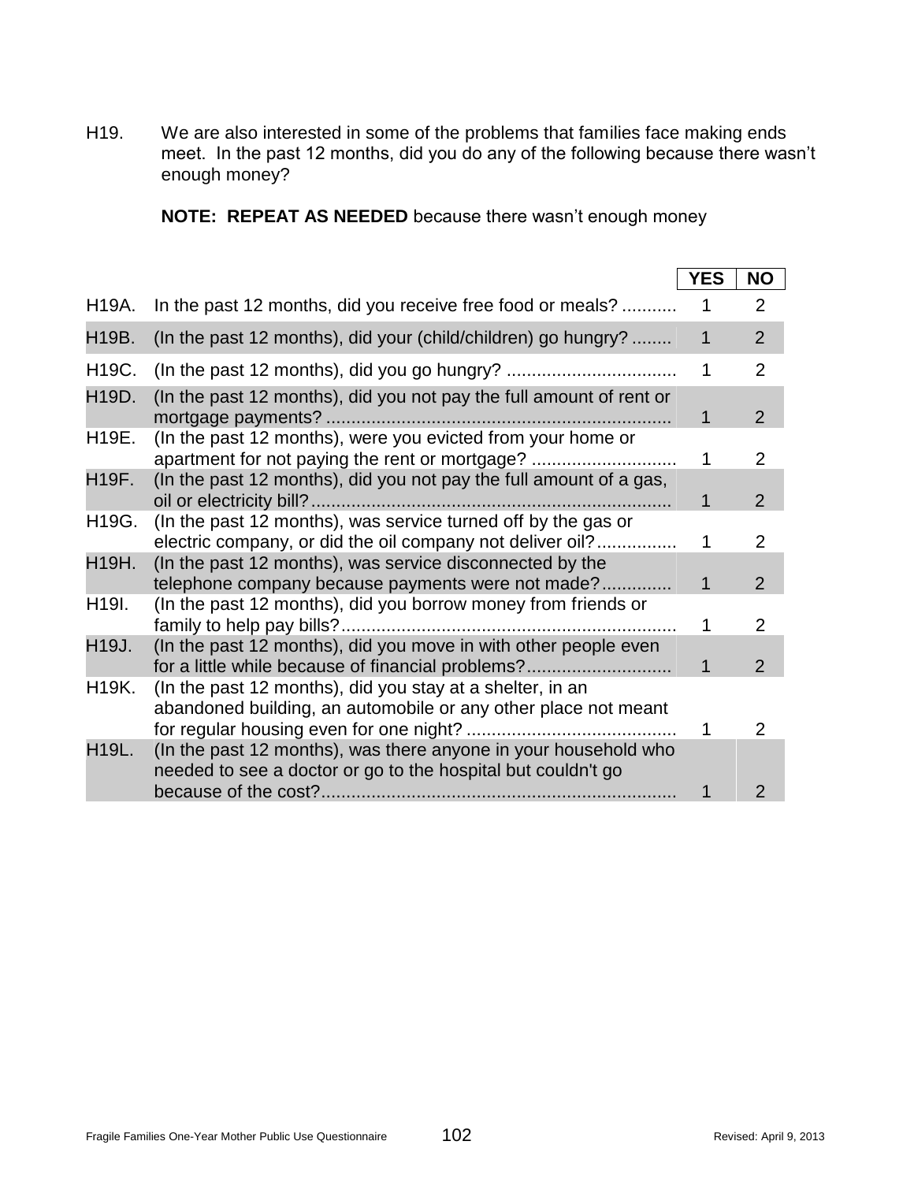H19. We are also interested in some of the problems that families face making ends meet. In the past 12 months, did you do any of the following because there wasn't enough money?

**NOTE: REPEAT AS NEEDED** because there wasn't enough money

| | | YES | NO |
|---|---|---|---|
| H19A. | In the past 12 months, did you receive free food or meals? | 1 | 2 |
| H19B. | (In the past 12 months), did your (child/children) go hungry? | 1 | 2 |
| H19C. | (In the past 12 months), did you go hungry? | 1 | 2 |
| H19D. | (In the past 12 months), did you not pay the full amount of rent or mortgage payments? | 1 | 2 |
| H19E. | (In the past 12 months), were you evicted from your home or apartment for not paying the rent or mortgage? | 1 | 2 |
| H19F. | (In the past 12 months), did you not pay the full amount of a gas, oil or electricity bill? | 1 | 2 |
| H19G. | (In the past 12 months), was service turned off by the gas or electric company, or did the oil company not deliver oil? | 1 | 2 |
| H19H. | (In the past 12 months), was service disconnected by the telephone company because payments were not made? | 1 | 2 |
| H19I. | (In the past 12 months), did you borrow money from friends or family to help pay bills? | 1 | 2 |
| H19J. | (In the past 12 months), did you move in with other people even for a little while because of financial problems? | 1 | 2 |
| H19K. | (In the past 12 months), did you stay at a shelter, in an abandoned building, an automobile or any other place not meant for regular housing even for one night? | 1 | 2 |
| H19L. | (In the past 12 months), was there anyone in your household who needed to see a doctor or go to the hospital but couldn't go because of the cost? | 1 | 2 |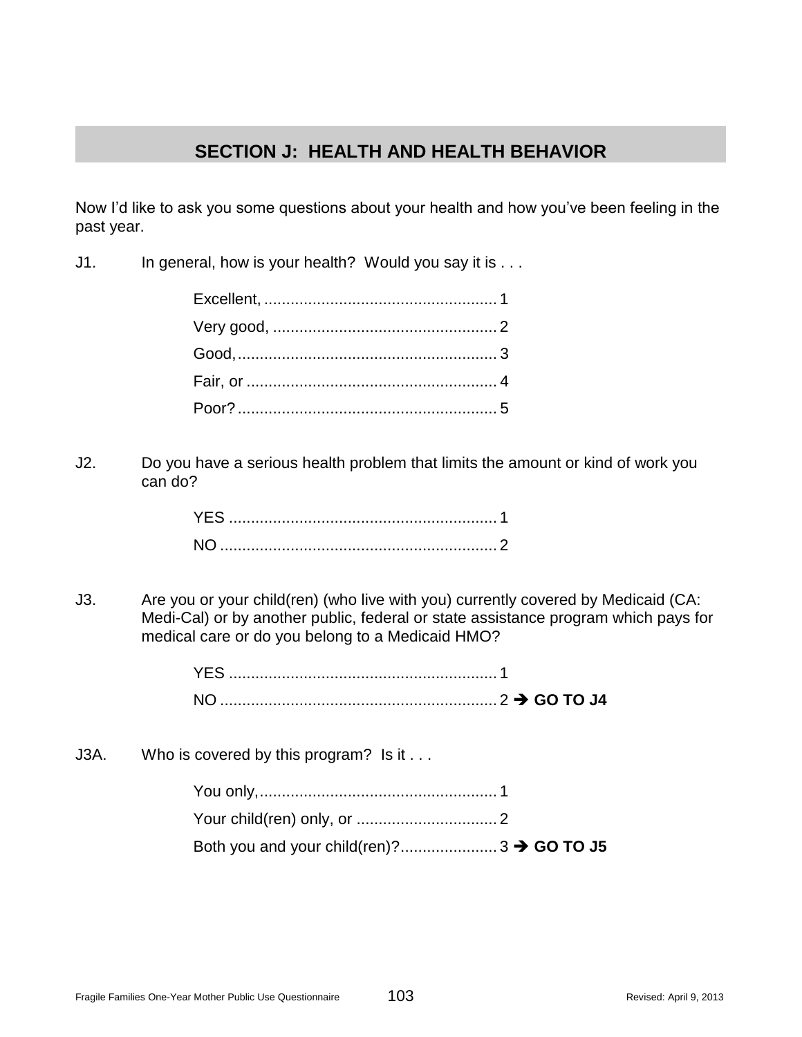## SECTION J: HEALTH AND HEALTH BEHAVIOR

Now I'd like to ask you some questions about your health and how you've been feeling in the past year.

J1. In general, how is your health? Would you say it is . . .

- Excellent, ..................................................... 1
- Very good, ................................................... 2
- Good, ........................................................... 3
- Fair, or ......................................................... 4
- Poor? ........................................................... 5

J2. Do you have a serious health problem that limits the amount or kind of work you can do?

- YES ............................................................. 1
- NO ............................................................... 2

J3. Are you or your child(ren) (who live with you) currently covered by Medicaid (CA: Medi-Cal) or by another public, federal or state assistance program which pays for medical care or do you belong to a Medicaid HMO?

- YES ............................................................. 1
- NO ............................................................... 2 ➔ **GO TO J4**

J3A. Who is covered by this program? Is it . . .

- You only, ...................................................... 1
- Your child(ren) only, or ................................ 2
- Both you and your child(ren)? ...................... 3 ➔ **GO TO J5**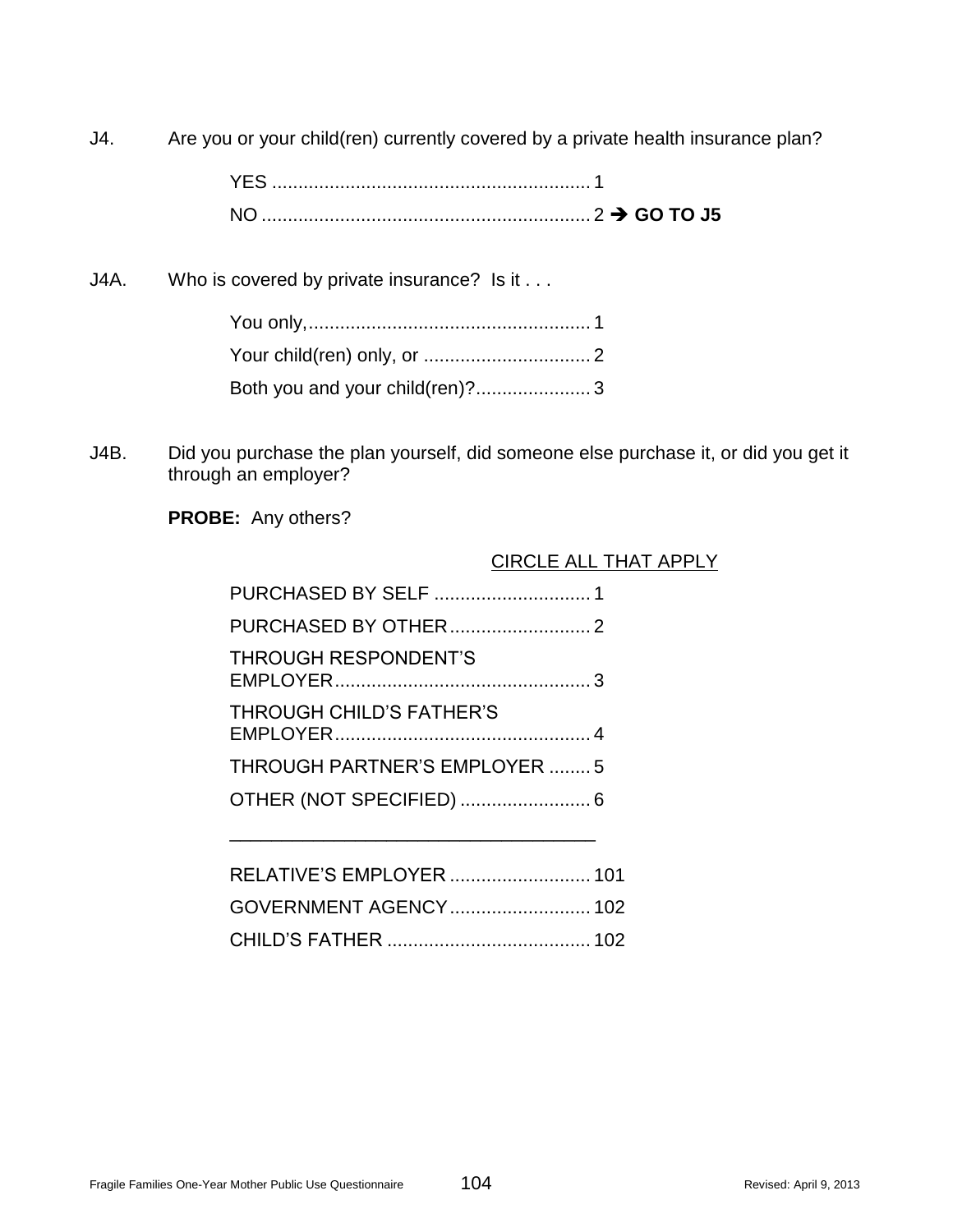J4. Are you or your child(ren) currently covered by a private health insurance plan?

YES ............................................................ 1
NO .............................................................. 2 → **GO TO J5**

J4A. Who is covered by private insurance? Is it . . .

You only,...................................................... 1
Your child(ren) only, or ................................ 2
Both you and your child(ren)?...................... 3

J4B. Did you purchase the plan yourself, did someone else purchase it, or did you get it through an employer?

**PROBE:** Any others?

CIRCLE ALL THAT APPLY

PURCHASED BY SELF .............................. 1
PURCHASED BY OTHER........................... 2
THROUGH RESPONDENT'S EMPLOYER................................................. 3
THROUGH CHILD'S FATHER'S EMPLOYER................................................. 4
THROUGH PARTNER'S EMPLOYER ........ 5
OTHER (NOT SPECIFIED) ......................... 6

___________________________________

RELATIVE'S EMPLOYER ........................... 101
GOVERNMENT AGENCY........................... 102
CHILD'S FATHER ....................................... 102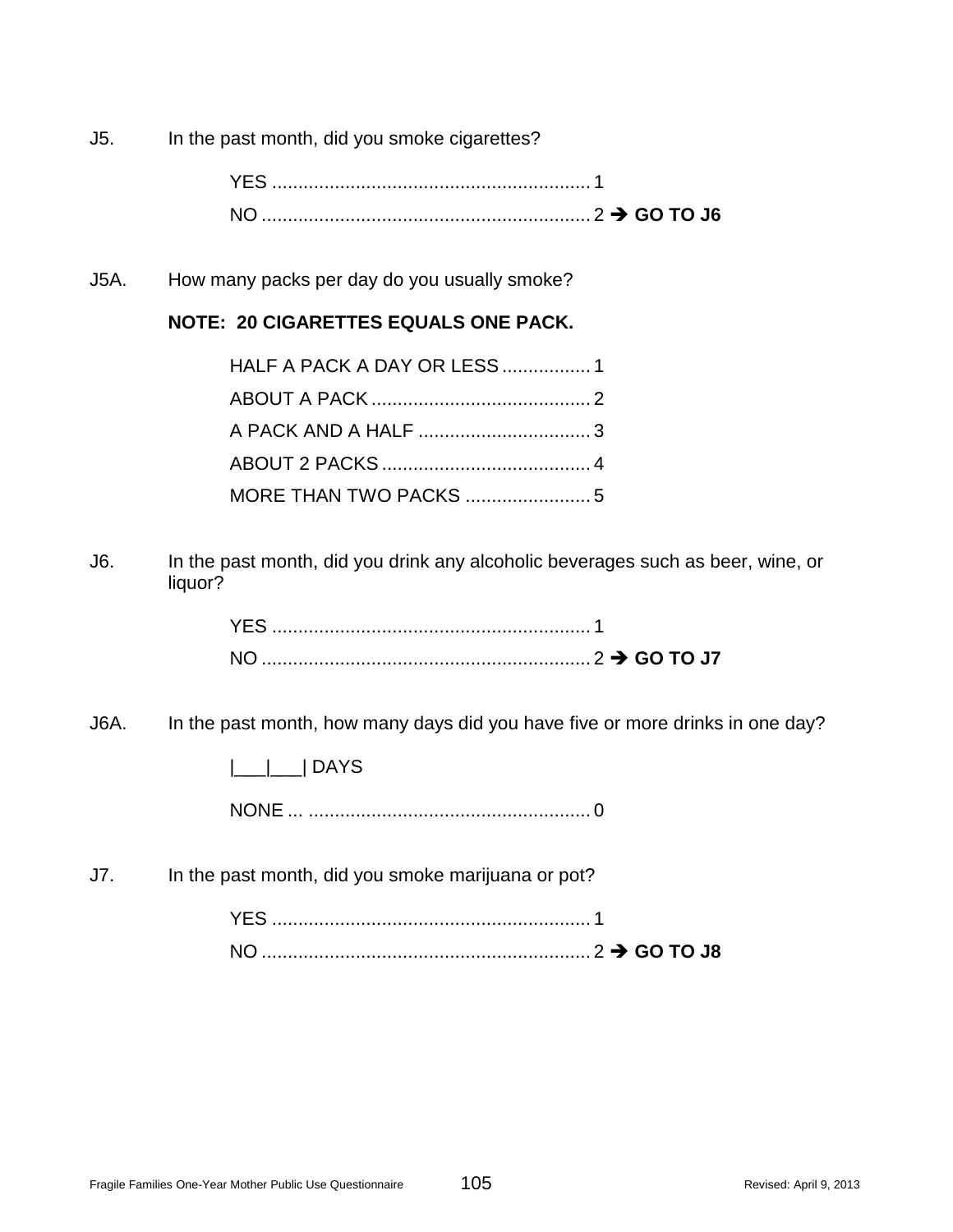J5. In the past month, did you smoke cigarettes?

YES .............................................................. 1
NO ............................................................... 2 ➔ **GO TO J6**

J5A. How many packs per day do you usually smoke?

**NOTE: 20 CIGARETTES EQUALS ONE PACK.**

HALF A PACK A DAY OR LESS ................. 1
ABOUT A PACK ........................................... 2
A PACK AND A HALF .................................. 3
ABOUT 2 PACKS ......................................... 4
MORE THAN TWO PACKS ......................... 5

J6. In the past month, did you drink any alcoholic beverages such as beer, wine, or liquor?

YES .............................................................. 1
NO ............................................................... 2 ➔ **GO TO J7**

J6A. In the past month, how many days did you have five or more drinks in one day?

|___|___| DAYS

NONE ... ....................................................... 0

J7. In the past month, did you smoke marijuana or pot?

YES .............................................................. 1
NO ............................................................... 2 ➔ **GO TO J8**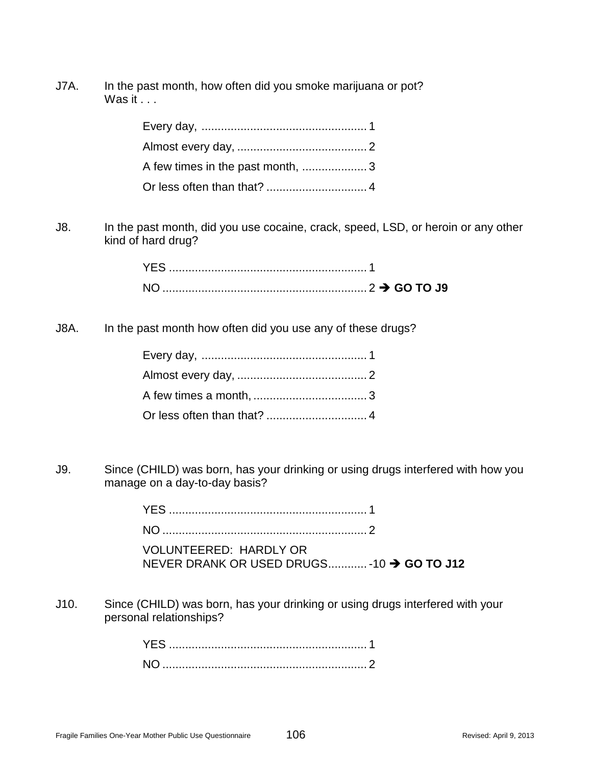J7A. In the past month, how often did you smoke marijuana or pot?
Was it . . .

Every day, .................................................. 1
Almost every day, ........................................ 2
A few times in the past month, .................... 3
Or less often than that? ............................... 4

J8. In the past month, did you use cocaine, crack, speed, LSD, or heroin or any other kind of hard drug?

YES ............................................................ 1
NO .............................................................. 2 ➔ **GO TO J9**

J8A. In the past month how often did you use any of these drugs?

Every day, .................................................. 1
Almost every day, ........................................ 2
A few times a month, ................................... 3
Or less often than that? ............................... 4

J9. Since (CHILD) was born, has your drinking or using drugs interfered with how you manage on a day-to-day basis?

YES ............................................................ 1
NO .............................................................. 2
VOLUNTEERED: HARDLY OR
NEVER DRANK OR USED DRUGS............ -10 ➔ **GO TO J12**

J10. Since (CHILD) was born, has your drinking or using drugs interfered with your personal relationships?

YES ............................................................ 1
NO .............................................................. 2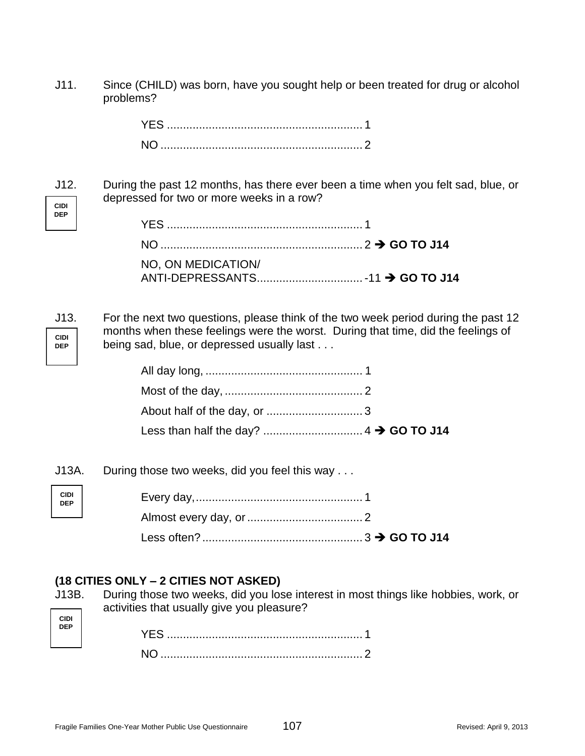J11. Since (CHILD) was born, have you sought help or been treated for drug or alcohol problems?

YES ............................................................ 1
NO .............................................................. 2

J12. During the past 12 months, has there ever been a time when you felt sad, blue, or depressed for two or more weeks in a row?

CIDI DEP

YES ............................................................ 1
NO .............................................................. 2 ➔ **GO TO J14**
NO, ON MEDICATION/ ANTI-DEPRESSANTS................................. -11 ➔ **GO TO J14**

J13. For the next two questions, please think of the two week period during the past 12 months when these feelings were the worst. During that time, did the feelings of being sad, blue, or depressed usually last . . .

CIDI DEP

All day long, ................................................. 1
Most of the day, ........................................... 2
About half of the day, or .............................. 3
Less than half the day? ............................... 4 ➔ **GO TO J14**

J13A. During those two weeks, did you feel this way . . .

CIDI DEP

Every day,.................................................... 1
Almost every day, or .................................... 2
Less often?.................................................. 3 ➔ **GO TO J14**

**(18 CITIES ONLY – 2 CITIES NOT ASKED)**

J13B. During those two weeks, did you lose interest in most things like hobbies, work, or activities that usually give you pleasure?

CIDI DEP

YES ............................................................ 1
NO .............................................................. 2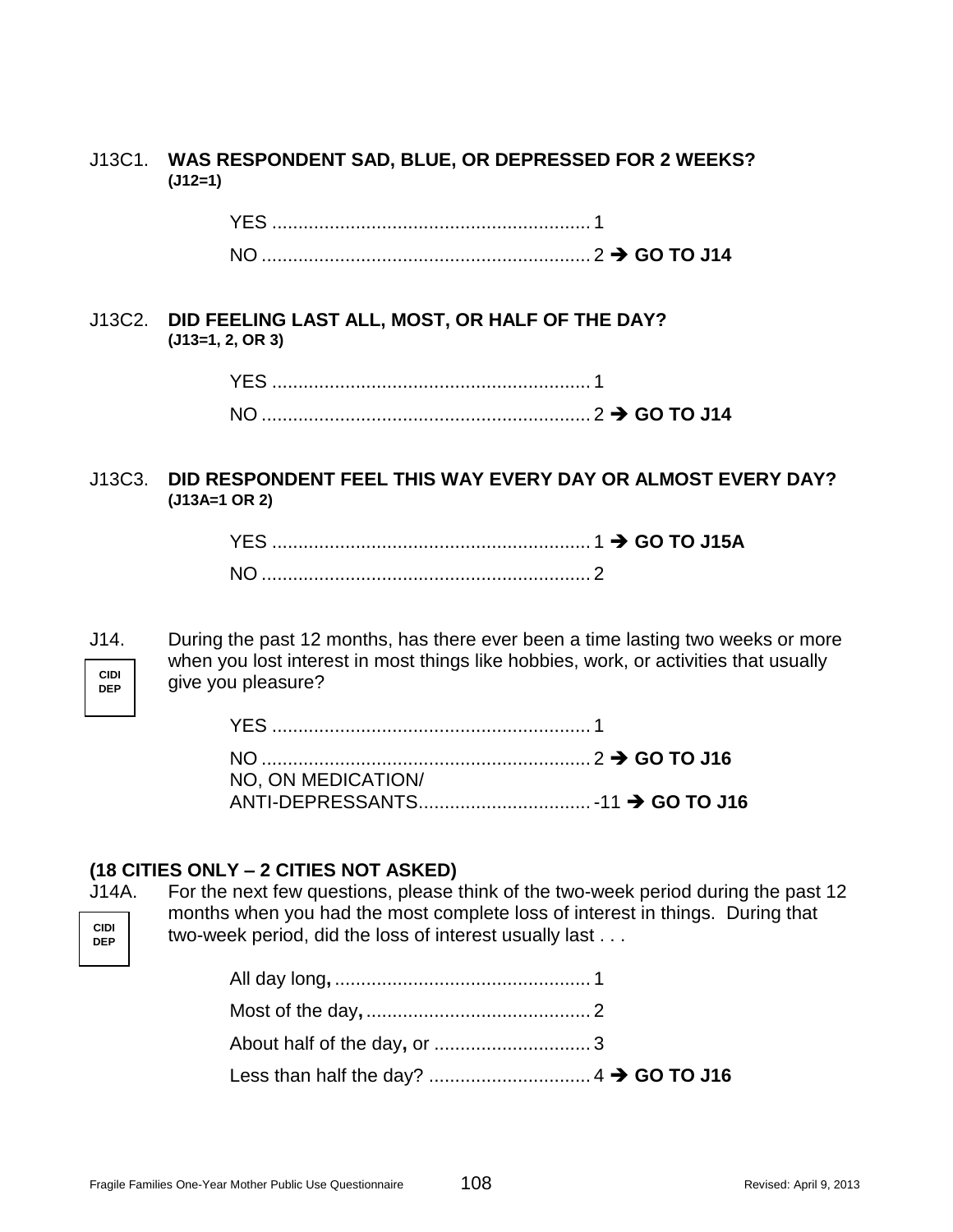J13C1. **WAS RESPONDENT SAD, BLUE, OR DEPRESSED FOR 2 WEEKS?**
**(J12=1)**

YES ............................................................ 1
NO .............................................................. 2 ➔ **GO TO J14**

J13C2. **DID FEELING LAST ALL, MOST, OR HALF OF THE DAY?**
**(J13=1, 2, OR 3)**

YES ............................................................ 1
NO .............................................................. 2 ➔ **GO TO J14**

J13C3. **DID RESPONDENT FEEL THIS WAY EVERY DAY OR ALMOST EVERY DAY?**
**(J13A=1 OR 2)**

YES ............................................................ 1 ➔ **GO TO J15A**
NO .............................................................. 2

J14. During the past 12 months, has there ever been a time lasting two weeks or more when you lost interest in most things like hobbies, work, or activities that usually give you pleasure?

**CIDI DEP**

YES ............................................................ 1
NO .............................................................. 2 ➔ **GO TO J16**
NO, ON MEDICATION/
ANTI-DEPRESSANTS................................. -11 ➔ **GO TO J16**

**(18 CITIES ONLY – 2 CITIES NOT ASKED)**

J14A. For the next few questions, please think of the two-week period during the past 12 months when you had the most complete loss of interest in things. During that two-week period, did the loss of interest usually last . . .

**CIDI DEP**

All day long**,** ................................................ 1
Most of the day**,** ........................................... 2
About half of the day**,** or .............................. 3
Less than half the day? ............................... 4 ➔ **GO TO J16**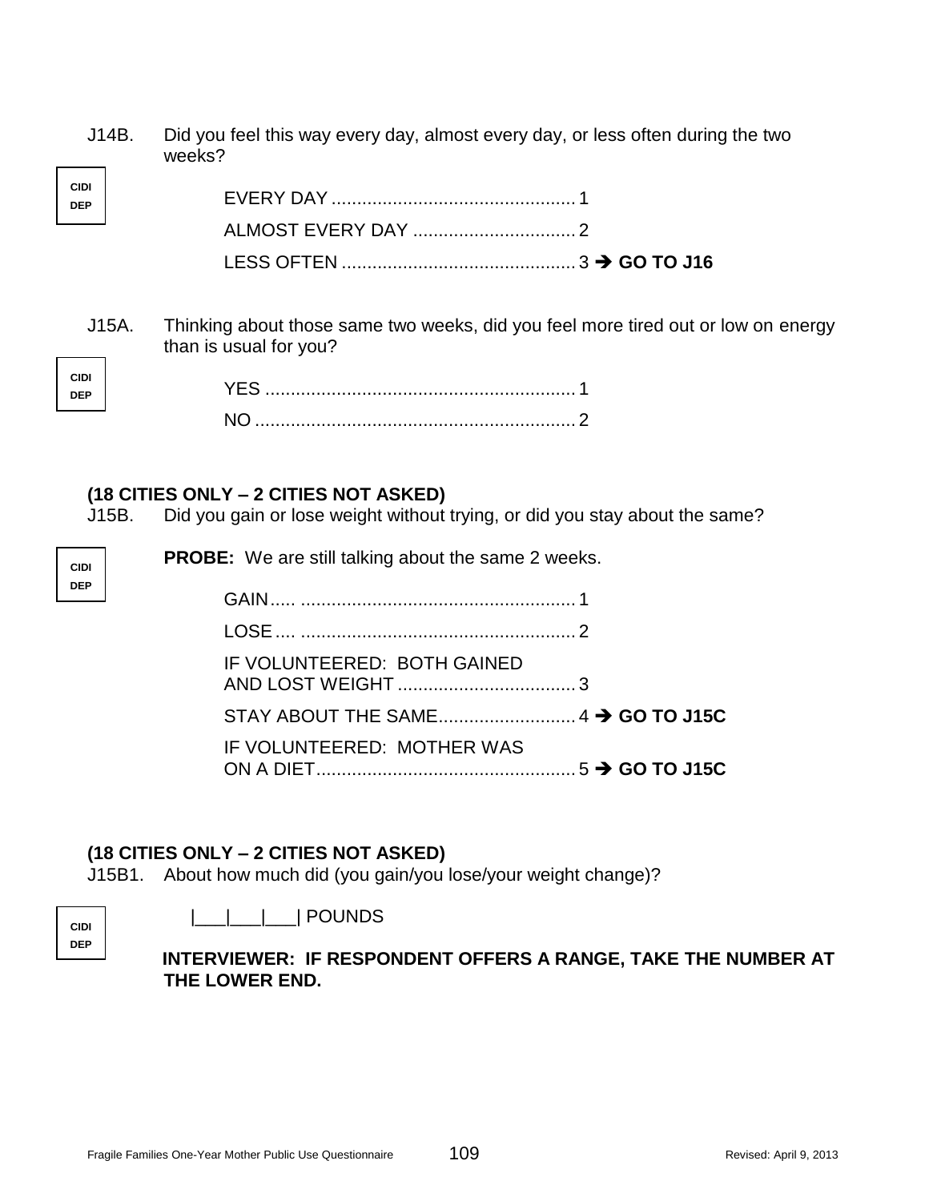J14B. Did you feel this way every day, almost every day, or less often during the two weeks?

CIDI DEP

EVERY DAY ................................................ 1
ALMOST EVERY DAY ................................ 2
LESS OFTEN .............................................. 3 ➔ **GO TO J16**

J15A. Thinking about those same two weeks, did you feel more tired out or low on energy than is usual for you?

CIDI DEP

YES ............................................................ 1
NO .............................................................. 2

**(18 CITIES ONLY – 2 CITIES NOT ASKED)**
J15B. Did you gain or lose weight without trying, or did you stay about the same?

CIDI DEP

**PROBE:** We are still talking about the same 2 weeks.

GAIN..... ...................................................... 1
LOSE.... ...................................................... 2
IF VOLUNTEERED: BOTH GAINED AND LOST WEIGHT ................................... 3
STAY ABOUT THE SAME........................... 4 ➔ **GO TO J15C**
IF VOLUNTEERED: MOTHER WAS ON A DIET................................................... 5 ➔ **GO TO J15C**

**(18 CITIES ONLY – 2 CITIES NOT ASKED)**
J15B1. About how much did (you gain/you lose/your weight change)?

CIDI DEP

|___|___|___| POUNDS

**INTERVIEWER: IF RESPONDENT OFFERS A RANGE, TAKE THE NUMBER AT THE LOWER END.**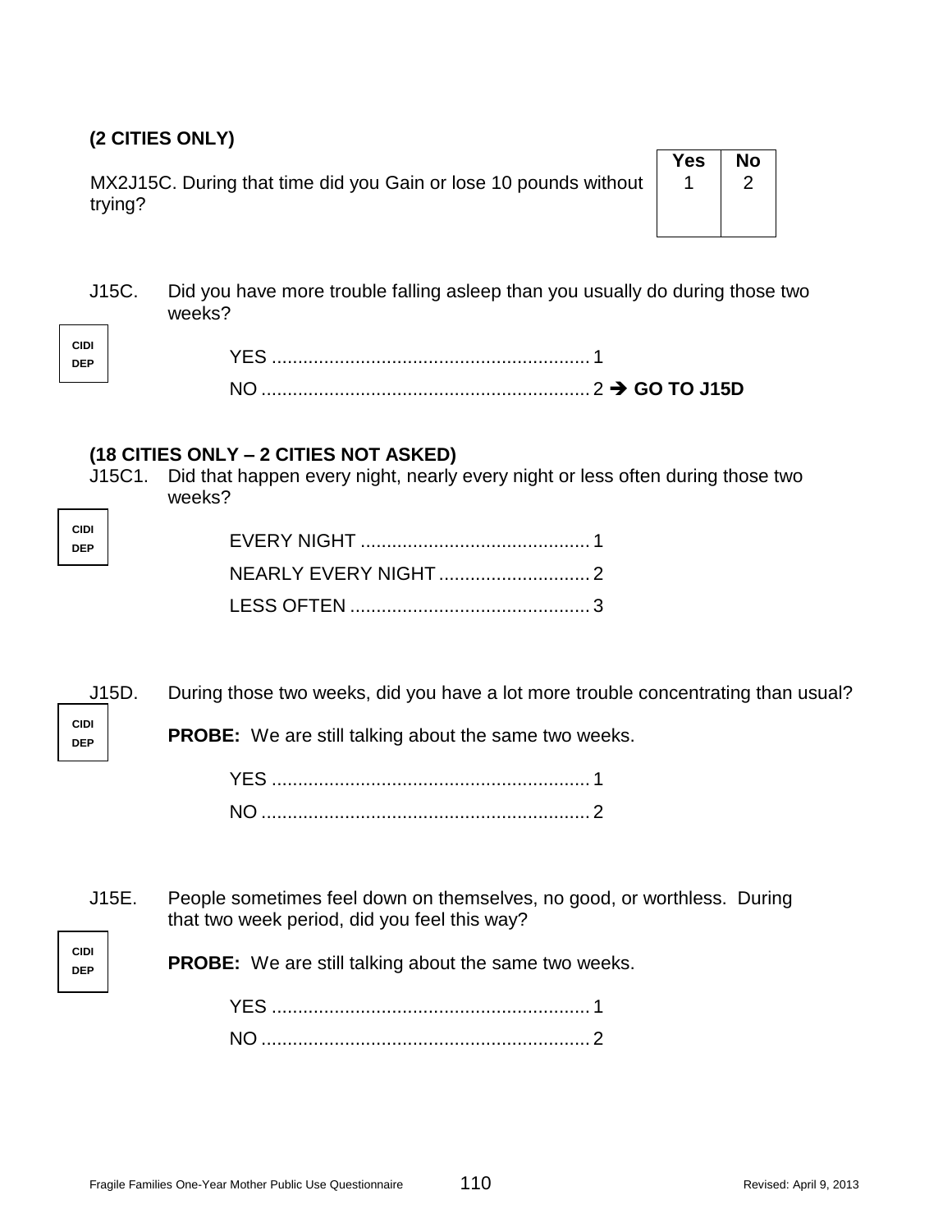**(2 CITIES ONLY)**

| MX2J15C. During that time did you Gain or lose 10 pounds without trying? | Yes | No |
|---|---|---|
| | 1 | 2 |

J15C. Did you have more trouble falling asleep than you usually do during those two weeks?

CIDI DEP

YES .......................................................... 1
NO ............................................................ 2 ➔ **GO TO J15D**

**(18 CITIES ONLY – 2 CITIES NOT ASKED)**

J15C1. Did that happen every night, nearly every night or less often during those two weeks?

CIDI DEP

EVERY NIGHT ........................................... 1
NEARLY EVERY NIGHT ............................ 2
LESS OFTEN ............................................ 3

J15D. During those two weeks, did you have a lot more trouble concentrating than usual?

CIDI DEP

**PROBE:** We are still talking about the same two weeks.

YES .......................................................... 1
NO ............................................................ 2

J15E. People sometimes feel down on themselves, no good, or worthless. During that two week period, did you feel this way?

CIDI DEP

**PROBE:** We are still talking about the same two weeks.

YES .......................................................... 1
NO ............................................................ 2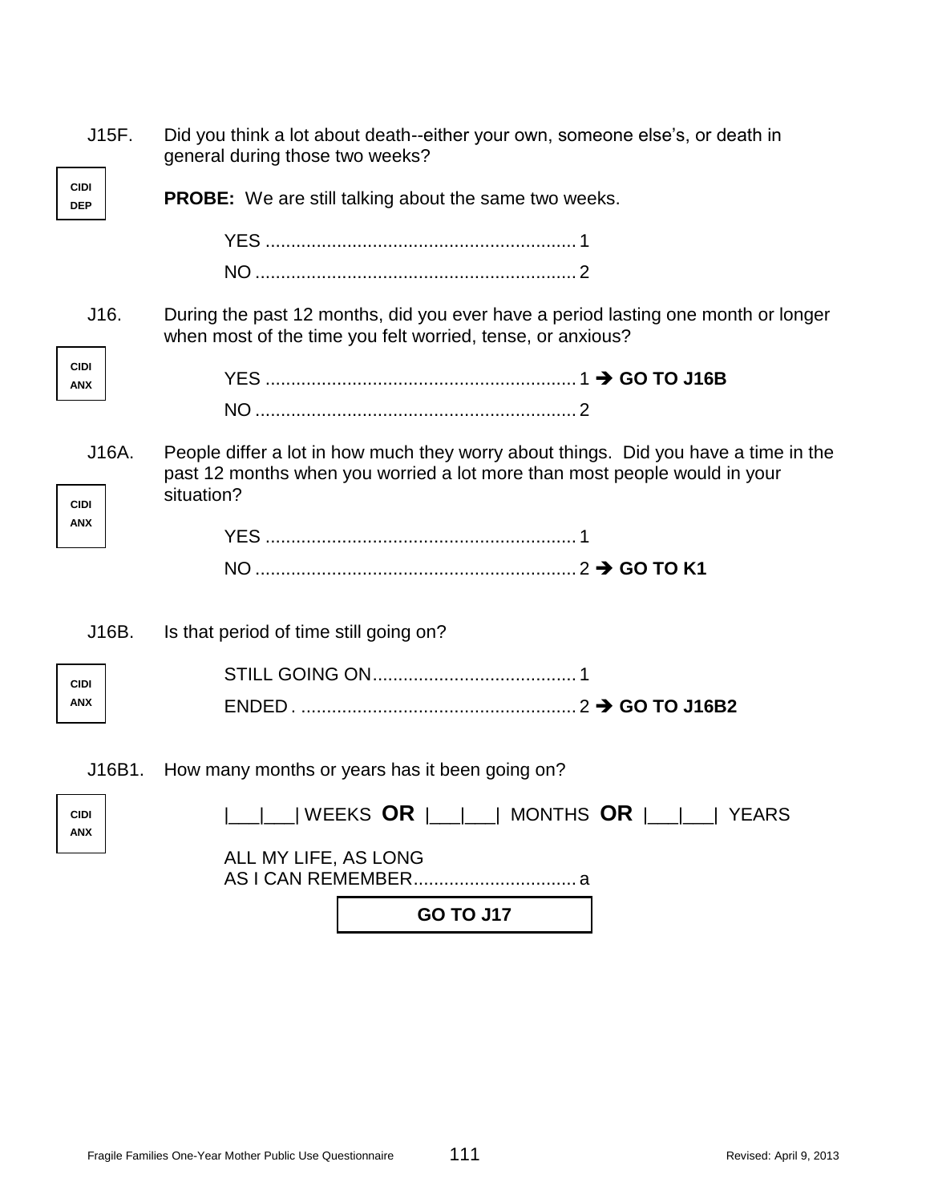J15F. Did you think a lot about death--either your own, someone else's, or death in general during those two weeks?

CIDI DEP

**PROBE:** We are still talking about the same two weeks.

YES ............................................................ 1
NO .............................................................. 2

J16. During the past 12 months, did you ever have a period lasting one month or longer when most of the time you felt worried, tense, or anxious?

CIDI ANX

YES ............................................................ 1 ➔ **GO TO J16B**
NO .............................................................. 2

J16A. People differ a lot in how much they worry about things. Did you have a time in the past 12 months when you worried a lot more than most people would in your situation?

CIDI ANX

YES ............................................................ 1
NO .............................................................. 2 ➔ **GO TO K1**

J16B. Is that period of time still going on?

CIDI ANX

STILL GOING ON........................................ 1
ENDED . ..................................................... 2 ➔ **GO TO J16B2**

J16B1. How many months or years has it been going on?

CIDI ANX

|___|___| WEEKS **OR** |___|___| MONTHS **OR** |___|___| YEARS

ALL MY LIFE, AS LONG AS I CAN REMEMBER................................ a

**GO TO J17**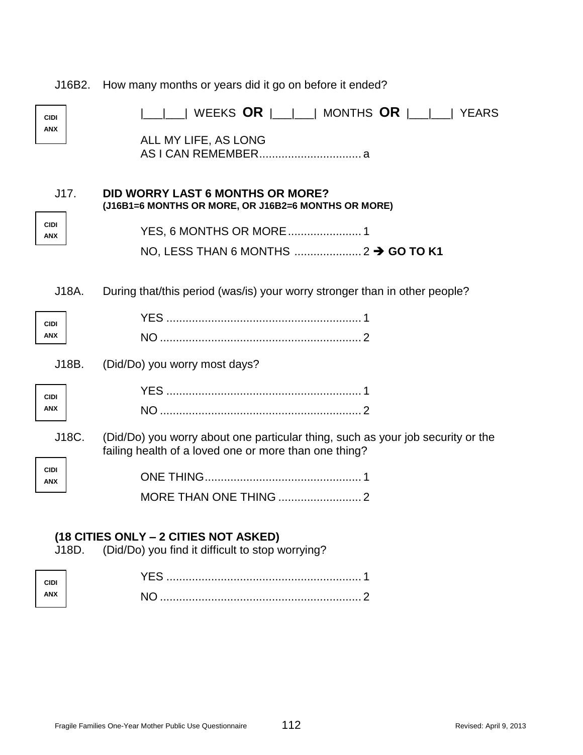J16B2. How many months or years did it go on before it ended?

CIDI ANX

|___|___| WEEKS **OR** |___|___| MONTHS **OR** |___|___| YEARS

ALL MY LIFE, AS LONG AS I CAN REMEMBER................................ a

J17. **DID WORRY LAST 6 MONTHS OR MORE? (J16B1=6 MONTHS OR MORE, OR J16B2=6 MONTHS OR MORE)**

CIDI ANX

YES, 6 MONTHS OR MORE....................... 1

NO, LESS THAN 6 MONTHS ..................... 2 ➔ **GO TO K1**

J18A. During that/this period (was/is) your worry stronger than in other people?

CIDI ANX

YES ............................................................ 1

NO .............................................................. 2

J18B. (Did/Do) you worry most days?

CIDI ANX

YES ............................................................ 1

NO .............................................................. 2

J18C. (Did/Do) you worry about one particular thing, such as your job security or the failing health of a loved one or more than one thing?

CIDI ANX

ONE THING................................................. 1

MORE THAN ONE THING .......................... 2

**(18 CITIES ONLY – 2 CITIES NOT ASKED)**

J18D. (Did/Do) you find it difficult to stop worrying?

CIDI ANX

YES ............................................................ 1

NO .............................................................. 2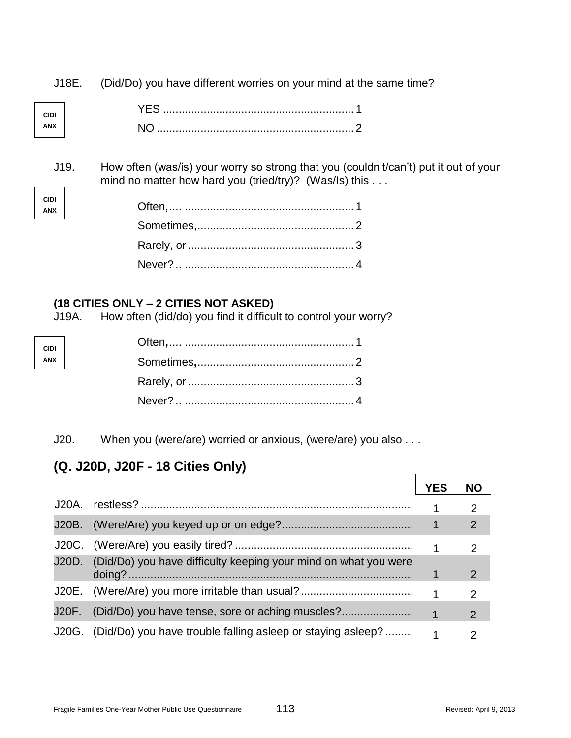J18E. (Did/Do) you have different worries on your mind at the same time?

CIDI ANX

YES .............................................................. 1
NO ................................................................ 2

J19. How often (was/is) your worry so strong that you (couldn't/can't) put it out of your mind no matter how hard you (tried/try)? (Was/Is) this . . .

CIDI ANX

Often,.... ...................................................... 1
Sometimes,.................................................. 2
Rarely, or ..................................................... 3
Never? .. ...................................................... 4

**(18 CITIES ONLY – 2 CITIES NOT ASKED)**
J19A. How often (did/do) you find it difficult to control your worry?

CIDI ANX

Often,.... ...................................................... 1
Sometimes,.................................................. 2
Rarely, or ..................................................... 3
Never? .. ...................................................... 4

J20. When you (were/are) worried or anxious, (were/are) you also . . .

## (Q. J20D, J20F - 18 Cities Only)

| | | YES | NO |
|---|---|---|---|
| J20A. | restless? | 1 | 2 |
| J20B. | (Were/Are) you keyed up or on edge? | 1 | 2 |
| J20C. | (Were/Are) you easily tired? | 1 | 2 |
| J20D. | (Did/Do) you have difficulty keeping your mind on what you were doing? | 1 | 2 |
| J20E. | (Were/Are) you more irritable than usual? | 1 | 2 |
| J20F. | (Did/Do) you have tense, sore or aching muscles? | 1 | 2 |
| J20G. | (Did/Do) you have trouble falling asleep or staying asleep? | 1 | 2 |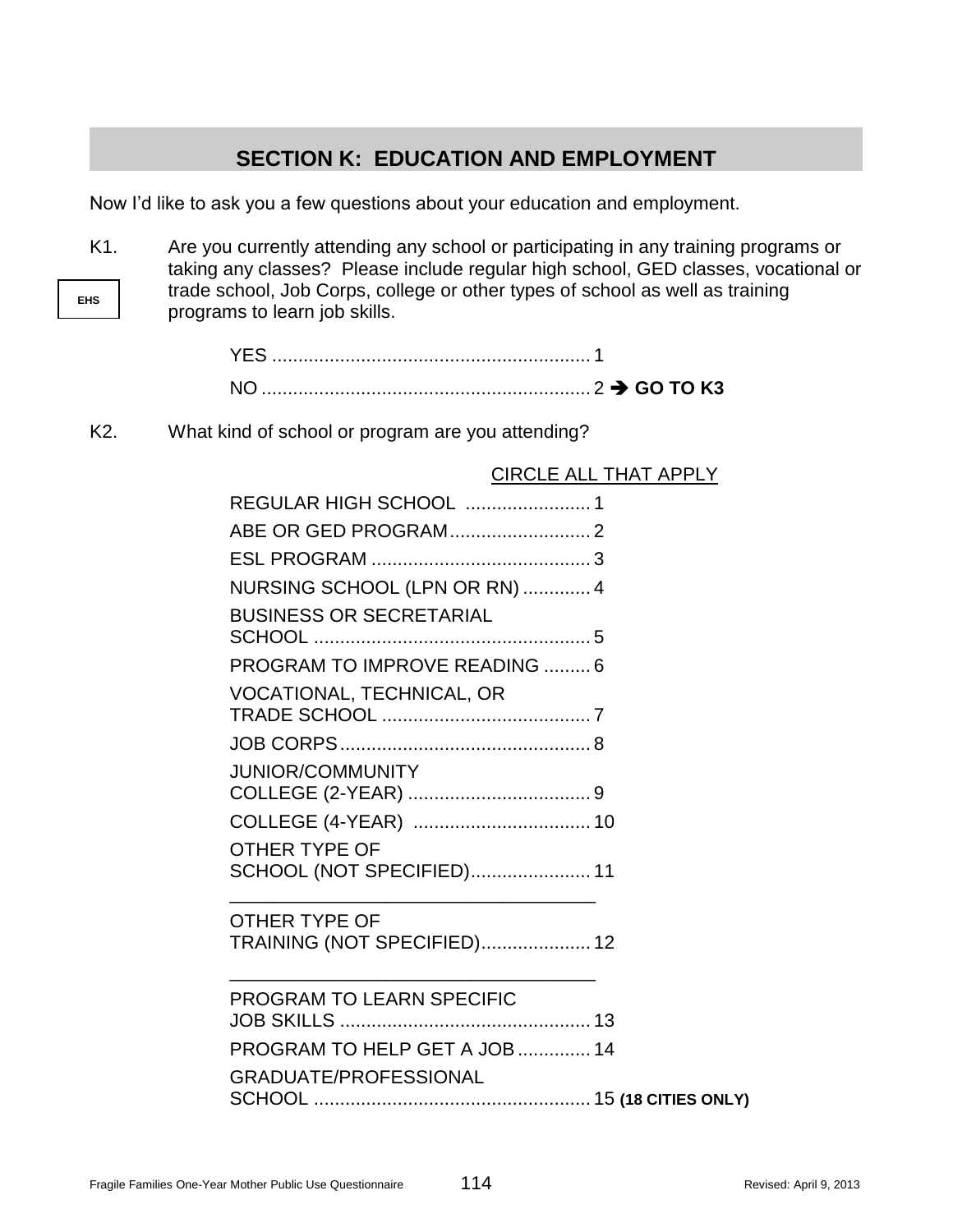## SECTION K: EDUCATION AND EMPLOYMENT

Now I'd like to ask you a few questions about your education and employment.

K1. Are you currently attending any school or participating in any training programs or taking any classes? Please include regular high school, GED classes, vocational or trade school, Job Corps, college or other types of school as well as training programs to learn job skills.

EHS

YES .......... 1
NO .......... 2 ➔ **GO TO K3**

K2. What kind of school or program are you attending?

CIRCLE ALL THAT APPLY

REGULAR HIGH SCHOOL .......... 1
ABE OR GED PROGRAM .......... 2
ESL PROGRAM .......... 3
NURSING SCHOOL (LPN OR RN) .......... 4
BUSINESS OR SECRETARIAL SCHOOL .......... 5
PROGRAM TO IMPROVE READING .......... 6
VOCATIONAL, TECHNICAL, OR TRADE SCHOOL .......... 7
JOB CORPS .......... 8
JUNIOR/COMMUNITY COLLEGE (2-YEAR) .......... 9
COLLEGE (4-YEAR) .......... 10
OTHER TYPE OF SCHOOL (NOT SPECIFIED) .......... 11
___________________________________
OTHER TYPE OF TRAINING (NOT SPECIFIED) .......... 12
___________________________________
PROGRAM TO LEARN SPECIFIC JOB SKILLS .......... 13
PROGRAM TO HELP GET A JOB .......... 14
GRADUATE/PROFESSIONAL SCHOOL .......... 15 **(18 CITIES ONLY)**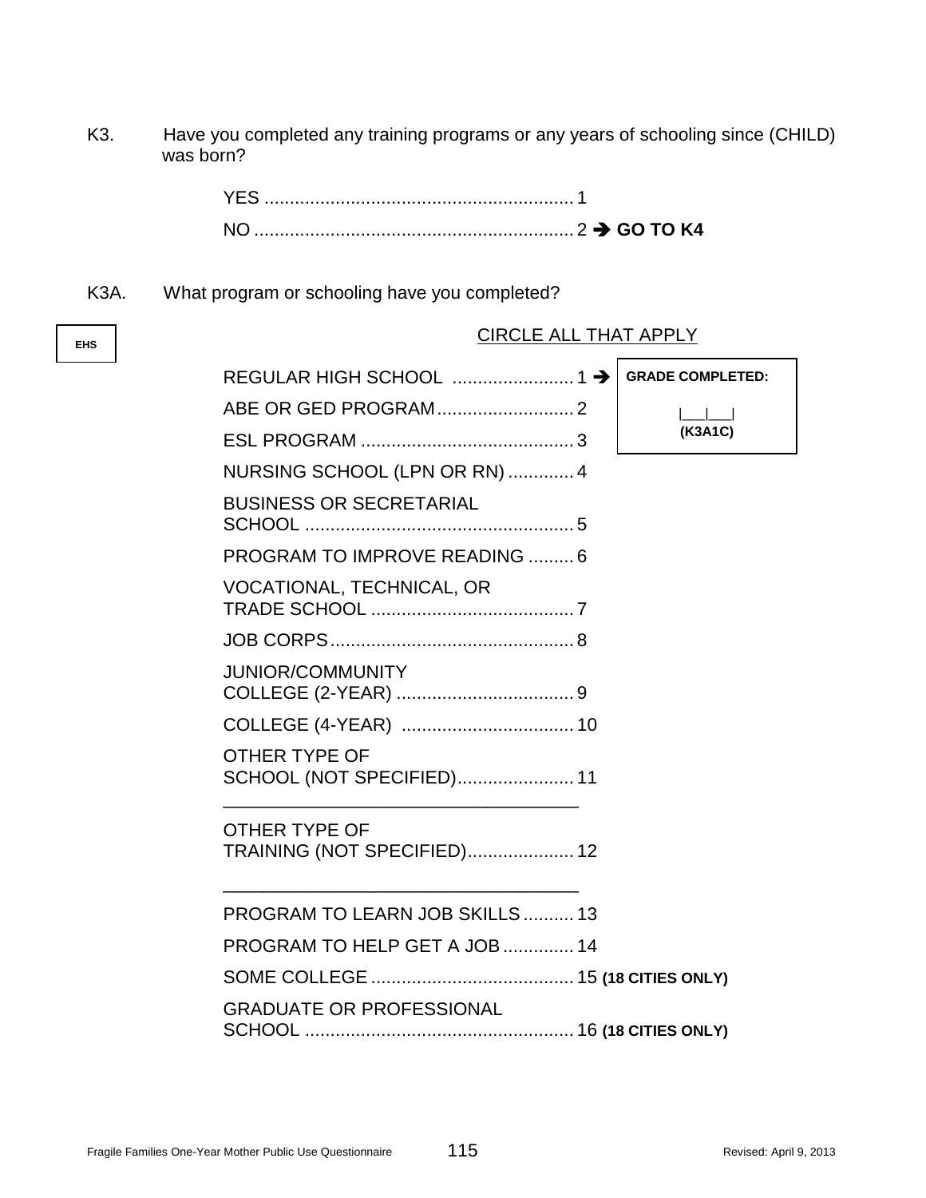K3. Have you completed any training programs or any years of schooling since (CHILD) was born?

YES ............................................................ 1
NO ............................................................. 2 → **GO TO K4**

K3A. What program or schooling have you completed?

**EHS**

CIRCLE ALL THAT APPLY

REGULAR HIGH SCHOOL ........................ 1 → **GRADE COMPLETED:** |___|___| **(K3A1C)**
ABE OR GED PROGRAM........................... 2
ESL PROGRAM .......................................... 3
NURSING SCHOOL (LPN OR RN) ............. 4
BUSINESS OR SECRETARIAL SCHOOL ..................................................... 5
PROGRAM TO IMPROVE READING ......... 6
VOCATIONAL, TECHNICAL, OR TRADE SCHOOL ........................................ 7
JOB CORPS................................................ 8
JUNIOR/COMMUNITY COLLEGE (2-YEAR) ................................... 9
COLLEGE (4-YEAR) .................................. 10
OTHER TYPE OF SCHOOL (NOT SPECIFIED)....................... 11
___________________________________
OTHER TYPE OF TRAINING (NOT SPECIFIED)..................... 12
___________________________________
PROGRAM TO LEARN JOB SKILLS .......... 13
PROGRAM TO HELP GET A JOB .............. 14
SOME COLLEGE ........................................ 15 **(18 CITIES ONLY)**
GRADUATE OR PROFESSIONAL SCHOOL ..................................................... 16 **(18 CITIES ONLY)**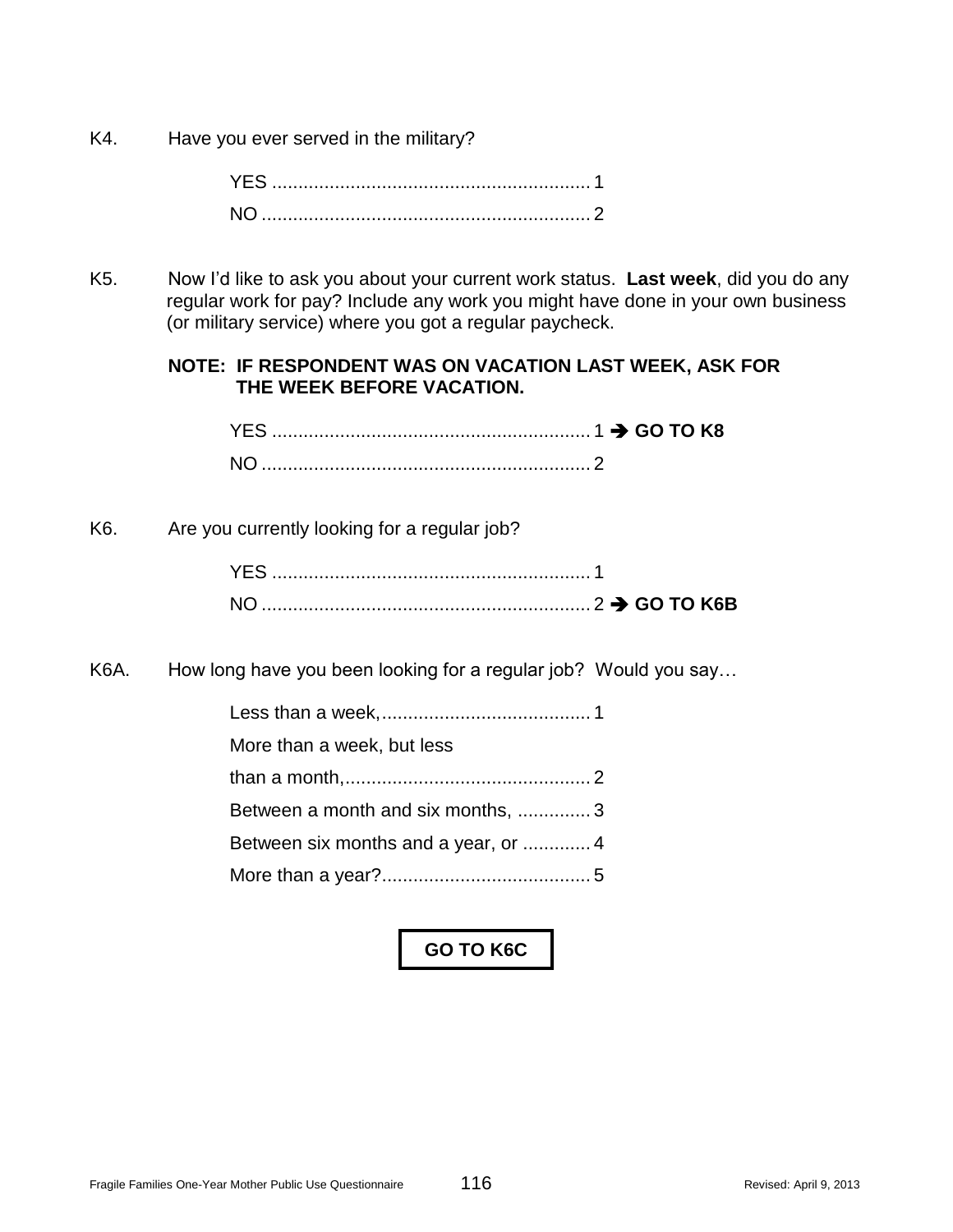K4. Have you ever served in the military?

YES ............................................................ 1
NO .............................................................. 2

K5. Now I'd like to ask you about your current work status. **Last week**, did you do any regular work for pay? Include any work you might have done in your own business (or military service) where you got a regular paycheck.

**NOTE: IF RESPONDENT WAS ON VACATION LAST WEEK, ASK FOR THE WEEK BEFORE VACATION.**

YES ............................................................ 1 ➔ **GO TO K8**
NO .............................................................. 2

K6. Are you currently looking for a regular job?

YES ............................................................ 1
NO .............................................................. 2 ➔ **GO TO K6B**

K6A. How long have you been looking for a regular job? Would you say…

Less than a week,........................................ 1
More than a week, but less
than a month,............................................... 2
Between a month and six months, .............. 3
Between six months and a year, or ............. 4
More than a year?........................................ 5

**GO TO K6C**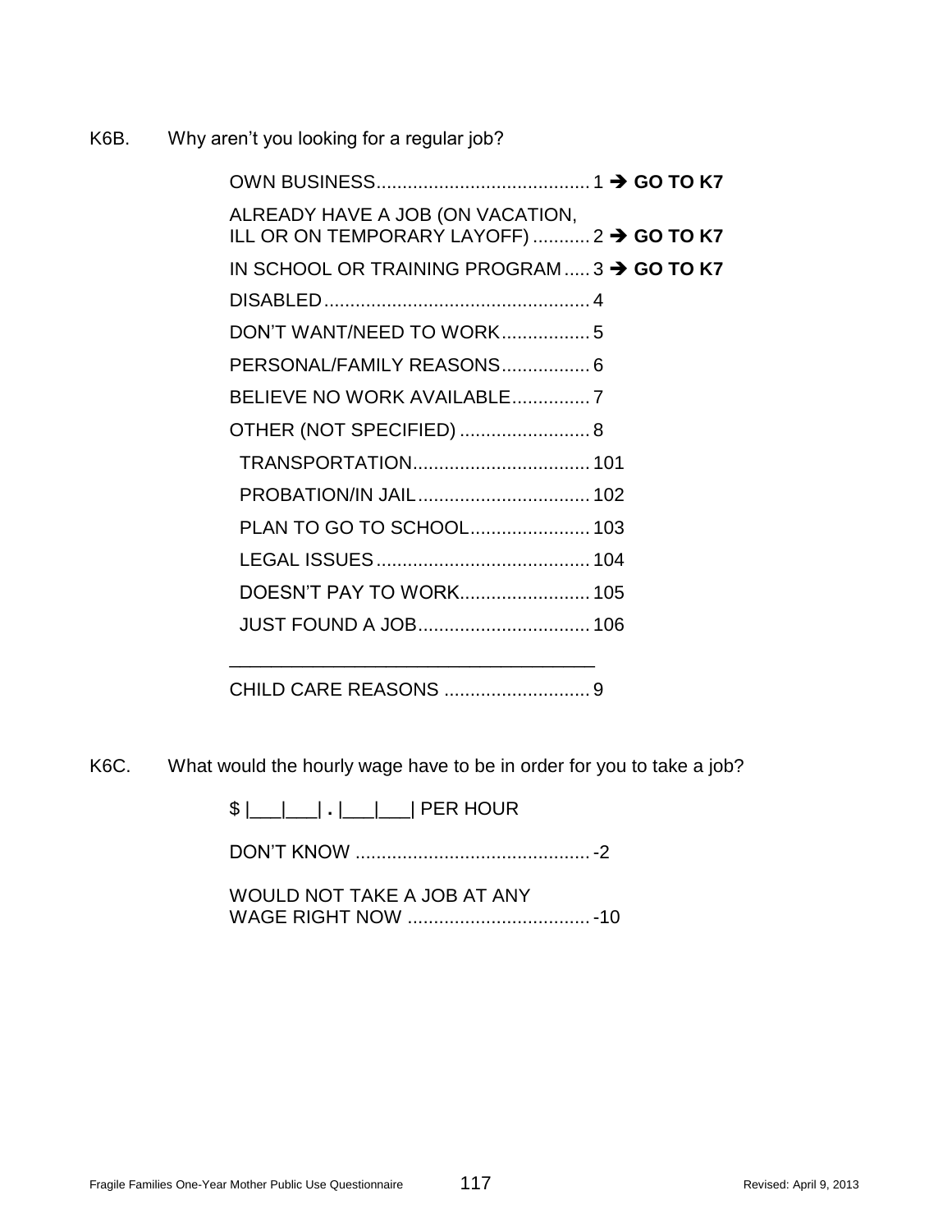K6B. Why aren't you looking for a regular job?

OWN BUSINESS......................................... 1 ➔ **GO TO K7**

ALREADY HAVE A JOB (ON VACATION, ILL OR ON TEMPORARY LAYOFF) ........... 2 ➔ **GO TO K7**

IN SCHOOL OR TRAINING PROGRAM ..... 3 ➔ **GO TO K7**

DISABLED................................................... 4

DON'T WANT/NEED TO WORK................. 5

PERSONAL/FAMILY REASONS................. 6

BELIEVE NO WORK AVAILABLE............... 7

OTHER (NOT SPECIFIED) ......................... 8

- TRANSPORTATION.................................. 101
- PROBATION/IN JAIL................................. 102
- PLAN TO GO TO SCHOOL....................... 103
- LEGAL ISSUES......................................... 104
- DOESN'T PAY TO WORK......................... 105
- JUST FOUND A JOB................................. 106

_____________________________________

CHILD CARE REASONS ............................ 9

K6C. What would the hourly wage have to be in order for you to take a job?

$ |___|___| **.** |___|___| PER HOUR

DON'T KNOW ............................................. -2

WOULD NOT TAKE A JOB AT ANY WAGE RIGHT NOW ................................... -10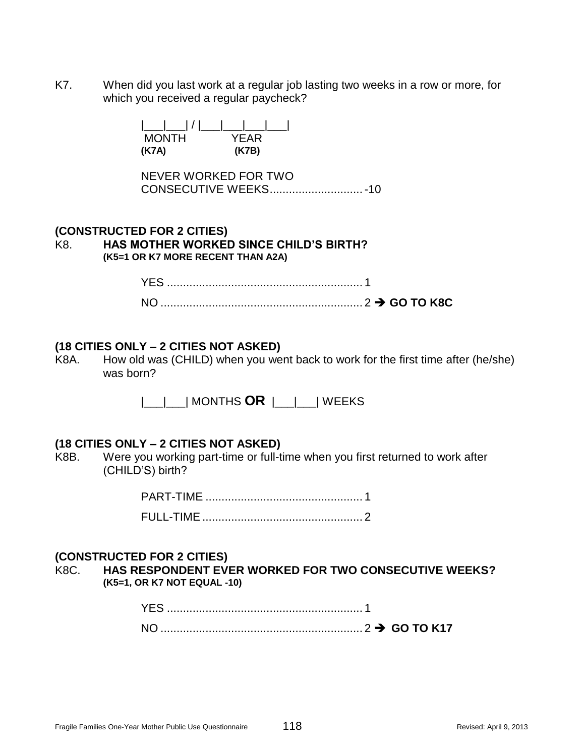K7. When did you last work at a regular job lasting two weeks in a row or more, for which you received a regular paycheck?

|___|___| / |___|___|___|___|
MONTH (K7A) YEAR (K7B)

NEVER WORKED FOR TWO CONSECUTIVE WEEKS............................ -10

**(CONSTRUCTED FOR 2 CITIES)**

K8. **HAS MOTHER WORKED SINCE CHILD'S BIRTH?**
**(K5=1 OR K7 MORE RECENT THAN A2A)**

YES ............................................................ 1

NO .............................................................. 2 ➔ **GO TO K8C**

**(18 CITIES ONLY – 2 CITIES NOT ASKED)**

K8A. How old was (CHILD) when you went back to work for the first time after (he/she) was born?

|___|___| MONTHS **OR** |___|___| WEEKS

**(18 CITIES ONLY – 2 CITIES NOT ASKED)**

K8B. Were you working part-time or full-time when you first returned to work after (CHILD'S) birth?

PART-TIME ................................................ 1

FULL-TIME ................................................. 2

**(CONSTRUCTED FOR 2 CITIES)**

K8C. **HAS RESPONDENT EVER WORKED FOR TWO CONSECUTIVE WEEKS?**
**(K5=1, OR K7 NOT EQUAL -10)**

YES ............................................................ 1

NO .............................................................. 2 ➔ **GO TO K17**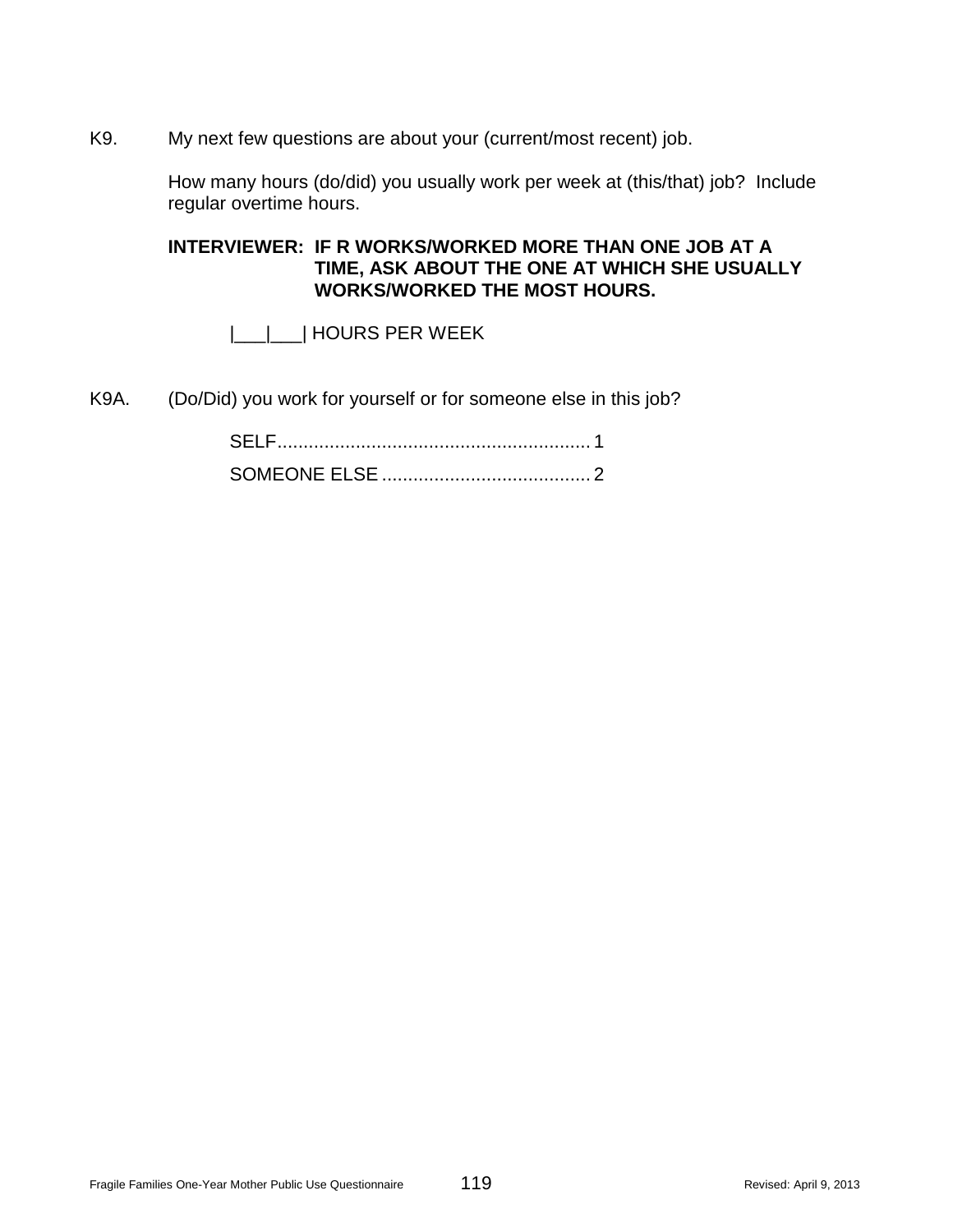K9. My next few questions are about your (current/most recent) job.

How many hours (do/did) you usually work per week at (this/that) job? Include regular overtime hours.

**INTERVIEWER: IF R WORKS/WORKED MORE THAN ONE JOB AT A TIME, ASK ABOUT THE ONE AT WHICH SHE USUALLY WORKS/WORKED THE MOST HOURS.**

|___|___| HOURS PER WEEK

K9A. (Do/Did) you work for yourself or for someone else in this job?

SELF........................................................... 1

SOMEONE ELSE ....................................... 2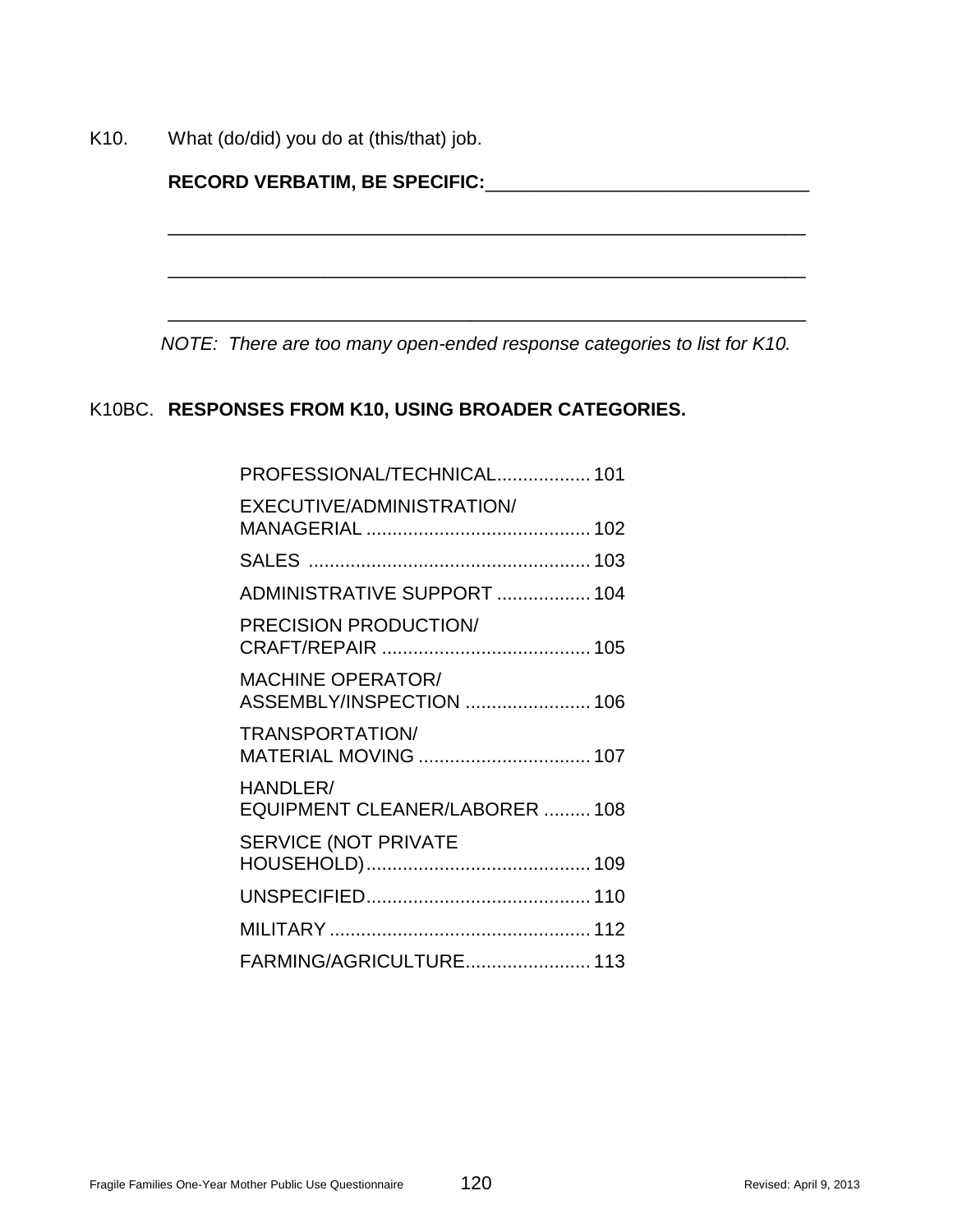K10. What (do/did) you do at (this/that) job.

**RECORD VERBATIM, BE SPECIFIC:**_______________________________

_____________________________________________________________

_____________________________________________________________

_____________________________________________________________

*NOTE: There are too many open-ended response categories to list for K10.*

K10BC. **RESPONSES FROM K10, USING BROADER CATEGORIES.**

| | |
|---|---|
| PROFESSIONAL/TECHNICAL | 101 |
| EXECUTIVE/ADMINISTRATION/ MANAGERIAL | 102 |
| SALES | 103 |
| ADMINISTRATIVE SUPPORT | 104 |
| PRECISION PRODUCTION/ CRAFT/REPAIR | 105 |
| MACHINE OPERATOR/ ASSEMBLY/INSPECTION | 106 |
| TRANSPORTATION/ MATERIAL MOVING | 107 |
| HANDLER/ EQUIPMENT CLEANER/LABORER | 108 |
| SERVICE (NOT PRIVATE HOUSEHOLD) | 109 |
| UNSPECIFIED | 110 |
| MILITARY | 112 |
| FARMING/AGRICULTURE | 113 |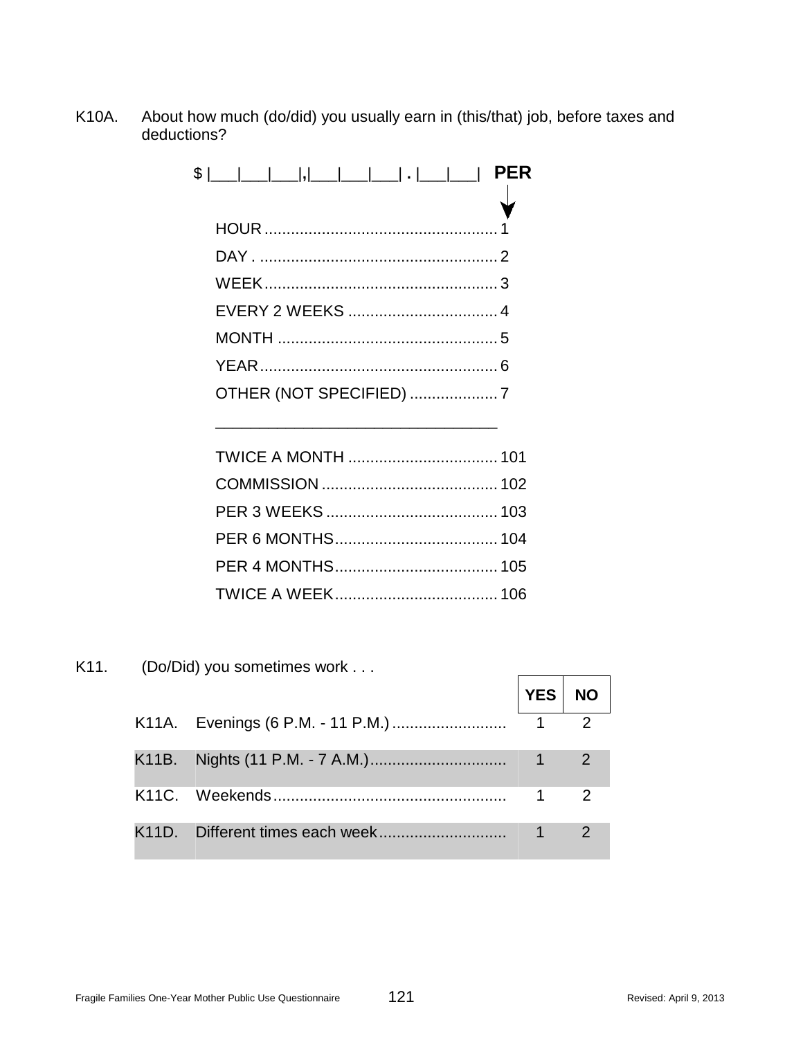K10A. About how much (do/did) you usually earn in (this/that) job, before taxes and deductions?

$ |___|___|___|,|___|___|___| . |___|___| **PER**

| | |
|---|---|
| HOUR | 1 |
| DAY | 2 |
| WEEK | 3 |
| EVERY 2 WEEKS | 4 |
| MONTH | 5 |
| YEAR | 6 |
| OTHER (NOT SPECIFIED) | 7 |
| TWICE A MONTH | 101 |
| COMMISSION | 102 |
| PER 3 WEEKS | 103 |
| PER 6 MONTHS | 104 |
| PER 4 MONTHS | 105 |
| TWICE A WEEK | 106 |

K11. (Do/Did) you sometimes work . . .

| | | YES | NO |
|---|---|---|---|
| K11A. | Evenings (6 P.M. - 11 P.M.) | 1 | 2 |
| K11B. | Nights (11 P.M. - 7 A.M.) | 1 | 2 |
| K11C. | Weekends | 1 | 2 |
| K11D. | Different times each week | 1 | 2 |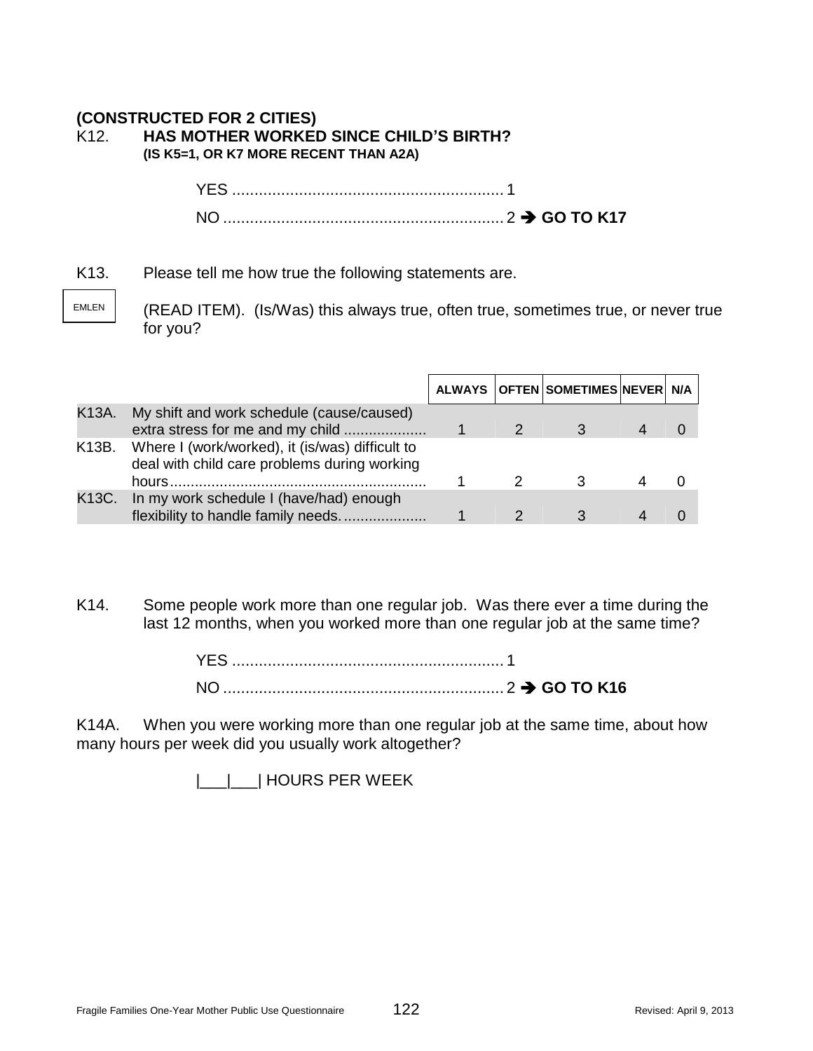**(CONSTRUCTED FOR 2 CITIES)**

K12. **HAS MOTHER WORKED SINCE CHILD'S BIRTH?**
**(IS K5=1, OR K7 MORE RECENT THAN A2A)**

YES ............................................................ 1
NO .............................................................. 2 ➔ **GO TO K17**

K13. Please tell me how true the following statements are.

EMLEN

(READ ITEM). (Is/Was) this always true, often true, sometimes true, or never true for you?

| | | ALWAYS | OFTEN | SOMETIMES | NEVER | N/A |
|---|---|---|---|---|---|---|
| K13A. | My shift and work schedule (cause/caused) extra stress for me and my child .................... | 1 | 2 | 3 | 4 | 0 |
| K13B. | Where I (work/worked), it (is/was) difficult to deal with child care problems during working hours............................................................ | 1 | 2 | 3 | 4 | 0 |
| K13C. | In my work schedule I (have/had) enough flexibility to handle family needs. .................... | 1 | 2 | 3 | 4 | 0 |

K14. Some people work more than one regular job. Was there ever a time during the last 12 months, when you worked more than one regular job at the same time?

YES ............................................................ 1
NO .............................................................. 2 ➔ **GO TO K16**

K14A. When you were working more than one regular job at the same time, about how many hours per week did you usually work altogether?

|___|___| HOURS PER WEEK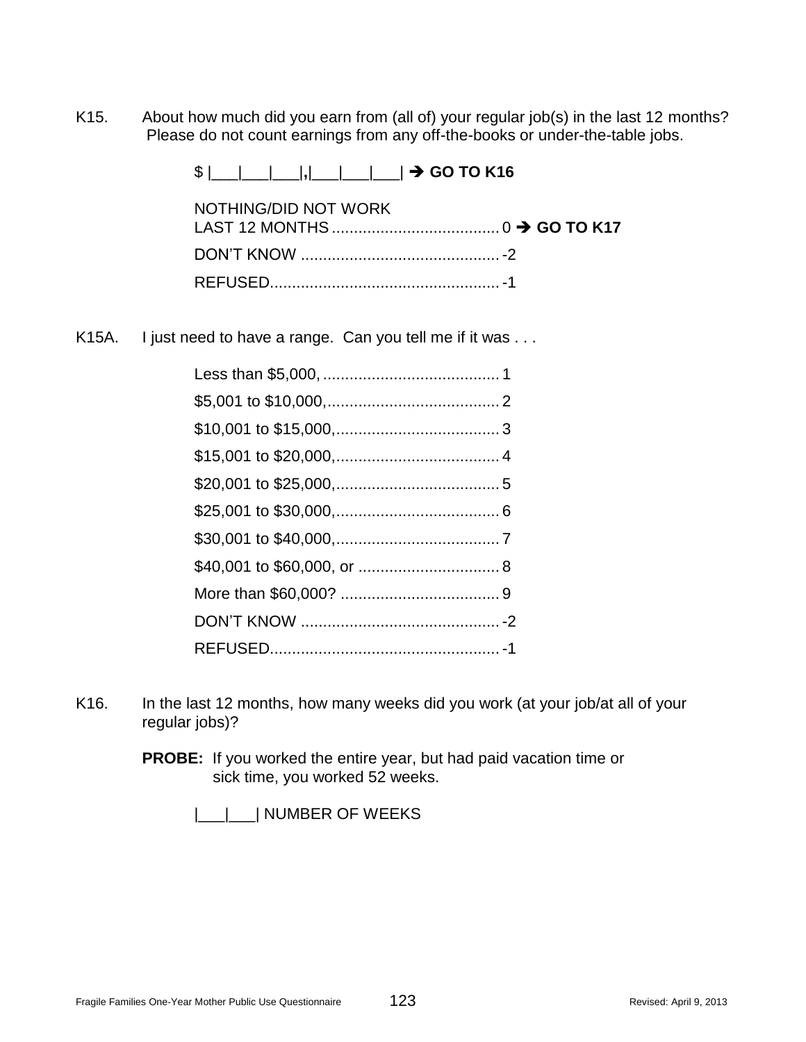K15. About how much did you earn from (all of) your regular job(s) in the last 12 months? Please do not count earnings from any off-the-books or under-the-table jobs.

$ |___|___|___|,|___|___|___| ➔ **GO TO K16**

NOTHING/DID NOT WORK LAST 12 MONTHS ...................................... 0 ➔ **GO TO K17**

DON'T KNOW ............................................. -2

REFUSED.................................................... -1

K15A. I just need to have a range. Can you tell me if it was . . .

Less than $5,000, ........................................ 1

$5,001 to $10,000,....................................... 2

$10,001 to $15,000,..................................... 3

$15,001 to $20,000,..................................... 4

$20,001 to $25,000,..................................... 5

$25,001 to $30,000,..................................... 6

$30,001 to $40,000,..................................... 7

$40,001 to $60,000, or ................................ 8

More than $60,000? .................................... 9

DON'T KNOW ............................................. -2

REFUSED.................................................... -1

K16. In the last 12 months, how many weeks did you work (at your job/at all of your regular jobs)?

**PROBE:** If you worked the entire year, but had paid vacation time or sick time, you worked 52 weeks.

|___|___| NUMBER OF WEEKS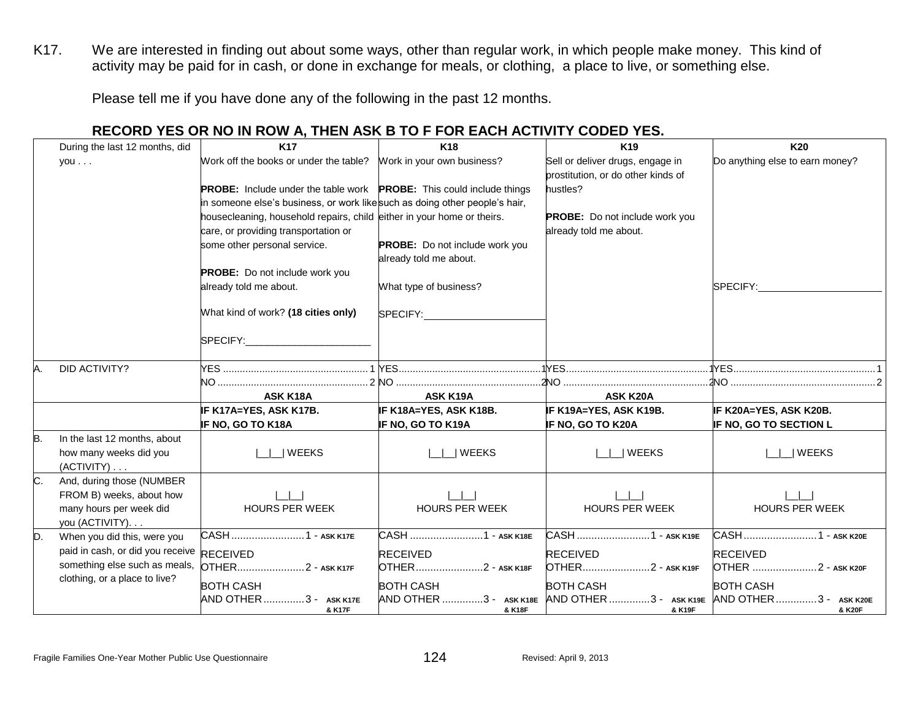K17. We are interested in finding out about some ways, other than regular work, in which people make money. This kind of activity may be paid for in cash, or done in exchange for meals, or clothing, a place to live, or something else.

Please tell me if you have done any of the following in the past 12 months.

**RECORD YES OR NO IN ROW A, THEN ASK B TO F FOR EACH ACTIVITY CODED YES.**

| | During the last 12 months, did you . . . | **K17** | **K18** | **K19** | **K20** |
|---|---|---|---|---|---|
| | | Work off the books or under the table?<br><br>**PROBE:** Include under the table work in someone else's business, or work like housecleaning, household repairs, child care, or providing transportation or some other personal service.<br><br>**PROBE:** Do not include work you already told me about.<br><br>What kind of work? **(18 cities only)**<br><br>SPECIFY:______________________ | Work in your own business?<br><br>**PROBE:** This could include things such as doing other people's hair, either in your home or theirs.<br><br>**PROBE:** Do not include work you already told me about.<br><br>What type of business?<br><br>SPECIFY:______________________ | Sell or deliver drugs, engage in prostitution, or do other kinds of hustles?<br><br>**PROBE:** Do not include work you already told me about. | Do anything else to earn money?<br><br>SPECIFY:______________________ |
| A. | DID ACTIVITY? | YES .......... 1<br>NO .......... 2<br>**ASK K18A** | YES .......... 1<br>NO .......... 2<br>**ASK K19A** | YES .......... 1<br>NO .......... 2<br>**ASK K20A** | YES .......... 1<br>NO .......... 2 |
| | | **IF K17A=YES, ASK K17B.**<br>**IF NO, GO TO K18A** | **IF K18A=YES, ASK K18B.**<br>**IF NO, GO TO K19A** | **IF K19A=YES, ASK K19B.**<br>**IF NO, GO TO K20A** | **IF K20A=YES, ASK K20B.**<br>**IF NO, GO TO SECTION L** |
| B. | In the last 12 months, about how many weeks did you (ACTIVITY) . . . | \|__\|__\| WEEKS | \|__\|__\| WEEKS | \|__\|__\| WEEKS | \|__\|__\| WEEKS |
| C. | And, during those (NUMBER FROM B) weeks, about how many hours per week did you (ACTIVITY). . . | \|__\|__\|<br>HOURS PER WEEK | \|__\|__\|<br>HOURS PER WEEK | \|__\|__\|<br>HOURS PER WEEK | \|__\|__\|<br>HOURS PER WEEK |
| D. | When you did this, were you paid in cash, or did you receive something else such as meals, clothing, or a place to live? | CASH .......... 1 - ASK K17E<br>RECEIVED OTHER .......... 2 - ASK K17F<br>BOTH CASH AND OTHER .......... 3 - ASK K17E & K17F | CASH .......... 1 - ASK K18E<br>RECEIVED OTHER .......... 2 - ASK K18F<br>BOTH CASH AND OTHER .......... 3 - ASK K18E & K18F | CASH .......... 1 - ASK K19E<br>RECEIVED OTHER .......... 2 - ASK K19F<br>BOTH CASH AND OTHER .......... 3 - ASK K19E & K19F | CASH .......... 1 - ASK K20E<br>RECEIVED OTHER .......... 2 - ASK K20F<br>BOTH CASH AND OTHER .......... 3 - ASK K20E & K20F |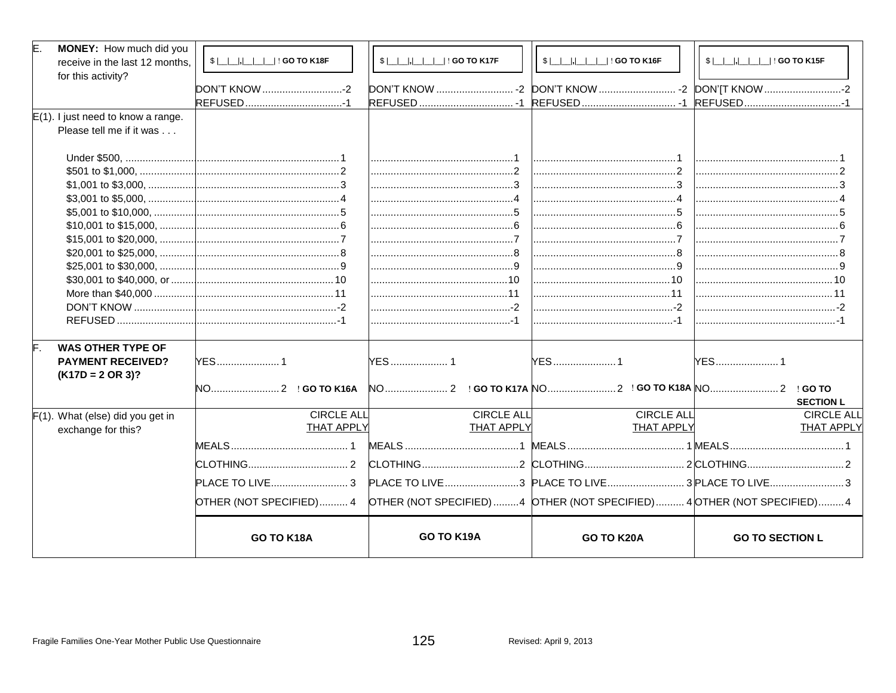| | | | | |
|---|---|---|---|---|
| E. **MONEY:** How much did you receive in the last 12 months, for this activity? | $ \|__\|__\|,\|__\|__\|__\| ! **GO TO K18F**<br><br>DON'T KNOW ............................-2<br>REFUSED ..................................-1 | $ \|__\|__\|,\|__\|__\|__\| ! **GO TO K17F**<br><br>DON'T KNOW ........................... -2<br>REFUSED ................................. -1 | $ \|__\|__\|,\|__\|__\|__\| ! **GO TO K16F**<br><br>DON'T KNOW ........................... -2<br>REFUSED ................................. -1 | $ \|__\|__\|,\|__\|__\|__\| ! **GO TO K15F**<br><br>DON'[T KNOW ...........................-2<br>REFUSED ..................................-1 |
| E(1). I just need to know a range. Please tell me if it was . . . | | | | |
| Under $500, | 1 | 1 | 1 | 1 |
| $501 to $1,000, | 2 | 2 | 2 | 2 |
| $1,001 to $3,000, | 3 | 3 | 3 | 3 |
| $3,001 to $5,000, | 4 | 4 | 4 | 4 |
| $5,001 to $10,000, | 5 | 5 | 5 | 5 |
| $10,001 to $15,000, | 6 | 6 | 6 | 6 |
| $15,001 to $20,000, | 7 | 7 | 7 | 7 |
| $20,001 to $25,000, | 8 | 8 | 8 | 8 |
| $25,001 to $30,000, | 9 | 9 | 9 | 9 |
| $30,001 to $40,000, or | 10 | 10 | 10 | 10 |
| More than $40,000 | 11 | 11 | 11 | 11 |
| DON'T KNOW | -2 | -2 | -2 | -2 |
| REFUSED | -1 | -1 | -1 | -1 |
| F. **WAS OTHER TYPE OF PAYMENT RECEIVED? (K17D = 2 OR 3)?** | YES ...................... 1<br><br>NO ........................ 2 ! **GO TO K16A** | YES .................... 1<br><br>NO ...................... 2 ! **GO TO K17A** | YES ...................... 1<br><br>NO ........................ 2 ! **GO TO K18A** | YES ...................... 1<br><br>NO ........................ 2 ! **GO TO SECTION L** |
| F(1). What (else) did you get in exchange for this? | CIRCLE ALL THAT APPLY<br><br>MEALS ......................................... 1<br>CLOTHING ................................... 2<br>PLACE TO LIVE ........................... 3<br>OTHER (NOT SPECIFIED) .......... 4 | CIRCLE ALL THAT APPLY<br><br>MEALS ........................................ 1<br>CLOTHING .................................. 2<br>PLACE TO LIVE .......................... 3<br>OTHER (NOT SPECIFIED) ......... 4 | CIRCLE ALL THAT APPLY<br><br>MEALS ......................................... 1<br>CLOTHING ................................... 2<br>PLACE TO LIVE ........................... 3<br>OTHER (NOT SPECIFIED) .......... 4 | CIRCLE ALL THAT APPLY<br><br>MEALS ........................................ 1<br>CLOTHING .................................. 2<br>PLACE TO LIVE .......................... 3<br>OTHER (NOT SPECIFIED) ......... 4 |
| | **GO TO K18A** | **GO TO K19A** | **GO TO K20A** | **GO TO SECTION L** |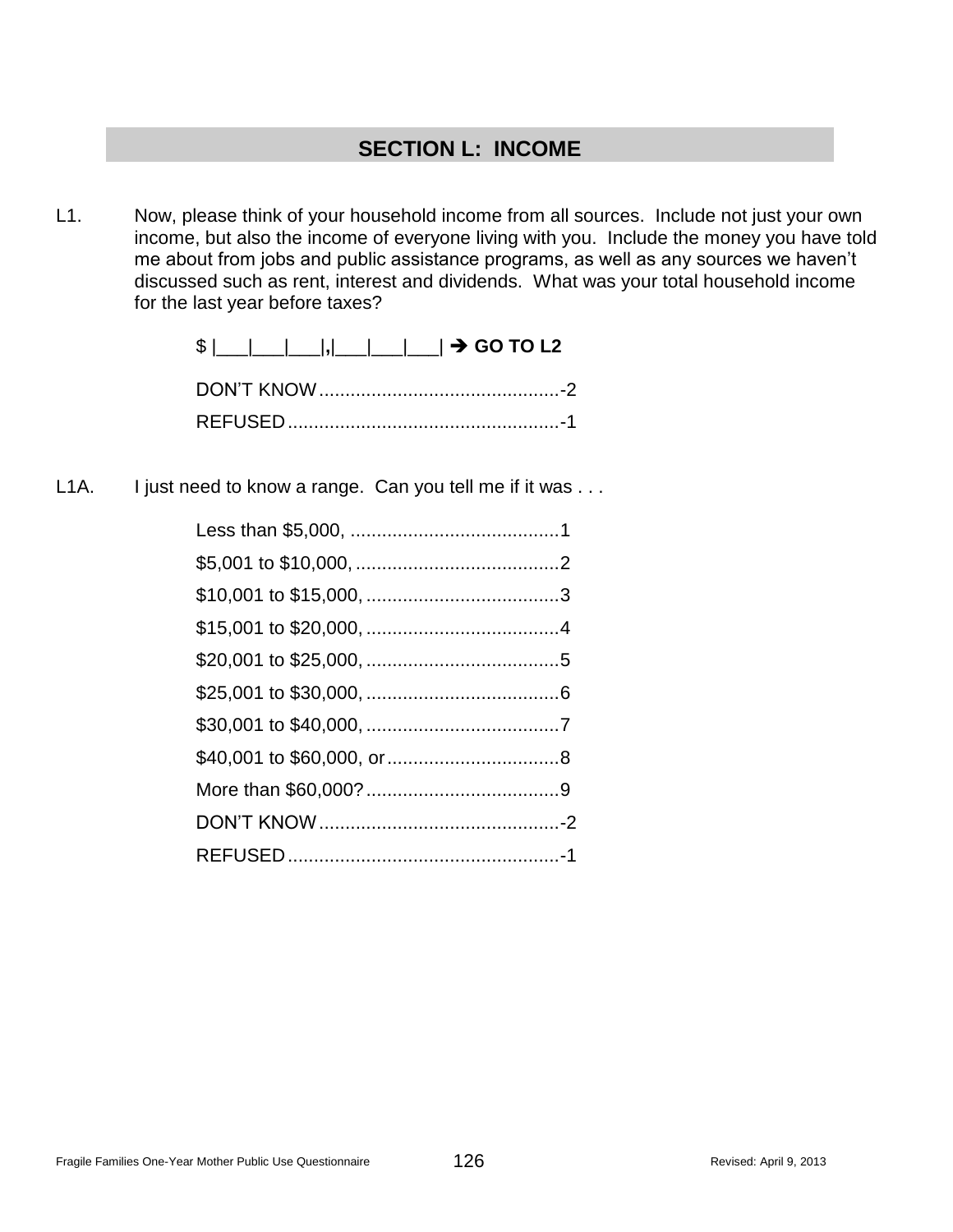## SECTION L: INCOME

L1. Now, please think of your household income from all sources. Include not just your own income, but also the income of everyone living with you. Include the money you have told me about from jobs and public assistance programs, as well as any sources we haven't discussed such as rent, interest and dividends. What was your total household income for the last year before taxes?

$ |___|___|___|,|___|___|___| ➔ **GO TO L2**

DON'T KNOW..............................................-2
REFUSED....................................................-1

L1A. I just need to know a range. Can you tell me if it was . . .

Less than $5,000, ........................................1
$5,001 to $10,000, .......................................2
$10,001 to $15,000, .....................................3
$15,001 to $20,000, .....................................4
$20,001 to $25,000, .....................................5
$25,001 to $30,000, .....................................6
$30,001 to $40,000, .....................................7
$40,001 to $60,000, or.................................8
More than $60,000?.....................................9
DON'T KNOW..............................................-2
REFUSED....................................................-1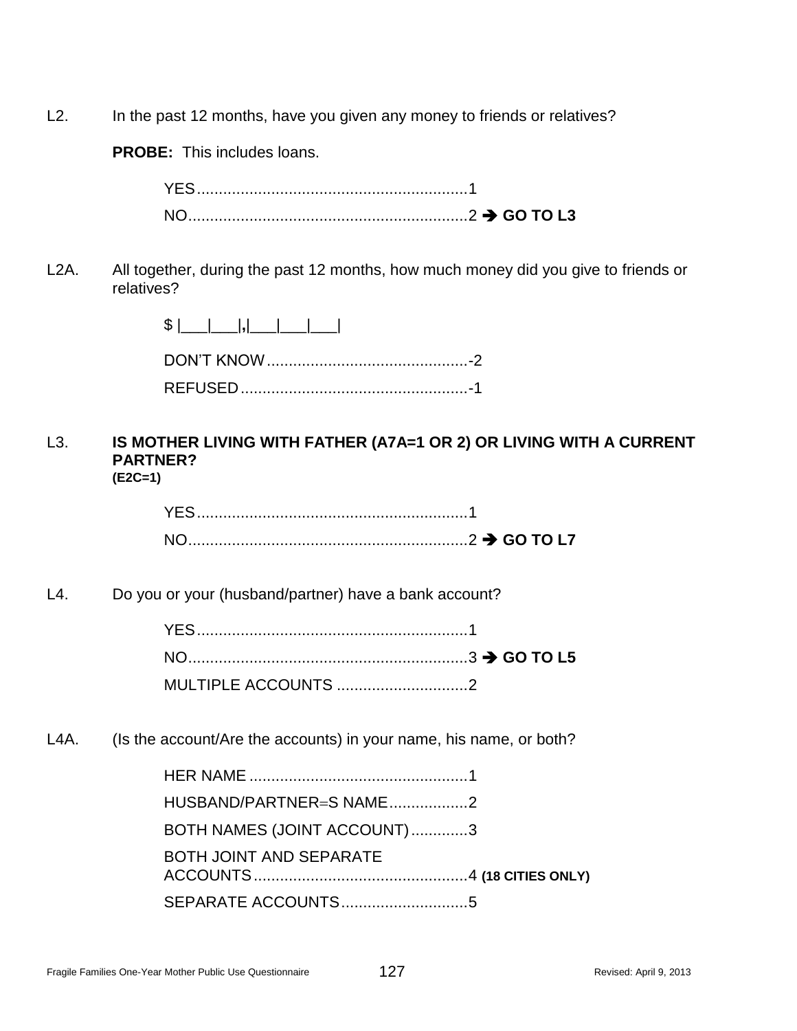L2. In the past 12 months, have you given any money to friends or relatives?

**PROBE:** This includes loans.

YES..............................................................1
NO................................................................2 ➔ **GO TO L3**

L2A. All together, during the past 12 months, how much money did you give to friends or relatives?

$ |___|___|,|___|___|___|

DON'T KNOW..............................................-2
REFUSED....................................................-1

L3. **IS MOTHER LIVING WITH FATHER (A7A=1 OR 2) OR LIVING WITH A CURRENT PARTNER? (E2C=1)**

YES..............................................................1
NO................................................................2 ➔ **GO TO L7**

L4. Do you or your (husband/partner) have a bank account?

YES..............................................................1
NO................................................................3 ➔ **GO TO L5**
MULTIPLE ACCOUNTS ..............................2

L4A. (Is the account/Are the accounts) in your name, his name, or both?

HER NAME ..................................................1
HUSBAND/PARTNER=S NAME..................2
BOTH NAMES (JOINT ACCOUNT).............3
BOTH JOINT AND SEPARATE ACCOUNTS.................................................4 **(18 CITIES ONLY)**
SEPARATE ACCOUNTS.............................5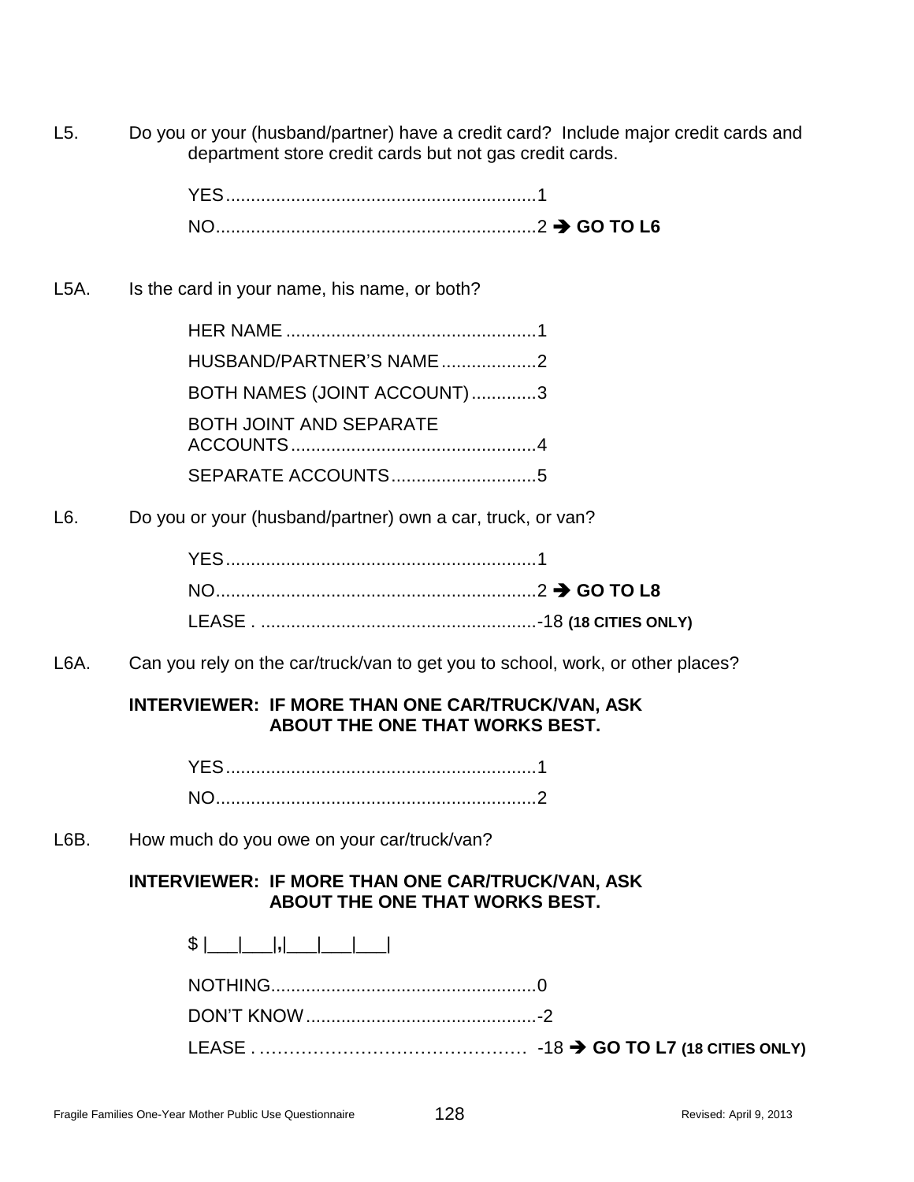L5. Do you or your (husband/partner) have a credit card? Include major credit cards and department store credit cards but not gas credit cards.

YES..............................................................1
NO................................................................2 ➔ **GO TO L6**

L5A. Is the card in your name, his name, or both?

HER NAME ..................................................1
HUSBAND/PARTNER'S NAME...................2
BOTH NAMES (JOINT ACCOUNT).............3
BOTH JOINT AND SEPARATE ACCOUNTS.................................................4
SEPARATE ACCOUNTS.............................5

L6. Do you or your (husband/partner) own a car, truck, or van?

YES..............................................................1
NO................................................................2 ➔ **GO TO L8**
LEASE . .......................................................-18 **(18 CITIES ONLY)**

L6A. Can you rely on the car/truck/van to get you to school, work, or other places?

**INTERVIEWER: IF MORE THAN ONE CAR/TRUCK/VAN, ASK ABOUT THE ONE THAT WORKS BEST.**

YES..............................................................1
NO................................................................2

L6B. How much do you owe on your car/truck/van?

**INTERVIEWER: IF MORE THAN ONE CAR/TRUCK/VAN, ASK ABOUT THE ONE THAT WORKS BEST.**

$ |___|___|,|___|___|___|

NOTHING.....................................................0
DON'T KNOW..............................................-2
LEASE . ……………………………………… -18 ➔ **GO TO L7 (18 CITIES ONLY)**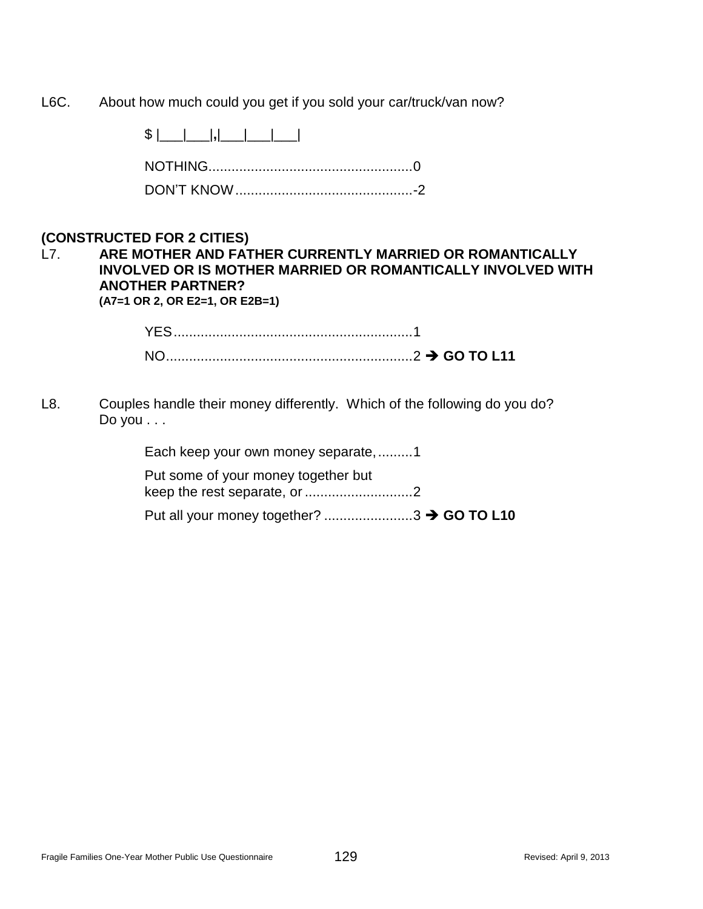L6C. About how much could you get if you sold your car/truck/van now?

$ |___|___|,|___|___|___|

NOTHING....................................................0

DON'T KNOW.............................................-2

**(CONSTRUCTED FOR 2 CITIES)**

L7. **ARE MOTHER AND FATHER CURRENTLY MARRIED OR ROMANTICALLY INVOLVED OR IS MOTHER MARRIED OR ROMANTICALLY INVOLVED WITH ANOTHER PARTNER?**
**(A7=1 OR 2, OR E2=1, OR E2B=1)**

YES.............................................................1

NO...............................................................2 ➔ **GO TO L11**

L8. Couples handle their money differently. Which of the following do you do? Do you . . .

Each keep your own money separate,.........1

Put some of your money together but keep the rest separate, or ............................2

Put all your money together? .......................3 ➔ **GO TO L10**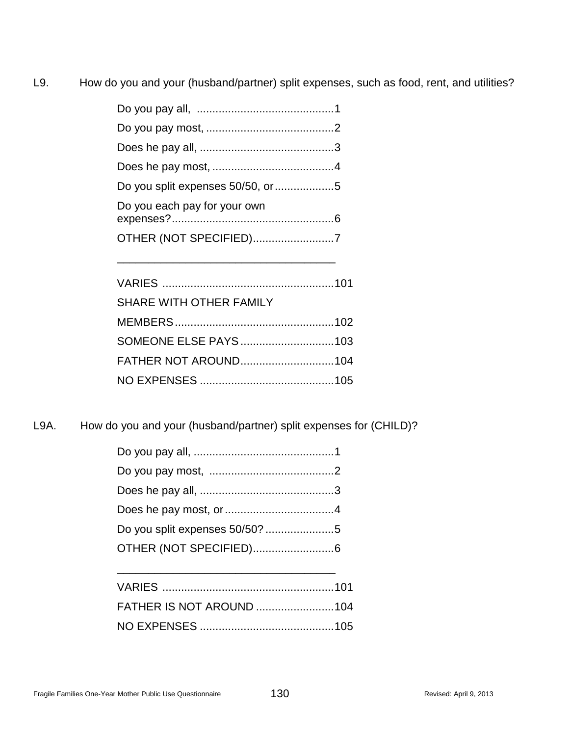L9. How do you and your (husband/partner) split expenses, such as food, rent, and utilities?

Do you pay all, ............................................1
Do you pay most, .........................................2
Does he pay all, ...........................................3
Does he pay most, .......................................4
Do you split expenses 50/50, or...................5
Do you each pay for your own expenses?....................................................6
OTHER (NOT SPECIFIED)..........................7

____________________________________

VARIES .......................................................101
SHARE WITH OTHER FAMILY MEMBERS...................................................102
SOMEONE ELSE PAYS..............................103
FATHER NOT AROUND..............................104
NO EXPENSES ...........................................105

L9A. How do you and your (husband/partner) split expenses for (CHILD)?

Do you pay all, .............................................1
Do you pay most, ........................................2
Does he pay all, ...........................................3
Does he pay most, or...................................4
Do you split expenses 50/50? ......................5
OTHER (NOT SPECIFIED)..........................6

____________________________________

VARIES .......................................................101
FATHER IS NOT AROUND .........................104
NO EXPENSES ...........................................105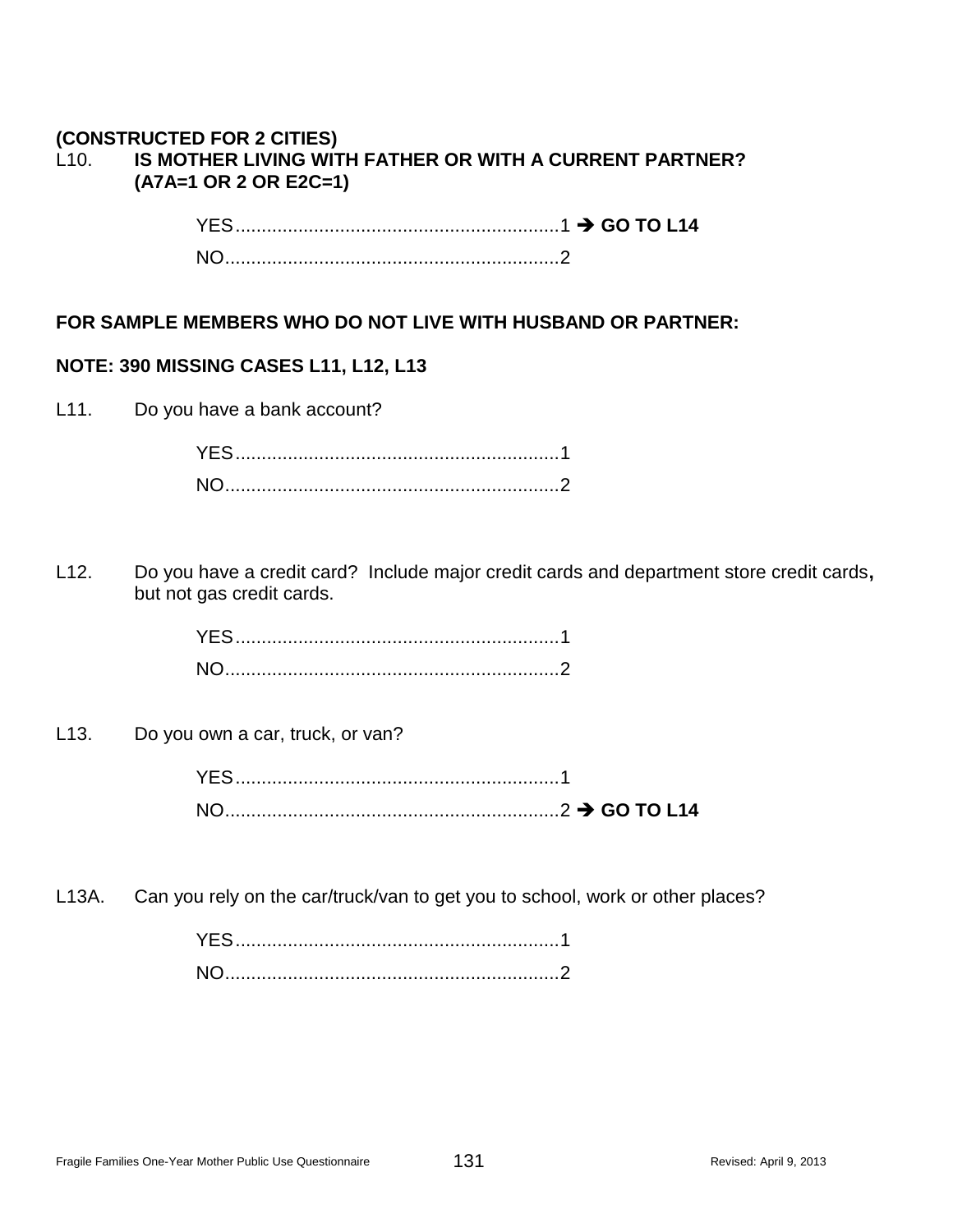**(CONSTRUCTED FOR 2 CITIES)**

L10. **IS MOTHER LIVING WITH FATHER OR WITH A CURRENT PARTNER? (A7A=1 OR 2 OR E2C=1)**

YES..............................................................1 ➔ **GO TO L14**
NO................................................................2

**FOR SAMPLE MEMBERS WHO DO NOT LIVE WITH HUSBAND OR PARTNER:**

**NOTE: 390 MISSING CASES L11, L12, L13**

L11. Do you have a bank account?

YES..............................................................1
NO................................................................2

L12. Do you have a credit card? Include major credit cards and department store credit cards**,** but not gas credit cards.

YES..............................................................1
NO................................................................2

L13. Do you own a car, truck, or van?

YES..............................................................1
NO................................................................2 ➔ **GO TO L14**

L13A. Can you rely on the car/truck/van to get you to school, work or other places?

YES..............................................................1
NO................................................................2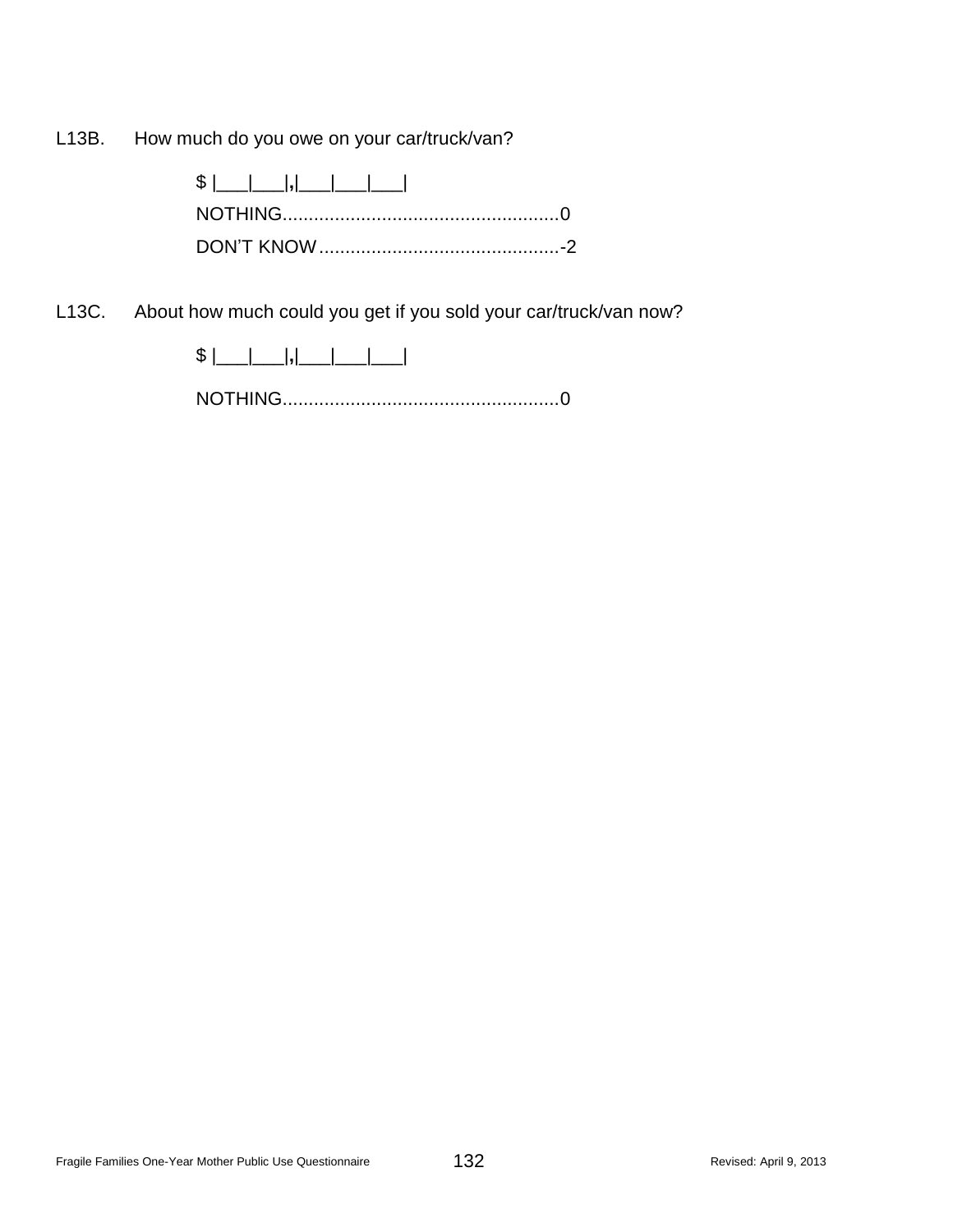L13B. How much do you owe on your car/truck/van?

$ |___|___|,|___|___|___|

NOTHING....................................................0

DON'T KNOW.............................................-2

L13C. About how much could you get if you sold your car/truck/van now?

$ |___|___|,|___|___|___|

NOTHING....................................................0